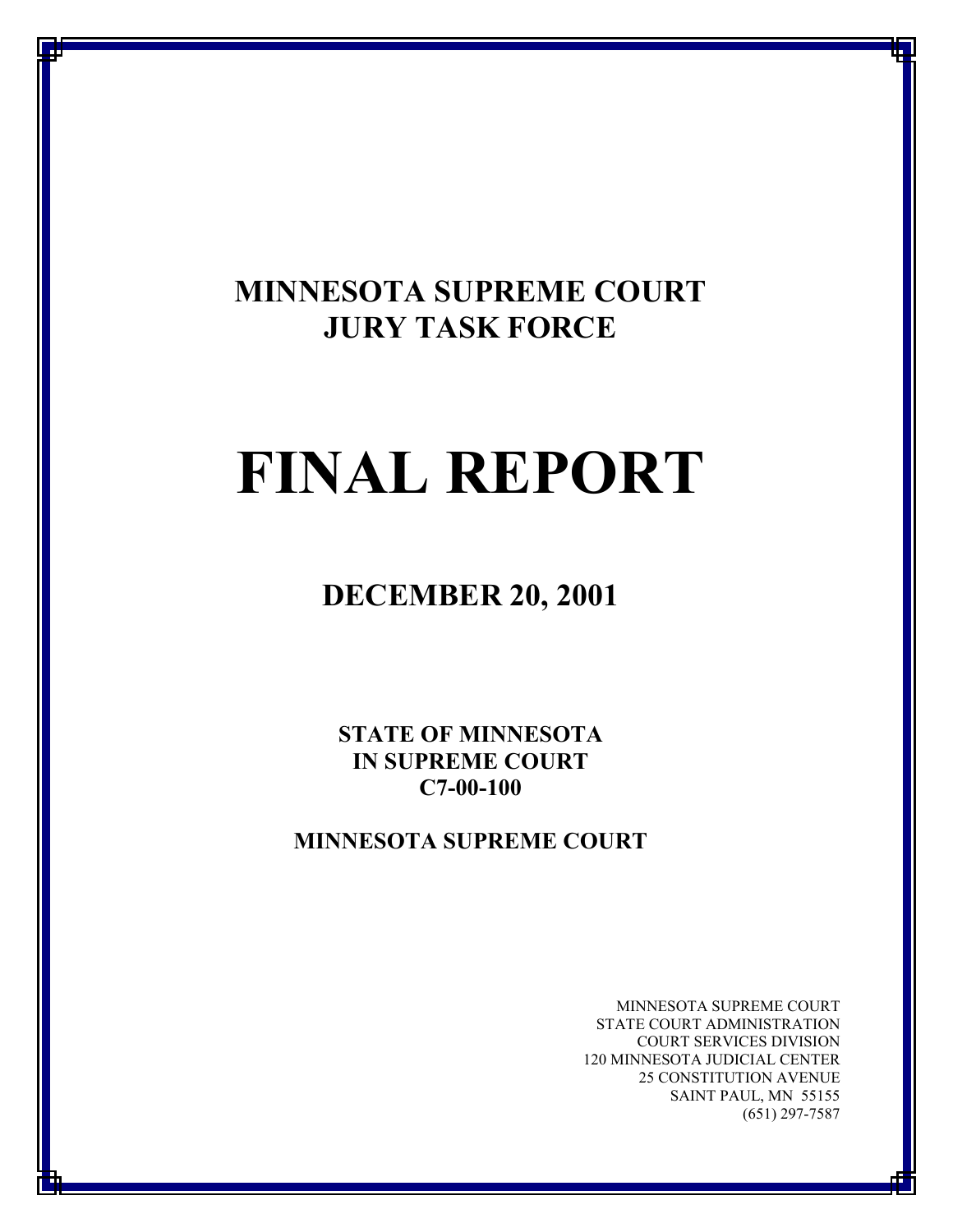# MINNESOTA SUPREME COURT
# JURY TASK FORCE

# FINAL REPORT

## DECEMBER 20, 2001

**STATE OF MINNESOTA**
**IN SUPREME COURT**
**C7-00-100**

**MINNESOTA SUPREME COURT**

MINNESOTA SUPREME COURT
STATE COURT ADMINISTRATION
COURT SERVICES DIVISION
120 MINNESOTA JUDICIAL CENTER
25 CONSTITUTION AVENUE
SAINT PAUL, MN 55155
(651) 297-7587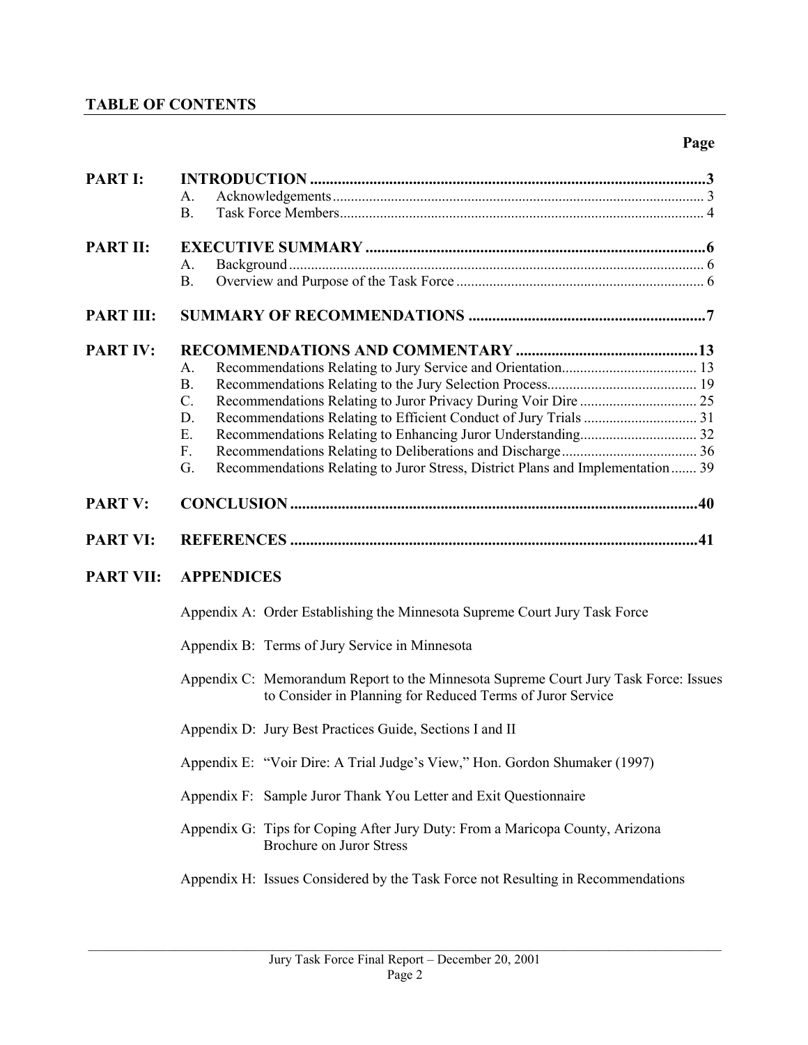## TABLE OF CONTENTS

| | | Page |
|---|---|---|
| **PART I:** | **INTRODUCTION** | **3** |
| | A. Acknowledgements | 3 |
| | B. Task Force Members | 4 |
| **PART II:** | **EXECUTIVE SUMMARY** | **6** |
| | A. Background | 6 |
| | B. Overview and Purpose of the Task Force | 6 |
| **PART III:** | **SUMMARY OF RECOMMENDATIONS** | **7** |
| **PART IV:** | **RECOMMENDATIONS AND COMMENTARY** | **13** |
| | A. Recommendations Relating to Jury Service and Orientation | 13 |
| | B. Recommendations Relating to the Jury Selection Process | 19 |
| | C. Recommendations Relating to Juror Privacy During Voir Dire | 25 |
| | D. Recommendations Relating to Efficient Conduct of Jury Trials | 31 |
| | E. Recommendations Relating to Enhancing Juror Understanding | 32 |
| | F. Recommendations Relating to Deliberations and Discharge | 36 |
| | G. Recommendations Relating to Juror Stress, District Plans and Implementation | 39 |
| **PART V:** | **CONCLUSION** | **40** |
| **PART VI:** | **REFERENCES** | **41** |
| **PART VII:** | **APPENDICES** | |

Appendix A: Order Establishing the Minnesota Supreme Court Jury Task Force

Appendix B: Terms of Jury Service in Minnesota

Appendix C: Memorandum Report to the Minnesota Supreme Court Jury Task Force: Issues to Consider in Planning for Reduced Terms of Juror Service

Appendix D: Jury Best Practices Guide, Sections I and II

Appendix E: "Voir Dire: A Trial Judge's View," Hon. Gordon Shumaker (1997)

Appendix F: Sample Juror Thank You Letter and Exit Questionnaire

Appendix G: Tips for Coping After Jury Duty: From a Maricopa County, Arizona Brochure on Juror Stress

Appendix H: Issues Considered by the Task Force not Resulting in Recommendations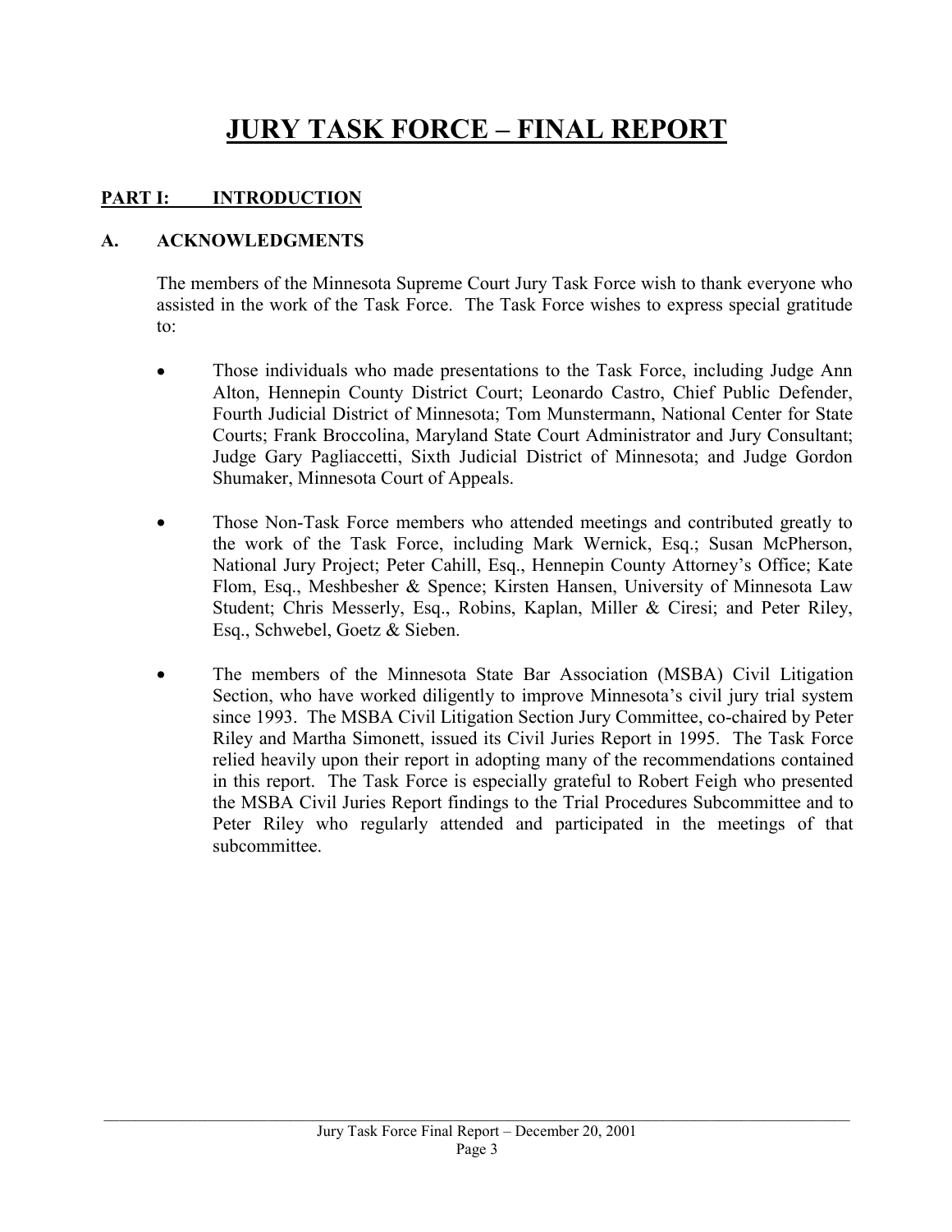# JURY TASK FORCE – FINAL REPORT

## PART I: INTRODUCTION

### A. ACKNOWLEDGMENTS

The members of the Minnesota Supreme Court Jury Task Force wish to thank everyone who assisted in the work of the Task Force. The Task Force wishes to express special gratitude to:

- Those individuals who made presentations to the Task Force, including Judge Ann Alton, Hennepin County District Court; Leonardo Castro, Chief Public Defender, Fourth Judicial District of Minnesota; Tom Munstermann, National Center for State Courts; Frank Broccolina, Maryland State Court Administrator and Jury Consultant; Judge Gary Pagliaccetti, Sixth Judicial District of Minnesota; and Judge Gordon Shumaker, Minnesota Court of Appeals.

- Those Non-Task Force members who attended meetings and contributed greatly to the work of the Task Force, including Mark Wernick, Esq.; Susan McPherson, National Jury Project; Peter Cahill, Esq., Hennepin County Attorney's Office; Kate Flom, Esq., Meshbesher & Spence; Kirsten Hansen, University of Minnesota Law Student; Chris Messerly, Esq., Robins, Kaplan, Miller & Ciresi; and Peter Riley, Esq., Schwebel, Goetz & Sieben.

- The members of the Minnesota State Bar Association (MSBA) Civil Litigation Section, who have worked diligently to improve Minnesota's civil jury trial system since 1993. The MSBA Civil Litigation Section Jury Committee, co-chaired by Peter Riley and Martha Simonett, issued its Civil Juries Report in 1995. The Task Force relied heavily upon their report in adopting many of the recommendations contained in this report. The Task Force is especially grateful to Robert Feigh who presented the MSBA Civil Juries Report findings to the Trial Procedures Subcommittee and to Peter Riley who regularly attended and participated in the meetings of that subcommittee.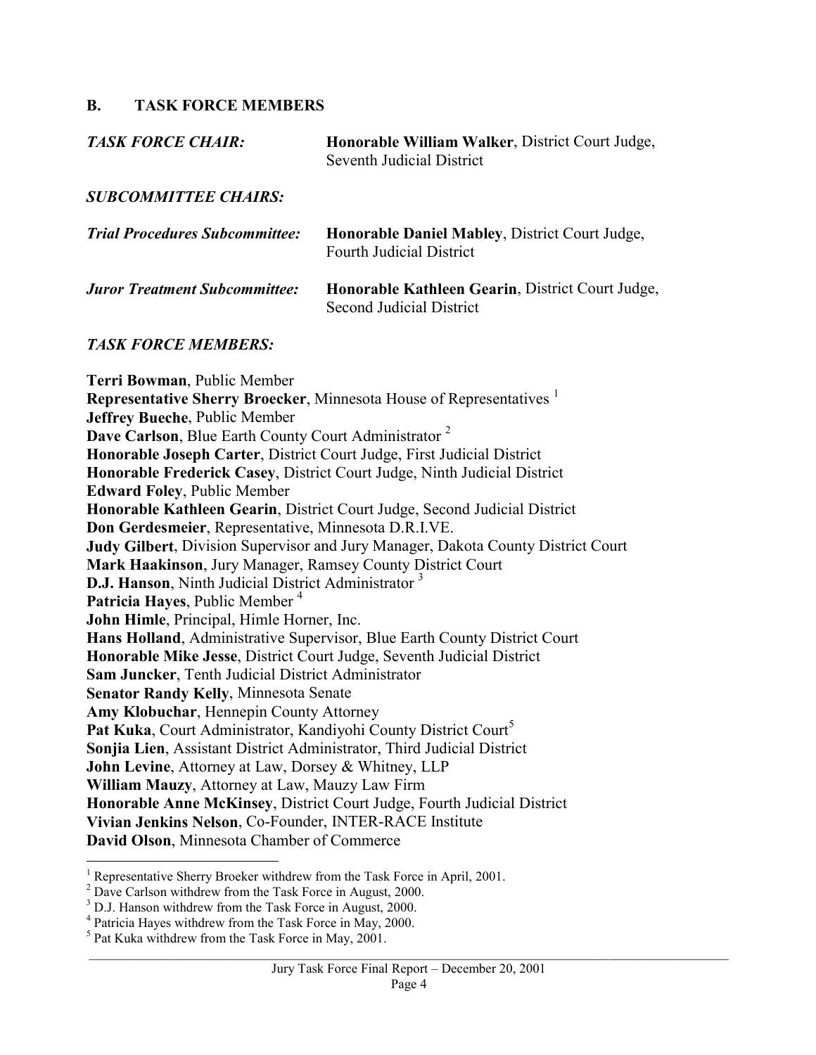## B. TASK FORCE MEMBERS

***TASK FORCE CHAIR:*** **Honorable William Walker**, District Court Judge, Seventh Judicial District

***SUBCOMMITTEE CHAIRS:***

***Trial Procedures Subcommittee:*** **Honorable Daniel Mabley**, District Court Judge, Fourth Judicial District

***Juror Treatment Subcommittee:*** **Honorable Kathleen Gearin**, District Court Judge, Second Judicial District

***TASK FORCE MEMBERS:***

**Terri Bowman**, Public Member
**Representative Sherry Broecker**, Minnesota House of Representatives [1]
**Jeffrey Bueche**, Public Member
**Dave Carlson**, Blue Earth County Court Administrator [2]
**Honorable Joseph Carter**, District Court Judge, First Judicial District
**Honorable Frederick Casey**, District Court Judge, Ninth Judicial District
**Edward Foley**, Public Member
**Honorable Kathleen Gearin**, District Court Judge, Second Judicial District
**Don Gerdesmeier**, Representative, Minnesota D.R.I.VE.
**Judy Gilbert**, Division Supervisor and Jury Manager, Dakota County District Court
**Mark Haakinson**, Jury Manager, Ramsey County District Court
**D.J. Hanson**, Ninth Judicial District Administrator [3]
**Patricia Hayes**, Public Member [4]
**John Himle**, Principal, Himle Horner, Inc.
**Hans Holland**, Administrative Supervisor, Blue Earth County District Court
**Honorable Mike Jesse**, District Court Judge, Seventh Judicial District
**Sam Juncker**, Tenth Judicial District Administrator
**Senator Randy Kelly**, Minnesota Senate
**Amy Klobuchar**, Hennepin County Attorney
**Pat Kuka**, Court Administrator, Kandiyohi County District Court[5]
**Sonjia Lien**, Assistant District Administrator, Third Judicial District
**John Levine**, Attorney at Law, Dorsey & Whitney, LLP
**William Mauzy**, Attorney at Law, Mauzy Law Firm
**Honorable Anne McKinsey**, District Court Judge, Fourth Judicial District
**Vivian Jenkins Nelson**, Co-Founder, INTER-RACE Institute
**David Olson**, Minnesota Chamber of Commerce

---

[1] Representative Sherry Broeker withdrew from the Task Force in April, 2001.
[2] Dave Carlson withdrew from the Task Force in August, 2000.
[3] D.J. Hanson withdrew from the Task Force in August, 2000.
[4] Patricia Hayes withdrew from the Task Force in May, 2000.
[5] Pat Kuka withdrew from the Task Force in May, 2001.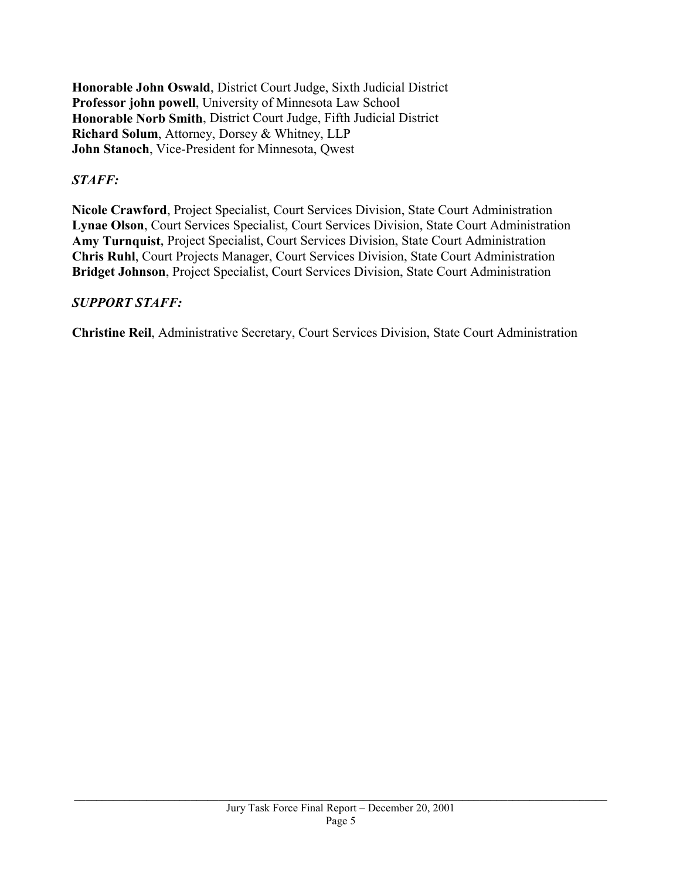**Honorable John Oswald**, District Court Judge, Sixth Judicial District
**Professor john powell**, University of Minnesota Law School
**Honorable Norb Smith**, District Court Judge, Fifth Judicial District
**Richard Solum**, Attorney, Dorsey & Whitney, LLP
**John Stanoch**, Vice-President for Minnesota, Qwest

***STAFF:***

**Nicole Crawford**, Project Specialist, Court Services Division, State Court Administration
**Lynae Olson**, Court Services Specialist, Court Services Division, State Court Administration
**Amy Turnquist**, Project Specialist, Court Services Division, State Court Administration
**Chris Ruhl**, Court Projects Manager, Court Services Division, State Court Administration
**Bridget Johnson**, Project Specialist, Court Services Division, State Court Administration

***SUPPORT STAFF:***

**Christine Reil**, Administrative Secretary, Court Services Division, State Court Administration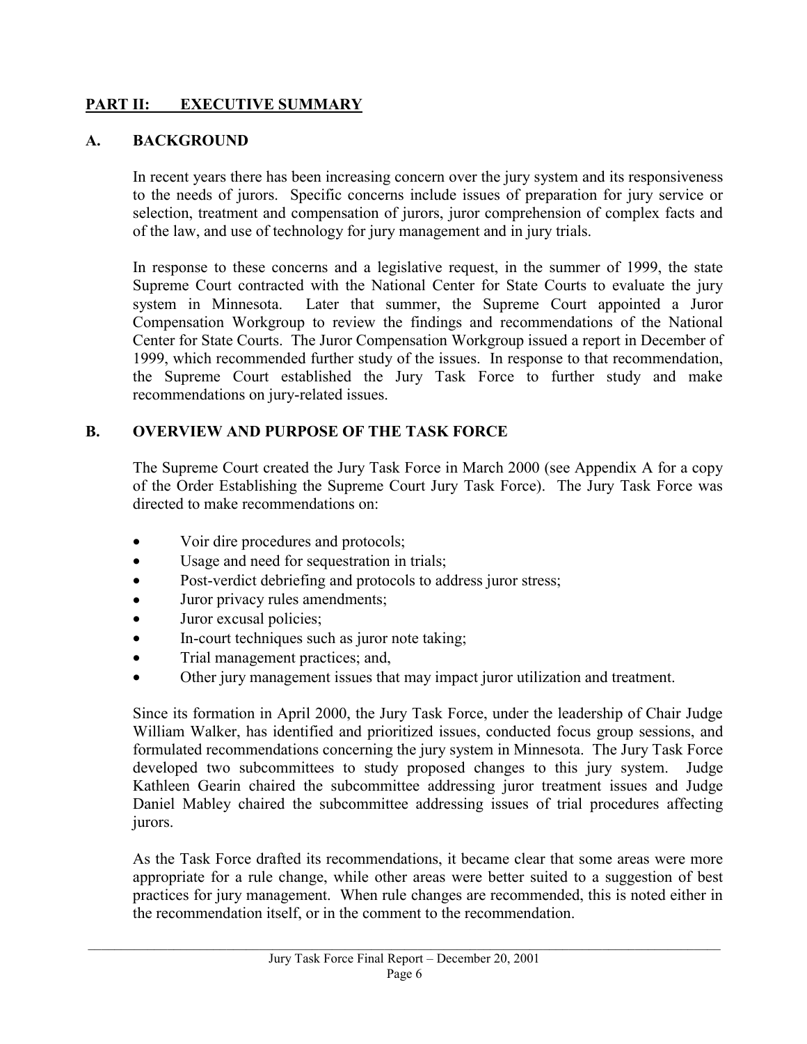## PART II: EXECUTIVE SUMMARY

### A. BACKGROUND

In recent years there has been increasing concern over the jury system and its responsiveness to the needs of jurors. Specific concerns include issues of preparation for jury service or selection, treatment and compensation of jurors, juror comprehension of complex facts and of the law, and use of technology for jury management and in jury trials.

In response to these concerns and a legislative request, in the summer of 1999, the state Supreme Court contracted with the National Center for State Courts to evaluate the jury system in Minnesota. Later that summer, the Supreme Court appointed a Juror Compensation Workgroup to review the findings and recommendations of the National Center for State Courts. The Juror Compensation Workgroup issued a report in December of 1999, which recommended further study of the issues. In response to that recommendation, the Supreme Court established the Jury Task Force to further study and make recommendations on jury-related issues.

### B. OVERVIEW AND PURPOSE OF THE TASK FORCE

The Supreme Court created the Jury Task Force in March 2000 (see Appendix A for a copy of the Order Establishing the Supreme Court Jury Task Force). The Jury Task Force was directed to make recommendations on:

- Voir dire procedures and protocols;
- Usage and need for sequestration in trials;
- Post-verdict debriefing and protocols to address juror stress;
- Juror privacy rules amendments;
- Juror excusal policies;
- In-court techniques such as juror note taking;
- Trial management practices; and,
- Other jury management issues that may impact juror utilization and treatment.

Since its formation in April 2000, the Jury Task Force, under the leadership of Chair Judge William Walker, has identified and prioritized issues, conducted focus group sessions, and formulated recommendations concerning the jury system in Minnesota. The Jury Task Force developed two subcommittees to study proposed changes to this jury system. Judge Kathleen Gearin chaired the subcommittee addressing juror treatment issues and Judge Daniel Mabley chaired the subcommittee addressing issues of trial procedures affecting jurors.

As the Task Force drafted its recommendations, it became clear that some areas were more appropriate for a rule change, while other areas were better suited to a suggestion of best practices for jury management. When rule changes are recommended, this is noted either in the recommendation itself, or in the comment to the recommendation.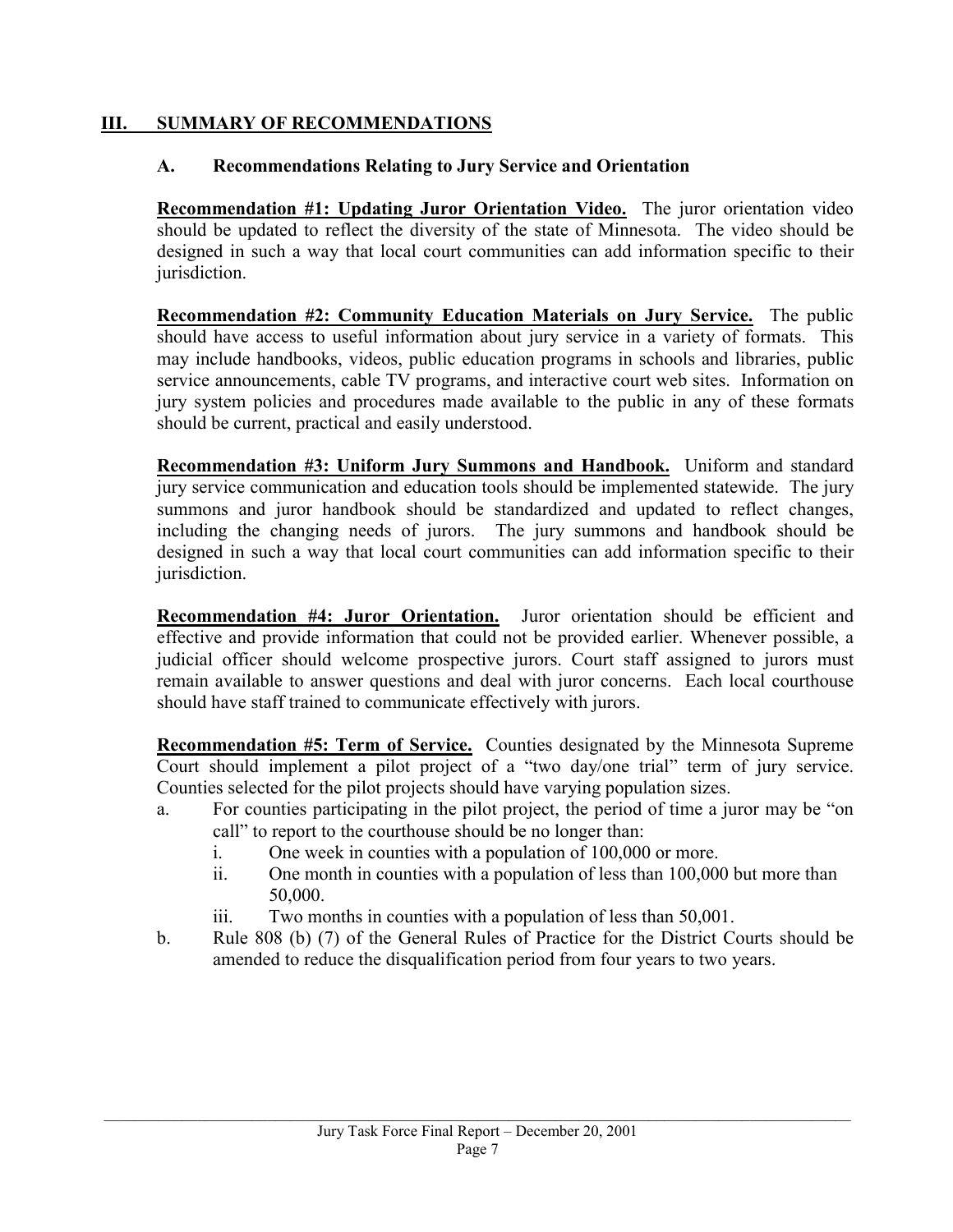## III. SUMMARY OF RECOMMENDATIONS

### A. Recommendations Relating to Jury Service and Orientation

**Recommendation #1: Updating Juror Orientation Video.** The juror orientation video should be updated to reflect the diversity of the state of Minnesota. The video should be designed in such a way that local court communities can add information specific to their jurisdiction.

**Recommendation #2: Community Education Materials on Jury Service.** The public should have access to useful information about jury service in a variety of formats. This may include handbooks, videos, public education programs in schools and libraries, public service announcements, cable TV programs, and interactive court web sites. Information on jury system policies and procedures made available to the public in any of these formats should be current, practical and easily understood.

**Recommendation #3: Uniform Jury Summons and Handbook.** Uniform and standard jury service communication and education tools should be implemented statewide. The jury summons and juror handbook should be standardized and updated to reflect changes, including the changing needs of jurors. The jury summons and handbook should be designed in such a way that local court communities can add information specific to their jurisdiction.

**Recommendation #4: Juror Orientation.** Juror orientation should be efficient and effective and provide information that could not be provided earlier. Whenever possible, a judicial officer should welcome prospective jurors. Court staff assigned to jurors must remain available to answer questions and deal with juror concerns. Each local courthouse should have staff trained to communicate effectively with jurors.

**Recommendation #5: Term of Service.** Counties designated by the Minnesota Supreme Court should implement a pilot project of a "two day/one trial" term of jury service. Counties selected for the pilot projects should have varying population sizes.

a. For counties participating in the pilot project, the period of time a juror may be "on call" to report to the courthouse should be no longer than:
   i. One week in counties with a population of 100,000 or more.
   ii. One month in counties with a population of less than 100,000 but more than 50,000.
   iii. Two months in counties with a population of less than 50,001.

b. Rule 808 (b) (7) of the General Rules of Practice for the District Courts should be amended to reduce the disqualification period from four years to two years.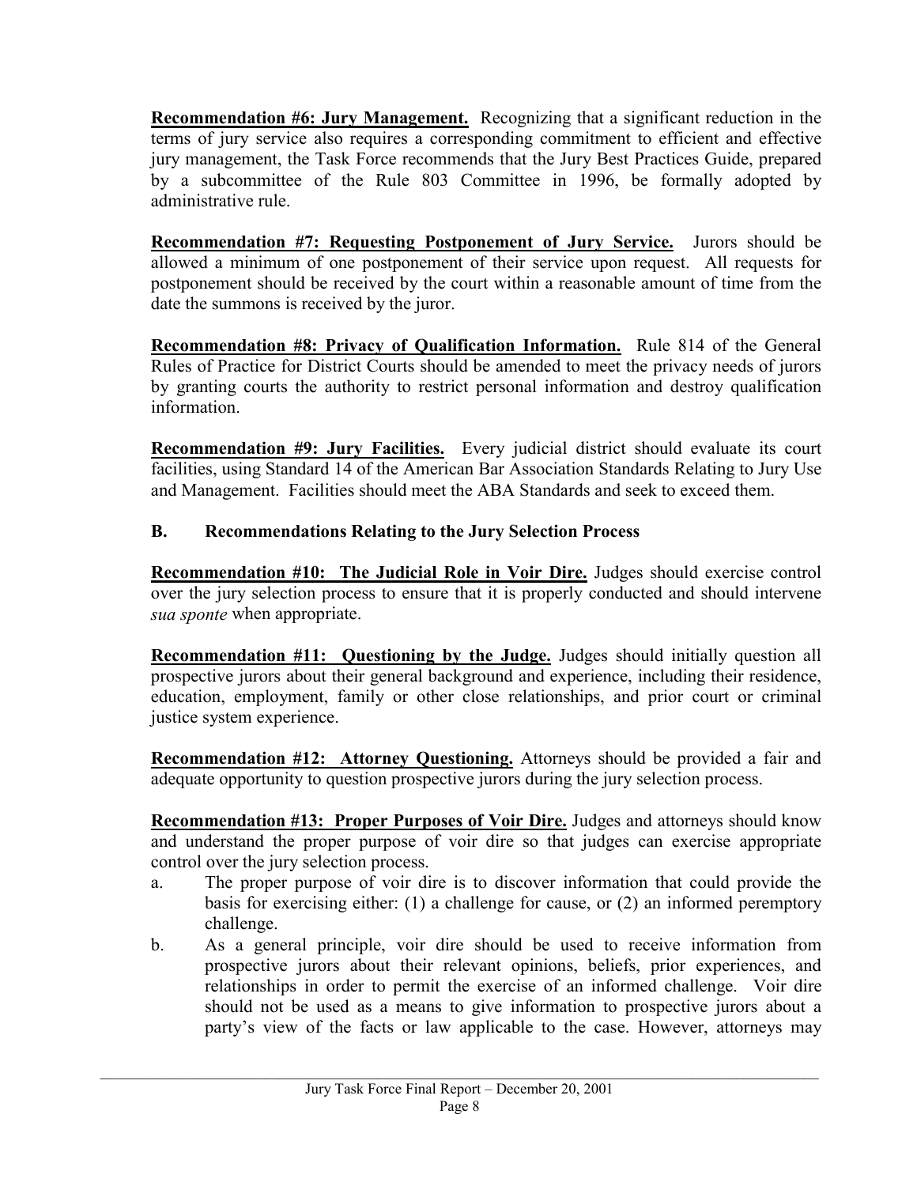**Recommendation #6: Jury Management.** Recognizing that a significant reduction in the terms of jury service also requires a corresponding commitment to efficient and effective jury management, the Task Force recommends that the Jury Best Practices Guide, prepared by a subcommittee of the Rule 803 Committee in 1996, be formally adopted by administrative rule.

**Recommendation #7: Requesting Postponement of Jury Service.** Jurors should be allowed a minimum of one postponement of their service upon request. All requests for postponement should be received by the court within a reasonable amount of time from the date the summons is received by the juror.

**Recommendation #8: Privacy of Qualification Information.** Rule 814 of the General Rules of Practice for District Courts should be amended to meet the privacy needs of jurors by granting courts the authority to restrict personal information and destroy qualification information.

**Recommendation #9: Jury Facilities.** Every judicial district should evaluate its court facilities, using Standard 14 of the American Bar Association Standards Relating to Jury Use and Management. Facilities should meet the ABA Standards and seek to exceed them.

## B. Recommendations Relating to the Jury Selection Process

**Recommendation #10: The Judicial Role in Voir Dire.** Judges should exercise control over the jury selection process to ensure that it is properly conducted and should intervene *sua sponte* when appropriate.

**Recommendation #11: Questioning by the Judge.** Judges should initially question all prospective jurors about their general background and experience, including their residence, education, employment, family or other close relationships, and prior court or criminal justice system experience.

**Recommendation #12: Attorney Questioning.** Attorneys should be provided a fair and adequate opportunity to question prospective jurors during the jury selection process.

**Recommendation #13: Proper Purposes of Voir Dire.** Judges and attorneys should know and understand the proper purpose of voir dire so that judges can exercise appropriate control over the jury selection process.

a. The proper purpose of voir dire is to discover information that could provide the basis for exercising either: (1) a challenge for cause, or (2) an informed peremptory challenge.

b. As a general principle, voir dire should be used to receive information from prospective jurors about their relevant opinions, beliefs, prior experiences, and relationships in order to permit the exercise of an informed challenge. Voir dire should not be used as a means to give information to prospective jurors about a party's view of the facts or law applicable to the case. However, attorneys may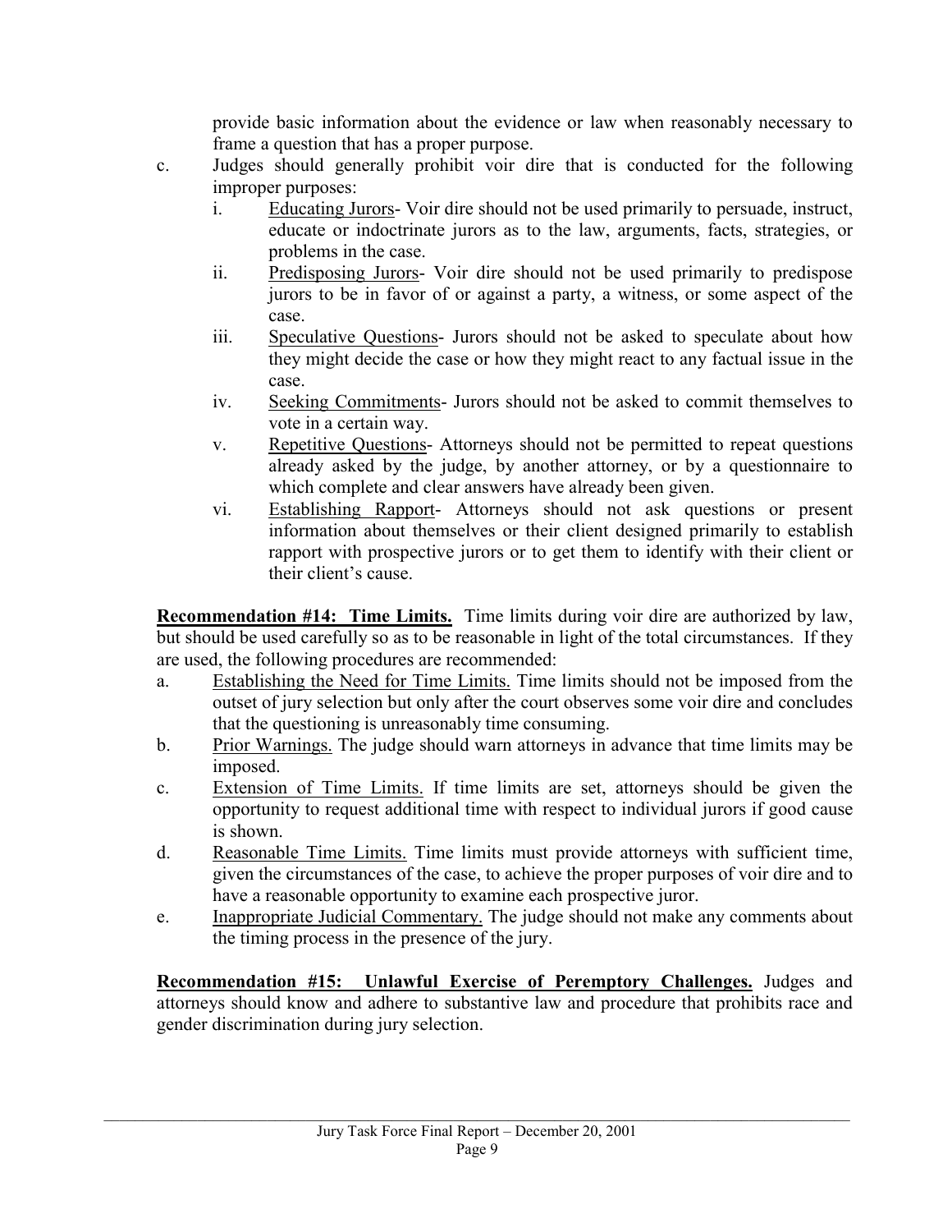provide basic information about the evidence or law when reasonably necessary to frame a question that has a proper purpose.

c. Judges should generally prohibit voir dire that is conducted for the following improper purposes:
   i. Educating Jurors- Voir dire should not be used primarily to persuade, instruct, educate or indoctrinate jurors as to the law, arguments, facts, strategies, or problems in the case.
   ii. Predisposing Jurors- Voir dire should not be used primarily to predispose jurors to be in favor of or against a party, a witness, or some aspect of the case.
   iii. Speculative Questions- Jurors should not be asked to speculate about how they might decide the case or how they might react to any factual issue in the case.
   iv. Seeking Commitments- Jurors should not be asked to commit themselves to vote in a certain way.
   v. Repetitive Questions- Attorneys should not be permitted to repeat questions already asked by the judge, by another attorney, or by a questionnaire to which complete and clear answers have already been given.
   vi. Establishing Rapport- Attorneys should not ask questions or present information about themselves or their client designed primarily to establish rapport with prospective jurors or to get them to identify with their client or their client's cause.

**Recommendation #14: Time Limits.** Time limits during voir dire are authorized by law, but should be used carefully so as to be reasonable in light of the total circumstances. If they are used, the following procedures are recommended:

a. Establishing the Need for Time Limits. Time limits should not be imposed from the outset of jury selection but only after the court observes some voir dire and concludes that the questioning is unreasonably time consuming.
b. Prior Warnings. The judge should warn attorneys in advance that time limits may be imposed.
c. Extension of Time Limits. If time limits are set, attorneys should be given the opportunity to request additional time with respect to individual jurors if good cause is shown.
d. Reasonable Time Limits. Time limits must provide attorneys with sufficient time, given the circumstances of the case, to achieve the proper purposes of voir dire and to have a reasonable opportunity to examine each prospective juror.
e. Inappropriate Judicial Commentary. The judge should not make any comments about the timing process in the presence of the jury.

**Recommendation #15: Unlawful Exercise of Peremptory Challenges.** Judges and attorneys should know and adhere to substantive law and procedure that prohibits race and gender discrimination during jury selection.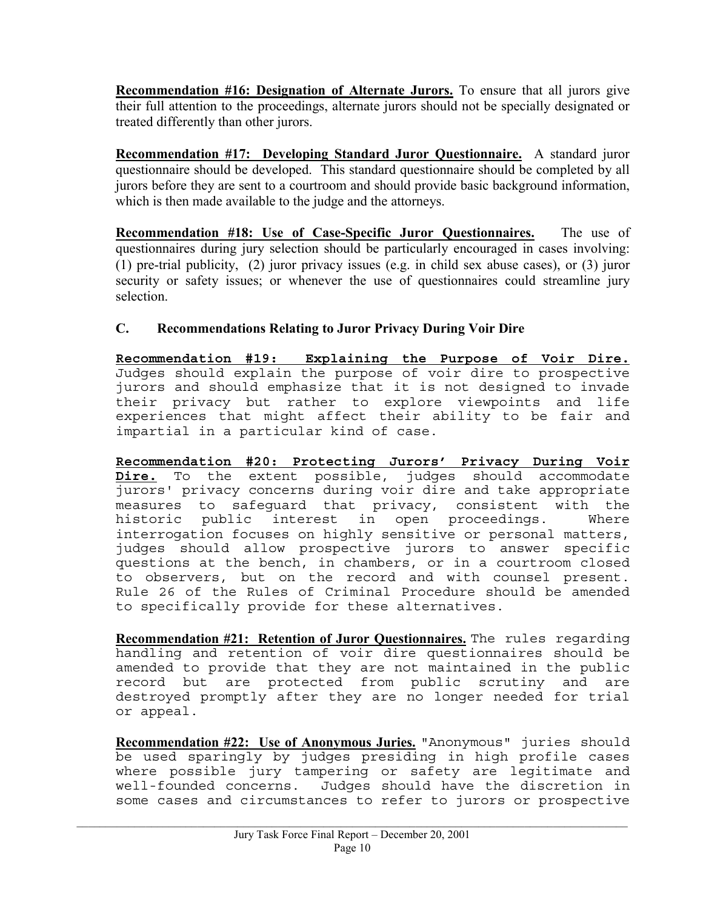**<u>Recommendation #16: Designation of Alternate Jurors.</u>** To ensure that all jurors give their full attention to the proceedings, alternate jurors should not be specially designated or treated differently than other jurors.

**<u>Recommendation #17: Developing Standard Juror Questionnaire.</u>** A standard juror questionnaire should be developed. This standard questionnaire should be completed by all jurors before they are sent to a courtroom and should provide basic background information, which is then made available to the judge and the attorneys.

**<u>Recommendation #18: Use of Case-Specific Juror Questionnaires.</u>** The use of questionnaires during jury selection should be particularly encouraged in cases involving: (1) pre-trial publicity, (2) juror privacy issues (e.g. in child sex abuse cases), or (3) juror security or safety issues; or whenever the use of questionnaires could streamline jury selection.

## C. Recommendations Relating to Juror Privacy During Voir Dire

**<u>Recommendation #19: Explaining the Purpose of Voir Dire.</u>** Judges should explain the purpose of voir dire to prospective jurors and should emphasize that it is not designed to invade their privacy but rather to explore viewpoints and life experiences that might affect their ability to be fair and impartial in a particular kind of case.

**<u>Recommendation #20: Protecting Jurors' Privacy During Voir Dire.</u>** To the extent possible, judges should accommodate jurors' privacy concerns during voir dire and take appropriate measures to safeguard that privacy, consistent with the historic public interest in open proceedings. Where interrogation focuses on highly sensitive or personal matters, judges should allow prospective jurors to answer specific questions at the bench, in chambers, or in a courtroom closed to observers, but on the record and with counsel present. Rule 26 of the Rules of Criminal Procedure should be amended to specifically provide for these alternatives.

**<u>Recommendation #21: Retention of Juror Questionnaires.</u>** The rules regarding handling and retention of voir dire questionnaires should be amended to provide that they are not maintained in the public record but are protected from public scrutiny and are destroyed promptly after they are no longer needed for trial or appeal.

**<u>Recommendation #22: Use of Anonymous Juries.</u>** "Anonymous" juries should be used sparingly by judges presiding in high profile cases where possible jury tampering or safety are legitimate and well-founded concerns. Judges should have the discretion in some cases and circumstances to refer to jurors or prospective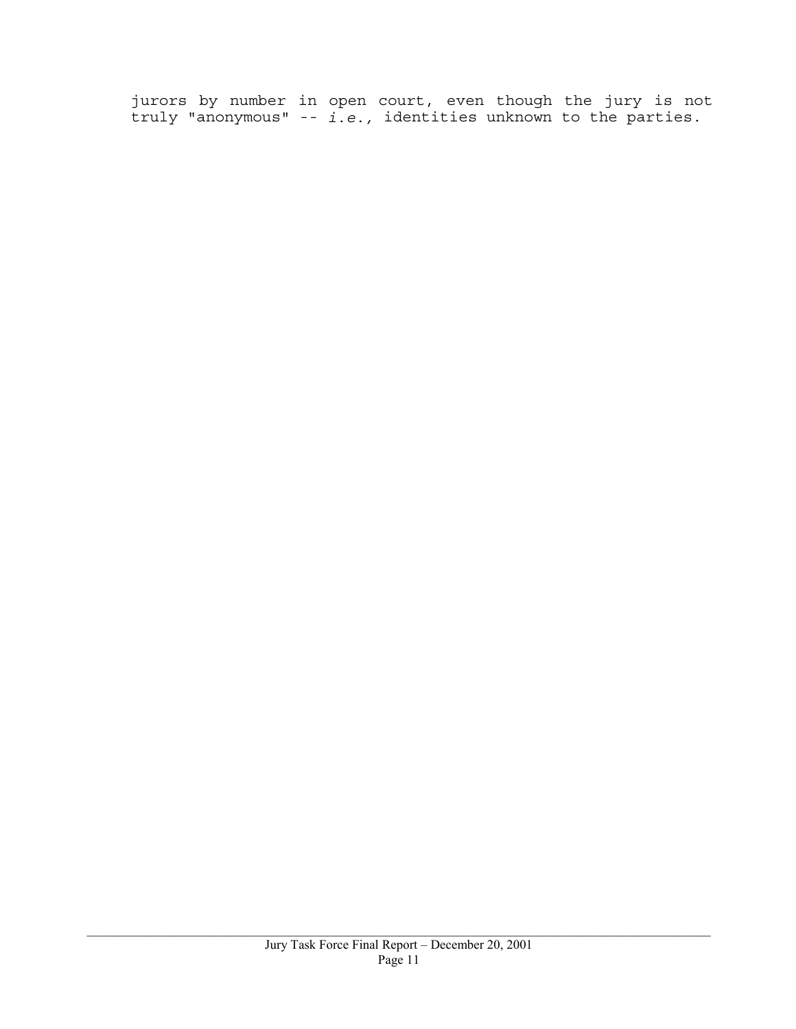jurors by number in open court, even though the jury is not truly "anonymous" -- *i.e.,* identities unknown to the parties.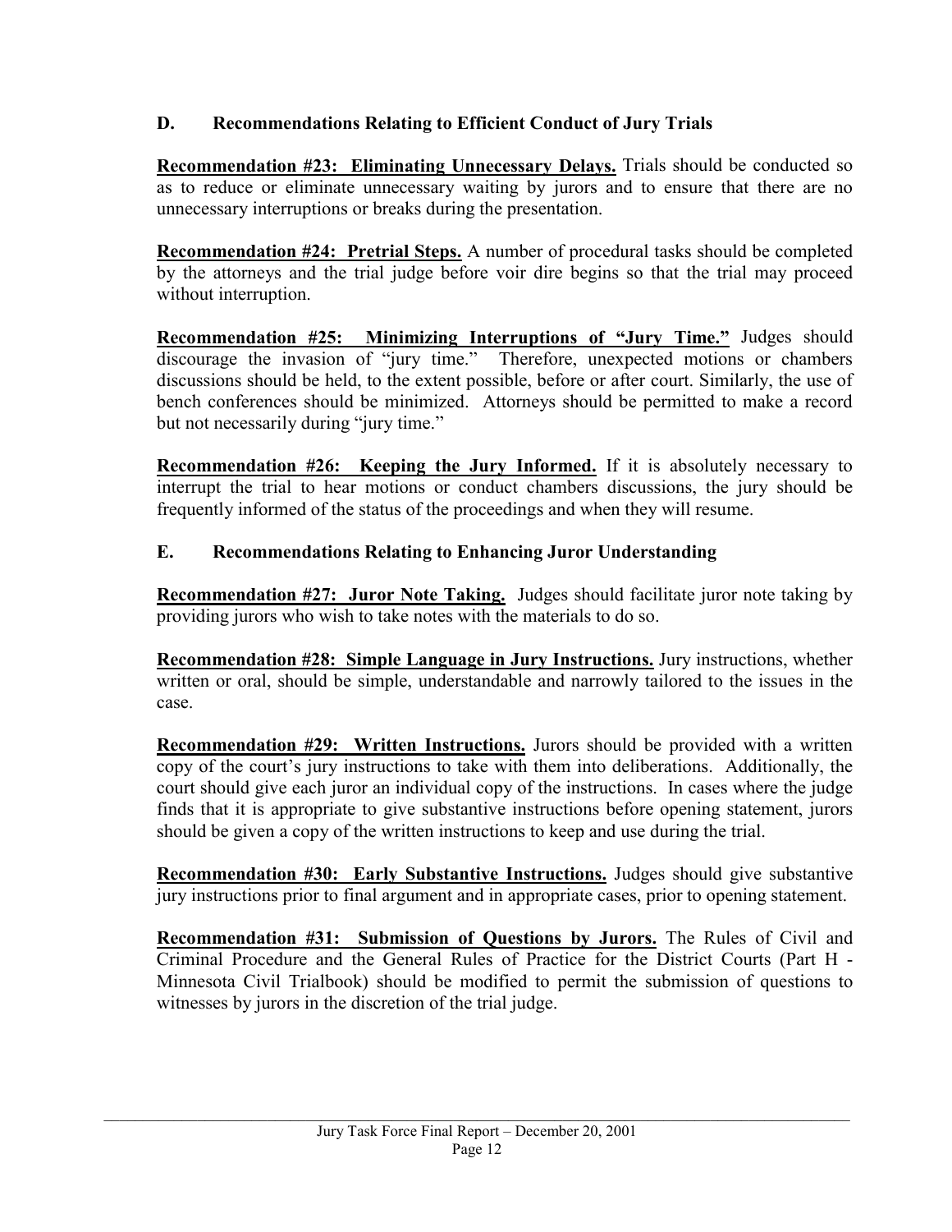## D. Recommendations Relating to Efficient Conduct of Jury Trials

**Recommendation #23: Eliminating Unnecessary Delays.** Trials should be conducted so as to reduce or eliminate unnecessary waiting by jurors and to ensure that there are no unnecessary interruptions or breaks during the presentation.

**Recommendation #24: Pretrial Steps.** A number of procedural tasks should be completed by the attorneys and the trial judge before voir dire begins so that the trial may proceed without interruption.

**Recommendation #25: Minimizing Interruptions of "Jury Time."** Judges should discourage the invasion of "jury time." Therefore, unexpected motions or chambers discussions should be held, to the extent possible, before or after court. Similarly, the use of bench conferences should be minimized. Attorneys should be permitted to make a record but not necessarily during "jury time."

**Recommendation #26: Keeping the Jury Informed.** If it is absolutely necessary to interrupt the trial to hear motions or conduct chambers discussions, the jury should be frequently informed of the status of the proceedings and when they will resume.

## E. Recommendations Relating to Enhancing Juror Understanding

**Recommendation #27: Juror Note Taking.** Judges should facilitate juror note taking by providing jurors who wish to take notes with the materials to do so.

**Recommendation #28: Simple Language in Jury Instructions.** Jury instructions, whether written or oral, should be simple, understandable and narrowly tailored to the issues in the case.

**Recommendation #29: Written Instructions.** Jurors should be provided with a written copy of the court's jury instructions to take with them into deliberations. Additionally, the court should give each juror an individual copy of the instructions. In cases where the judge finds that it is appropriate to give substantive instructions before opening statement, jurors should be given a copy of the written instructions to keep and use during the trial.

**Recommendation #30: Early Substantive Instructions.** Judges should give substantive jury instructions prior to final argument and in appropriate cases, prior to opening statement.

**Recommendation #31: Submission of Questions by Jurors.** The Rules of Civil and Criminal Procedure and the General Rules of Practice for the District Courts (Part H - Minnesota Civil Trialbook) should be modified to permit the submission of questions to witnesses by jurors in the discretion of the trial judge.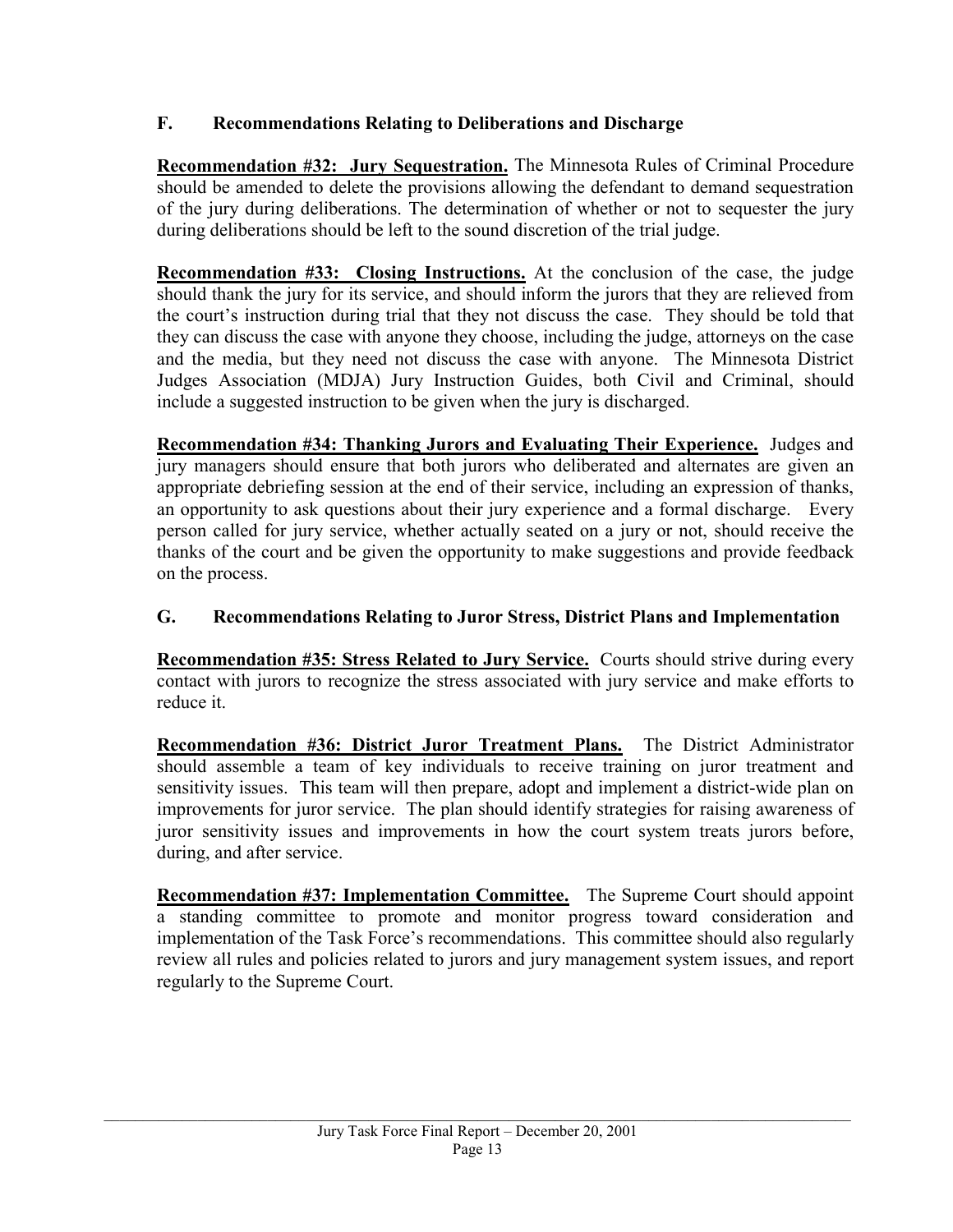## F. Recommendations Relating to Deliberations and Discharge

**Recommendation #32: Jury Sequestration.** The Minnesota Rules of Criminal Procedure should be amended to delete the provisions allowing the defendant to demand sequestration of the jury during deliberations. The determination of whether or not to sequester the jury during deliberations should be left to the sound discretion of the trial judge.

**Recommendation #33: Closing Instructions.** At the conclusion of the case, the judge should thank the jury for its service, and should inform the jurors that they are relieved from the court's instruction during trial that they not discuss the case. They should be told that they can discuss the case with anyone they choose, including the judge, attorneys on the case and the media, but they need not discuss the case with anyone. The Minnesota District Judges Association (MDJA) Jury Instruction Guides, both Civil and Criminal, should include a suggested instruction to be given when the jury is discharged.

**Recommendation #34: Thanking Jurors and Evaluating Their Experience.** Judges and jury managers should ensure that both jurors who deliberated and alternates are given an appropriate debriefing session at the end of their service, including an expression of thanks, an opportunity to ask questions about their jury experience and a formal discharge. Every person called for jury service, whether actually seated on a jury or not, should receive the thanks of the court and be given the opportunity to make suggestions and provide feedback on the process.

## G. Recommendations Relating to Juror Stress, District Plans and Implementation

**Recommendation #35: Stress Related to Jury Service.** Courts should strive during every contact with jurors to recognize the stress associated with jury service and make efforts to reduce it.

**Recommendation #36: District Juror Treatment Plans.** The District Administrator should assemble a team of key individuals to receive training on juror treatment and sensitivity issues. This team will then prepare, adopt and implement a district-wide plan on improvements for juror service. The plan should identify strategies for raising awareness of juror sensitivity issues and improvements in how the court system treats jurors before, during, and after service.

**Recommendation #37: Implementation Committee.** The Supreme Court should appoint a standing committee to promote and monitor progress toward consideration and implementation of the Task Force's recommendations. This committee should also regularly review all rules and policies related to jurors and jury management system issues, and report regularly to the Supreme Court.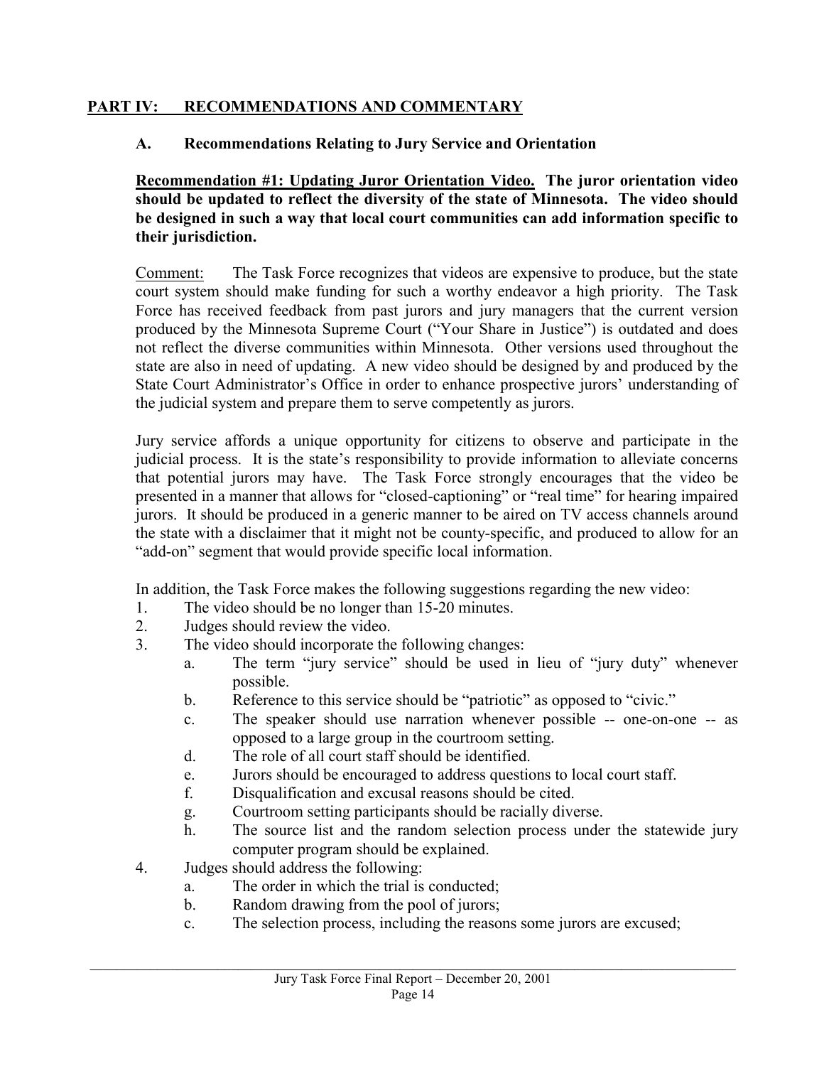## PART IV: RECOMMENDATIONS AND COMMENTARY

### A. Recommendations Relating to Jury Service and Orientation

**Recommendation #1: Updating Juror Orientation Video. The juror orientation video should be updated to reflect the diversity of the state of Minnesota. The video should be designed in such a way that local court communities can add information specific to their jurisdiction.**

Comment: The Task Force recognizes that videos are expensive to produce, but the state court system should make funding for such a worthy endeavor a high priority. The Task Force has received feedback from past jurors and jury managers that the current version produced by the Minnesota Supreme Court ("Your Share in Justice") is outdated and does not reflect the diverse communities within Minnesota. Other versions used throughout the state are also in need of updating. A new video should be designed by and produced by the State Court Administrator's Office in order to enhance prospective jurors' understanding of the judicial system and prepare them to serve competently as jurors.

Jury service affords a unique opportunity for citizens to observe and participate in the judicial process. It is the state's responsibility to provide information to alleviate concerns that potential jurors may have. The Task Force strongly encourages that the video be presented in a manner that allows for "closed-captioning" or "real time" for hearing impaired jurors. It should be produced in a generic manner to be aired on TV access channels around the state with a disclaimer that it might not be county-specific, and produced to allow for an "add-on" segment that would provide specific local information.

In addition, the Task Force makes the following suggestions regarding the new video:

1. The video should be no longer than 15-20 minutes.
2. Judges should review the video.
3. The video should incorporate the following changes:
   a. The term "jury service" should be used in lieu of "jury duty" whenever possible.
   b. Reference to this service should be "patriotic" as opposed to "civic."
   c. The speaker should use narration whenever possible -- one-on-one -- as opposed to a large group in the courtroom setting.
   d. The role of all court staff should be identified.
   e. Jurors should be encouraged to address questions to local court staff.
   f. Disqualification and excusal reasons should be cited.
   g. Courtroom setting participants should be racially diverse.
   h. The source list and the random selection process under the statewide jury computer program should be explained.
4. Judges should address the following:
   a. The order in which the trial is conducted;
   b. Random drawing from the pool of jurors;
   c. The selection process, including the reasons some jurors are excused;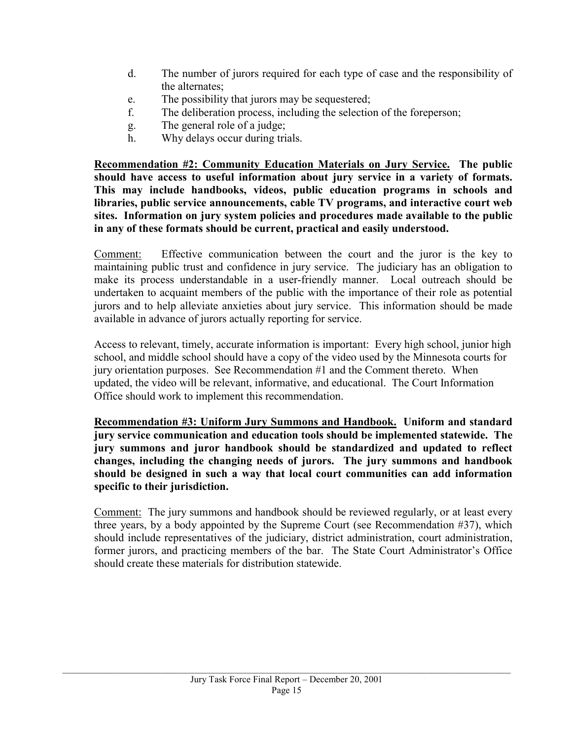d. The number of jurors required for each type of case and the responsibility of the alternates;
e. The possibility that jurors may be sequestered;
f. The deliberation process, including the selection of the foreperson;
g. The general role of a judge;
h. Why delays occur during trials.

**<u>Recommendation #2: Community Education Materials on Jury Service.</u> The public should have access to useful information about jury service in a variety of formats. This may include handbooks, videos, public education programs in schools and libraries, public service announcements, cable TV programs, and interactive court web sites. Information on jury system policies and procedures made available to the public in any of these formats should be current, practical and easily understood.**

<u>Comment:</u> Effective communication between the court and the juror is the key to maintaining public trust and confidence in jury service. The judiciary has an obligation to make its process understandable in a user-friendly manner. Local outreach should be undertaken to acquaint members of the public with the importance of their role as potential jurors and to help alleviate anxieties about jury service. This information should be made available in advance of jurors actually reporting for service.

Access to relevant, timely, accurate information is important: Every high school, junior high school, and middle school should have a copy of the video used by the Minnesota courts for jury orientation purposes. See Recommendation #1 and the Comment thereto. When updated, the video will be relevant, informative, and educational. The Court Information Office should work to implement this recommendation.

**<u>Recommendation #3: Uniform Jury Summons and Handbook.</u> Uniform and standard jury service communication and education tools should be implemented statewide. The jury summons and juror handbook should be standardized and updated to reflect changes, including the changing needs of jurors. The jury summons and handbook should be designed in such a way that local court communities can add information specific to their jurisdiction.**

<u>Comment:</u> The jury summons and handbook should be reviewed regularly, or at least every three years, by a body appointed by the Supreme Court (see Recommendation #37), which should include representatives of the judiciary, district administration, court administration, former jurors, and practicing members of the bar. The State Court Administrator's Office should create these materials for distribution statewide.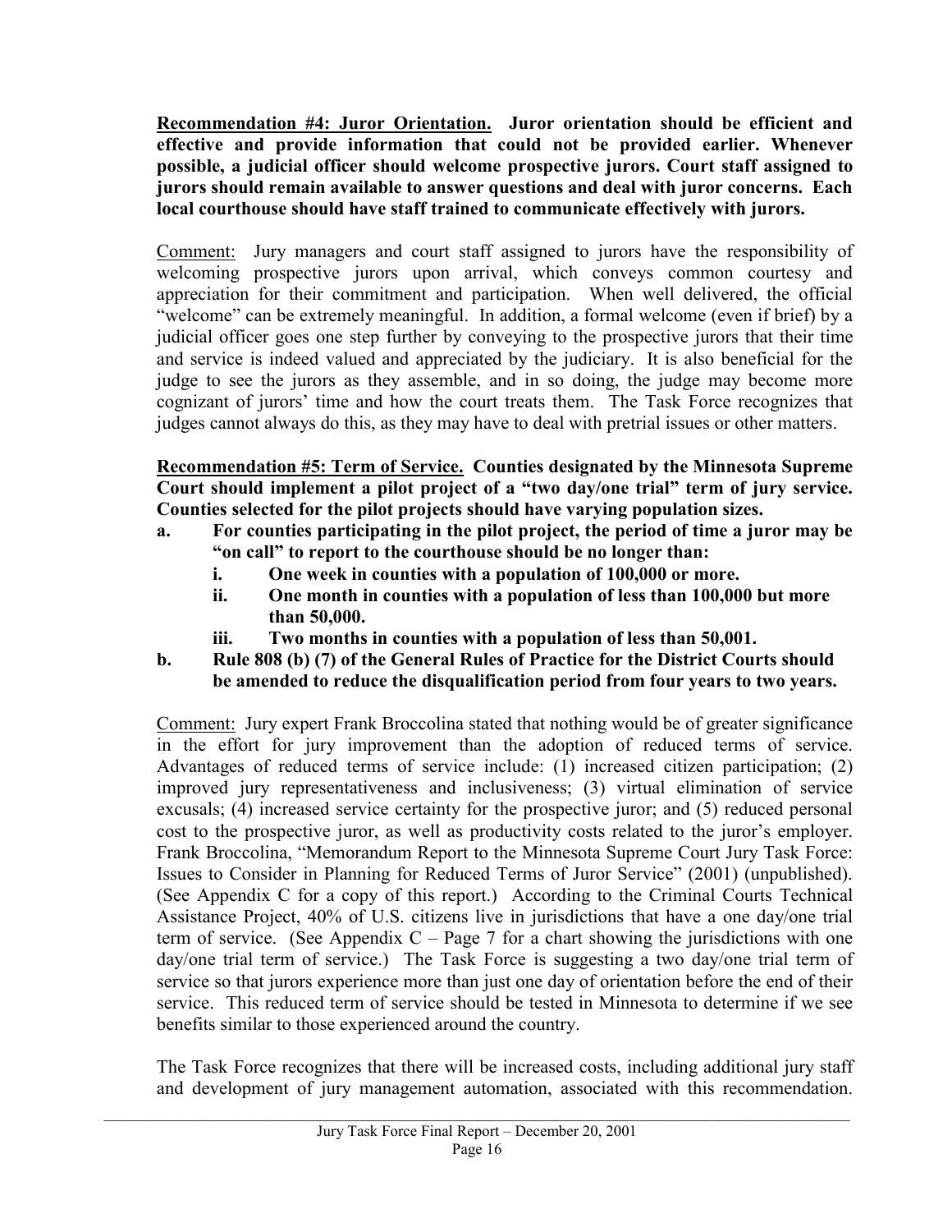**<u>Recommendation #4: Juror Orientation.</u> Juror orientation should be efficient and effective and provide information that could not be provided earlier. Whenever possible, a judicial officer should welcome prospective jurors. Court staff assigned to jurors should remain available to answer questions and deal with juror concerns. Each local courthouse should have staff trained to communicate effectively with jurors.**

<u>Comment:</u> Jury managers and court staff assigned to jurors have the responsibility of welcoming prospective jurors upon arrival, which conveys common courtesy and appreciation for their commitment and participation. When well delivered, the official "welcome" can be extremely meaningful. In addition, a formal welcome (even if brief) by a judicial officer goes one step further by conveying to the prospective jurors that their time and service is indeed valued and appreciated by the judiciary. It is also beneficial for the judge to see the jurors as they assemble, and in so doing, the judge may become more cognizant of jurors' time and how the court treats them. The Task Force recognizes that judges cannot always do this, as they may have to deal with pretrial issues or other matters.

**<u>Recommendation #5: Term of Service.</u> Counties designated by the Minnesota Supreme Court should implement a pilot project of a "two day/one trial" term of jury service. Counties selected for the pilot projects should have varying population sizes.**

**a. For counties participating in the pilot project, the period of time a juror may be "on call" to report to the courthouse should be no longer than:**
   - **i. One week in counties with a population of 100,000 or more.**
   - **ii. One month in counties with a population of less than 100,000 but more than 50,000.**
   - **iii. Two months in counties with a population of less than 50,001.**

**b. Rule 808 (b) (7) of the General Rules of Practice for the District Courts should be amended to reduce the disqualification period from four years to two years.**

<u>Comment:</u> Jury expert Frank Broccolina stated that nothing would be of greater significance in the effort for jury improvement than the adoption of reduced terms of service. Advantages of reduced terms of service include: (1) increased citizen participation; (2) improved jury representativeness and inclusiveness; (3) virtual elimination of service excusals; (4) increased service certainty for the prospective juror; and (5) reduced personal cost to the prospective juror, as well as productivity costs related to the juror's employer. Frank Broccolina, "Memorandum Report to the Minnesota Supreme Court Jury Task Force: Issues to Consider in Planning for Reduced Terms of Juror Service" (2001) (unpublished). (See Appendix C for a copy of this report.) According to the Criminal Courts Technical Assistance Project, 40% of U.S. citizens live in jurisdictions that have a one day/one trial term of service. (See Appendix C – Page 7 for a chart showing the jurisdictions with one day/one trial term of service.) The Task Force is suggesting a two day/one trial term of service so that jurors experience more than just one day of orientation before the end of their service. This reduced term of service should be tested in Minnesota to determine if we see benefits similar to those experienced around the country.

The Task Force recognizes that there will be increased costs, including additional jury staff and development of jury management automation, associated with this recommendation.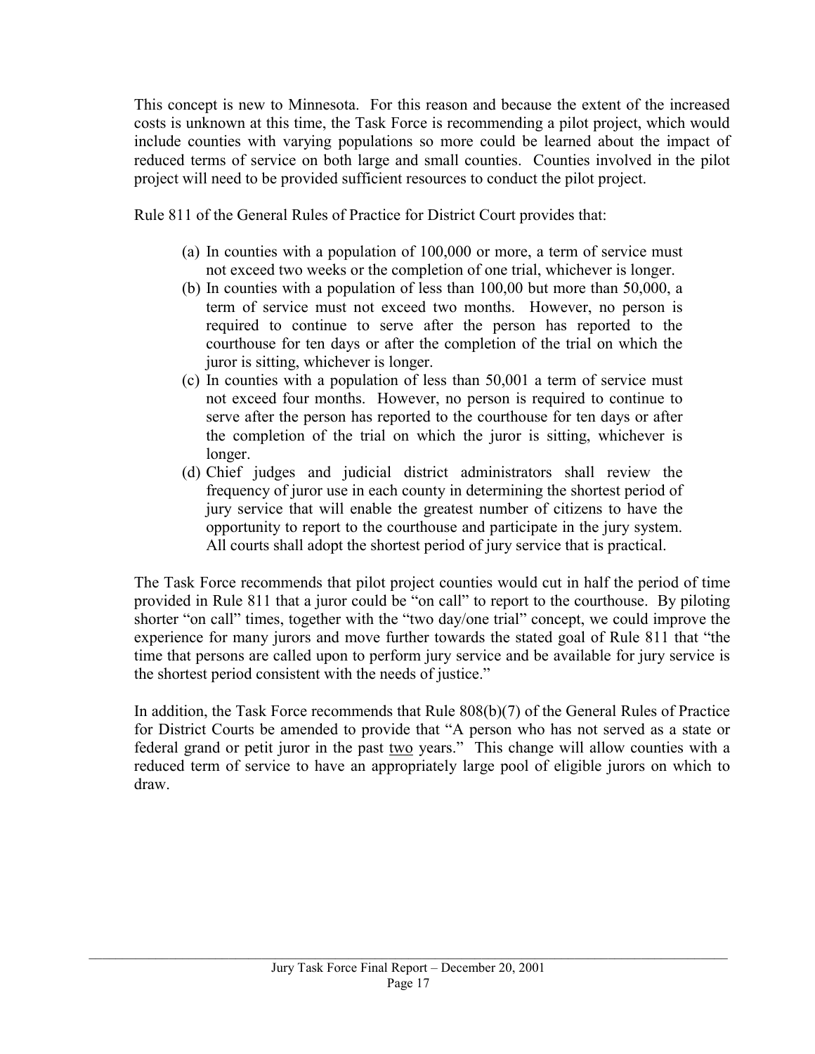This concept is new to Minnesota. For this reason and because the extent of the increased costs is unknown at this time, the Task Force is recommending a pilot project, which would include counties with varying populations so more could be learned about the impact of reduced terms of service on both large and small counties. Counties involved in the pilot project will need to be provided sufficient resources to conduct the pilot project.

Rule 811 of the General Rules of Practice for District Court provides that:

> (a) In counties with a population of 100,000 or more, a term of service must not exceed two weeks or the completion of one trial, whichever is longer.
>
> (b) In counties with a population of less than 100,00 but more than 50,000, a term of service must not exceed two months. However, no person is required to continue to serve after the person has reported to the courthouse for ten days or after the completion of the trial on which the juror is sitting, whichever is longer.
>
> (c) In counties with a population of less than 50,001 a term of service must not exceed four months. However, no person is required to continue to serve after the person has reported to the courthouse for ten days or after the completion of the trial on which the juror is sitting, whichever is longer.
>
> (d) Chief judges and judicial district administrators shall review the frequency of juror use in each county in determining the shortest period of jury service that will enable the greatest number of citizens to have the opportunity to report to the courthouse and participate in the jury system. All courts shall adopt the shortest period of jury service that is practical.

The Task Force recommends that pilot project counties would cut in half the period of time provided in Rule 811 that a juror could be "on call" to report to the courthouse. By piloting shorter "on call" times, together with the "two day/one trial" concept, we could improve the experience for many jurors and move further towards the stated goal of Rule 811 that "the time that persons are called upon to perform jury service and be available for jury service is the shortest period consistent with the needs of justice."

In addition, the Task Force recommends that Rule 808(b)(7) of the General Rules of Practice for District Courts be amended to provide that "A person who has not served as a state or federal grand or petit juror in the past <u>two</u> years." This change will allow counties with a reduced term of service to have an appropriately large pool of eligible jurors on which to draw.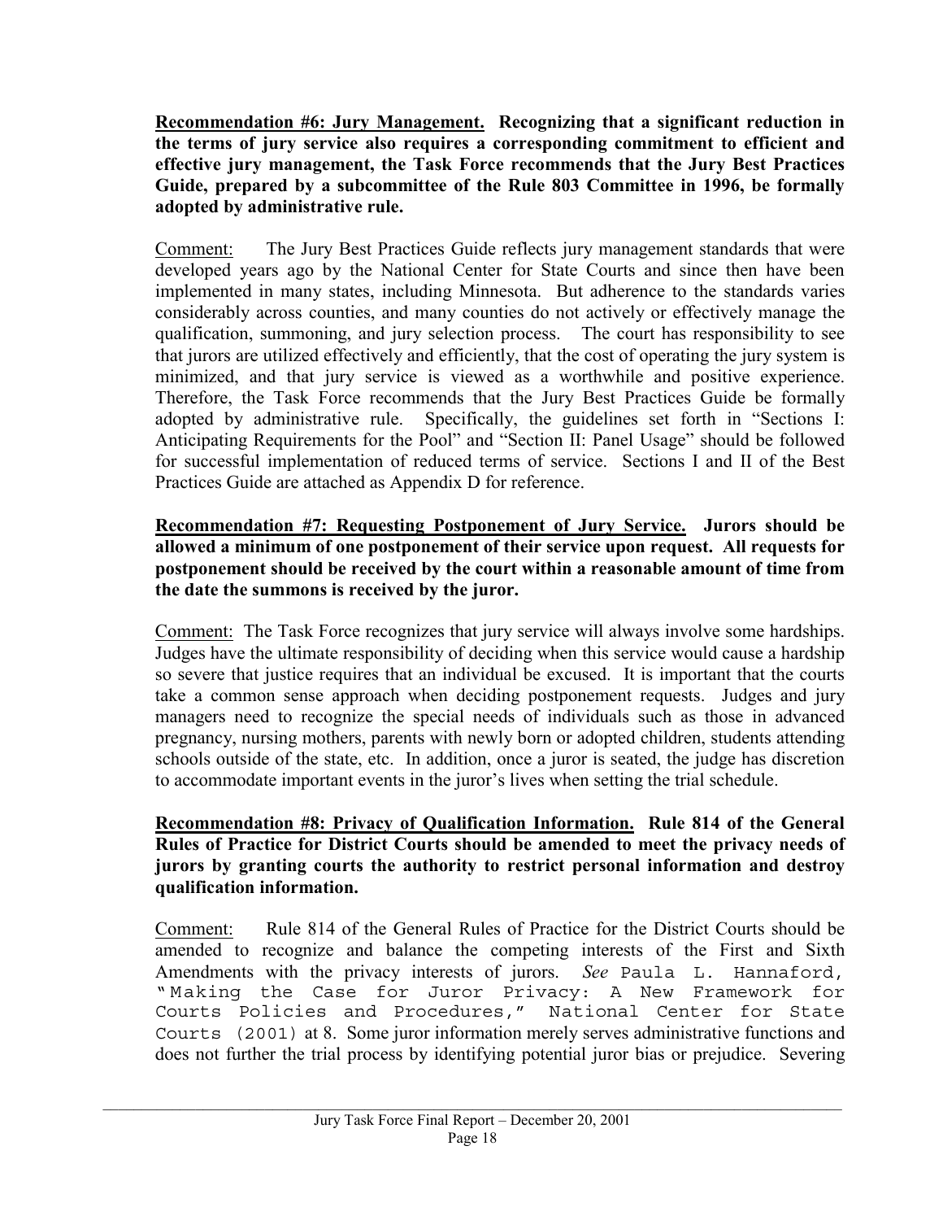**Recommendation #6: Jury Management. Recognizing that a significant reduction in the terms of jury service also requires a corresponding commitment to efficient and effective jury management, the Task Force recommends that the Jury Best Practices Guide, prepared by a subcommittee of the Rule 803 Committee in 1996, be formally adopted by administrative rule.**

Comment: The Jury Best Practices Guide reflects jury management standards that were developed years ago by the National Center for State Courts and since then have been implemented in many states, including Minnesota. But adherence to the standards varies considerably across counties, and many counties do not actively or effectively manage the qualification, summoning, and jury selection process. The court has responsibility to see that jurors are utilized effectively and efficiently, that the cost of operating the jury system is minimized, and that jury service is viewed as a worthwhile and positive experience. Therefore, the Task Force recommends that the Jury Best Practices Guide be formally adopted by administrative rule. Specifically, the guidelines set forth in "Sections I: Anticipating Requirements for the Pool" and "Section II: Panel Usage" should be followed for successful implementation of reduced terms of service. Sections I and II of the Best Practices Guide are attached as Appendix D for reference.

**Recommendation #7: Requesting Postponement of Jury Service. Jurors should be allowed a minimum of one postponement of their service upon request. All requests for postponement should be received by the court within a reasonable amount of time from the date the summons is received by the juror.**

Comment: The Task Force recognizes that jury service will always involve some hardships. Judges have the ultimate responsibility of deciding when this service would cause a hardship so severe that justice requires that an individual be excused. It is important that the courts take a common sense approach when deciding postponement requests. Judges and jury managers need to recognize the special needs of individuals such as those in advanced pregnancy, nursing mothers, parents with newly born or adopted children, students attending schools outside of the state, etc. In addition, once a juror is seated, the judge has discretion to accommodate important events in the juror's lives when setting the trial schedule.

**Recommendation #8: Privacy of Qualification Information. Rule 814 of the General Rules of Practice for District Courts should be amended to meet the privacy needs of jurors by granting courts the authority to restrict personal information and destroy qualification information.**

Comment: Rule 814 of the General Rules of Practice for the District Courts should be amended to recognize and balance the competing interests of the First and Sixth Amendments with the privacy interests of jurors. *See* Paula L. Hannaford, "Making the Case for Juror Privacy: A New Framework for Courts Policies and Procedures," National Center for State Courts (2001) at 8. Some juror information merely serves administrative functions and does not further the trial process by identifying potential juror bias or prejudice. Severing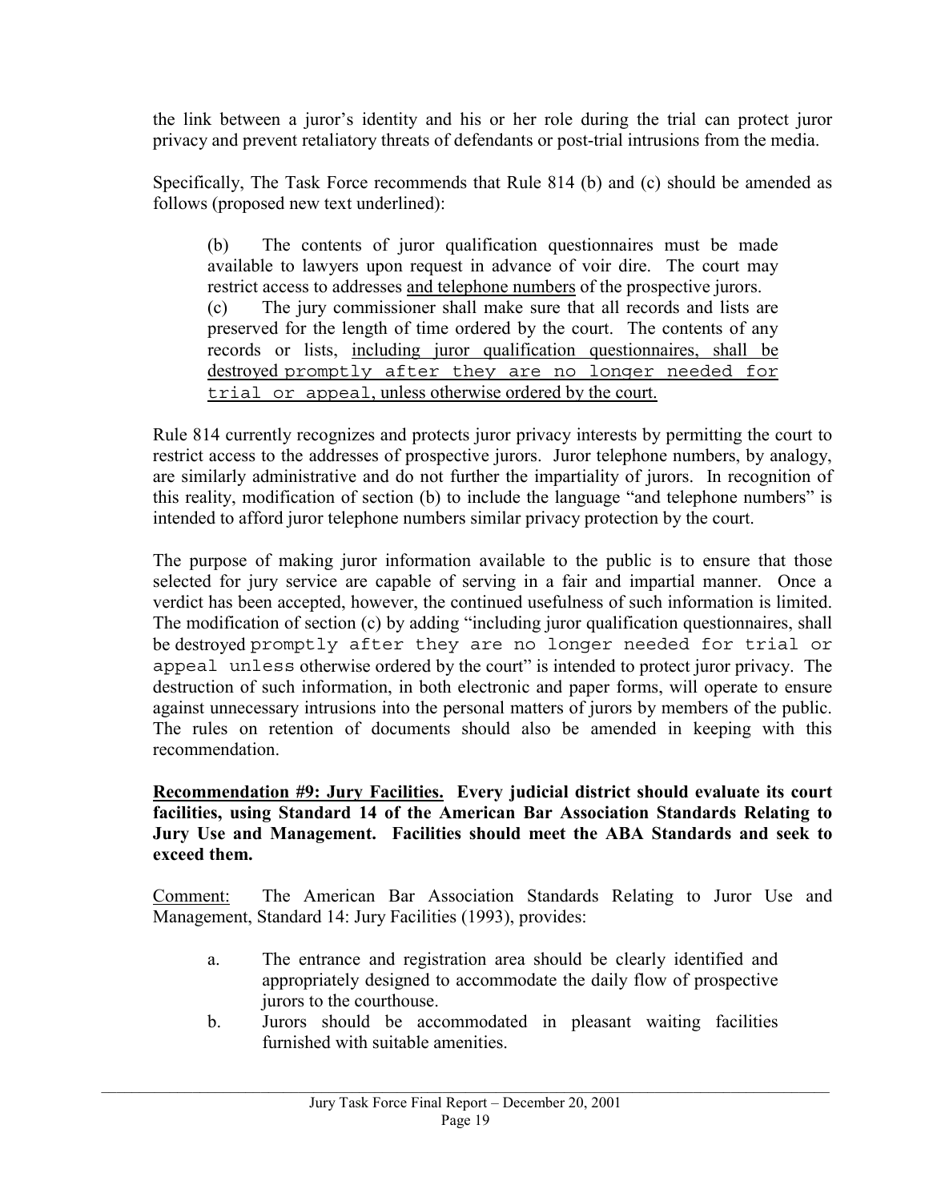the link between a juror's identity and his or her role during the trial can protect juror privacy and prevent retaliatory threats of defendants or post-trial intrusions from the media.

Specifically, The Task Force recommends that Rule 814 (b) and (c) should be amended as follows (proposed new text underlined):

> (b) The contents of juror qualification questionnaires must be made available to lawyers upon request in advance of voir dire. The court may restrict access to addresses <u>and telephone numbers</u> of the prospective jurors.
>
> (c) The jury commissioner shall make sure that all records and lists are preserved for the length of time ordered by the court. The contents of any records or lists, <u>including juror qualification questionnaires, shall be destroyed promptly after they are no longer needed for trial or appeal, unless otherwise ordered by the court.</u>

Rule 814 currently recognizes and protects juror privacy interests by permitting the court to restrict access to the addresses of prospective jurors. Juror telephone numbers, by analogy, are similarly administrative and do not further the impartiality of jurors. In recognition of this reality, modification of section (b) to include the language "and telephone numbers" is intended to afford juror telephone numbers similar privacy protection by the court.

The purpose of making juror information available to the public is to ensure that those selected for jury service are capable of serving in a fair and impartial manner. Once a verdict has been accepted, however, the continued usefulness of such information is limited. The modification of section (c) by adding "including juror qualification questionnaires, shall be destroyed promptly after they are no longer needed for trial or appeal unless otherwise ordered by the court" is intended to protect juror privacy. The destruction of such information, in both electronic and paper forms, will operate to ensure against unnecessary intrusions into the personal matters of jurors by members of the public. The rules on retention of documents should also be amended in keeping with this recommendation.

**<u>Recommendation #9: Jury Facilities.</u> Every judicial district should evaluate its court facilities, using Standard 14 of the American Bar Association Standards Relating to Jury Use and Management. Facilities should meet the ABA Standards and seek to exceed them.**

<u>Comment:</u> The American Bar Association Standards Relating to Juror Use and Management, Standard 14: Jury Facilities (1993), provides:

> a. The entrance and registration area should be clearly identified and appropriately designed to accommodate the daily flow of prospective jurors to the courthouse.
>
> b. Jurors should be accommodated in pleasant waiting facilities furnished with suitable amenities.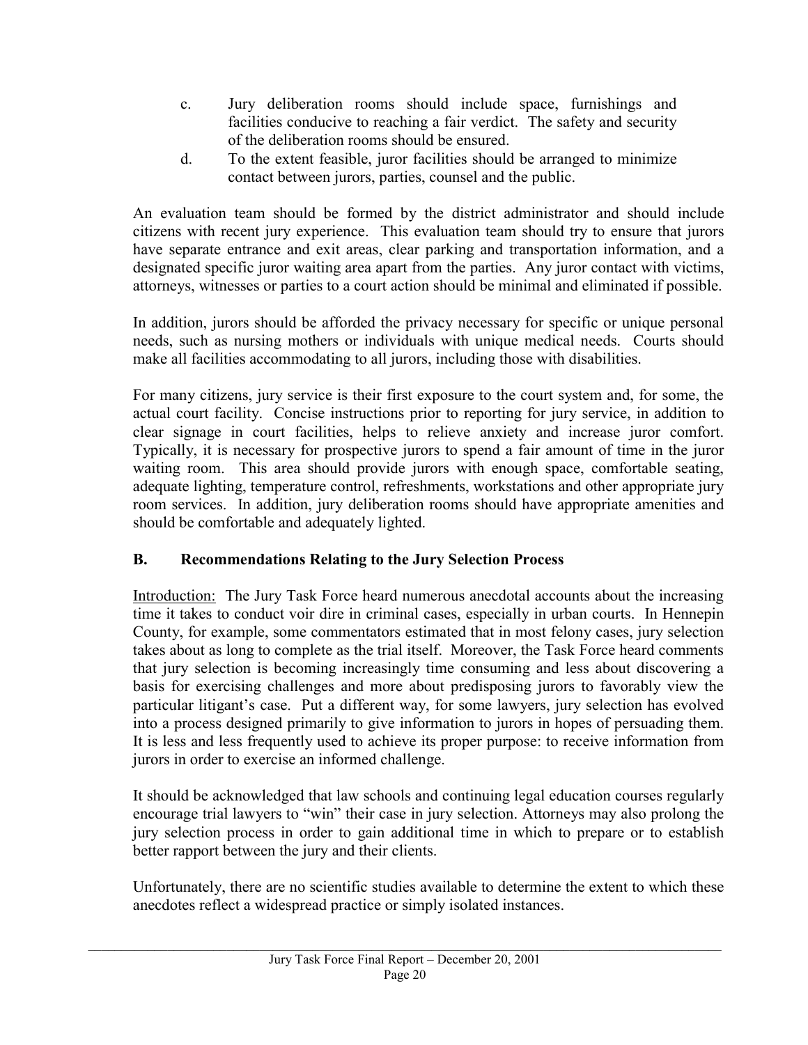c. Jury deliberation rooms should include space, furnishings and facilities conducive to reaching a fair verdict. The safety and security of the deliberation rooms should be ensured.

d. To the extent feasible, juror facilities should be arranged to minimize contact between jurors, parties, counsel and the public.

An evaluation team should be formed by the district administrator and should include citizens with recent jury experience. This evaluation team should try to ensure that jurors have separate entrance and exit areas, clear parking and transportation information, and a designated specific juror waiting area apart from the parties. Any juror contact with victims, attorneys, witnesses or parties to a court action should be minimal and eliminated if possible.

In addition, jurors should be afforded the privacy necessary for specific or unique personal needs, such as nursing mothers or individuals with unique medical needs. Courts should make all facilities accommodating to all jurors, including those with disabilities.

For many citizens, jury service is their first exposure to the court system and, for some, the actual court facility. Concise instructions prior to reporting for jury service, in addition to clear signage in court facilities, helps to relieve anxiety and increase juror comfort. Typically, it is necessary for prospective jurors to spend a fair amount of time in the juror waiting room. This area should provide jurors with enough space, comfortable seating, adequate lighting, temperature control, refreshments, workstations and other appropriate jury room services. In addition, jury deliberation rooms should have appropriate amenities and should be comfortable and adequately lighted.

## B. Recommendations Relating to the Jury Selection Process

Introduction: The Jury Task Force heard numerous anecdotal accounts about the increasing time it takes to conduct voir dire in criminal cases, especially in urban courts. In Hennepin County, for example, some commentators estimated that in most felony cases, jury selection takes about as long to complete as the trial itself. Moreover, the Task Force heard comments that jury selection is becoming increasingly time consuming and less about discovering a basis for exercising challenges and more about predisposing jurors to favorably view the particular litigant's case. Put a different way, for some lawyers, jury selection has evolved into a process designed primarily to give information to jurors in hopes of persuading them. It is less and less frequently used to achieve its proper purpose: to receive information from jurors in order to exercise an informed challenge.

It should be acknowledged that law schools and continuing legal education courses regularly encourage trial lawyers to "win" their case in jury selection. Attorneys may also prolong the jury selection process in order to gain additional time in which to prepare or to establish better rapport between the jury and their clients.

Unfortunately, there are no scientific studies available to determine the extent to which these anecdotes reflect a widespread practice or simply isolated instances.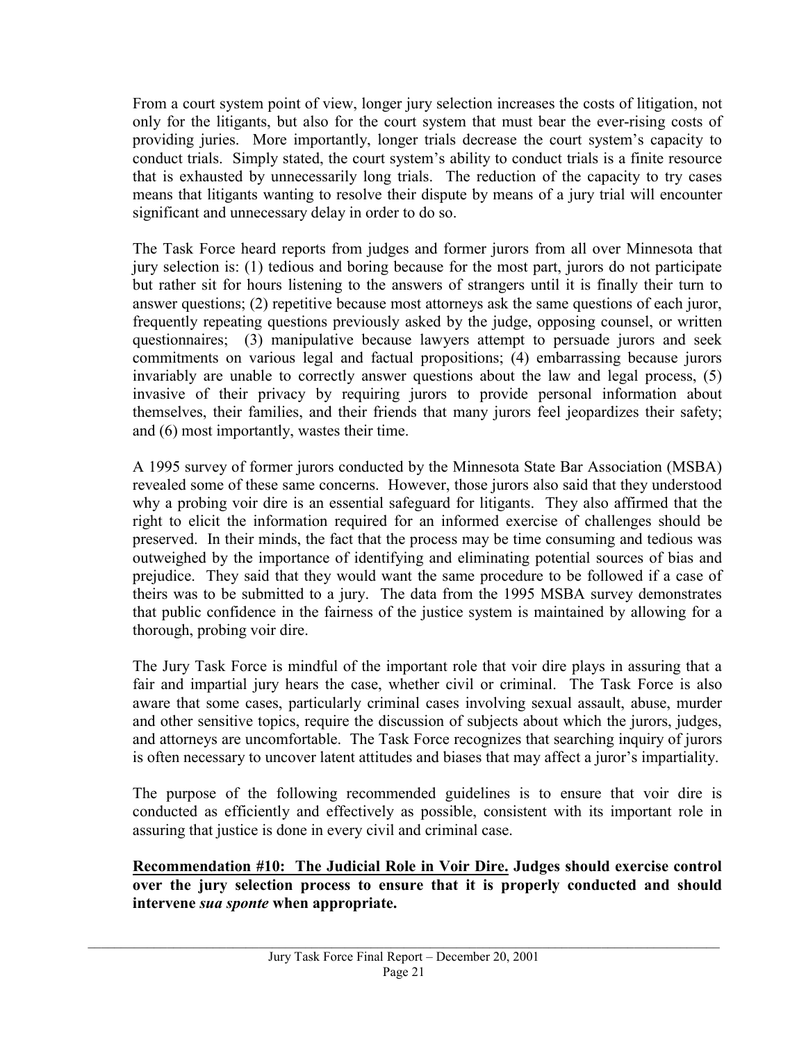From a court system point of view, longer jury selection increases the costs of litigation, not only for the litigants, but also for the court system that must bear the ever-rising costs of providing juries. More importantly, longer trials decrease the court system's capacity to conduct trials. Simply stated, the court system's ability to conduct trials is a finite resource that is exhausted by unnecessarily long trials. The reduction of the capacity to try cases means that litigants wanting to resolve their dispute by means of a jury trial will encounter significant and unnecessary delay in order to do so.

The Task Force heard reports from judges and former jurors from all over Minnesota that jury selection is: (1) tedious and boring because for the most part, jurors do not participate but rather sit for hours listening to the answers of strangers until it is finally their turn to answer questions; (2) repetitive because most attorneys ask the same questions of each juror, frequently repeating questions previously asked by the judge, opposing counsel, or written questionnaires; (3) manipulative because lawyers attempt to persuade jurors and seek commitments on various legal and factual propositions; (4) embarrassing because jurors invariably are unable to correctly answer questions about the law and legal process, (5) invasive of their privacy by requiring jurors to provide personal information about themselves, their families, and their friends that many jurors feel jeopardizes their safety; and (6) most importantly, wastes their time.

A 1995 survey of former jurors conducted by the Minnesota State Bar Association (MSBA) revealed some of these same concerns. However, those jurors also said that they understood why a probing voir dire is an essential safeguard for litigants. They also affirmed that the right to elicit the information required for an informed exercise of challenges should be preserved. In their minds, the fact that the process may be time consuming and tedious was outweighed by the importance of identifying and eliminating potential sources of bias and prejudice. They said that they would want the same procedure to be followed if a case of theirs was to be submitted to a jury. The data from the 1995 MSBA survey demonstrates that public confidence in the fairness of the justice system is maintained by allowing for a thorough, probing voir dire.

The Jury Task Force is mindful of the important role that voir dire plays in assuring that a fair and impartial jury hears the case, whether civil or criminal. The Task Force is also aware that some cases, particularly criminal cases involving sexual assault, abuse, murder and other sensitive topics, require the discussion of subjects about which the jurors, judges, and attorneys are uncomfortable. The Task Force recognizes that searching inquiry of jurors is often necessary to uncover latent attitudes and biases that may affect a juror's impartiality.

The purpose of the following recommended guidelines is to ensure that voir dire is conducted as efficiently and effectively as possible, consistent with its important role in assuring that justice is done in every civil and criminal case.

**Recommendation #10: The Judicial Role in Voir Dire. Judges should exercise control over the jury selection process to ensure that it is properly conducted and should intervene *sua sponte* when appropriate.**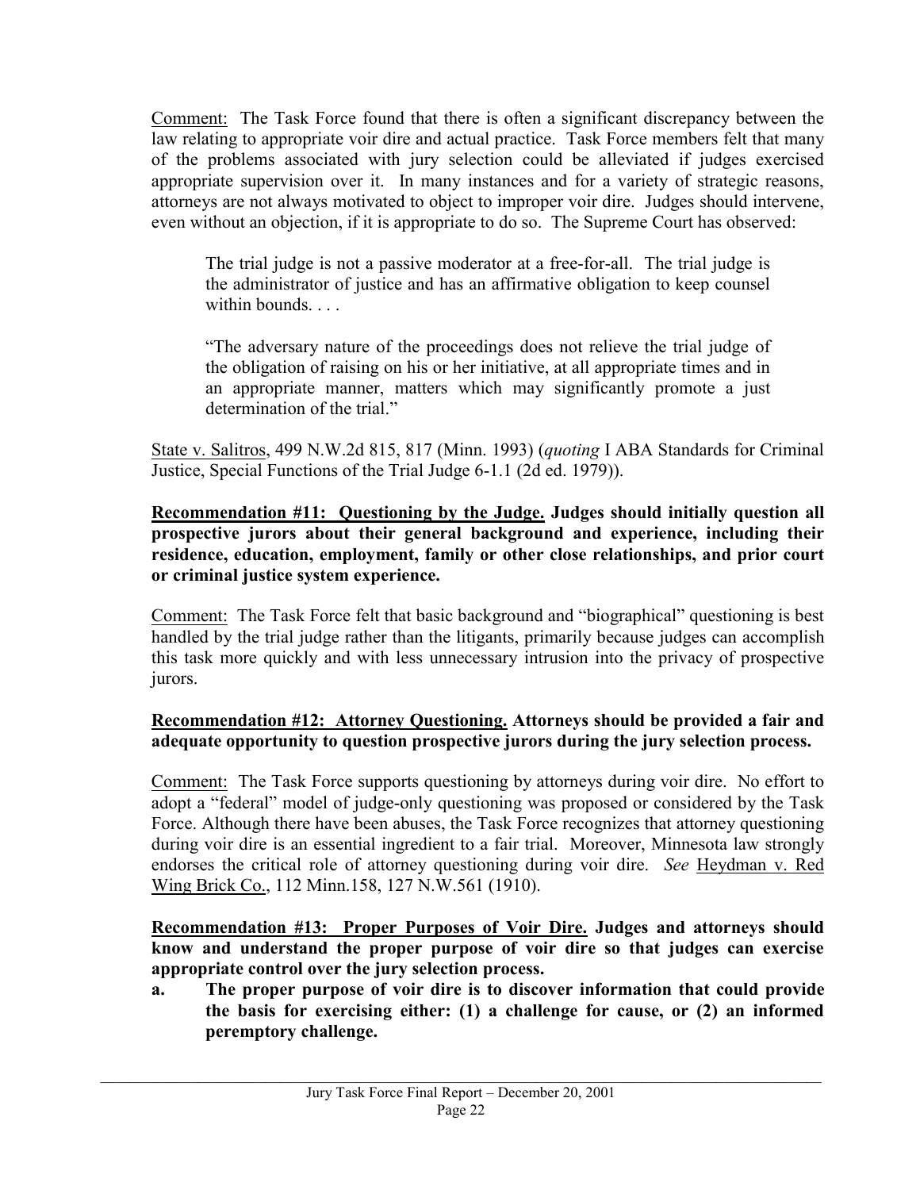Comment: The Task Force found that there is often a significant discrepancy between the law relating to appropriate voir dire and actual practice. Task Force members felt that many of the problems associated with jury selection could be alleviated if judges exercised appropriate supervision over it. In many instances and for a variety of strategic reasons, attorneys are not always motivated to object to improper voir dire. Judges should intervene, even without an objection, if it is appropriate to do so. The Supreme Court has observed:

> The trial judge is not a passive moderator at a free-for-all. The trial judge is the administrator of justice and has an affirmative obligation to keep counsel within bounds. . . .
>
> "The adversary nature of the proceedings does not relieve the trial judge of the obligation of raising on his or her initiative, at all appropriate times and in an appropriate manner, matters which may significantly promote a just determination of the trial."

State v. Salitros, 499 N.W.2d 815, 817 (Minn. 1993) (*quoting* I ABA Standards for Criminal Justice, Special Functions of the Trial Judge 6-1.1 (2d ed. 1979)).

**Recommendation #11: Questioning by the Judge. Judges should initially question all prospective jurors about their general background and experience, including their residence, education, employment, family or other close relationships, and prior court or criminal justice system experience.**

Comment: The Task Force felt that basic background and "biographical" questioning is best handled by the trial judge rather than the litigants, primarily because judges can accomplish this task more quickly and with less unnecessary intrusion into the privacy of prospective jurors.

**Recommendation #12: Attorney Questioning. Attorneys should be provided a fair and adequate opportunity to question prospective jurors during the jury selection process.**

Comment: The Task Force supports questioning by attorneys during voir dire. No effort to adopt a "federal" model of judge-only questioning was proposed or considered by the Task Force. Although there have been abuses, the Task Force recognizes that attorney questioning during voir dire is an essential ingredient to a fair trial. Moreover, Minnesota law strongly endorses the critical role of attorney questioning during voir dire. *See* Heydman v. Red Wing Brick Co., 112 Minn.158, 127 N.W.561 (1910).

**Recommendation #13: Proper Purposes of Voir Dire. Judges and attorneys should know and understand the proper purpose of voir dire so that judges can exercise appropriate control over the jury selection process.**

**a. The proper purpose of voir dire is to discover information that could provide the basis for exercising either: (1) a challenge for cause, or (2) an informed peremptory challenge.**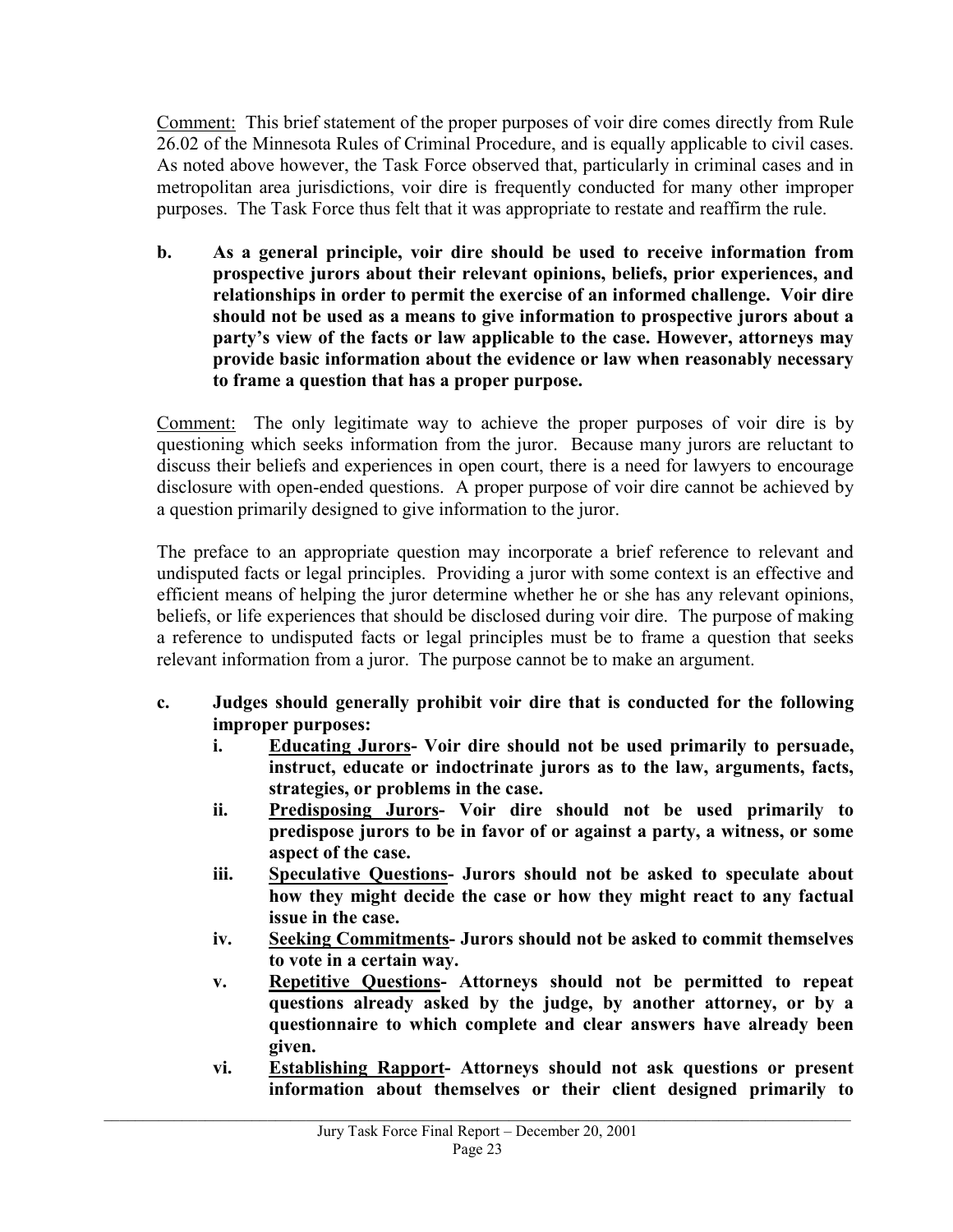<u>Comment:</u> This brief statement of the proper purposes of voir dire comes directly from Rule 26.02 of the Minnesota Rules of Criminal Procedure, and is equally applicable to civil cases. As noted above however, the Task Force observed that, particularly in criminal cases and in metropolitan area jurisdictions, voir dire is frequently conducted for many other improper purposes. The Task Force thus felt that it was appropriate to restate and reaffirm the rule.

**b. As a general principle, voir dire should be used to receive information from prospective jurors about their relevant opinions, beliefs, prior experiences, and relationships in order to permit the exercise of an informed challenge. Voir dire should not be used as a means to give information to prospective jurors about a party's view of the facts or law applicable to the case. However, attorneys may provide basic information about the evidence or law when reasonably necessary to frame a question that has a proper purpose.**

<u>Comment:</u> The only legitimate way to achieve the proper purposes of voir dire is by questioning which seeks information from the juror. Because many jurors are reluctant to discuss their beliefs and experiences in open court, there is a need for lawyers to encourage disclosure with open-ended questions. A proper purpose of voir dire cannot be achieved by a question primarily designed to give information to the juror.

The preface to an appropriate question may incorporate a brief reference to relevant and undisputed facts or legal principles. Providing a juror with some context is an effective and efficient means of helping the juror determine whether he or she has any relevant opinions, beliefs, or life experiences that should be disclosed during voir dire. The purpose of making a reference to undisputed facts or legal principles must be to frame a question that seeks relevant information from a juror. The purpose cannot be to make an argument.

**c. Judges should generally prohibit voir dire that is conducted for the following improper purposes:**

- **i. <u>Educating Jurors</u>- Voir dire should not be used primarily to persuade, instruct, educate or indoctrinate jurors as to the law, arguments, facts, strategies, or problems in the case.**
- **ii. <u>Predisposing Jurors</u>- Voir dire should not be used primarily to predispose jurors to be in favor of or against a party, a witness, or some aspect of the case.**
- **iii. <u>Speculative Questions</u>- Jurors should not be asked to speculate about how they might decide the case or how they might react to any factual issue in the case.**
- **iv. <u>Seeking Commitments</u>- Jurors should not be asked to commit themselves to vote in a certain way.**
- **v. <u>Repetitive Questions</u>- Attorneys should not be permitted to repeat questions already asked by the judge, by another attorney, or by a questionnaire to which complete and clear answers have already been given.**
- **vi. <u>Establishing Rapport</u>- Attorneys should not ask questions or present information about themselves or their client designed primarily to**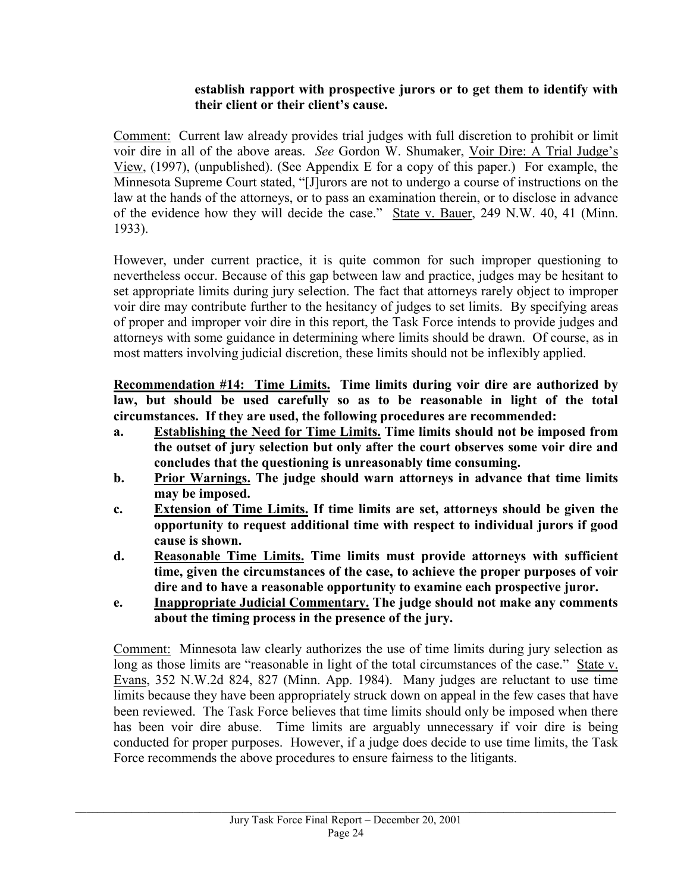**establish rapport with prospective jurors or to get them to identify with their client or their client's cause.**

Comment: Current law already provides trial judges with full discretion to prohibit or limit voir dire in all of the above areas. *See* Gordon W. Shumaker, Voir Dire: A Trial Judge's View, (1997), (unpublished). (See Appendix E for a copy of this paper.) For example, the Minnesota Supreme Court stated, "[J]urors are not to undergo a course of instructions on the law at the hands of the attorneys, or to pass an examination therein, or to disclose in advance of the evidence how they will decide the case." State v. Bauer, 249 N.W. 40, 41 (Minn. 1933).

However, under current practice, it is quite common for such improper questioning to nevertheless occur. Because of this gap between law and practice, judges may be hesitant to set appropriate limits during jury selection. The fact that attorneys rarely object to improper voir dire may contribute further to the hesitancy of judges to set limits. By specifying areas of proper and improper voir dire in this report, the Task Force intends to provide judges and attorneys with some guidance in determining where limits should be drawn. Of course, as in most matters involving judicial discretion, these limits should not be inflexibly applied.

**Recommendation #14: Time Limits. Time limits during voir dire are authorized by law, but should be used carefully so as to be reasonable in light of the total circumstances. If they are used, the following procedures are recommended:**

- **a. Establishing the Need for Time Limits. Time limits should not be imposed from the outset of jury selection but only after the court observes some voir dire and concludes that the questioning is unreasonably time consuming.**
- **b. Prior Warnings. The judge should warn attorneys in advance that time limits may be imposed.**
- **c. Extension of Time Limits. If time limits are set, attorneys should be given the opportunity to request additional time with respect to individual jurors if good cause is shown.**
- **d. Reasonable Time Limits. Time limits must provide attorneys with sufficient time, given the circumstances of the case, to achieve the proper purposes of voir dire and to have a reasonable opportunity to examine each prospective juror.**
- **e. Inappropriate Judicial Commentary. The judge should not make any comments about the timing process in the presence of the jury.**

Comment: Minnesota law clearly authorizes the use of time limits during jury selection as long as those limits are "reasonable in light of the total circumstances of the case." State v. Evans, 352 N.W.2d 824, 827 (Minn. App. 1984). Many judges are reluctant to use time limits because they have been appropriately struck down on appeal in the few cases that have been reviewed. The Task Force believes that time limits should only be imposed when there has been voir dire abuse. Time limits are arguably unnecessary if voir dire is being conducted for proper purposes. However, if a judge does decide to use time limits, the Task Force recommends the above procedures to ensure fairness to the litigants.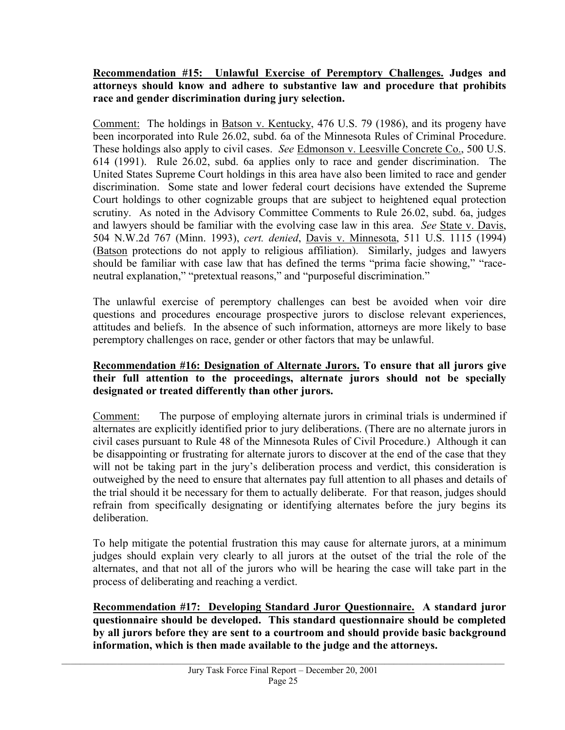**<u>Recommendation #15: Unlawful Exercise of Peremptory Challenges.</u> Judges and attorneys should know and adhere to substantive law and procedure that prohibits race and gender discrimination during jury selection.**

<u>Comment:</u> The holdings in <u>Batson v. Kentucky</u>, 476 U.S. 79 (1986), and its progeny have been incorporated into Rule 26.02, subd. 6a of the Minnesota Rules of Criminal Procedure. These holdings also apply to civil cases. *See* <u>Edmonson v. Leesville Concrete Co.</u>, 500 U.S. 614 (1991). Rule 26.02, subd. 6a applies only to race and gender discrimination. The United States Supreme Court holdings in this area have also been limited to race and gender discrimination. Some state and lower federal court decisions have extended the Supreme Court holdings to other cognizable groups that are subject to heightened equal protection scrutiny. As noted in the Advisory Committee Comments to Rule 26.02, subd. 6a, judges and lawyers should be familiar with the evolving case law in this area. *See* <u>State v. Davis</u>, 504 N.W.2d 767 (Minn. 1993), *cert. denied*, <u>Davis v. Minnesota</u>, 511 U.S. 1115 (1994) (<u>Batson</u> protections do not apply to religious affiliation). Similarly, judges and lawyers should be familiar with case law that has defined the terms "prima facie showing," "race-neutral explanation," "pretextual reasons," and "purposeful discrimination."

The unlawful exercise of peremptory challenges can best be avoided when voir dire questions and procedures encourage prospective jurors to disclose relevant experiences, attitudes and beliefs. In the absence of such information, attorneys are more likely to base peremptory challenges on race, gender or other factors that may be unlawful.

**<u>Recommendation #16: Designation of Alternate Jurors.</u> To ensure that all jurors give their full attention to the proceedings, alternate jurors should not be specially designated or treated differently than other jurors.**

<u>Comment:</u> The purpose of employing alternate jurors in criminal trials is undermined if alternates are explicitly identified prior to jury deliberations. (There are no alternate jurors in civil cases pursuant to Rule 48 of the Minnesota Rules of Civil Procedure.) Although it can be disappointing or frustrating for alternate jurors to discover at the end of the case that they will not be taking part in the jury's deliberation process and verdict, this consideration is outweighed by the need to ensure that alternates pay full attention to all phases and details of the trial should it be necessary for them to actually deliberate. For that reason, judges should refrain from specifically designating or identifying alternates before the jury begins its deliberation.

To help mitigate the potential frustration this may cause for alternate jurors, at a minimum judges should explain very clearly to all jurors at the outset of the trial the role of the alternates, and that not all of the jurors who will be hearing the case will take part in the process of deliberating and reaching a verdict.

**<u>Recommendation #17: Developing Standard Juror Questionnaire.</u> A standard juror questionnaire should be developed. This standard questionnaire should be completed by all jurors before they are sent to a courtroom and should provide basic background information, which is then made available to the judge and the attorneys.**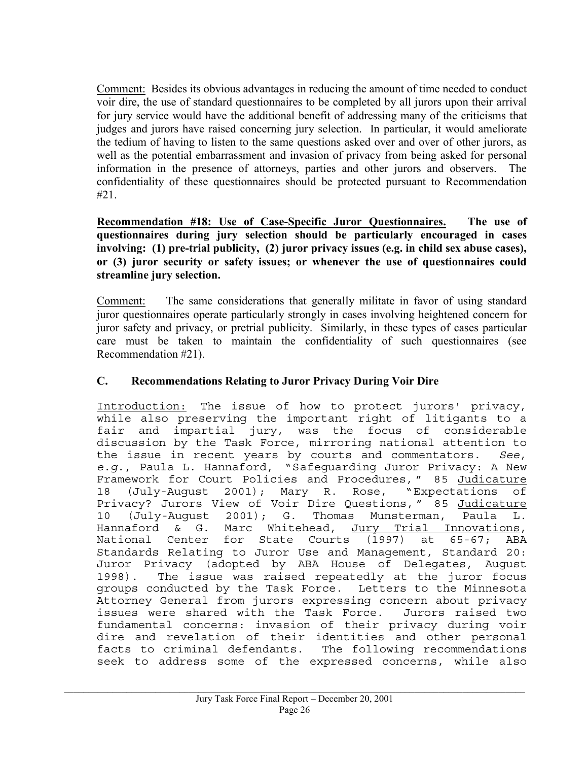Comment: Besides its obvious advantages in reducing the amount of time needed to conduct voir dire, the use of standard questionnaires to be completed by all jurors upon their arrival for jury service would have the additional benefit of addressing many of the criticisms that judges and jurors have raised concerning jury selection. In particular, it would ameliorate the tedium of having to listen to the same questions asked over and over of other jurors, as well as the potential embarrassment and invasion of privacy from being asked for personal information in the presence of attorneys, parties and other jurors and observers. The confidentiality of these questionnaires should be protected pursuant to Recommendation #21.

**Recommendation #18: Use of Case-Specific Juror Questionnaires. The use of questionnaires during jury selection should be particularly encouraged in cases involving: (1) pre-trial publicity, (2) juror privacy issues (e.g. in child sex abuse cases), or (3) juror security or safety issues; or whenever the use of questionnaires could streamline jury selection.**

Comment: The same considerations that generally militate in favor of using standard juror questionnaires operate particularly strongly in cases involving heightened concern for juror safety and privacy, or pretrial publicity. Similarly, in these types of cases particular care must be taken to maintain the confidentiality of such questionnaires (see Recommendation #21).

## C. Recommendations Relating to Juror Privacy During Voir Dire

Introduction: The issue of how to protect jurors' privacy, while also preserving the important right of litigants to a fair and impartial jury, was the focus of considerable discussion by the Task Force, mirroring national attention to the issue in recent years by courts and commentators. *See, e.g.*, Paula L. Hannaford, "Safeguarding Juror Privacy: A New Framework for Court Policies and Procedures," 85 Judicature 18 (July-August 2001); Mary R. Rose, "Expectations of Privacy? Jurors View of Voir Dire Questions," 85 Judicature 10 (July-August 2001); G. Thomas Munsterman, Paula L. Hannaford & G. Marc Whitehead, Jury Trial Innovations, National Center for State Courts (1997) at 65-67; ABA Standards Relating to Juror Use and Management, Standard 20: Juror Privacy (adopted by ABA House of Delegates, August 1998). The issue was raised repeatedly at the juror focus groups conducted by the Task Force. Letters to the Minnesota Attorney General from jurors expressing concern about privacy issues were shared with the Task Force. Jurors raised two fundamental concerns: invasion of their privacy during voir dire and revelation of their identities and other personal facts to criminal defendants. The following recommendations seek to address some of the expressed concerns, while also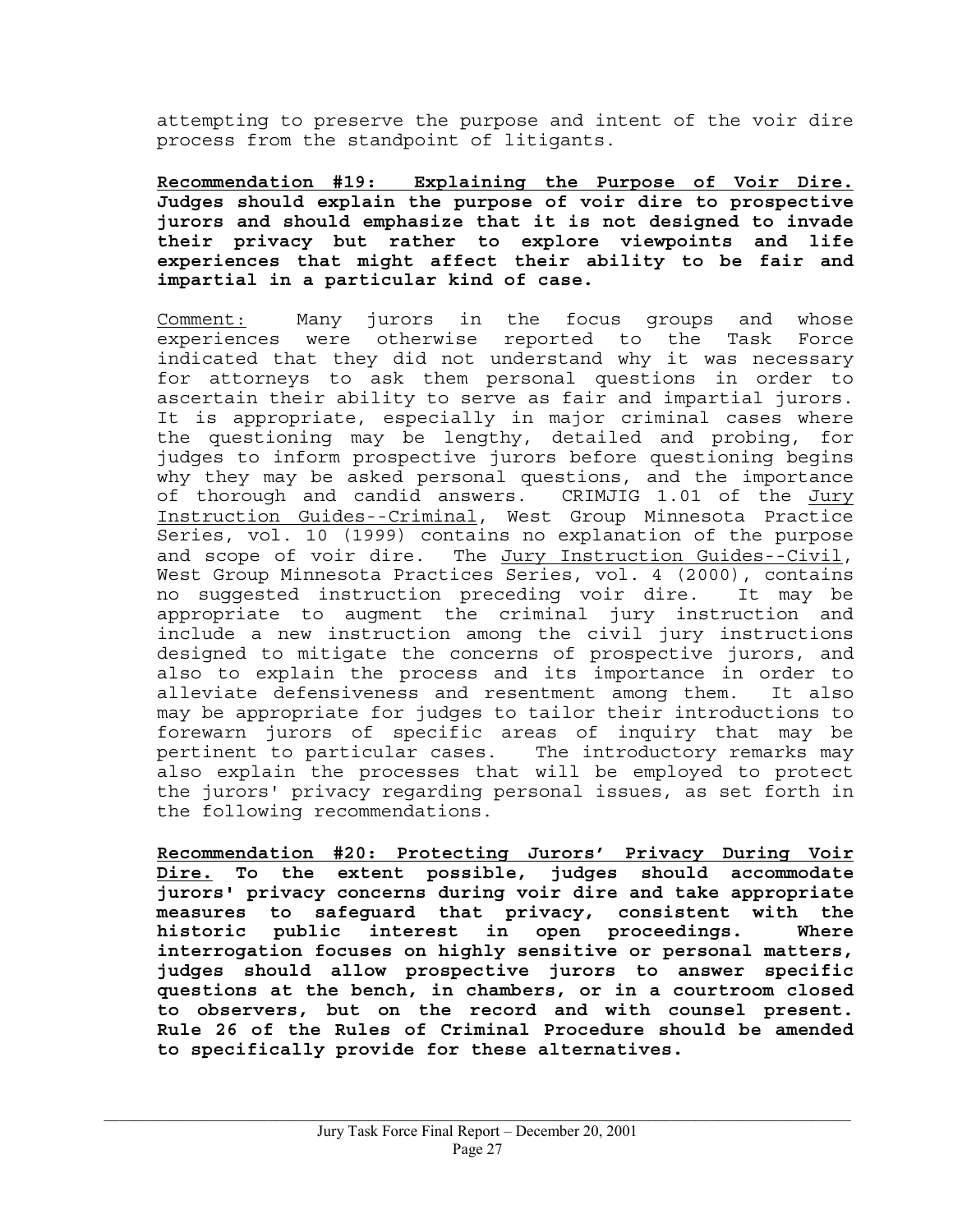attempting to preserve the purpose and intent of the voir dire process from the standpoint of litigants.

**<u>Recommendation #19: Explaining the Purpose of Voir Dire.</u> Judges should explain the purpose of voir dire to prospective jurors and should emphasize that it is not designed to invade their privacy but rather to explore viewpoints and life experiences that might affect their ability to be fair and impartial in a particular kind of case.**

<u>Comment:</u> Many jurors in the focus groups and whose experiences were otherwise reported to the Task Force indicated that they did not understand why it was necessary for attorneys to ask them personal questions in order to ascertain their ability to serve as fair and impartial jurors. It is appropriate, especially in major criminal cases where the questioning may be lengthy, detailed and probing, for judges to inform prospective jurors before questioning begins why they may be asked personal questions, and the importance of thorough and candid answers. CRIMJIG 1.01 of the <u>Jury Instruction Guides--Criminal</u>, West Group Minnesota Practice Series, vol. 10 (1999) contains no explanation of the purpose and scope of voir dire. The <u>Jury Instruction Guides--Civil</u>, West Group Minnesota Practices Series, vol. 4 (2000), contains no suggested instruction preceding voir dire. It may be appropriate to augment the criminal jury instruction and include a new instruction among the civil jury instructions designed to mitigate the concerns of prospective jurors, and also to explain the process and its importance in order to alleviate defensiveness and resentment among them. It also may be appropriate for judges to tailor their introductions to forewarn jurors of specific areas of inquiry that may be pertinent to particular cases. The introductory remarks may also explain the processes that will be employed to protect the jurors' privacy regarding personal issues, as set forth in the following recommendations.

**<u>Recommendation #20: Protecting Jurors' Privacy During Voir Dire.</u> To the extent possible, judges should accommodate jurors' privacy concerns during voir dire and take appropriate measures to safeguard that privacy, consistent with the historic public interest in open proceedings. Where interrogation focuses on highly sensitive or personal matters, judges should allow prospective jurors to answer specific questions at the bench, in chambers, or in a courtroom closed to observers, but on the record and with counsel present. Rule 26 of the Rules of Criminal Procedure should be amended to specifically provide for these alternatives.**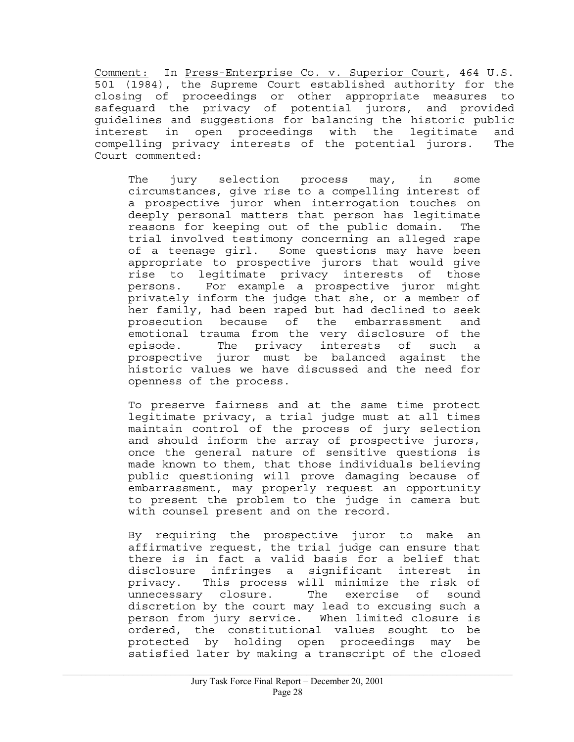Comment: In *Press-Enterprise Co. v. Superior Court*, 464 U.S. 501 (1984), the Supreme Court established authority for the closing of proceedings or other appropriate measures to safeguard the privacy of potential jurors, and provided guidelines and suggestions for balancing the historic public interest in open proceedings with the legitimate and compelling privacy interests of the potential jurors. The Court commented:

> The jury selection process may, in some circumstances, give rise to a compelling interest of a prospective juror when interrogation touches on deeply personal matters that person has legitimate reasons for keeping out of the public domain. The trial involved testimony concerning an alleged rape of a teenage girl. Some questions may have been appropriate to prospective jurors that would give rise to legitimate privacy interests of those persons. For example a prospective juror might privately inform the judge that she, or a member of her family, had been raped but had declined to seek prosecution because of the embarrassment and emotional trauma from the very disclosure of the episode. The privacy interests of such a prospective juror must be balanced against the historic values we have discussed and the need for openness of the process.
>
> To preserve fairness and at the same time protect legitimate privacy, a trial judge must at all times maintain control of the process of jury selection and should inform the array of prospective jurors, once the general nature of sensitive questions is made known to them, that those individuals believing public questioning will prove damaging because of embarrassment, may properly request an opportunity to present the problem to the judge in camera but with counsel present and on the record.
>
> By requiring the prospective juror to make an affirmative request, the trial judge can ensure that there is in fact a valid basis for a belief that disclosure infringes a significant interest in privacy. This process will minimize the risk of unnecessary closure. The exercise of sound discretion by the court may lead to excusing such a person from jury service. When limited closure is ordered, the constitutional values sought to be protected by holding open proceedings may be satisfied later by making a transcript of the closed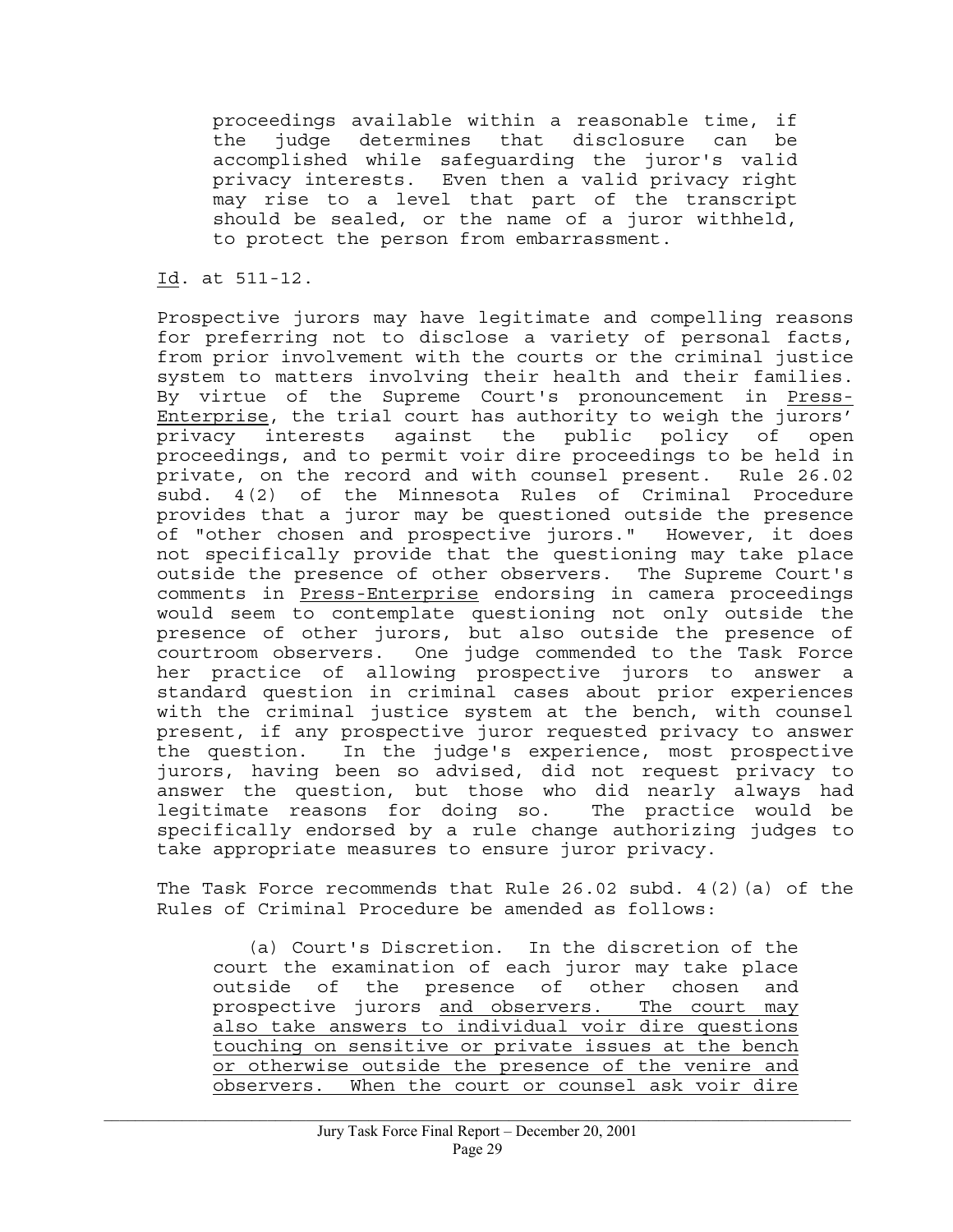> proceedings available within a reasonable time, if the judge determines that disclosure can be accomplished while safeguarding the juror's valid privacy interests. Even then a valid privacy right may rise to a level that part of the transcript should be sealed, or the name of a juror withheld, to protect the person from embarrassment.

Id. at 511-12.

Prospective jurors may have legitimate and compelling reasons for preferring not to disclose a variety of personal facts, from prior involvement with the courts or the criminal justice system to matters involving their health and their families. By virtue of the Supreme Court's pronouncement in Press-Enterprise, the trial court has authority to weigh the jurors' privacy interests against the public policy of open proceedings, and to permit voir dire proceedings to be held in private, on the record and with counsel present. Rule 26.02 subd. 4(2) of the Minnesota Rules of Criminal Procedure provides that a juror may be questioned outside the presence of "other chosen and prospective jurors." However, it does not specifically provide that the questioning may take place outside the presence of other observers. The Supreme Court's comments in Press-Enterprise endorsing in camera proceedings would seem to contemplate questioning not only outside the presence of other jurors, but also outside the presence of courtroom observers. One judge commended to the Task Force her practice of allowing prospective jurors to answer a standard question in criminal cases about prior experiences with the criminal justice system at the bench, with counsel present, if any prospective juror requested privacy to answer the question. In the judge's experience, most prospective jurors, having been so advised, did not request privacy to answer the question, but those who did nearly always had legitimate reasons for doing so. The practice would be specifically endorsed by a rule change authorizing judges to take appropriate measures to ensure juror privacy.

The Task Force recommends that Rule 26.02 subd. 4(2)(a) of the Rules of Criminal Procedure be amended as follows:

> (a) Court's Discretion. In the discretion of the court the examination of each juror may take place outside of the presence of other chosen and prospective jurors <u>and observers. The court may also take answers to individual voir dire questions touching on sensitive or private issues at the bench or otherwise outside the presence of the venire and observers. When the court or counsel ask voir dire</u>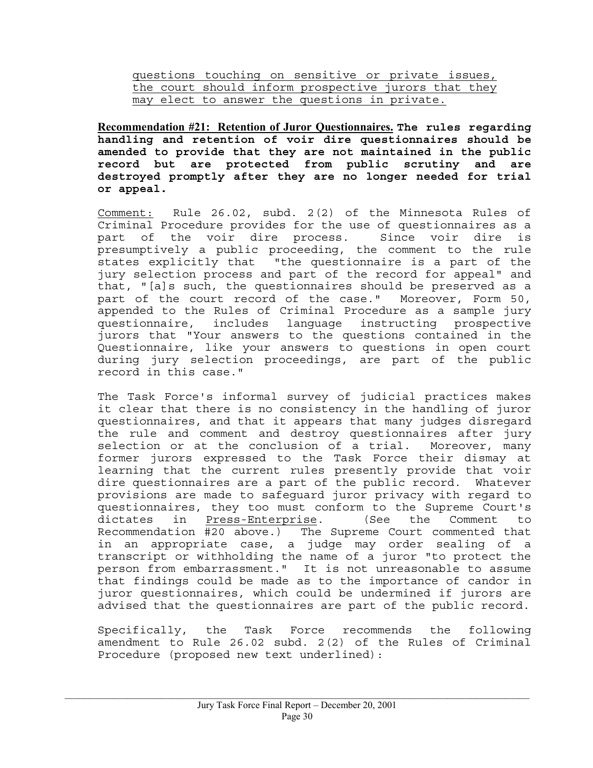<u>questions touching on sensitive or private issues, the court should inform prospective jurors that they may elect to answer the questions in private.</u>

**<u>Recommendation #21: Retention of Juror Questionnaires.</u> The rules regarding handling and retention of voir dire questionnaires should be amended to provide that they are not maintained in the public record but are protected from public scrutiny and are destroyed promptly after they are no longer needed for trial or appeal.**

<u>Comment:</u> Rule 26.02, subd. 2(2) of the Minnesota Rules of Criminal Procedure provides for the use of questionnaires as a part of the voir dire process. Since voir dire is presumptively a public proceeding, the comment to the rule states explicitly that "the questionnaire is a part of the jury selection process and part of the record for appeal" and that, "[a]s such, the questionnaires should be preserved as a part of the court record of the case." Moreover, Form 50, appended to the Rules of Criminal Procedure as a sample jury questionnaire, includes language instructing prospective jurors that "Your answers to the questions contained in the Questionnaire, like your answers to questions in open court during jury selection proceedings, are part of the public record in this case."

The Task Force's informal survey of judicial practices makes it clear that there is no consistency in the handling of juror questionnaires, and that it appears that many judges disregard the rule and comment and destroy questionnaires after jury selection or at the conclusion of a trial. Moreover, many former jurors expressed to the Task Force their dismay at learning that the current rules presently provide that voir dire questionnaires are a part of the public record. Whatever provisions are made to safeguard juror privacy with regard to questionnaires, they too must conform to the Supreme Court's dictates in <u>Press-Enterprise</u>. (See the Comment to Recommendation #20 above.) The Supreme Court commented that in an appropriate case, a judge may order sealing of a transcript or withholding the name of a juror "to protect the person from embarrassment." It is not unreasonable to assume that findings could be made as to the importance of candor in juror questionnaires, which could be undermined if jurors are advised that the questionnaires are part of the public record.

Specifically, the Task Force recommends the following amendment to Rule 26.02 subd. 2(2) of the Rules of Criminal Procedure (proposed new text underlined):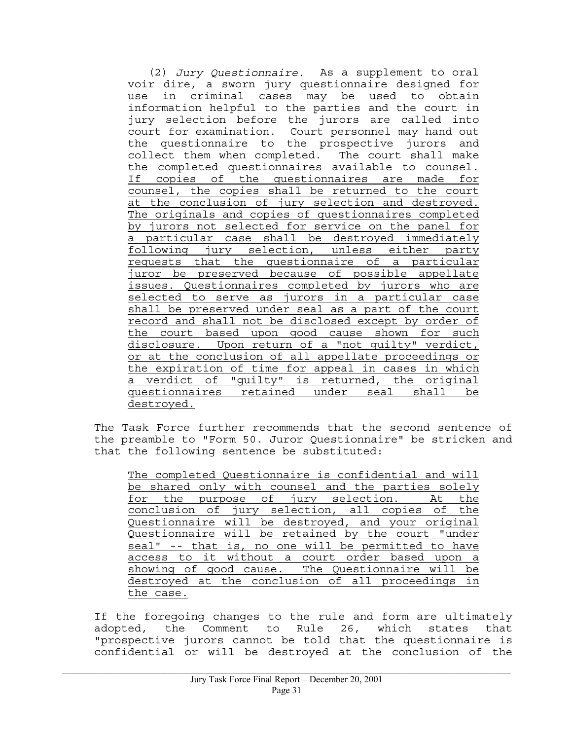(2) *Jury Questionnaire.* As a supplement to oral voir dire, a sworn jury questionnaire designed for use in criminal cases may be used to obtain information helpful to the parties and the court in jury selection before the jurors are called into court for examination. Court personnel may hand out the questionnaire to the prospective jurors and collect them when completed. The court shall make the completed questionnaires available to counsel. <u>If copies of the questionnaires are made for counsel, the copies shall be returned to the court at the conclusion of jury selection and destroyed. The originals and copies of questionnaires completed by jurors not selected for service on the panel for a particular case shall be destroyed immediately following jury selection, unless either party requests that the questionnaire of a particular juror be preserved because of possible appellate issues. Questionnaires completed by jurors who are selected to serve as jurors in a particular case shall be preserved under seal as a part of the court record and shall not be disclosed except by order of the court based upon good cause shown for such disclosure. Upon return of a "not guilty" verdict, or at the conclusion of all appellate proceedings or the expiration of time for appeal in cases in which a verdict of "guilty" is returned, the original questionnaires retained under seal shall be destroyed.</u>

The Task Force further recommends that the second sentence of the preamble to "Form 50. Juror Questionnaire" be stricken and that the following sentence be substituted:

> <u>The completed Questionnaire is confidential and will be shared only with counsel and the parties solely for the purpose of jury selection. At the conclusion of jury selection, all copies of the Questionnaire will be destroyed, and your original Questionnaire will be retained by the court "under seal" -- that is, no one will be permitted to have access to it without a court order based upon a showing of good cause. The Questionnaire will be destroyed at the conclusion of all proceedings in the case.</u>

If the foregoing changes to the rule and form are ultimately adopted, the Comment to Rule 26, which states that "prospective jurors cannot be told that the questionnaire is confidential or will be destroyed at the conclusion of the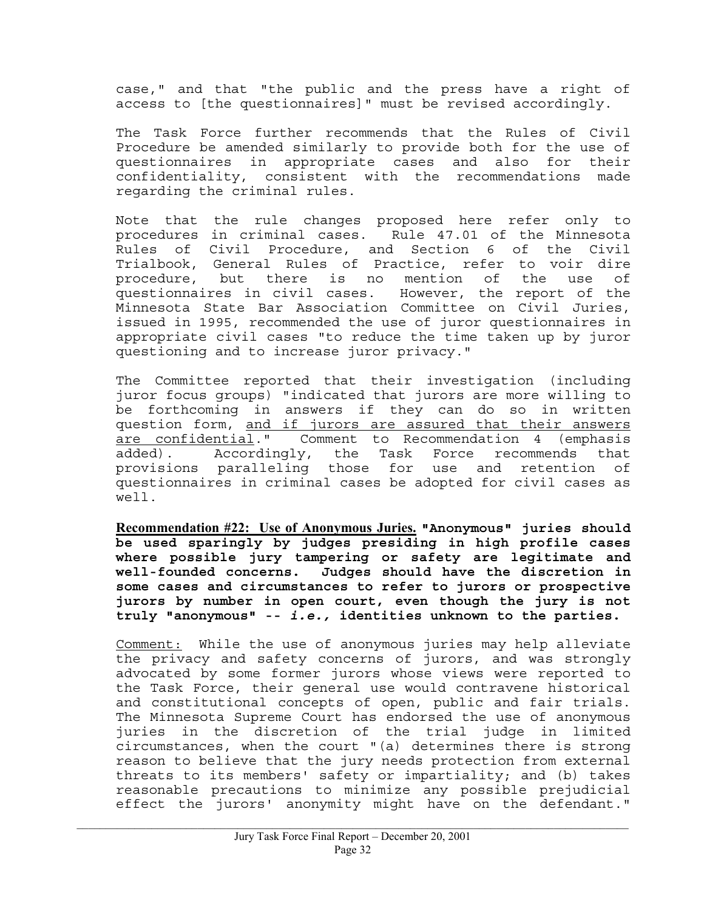case," and that "the public and the press have a right of access to [the questionnaires]" must be revised accordingly.

The Task Force further recommends that the Rules of Civil Procedure be amended similarly to provide both for the use of questionnaires in appropriate cases and also for their confidentiality, consistent with the recommendations made regarding the criminal rules.

Note that the rule changes proposed here refer only to procedures in criminal cases. Rule 47.01 of the Minnesota Rules of Civil Procedure, and Section 6 of the Civil Trialbook, General Rules of Practice, refer to voir dire procedure, but there is no mention of the use of questionnaires in civil cases. However, the report of the Minnesota State Bar Association Committee on Civil Juries, issued in 1995, recommended the use of juror questionnaires in appropriate civil cases "to reduce the time taken up by juror questioning and to increase juror privacy."

The Committee reported that their investigation (including juror focus groups) "indicated that jurors are more willing to be forthcoming in answers if they can do so in written question form, <u>and if jurors are assured that their answers are confidential</u>." Comment to Recommendation 4 (emphasis added). Accordingly, the Task Force recommends that provisions paralleling those for use and retention of questionnaires in criminal cases be adopted for civil cases as well.

**<u>Recommendation #22: Use of Anonymous Juries.</u> "Anonymous" juries should be used sparingly by judges presiding in high profile cases where possible jury tampering or safety are legitimate and well-founded concerns. Judges should have the discretion in some cases and circumstances to refer to jurors or prospective jurors by number in open court, even though the jury is not truly "anonymous" -- *i.e.,* identities unknown to the parties.**

<u>Comment:</u> While the use of anonymous juries may help alleviate the privacy and safety concerns of jurors, and was strongly advocated by some former jurors whose views were reported to the Task Force, their general use would contravene historical and constitutional concepts of open, public and fair trials. The Minnesota Supreme Court has endorsed the use of anonymous juries in the discretion of the trial judge in limited circumstances, when the court "(a) determines there is strong reason to believe that the jury needs protection from external threats to its members' safety or impartiality; and (b) takes reasonable precautions to minimize any possible prejudicial effect the jurors' anonymity might have on the defendant."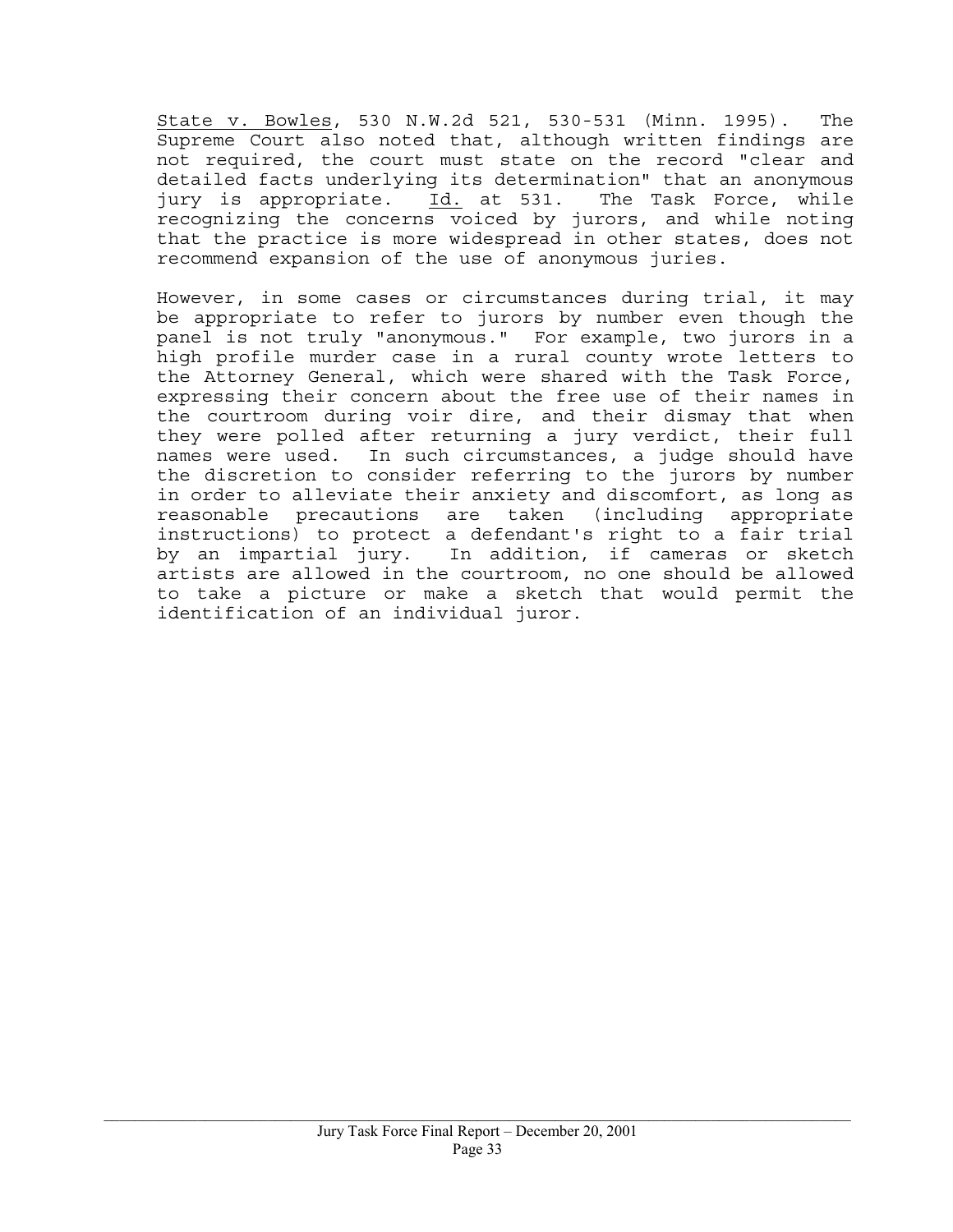State v. Bowles, 530 N.W.2d 521, 530-531 (Minn. 1995). The Supreme Court also noted that, although written findings are not required, the court must state on the record "clear and detailed facts underlying its determination" that an anonymous jury is appropriate. Id. at 531. The Task Force, while recognizing the concerns voiced by jurors, and while noting that the practice is more widespread in other states, does not recommend expansion of the use of anonymous juries.

However, in some cases or circumstances during trial, it may be appropriate to refer to jurors by number even though the panel is not truly "anonymous." For example, two jurors in a high profile murder case in a rural county wrote letters to the Attorney General, which were shared with the Task Force, expressing their concern about the free use of their names in the courtroom during voir dire, and their dismay that when they were polled after returning a jury verdict, their full names were used. In such circumstances, a judge should have the discretion to consider referring to the jurors by number in order to alleviate their anxiety and discomfort, as long as reasonable precautions are taken (including appropriate instructions) to protect a defendant's right to a fair trial by an impartial jury. In addition, if cameras or sketch artists are allowed in the courtroom, no one should be allowed to take a picture or make a sketch that would permit the identification of an individual juror.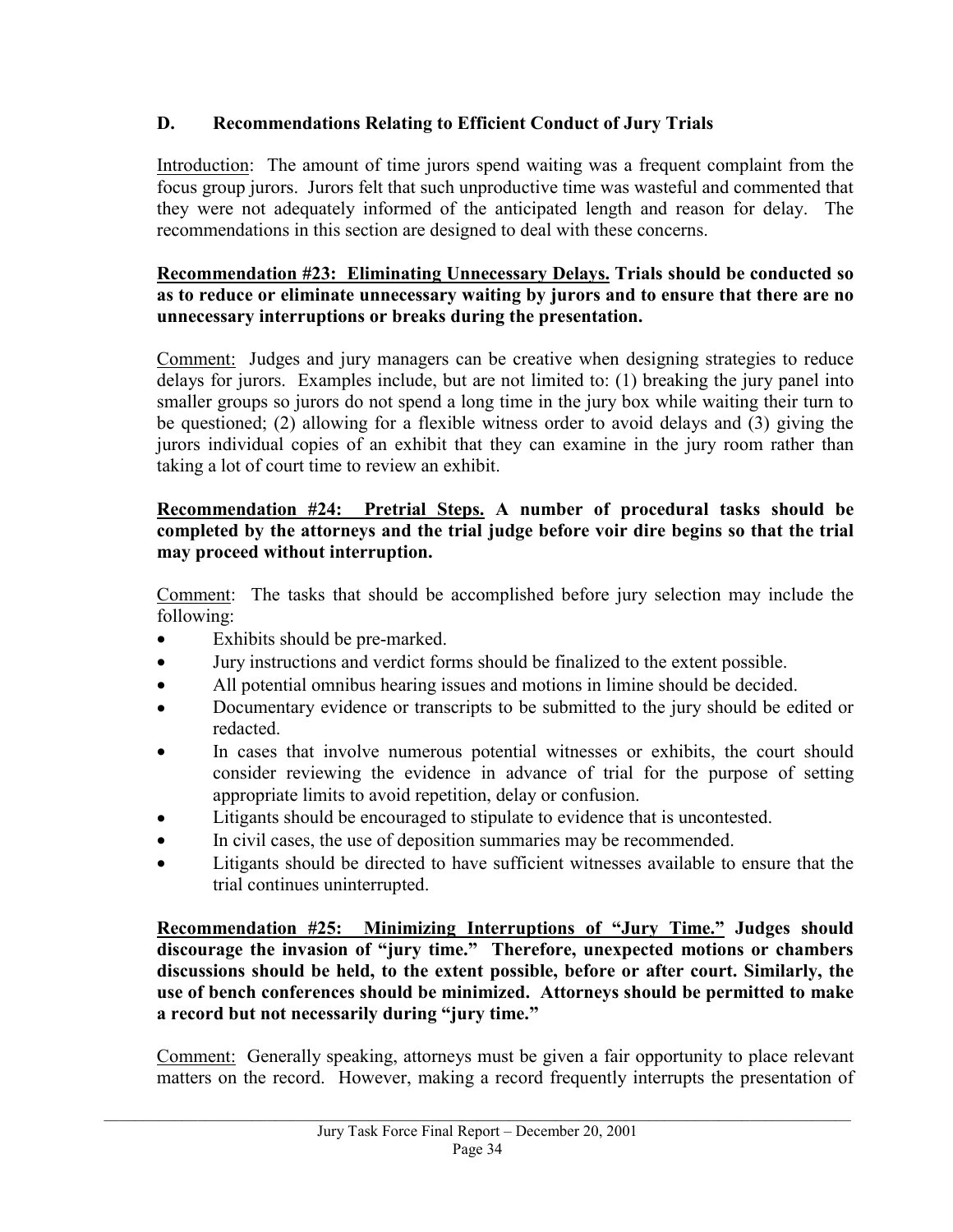## D. Recommendations Relating to Efficient Conduct of Jury Trials

Introduction: The amount of time jurors spend waiting was a frequent complaint from the focus group jurors. Jurors felt that such unproductive time was wasteful and commented that they were not adequately informed of the anticipated length and reason for delay. The recommendations in this section are designed to deal with these concerns.

**Recommendation #23: Eliminating Unnecessary Delays. Trials should be conducted so as to reduce or eliminate unnecessary waiting by jurors and to ensure that there are no unnecessary interruptions or breaks during the presentation.**

Comment: Judges and jury managers can be creative when designing strategies to reduce delays for jurors. Examples include, but are not limited to: (1) breaking the jury panel into smaller groups so jurors do not spend a long time in the jury box while waiting their turn to be questioned; (2) allowing for a flexible witness order to avoid delays and (3) giving the jurors individual copies of an exhibit that they can examine in the jury room rather than taking a lot of court time to review an exhibit.

**Recommendation #24: Pretrial Steps. A number of procedural tasks should be completed by the attorneys and the trial judge before voir dire begins so that the trial may proceed without interruption.**

Comment: The tasks that should be accomplished before jury selection may include the following:

- Exhibits should be pre-marked.
- Jury instructions and verdict forms should be finalized to the extent possible.
- All potential omnibus hearing issues and motions in limine should be decided.
- Documentary evidence or transcripts to be submitted to the jury should be edited or redacted.
- In cases that involve numerous potential witnesses or exhibits, the court should consider reviewing the evidence in advance of trial for the purpose of setting appropriate limits to avoid repetition, delay or confusion.
- Litigants should be encouraged to stipulate to evidence that is uncontested.
- In civil cases, the use of deposition summaries may be recommended.
- Litigants should be directed to have sufficient witnesses available to ensure that the trial continues uninterrupted.

**Recommendation #25: Minimizing Interruptions of "Jury Time." Judges should discourage the invasion of "jury time." Therefore, unexpected motions or chambers discussions should be held, to the extent possible, before or after court. Similarly, the use of bench conferences should be minimized. Attorneys should be permitted to make a record but not necessarily during "jury time."**

Comment: Generally speaking, attorneys must be given a fair opportunity to place relevant matters on the record. However, making a record frequently interrupts the presentation of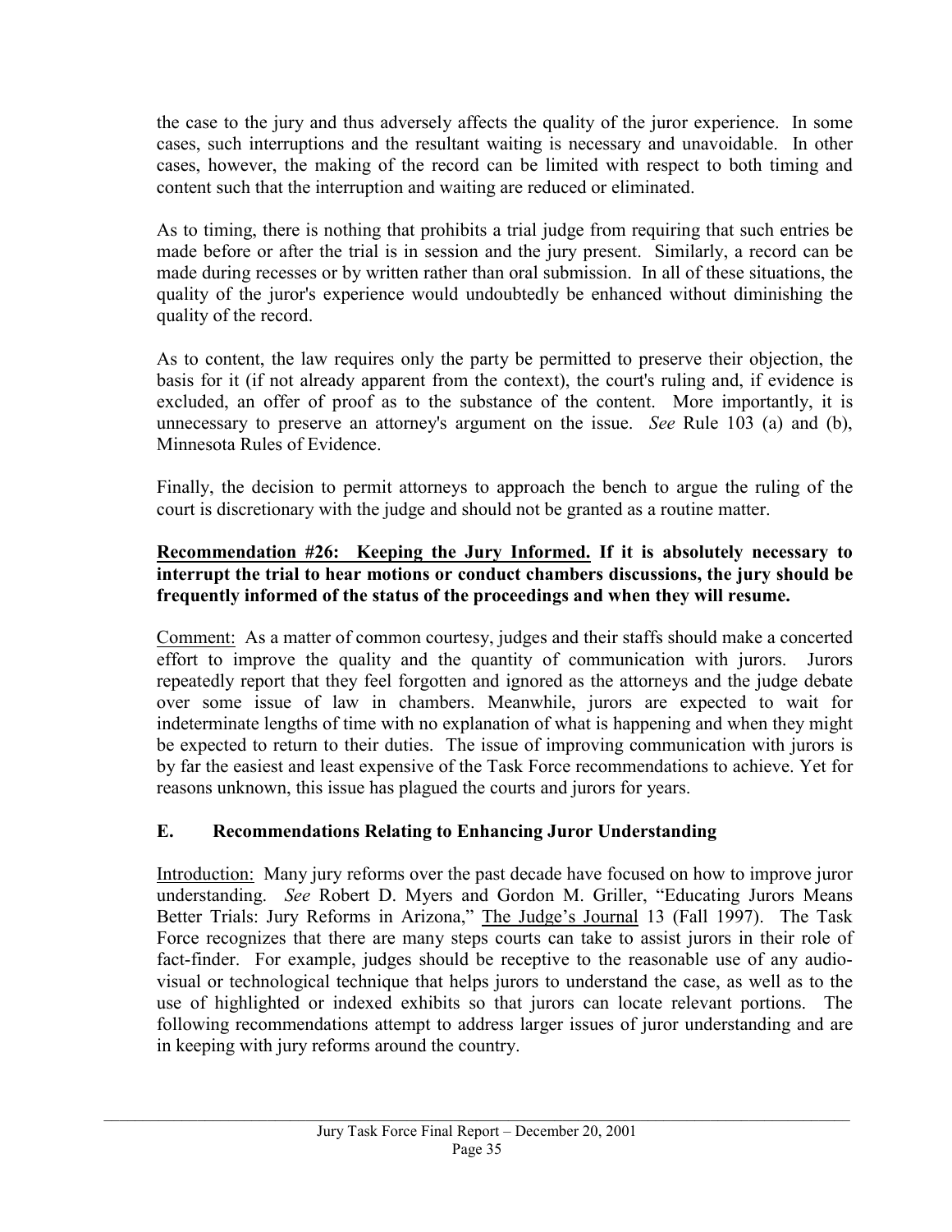the case to the jury and thus adversely affects the quality of the juror experience. In some cases, such interruptions and the resultant waiting is necessary and unavoidable. In other cases, however, the making of the record can be limited with respect to both timing and content such that the interruption and waiting are reduced or eliminated.

As to timing, there is nothing that prohibits a trial judge from requiring that such entries be made before or after the trial is in session and the jury present. Similarly, a record can be made during recesses or by written rather than oral submission. In all of these situations, the quality of the juror's experience would undoubtedly be enhanced without diminishing the quality of the record.

As to content, the law requires only the party be permitted to preserve their objection, the basis for it (if not already apparent from the context), the court's ruling and, if evidence is excluded, an offer of proof as to the substance of the content. More importantly, it is unnecessary to preserve an attorney's argument on the issue. *See* Rule 103 (a) and (b), Minnesota Rules of Evidence.

Finally, the decision to permit attorneys to approach the bench to argue the ruling of the court is discretionary with the judge and should not be granted as a routine matter.

**Recommendation #26: Keeping the Jury Informed. If it is absolutely necessary to interrupt the trial to hear motions or conduct chambers discussions, the jury should be frequently informed of the status of the proceedings and when they will resume.**

Comment: As a matter of common courtesy, judges and their staffs should make a concerted effort to improve the quality and the quantity of communication with jurors. Jurors repeatedly report that they feel forgotten and ignored as the attorneys and the judge debate over some issue of law in chambers. Meanwhile, jurors are expected to wait for indeterminate lengths of time with no explanation of what is happening and when they might be expected to return to their duties. The issue of improving communication with jurors is by far the easiest and least expensive of the Task Force recommendations to achieve. Yet for reasons unknown, this issue has plagued the courts and jurors for years.

## E. Recommendations Relating to Enhancing Juror Understanding

Introduction: Many jury reforms over the past decade have focused on how to improve juror understanding. *See* Robert D. Myers and Gordon M. Griller, "Educating Jurors Means Better Trials: Jury Reforms in Arizona," The Judge's Journal 13 (Fall 1997). The Task Force recognizes that there are many steps courts can take to assist jurors in their role of fact-finder. For example, judges should be receptive to the reasonable use of any audio-visual or technological technique that helps jurors to understand the case, as well as to the use of highlighted or indexed exhibits so that jurors can locate relevant portions. The following recommendations attempt to address larger issues of juror understanding and are in keeping with jury reforms around the country.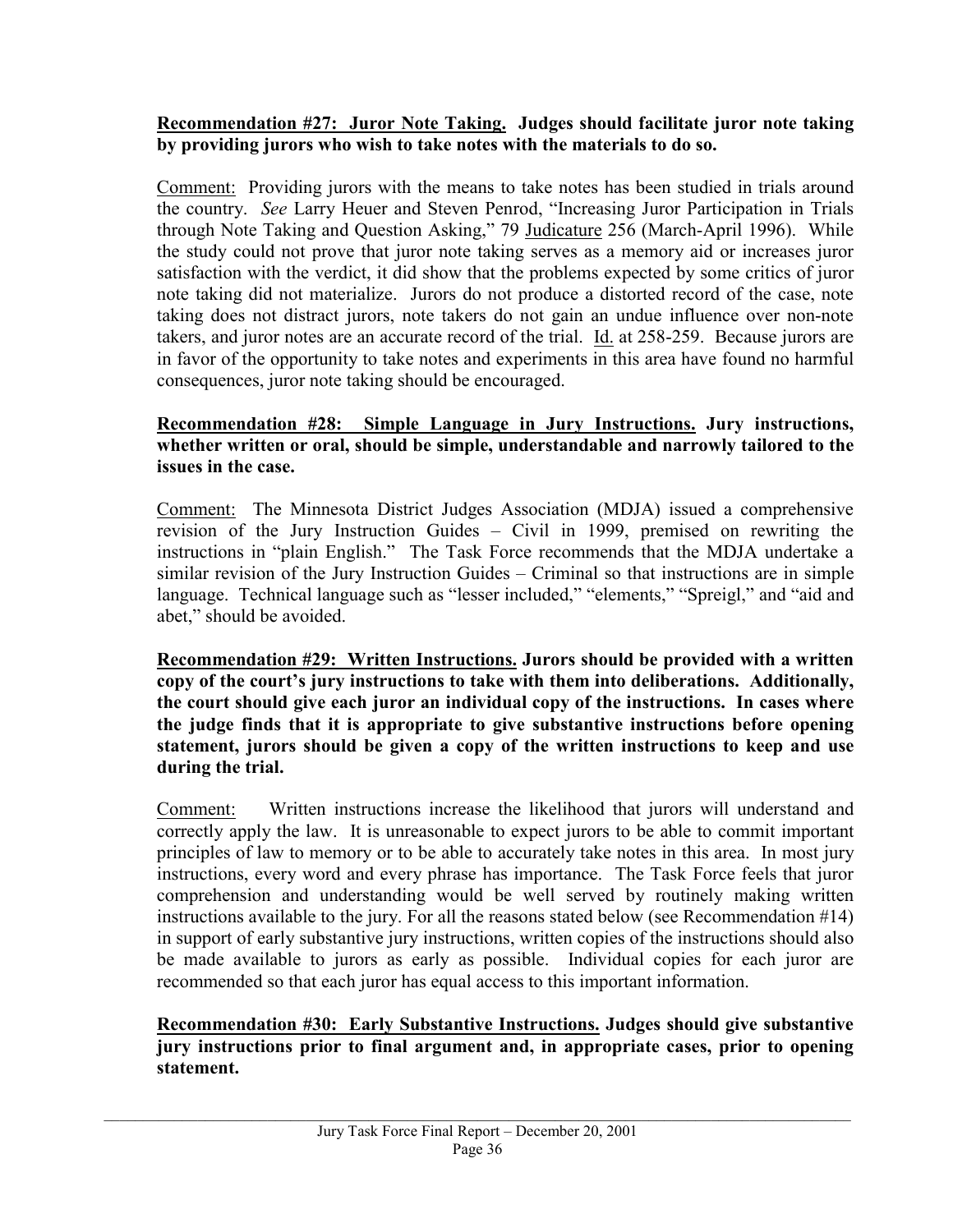**Recommendation #27: Juror Note Taking. Judges should facilitate juror note taking by providing jurors who wish to take notes with the materials to do so.**

Comment: Providing jurors with the means to take notes has been studied in trials around the country. *See* Larry Heuer and Steven Penrod, "Increasing Juror Participation in Trials through Note Taking and Question Asking," 79 Judicature 256 (March-April 1996). While the study could not prove that juror note taking serves as a memory aid or increases juror satisfaction with the verdict, it did show that the problems expected by some critics of juror note taking did not materialize. Jurors do not produce a distorted record of the case, note taking does not distract jurors, note takers do not gain an undue influence over non-note takers, and juror notes are an accurate record of the trial. Id. at 258-259. Because jurors are in favor of the opportunity to take notes and experiments in this area have found no harmful consequences, juror note taking should be encouraged.

**Recommendation #28: Simple Language in Jury Instructions. Jury instructions, whether written or oral, should be simple, understandable and narrowly tailored to the issues in the case.**

Comment: The Minnesota District Judges Association (MDJA) issued a comprehensive revision of the Jury Instruction Guides – Civil in 1999, premised on rewriting the instructions in "plain English." The Task Force recommends that the MDJA undertake a similar revision of the Jury Instruction Guides – Criminal so that instructions are in simple language. Technical language such as "lesser included," "elements," "Spreigl," and "aid and abet," should be avoided.

**Recommendation #29: Written Instructions. Jurors should be provided with a written copy of the court's jury instructions to take with them into deliberations. Additionally, the court should give each juror an individual copy of the instructions. In cases where the judge finds that it is appropriate to give substantive instructions before opening statement, jurors should be given a copy of the written instructions to keep and use during the trial.**

Comment: Written instructions increase the likelihood that jurors will understand and correctly apply the law. It is unreasonable to expect jurors to be able to commit important principles of law to memory or to be able to accurately take notes in this area. In most jury instructions, every word and every phrase has importance. The Task Force feels that juror comprehension and understanding would be well served by routinely making written instructions available to the jury. For all the reasons stated below (see Recommendation #14) in support of early substantive jury instructions, written copies of the instructions should also be made available to jurors as early as possible. Individual copies for each juror are recommended so that each juror has equal access to this important information.

**Recommendation #30: Early Substantive Instructions. Judges should give substantive jury instructions prior to final argument and, in appropriate cases, prior to opening statement.**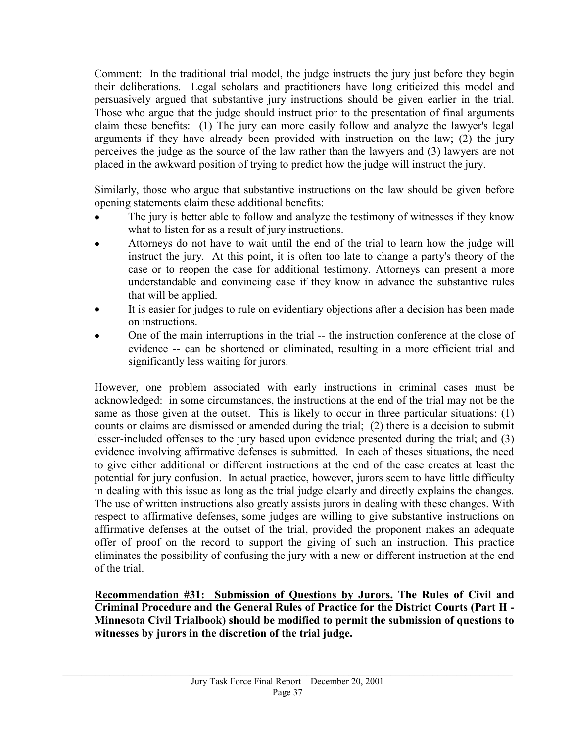<u>Comment:</u> In the traditional trial model, the judge instructs the jury just before they begin their deliberations. Legal scholars and practitioners have long criticized this model and persuasively argued that substantive jury instructions should be given earlier in the trial. Those who argue that the judge should instruct prior to the presentation of final arguments claim these benefits: (1) The jury can more easily follow and analyze the lawyer's legal arguments if they have already been provided with instruction on the law; (2) the jury perceives the judge as the source of the law rather than the lawyers and (3) lawyers are not placed in the awkward position of trying to predict how the judge will instruct the jury.

Similarly, those who argue that substantive instructions on the law should be given before opening statements claim these additional benefits:

- The jury is better able to follow and analyze the testimony of witnesses if they know what to listen for as a result of jury instructions.
- Attorneys do not have to wait until the end of the trial to learn how the judge will instruct the jury. At this point, it is often too late to change a party's theory of the case or to reopen the case for additional testimony. Attorneys can present a more understandable and convincing case if they know in advance the substantive rules that will be applied.
- It is easier for judges to rule on evidentiary objections after a decision has been made on instructions.
- One of the main interruptions in the trial -- the instruction conference at the close of evidence -- can be shortened or eliminated, resulting in a more efficient trial and significantly less waiting for jurors.

However, one problem associated with early instructions in criminal cases must be acknowledged: in some circumstances, the instructions at the end of the trial may not be the same as those given at the outset. This is likely to occur in three particular situations: (1) counts or claims are dismissed or amended during the trial; (2) there is a decision to submit lesser-included offenses to the jury based upon evidence presented during the trial; and (3) evidence involving affirmative defenses is submitted. In each of theses situations, the need to give either additional or different instructions at the end of the case creates at least the potential for jury confusion. In actual practice, however, jurors seem to have little difficulty in dealing with this issue as long as the trial judge clearly and directly explains the changes. The use of written instructions also greatly assists jurors in dealing with these changes. With respect to affirmative defenses, some judges are willing to give substantive instructions on affirmative defenses at the outset of the trial, provided the proponent makes an adequate offer of proof on the record to support the giving of such an instruction. This practice eliminates the possibility of confusing the jury with a new or different instruction at the end of the trial.

**<u>Recommendation #31: Submission of Questions by Jurors.</u> The Rules of Civil and Criminal Procedure and the General Rules of Practice for the District Courts (Part H - Minnesota Civil Trialbook) should be modified to permit the submission of questions to witnesses by jurors in the discretion of the trial judge.**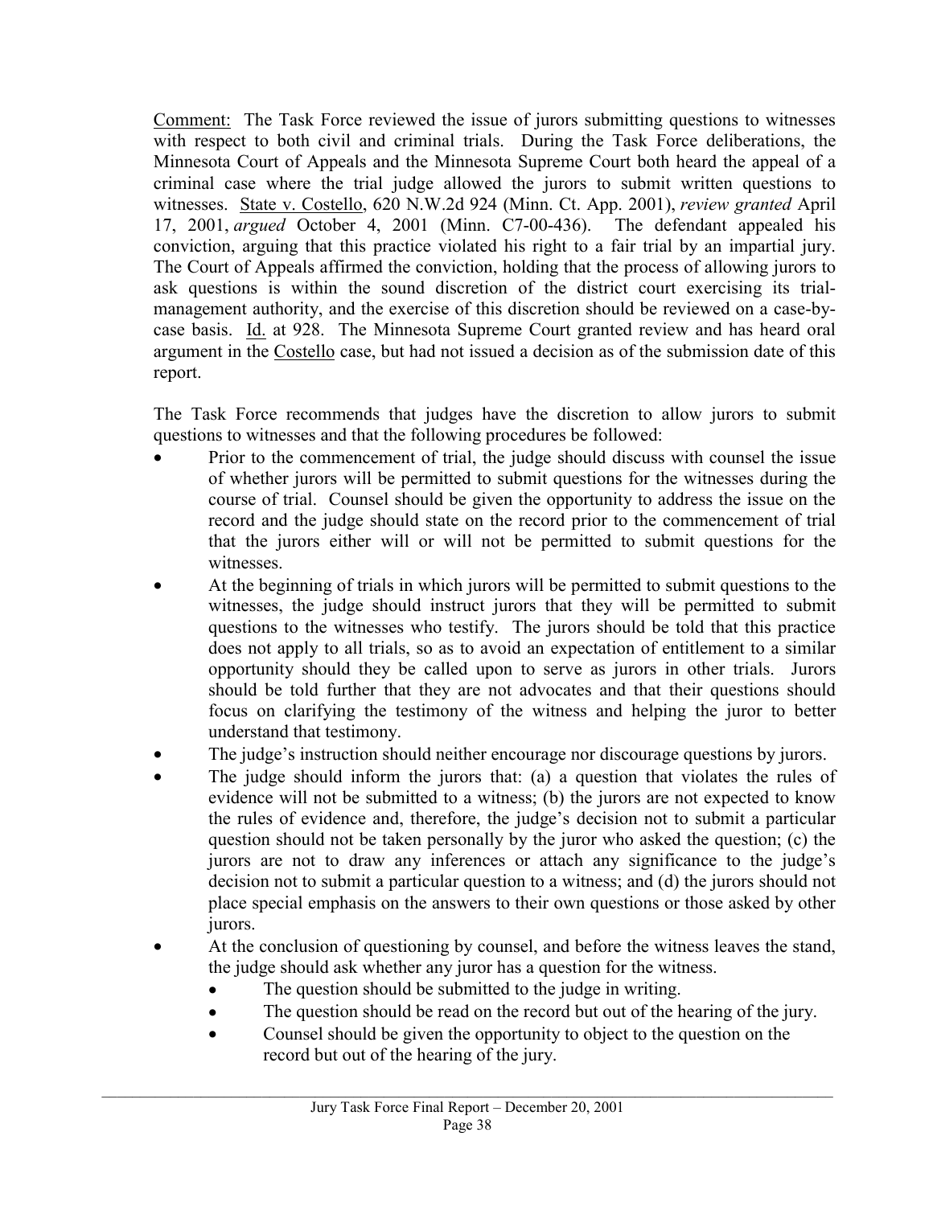Comment: The Task Force reviewed the issue of jurors submitting questions to witnesses with respect to both civil and criminal trials. During the Task Force deliberations, the Minnesota Court of Appeals and the Minnesota Supreme Court both heard the appeal of a criminal case where the trial judge allowed the jurors to submit written questions to witnesses. State v. Costello, 620 N.W.2d 924 (Minn. Ct. App. 2001), *review granted* April 17, 2001, *argued* October 4, 2001 (Minn. C7-00-436). The defendant appealed his conviction, arguing that this practice violated his right to a fair trial by an impartial jury. The Court of Appeals affirmed the conviction, holding that the process of allowing jurors to ask questions is within the sound discretion of the district court exercising its trial-management authority, and the exercise of this discretion should be reviewed on a case-by-case basis. Id. at 928. The Minnesota Supreme Court granted review and has heard oral argument in the Costello case, but had not issued a decision as of the submission date of this report.

The Task Force recommends that judges have the discretion to allow jurors to submit questions to witnesses and that the following procedures be followed:

- Prior to the commencement of trial, the judge should discuss with counsel the issue of whether jurors will be permitted to submit questions for the witnesses during the course of trial. Counsel should be given the opportunity to address the issue on the record and the judge should state on the record prior to the commencement of trial that the jurors either will or will not be permitted to submit questions for the witnesses.
- At the beginning of trials in which jurors will be permitted to submit questions to the witnesses, the judge should instruct jurors that they will be permitted to submit questions to the witnesses who testify. The jurors should be told that this practice does not apply to all trials, so as to avoid an expectation of entitlement to a similar opportunity should they be called upon to serve as jurors in other trials. Jurors should be told further that they are not advocates and that their questions should focus on clarifying the testimony of the witness and helping the juror to better understand that testimony.
- The judge's instruction should neither encourage nor discourage questions by jurors.
- The judge should inform the jurors that: (a) a question that violates the rules of evidence will not be submitted to a witness; (b) the jurors are not expected to know the rules of evidence and, therefore, the judge's decision not to submit a particular question should not be taken personally by the juror who asked the question; (c) the jurors are not to draw any inferences or attach any significance to the judge's decision not to submit a particular question to a witness; and (d) the jurors should not place special emphasis on the answers to their own questions or those asked by other jurors.
- At the conclusion of questioning by counsel, and before the witness leaves the stand, the judge should ask whether any juror has a question for the witness.
  - The question should be submitted to the judge in writing.
  - The question should be read on the record but out of the hearing of the jury.
  - Counsel should be given the opportunity to object to the question on the record but out of the hearing of the jury.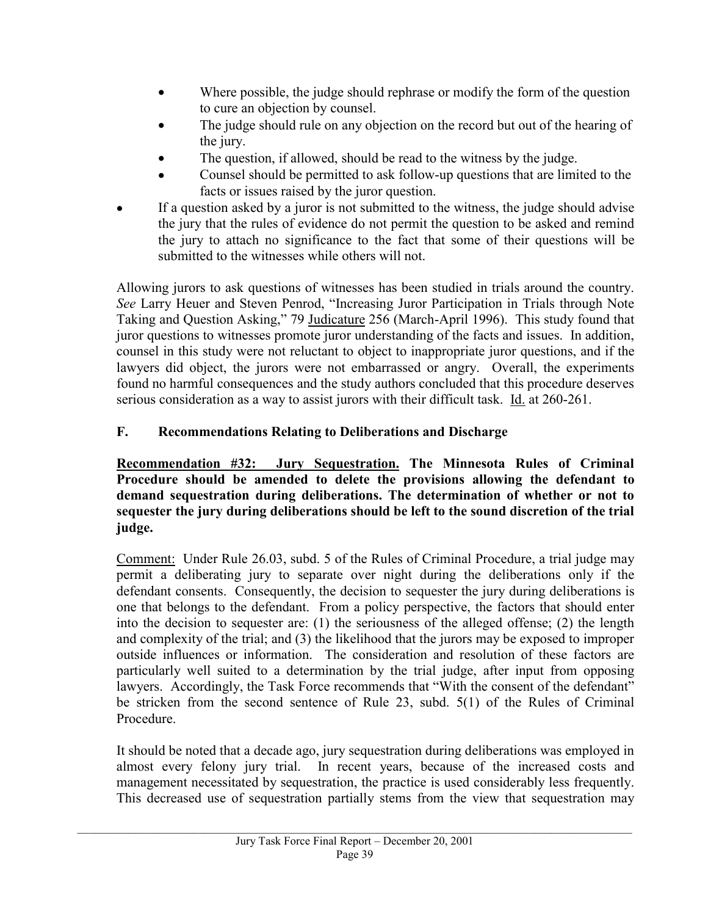- Where possible, the judge should rephrase or modify the form of the question to cure an objection by counsel.
- The judge should rule on any objection on the record but out of the hearing of the jury.
- The question, if allowed, should be read to the witness by the judge.
- Counsel should be permitted to ask follow-up questions that are limited to the facts or issues raised by the juror question.

- If a question asked by a juror is not submitted to the witness, the judge should advise the jury that the rules of evidence do not permit the question to be asked and remind the jury to attach no significance to the fact that some of their questions will be submitted to the witnesses while others will not.

Allowing jurors to ask questions of witnesses has been studied in trials around the country. *See* Larry Heuer and Steven Penrod, "Increasing Juror Participation in Trials through Note Taking and Question Asking," 79 Judicature 256 (March-April 1996). This study found that juror questions to witnesses promote juror understanding of the facts and issues. In addition, counsel in this study were not reluctant to object to inappropriate juror questions, and if the lawyers did object, the jurors were not embarrassed or angry. Overall, the experiments found no harmful consequences and the study authors concluded that this procedure deserves serious consideration as a way to assist jurors with their difficult task. Id. at 260-261.

## F. Recommendations Relating to Deliberations and Discharge

**Recommendation #32: Jury Sequestration. The Minnesota Rules of Criminal Procedure should be amended to delete the provisions allowing the defendant to demand sequestration during deliberations. The determination of whether or not to sequester the jury during deliberations should be left to the sound discretion of the trial judge.**

Comment: Under Rule 26.03, subd. 5 of the Rules of Criminal Procedure, a trial judge may permit a deliberating jury to separate over night during the deliberations only if the defendant consents. Consequently, the decision to sequester the jury during deliberations is one that belongs to the defendant. From a policy perspective, the factors that should enter into the decision to sequester are: (1) the seriousness of the alleged offense; (2) the length and complexity of the trial; and (3) the likelihood that the jurors may be exposed to improper outside influences or information. The consideration and resolution of these factors are particularly well suited to a determination by the trial judge, after input from opposing lawyers. Accordingly, the Task Force recommends that "With the consent of the defendant" be stricken from the second sentence of Rule 23, subd. 5(1) of the Rules of Criminal Procedure.

It should be noted that a decade ago, jury sequestration during deliberations was employed in almost every felony jury trial. In recent years, because of the increased costs and management necessitated by sequestration, the practice is used considerably less frequently. This decreased use of sequestration partially stems from the view that sequestration may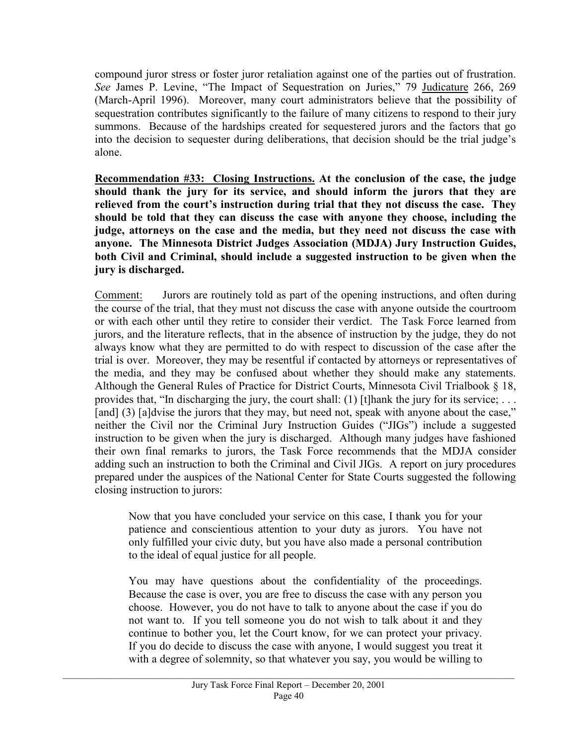compound juror stress or foster juror retaliation against one of the parties out of frustration. *See* James P. Levine, "The Impact of Sequestration on Juries," 79 Judicature 266, 269 (March-April 1996). Moreover, many court administrators believe that the possibility of sequestration contributes significantly to the failure of many citizens to respond to their jury summons. Because of the hardships created for sequestered jurors and the factors that go into the decision to sequester during deliberations, that decision should be the trial judge's alone.

**Recommendation #33: Closing Instructions. At the conclusion of the case, the judge should thank the jury for its service, and should inform the jurors that they are relieved from the court's instruction during trial that they not discuss the case. They should be told that they can discuss the case with anyone they choose, including the judge, attorneys on the case and the media, but they need not discuss the case with anyone. The Minnesota District Judges Association (MDJA) Jury Instruction Guides, both Civil and Criminal, should include a suggested instruction to be given when the jury is discharged.**

Comment: Jurors are routinely told as part of the opening instructions, and often during the course of the trial, that they must not discuss the case with anyone outside the courtroom or with each other until they retire to consider their verdict. The Task Force learned from jurors, and the literature reflects, that in the absence of instruction by the judge, they do not always know what they are permitted to do with respect to discussion of the case after the trial is over. Moreover, they may be resentful if contacted by attorneys or representatives of the media, and they may be confused about whether they should make any statements. Although the General Rules of Practice for District Courts, Minnesota Civil Trialbook § 18, provides that, "In discharging the jury, the court shall: (1) [t]hank the jury for its service; . . . [and] (3) [a]dvise the jurors that they may, but need not, speak with anyone about the case," neither the Civil nor the Criminal Jury Instruction Guides ("JIGs") include a suggested instruction to be given when the jury is discharged. Although many judges have fashioned their own final remarks to jurors, the Task Force recommends that the MDJA consider adding such an instruction to both the Criminal and Civil JIGs. A report on jury procedures prepared under the auspices of the National Center for State Courts suggested the following closing instruction to jurors:

> Now that you have concluded your service on this case, I thank you for your patience and conscientious attention to your duty as jurors. You have not only fulfilled your civic duty, but you have also made a personal contribution to the ideal of equal justice for all people.
>
> You may have questions about the confidentiality of the proceedings. Because the case is over, you are free to discuss the case with any person you choose. However, you do not have to talk to anyone about the case if you do not want to. If you tell someone you do not wish to talk about it and they continue to bother you, let the Court know, for we can protect your privacy. If you do decide to discuss the case with anyone, I would suggest you treat it with a degree of solemnity, so that whatever you say, you would be willing to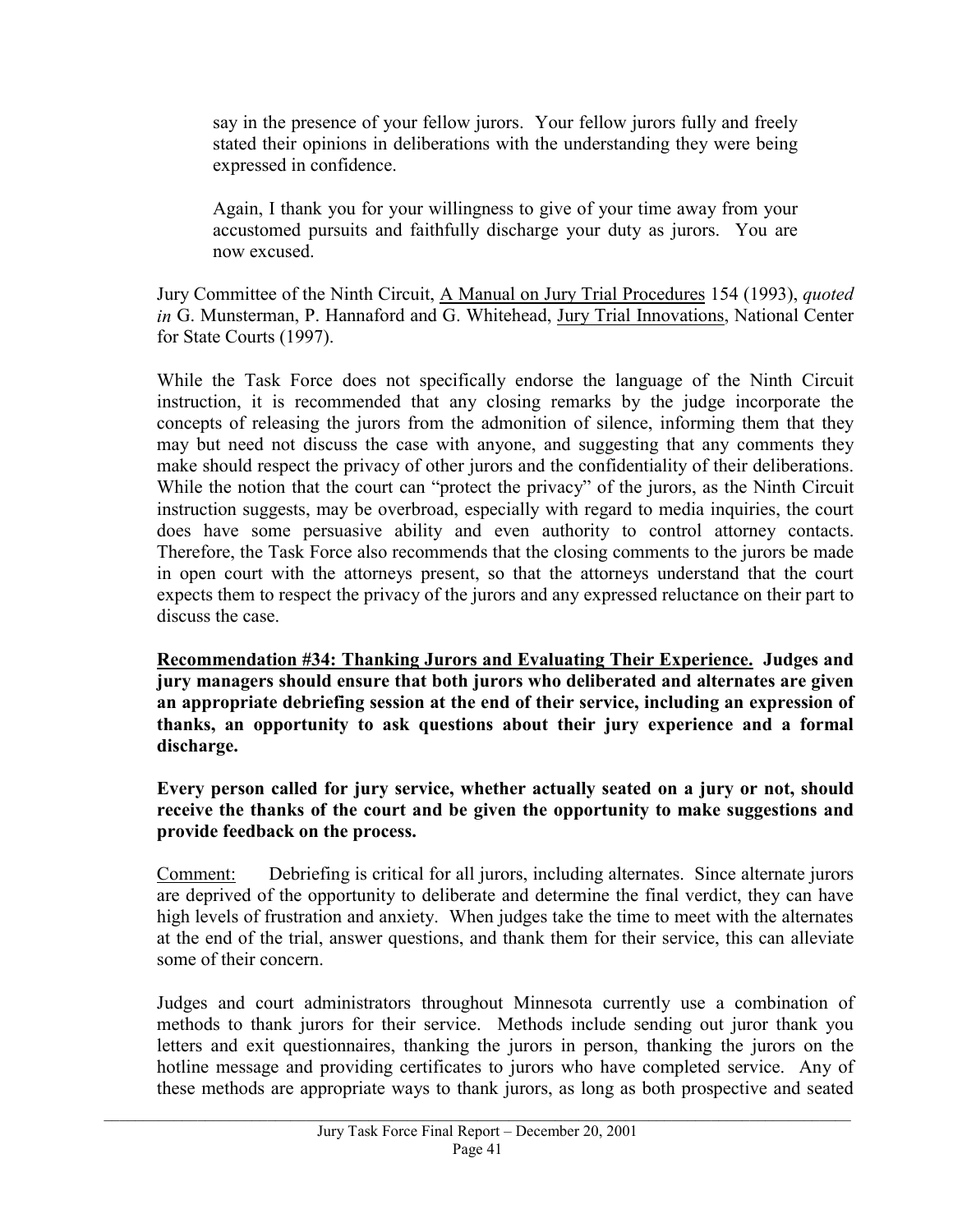> say in the presence of your fellow jurors. Your fellow jurors fully and freely stated their opinions in deliberations with the understanding they were being expressed in confidence.
>
> Again, I thank you for your willingness to give of your time away from your accustomed pursuits and faithfully discharge your duty as jurors. You are now excused.

Jury Committee of the Ninth Circuit, A Manual on Jury Trial Procedures 154 (1993), *quoted in* G. Munsterman, P. Hannaford and G. Whitehead, Jury Trial Innovations, National Center for State Courts (1997).

While the Task Force does not specifically endorse the language of the Ninth Circuit instruction, it is recommended that any closing remarks by the judge incorporate the concepts of releasing the jurors from the admonition of silence, informing them that they may but need not discuss the case with anyone, and suggesting that any comments they make should respect the privacy of other jurors and the confidentiality of their deliberations. While the notion that the court can "protect the privacy" of the jurors, as the Ninth Circuit instruction suggests, may be overbroad, especially with regard to media inquiries, the court does have some persuasive ability and even authority to control attorney contacts. Therefore, the Task Force also recommends that the closing comments to the jurors be made in open court with the attorneys present, so that the attorneys understand that the court expects them to respect the privacy of the jurors and any expressed reluctance on their part to discuss the case.

**Recommendation #34: Thanking Jurors and Evaluating Their Experience. Judges and jury managers should ensure that both jurors who deliberated and alternates are given an appropriate debriefing session at the end of their service, including an expression of thanks, an opportunity to ask questions about their jury experience and a formal discharge.**

**Every person called for jury service, whether actually seated on a jury or not, should receive the thanks of the court and be given the opportunity to make suggestions and provide feedback on the process.**

Comment: Debriefing is critical for all jurors, including alternates. Since alternate jurors are deprived of the opportunity to deliberate and determine the final verdict, they can have high levels of frustration and anxiety. When judges take the time to meet with the alternates at the end of the trial, answer questions, and thank them for their service, this can alleviate some of their concern.

Judges and court administrators throughout Minnesota currently use a combination of methods to thank jurors for their service. Methods include sending out juror thank you letters and exit questionnaires, thanking the jurors in person, thanking the jurors on the hotline message and providing certificates to jurors who have completed service. Any of these methods are appropriate ways to thank jurors, as long as both prospective and seated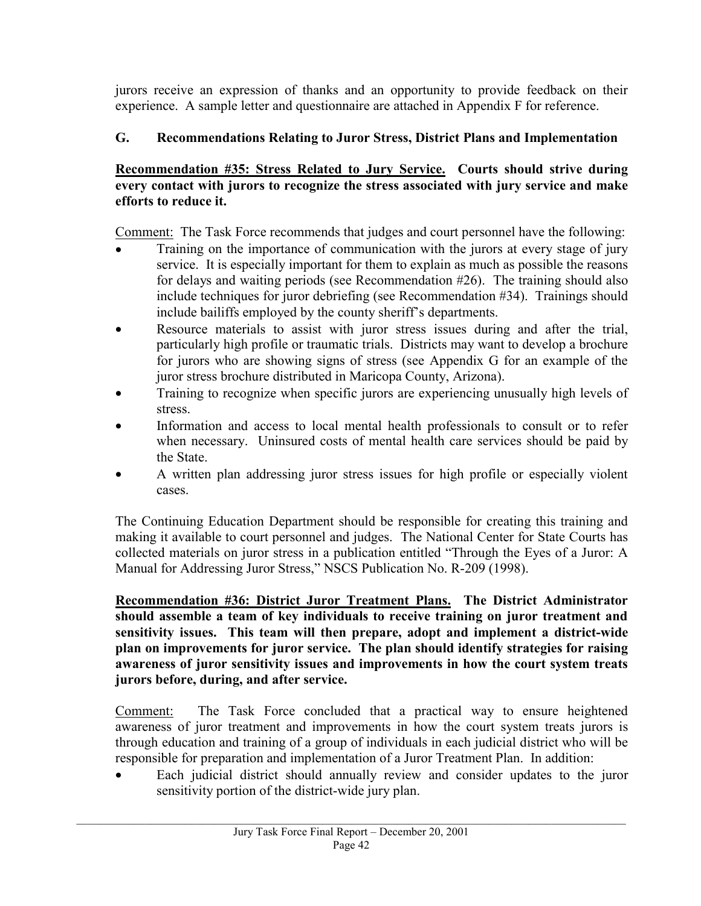jurors receive an expression of thanks and an opportunity to provide feedback on their experience. A sample letter and questionnaire are attached in Appendix F for reference.

### G. Recommendations Relating to Juror Stress, District Plans and Implementation

**Recommendation #35: Stress Related to Jury Service. Courts should strive during every contact with jurors to recognize the stress associated with jury service and make efforts to reduce it.**

Comment: The Task Force recommends that judges and court personnel have the following:

- Training on the importance of communication with the jurors at every stage of jury service. It is especially important for them to explain as much as possible the reasons for delays and waiting periods (see Recommendation #26). The training should also include techniques for juror debriefing (see Recommendation #34). Trainings should include bailiffs employed by the county sheriff's departments.
- Resource materials to assist with juror stress issues during and after the trial, particularly high profile or traumatic trials. Districts may want to develop a brochure for jurors who are showing signs of stress (see Appendix G for an example of the juror stress brochure distributed in Maricopa County, Arizona).
- Training to recognize when specific jurors are experiencing unusually high levels of stress.
- Information and access to local mental health professionals to consult or to refer when necessary. Uninsured costs of mental health care services should be paid by the State.
- A written plan addressing juror stress issues for high profile or especially violent cases.

The Continuing Education Department should be responsible for creating this training and making it available to court personnel and judges. The National Center for State Courts has collected materials on juror stress in a publication entitled "Through the Eyes of a Juror: A Manual for Addressing Juror Stress," NSCS Publication No. R-209 (1998).

**Recommendation #36: District Juror Treatment Plans. The District Administrator should assemble a team of key individuals to receive training on juror treatment and sensitivity issues. This team will then prepare, adopt and implement a district-wide plan on improvements for juror service. The plan should identify strategies for raising awareness of juror sensitivity issues and improvements in how the court system treats jurors before, during, and after service.**

Comment: The Task Force concluded that a practical way to ensure heightened awareness of juror treatment and improvements in how the court system treats jurors is through education and training of a group of individuals in each judicial district who will be responsible for preparation and implementation of a Juror Treatment Plan. In addition:

- Each judicial district should annually review and consider updates to the juror sensitivity portion of the district-wide jury plan.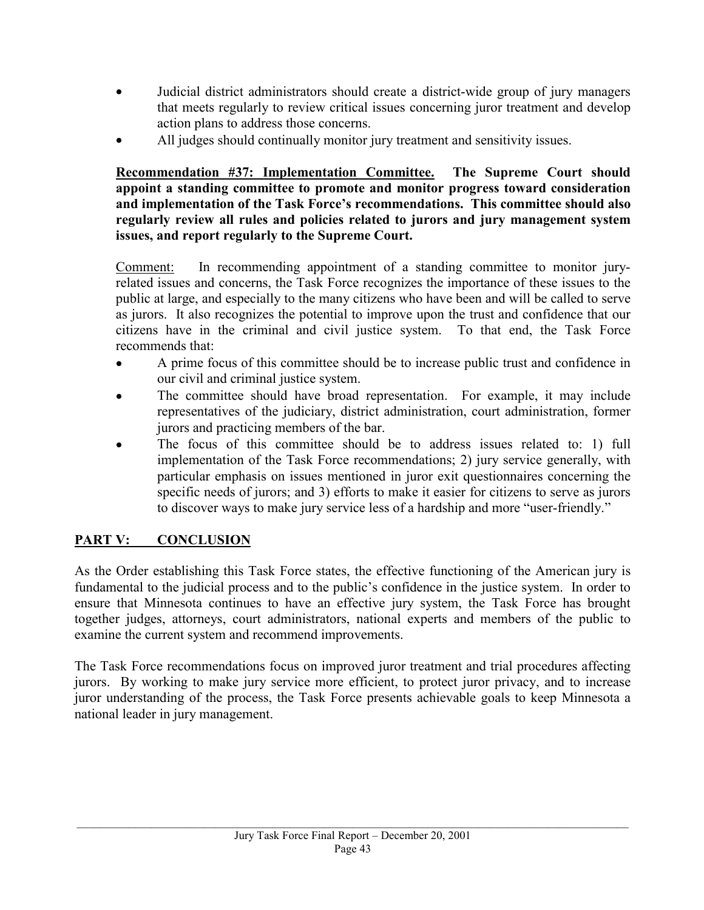- Judicial district administrators should create a district-wide group of jury managers that meets regularly to review critical issues concerning juror treatment and develop action plans to address those concerns.
- All judges should continually monitor jury treatment and sensitivity issues.

**Recommendation #37: Implementation Committee. The Supreme Court should appoint a standing committee to promote and monitor progress toward consideration and implementation of the Task Force's recommendations. This committee should also regularly review all rules and policies related to jurors and jury management system issues, and report regularly to the Supreme Court.**

Comment: In recommending appointment of a standing committee to monitor jury-related issues and concerns, the Task Force recognizes the importance of these issues to the public at large, and especially to the many citizens who have been and will be called to serve as jurors. It also recognizes the potential to improve upon the trust and confidence that our citizens have in the criminal and civil justice system. To that end, the Task Force recommends that:

- A prime focus of this committee should be to increase public trust and confidence in our civil and criminal justice system.
- The committee should have broad representation. For example, it may include representatives of the judiciary, district administration, court administration, former jurors and practicing members of the bar.
- The focus of this committee should be to address issues related to: 1) full implementation of the Task Force recommendations; 2) jury service generally, with particular emphasis on issues mentioned in juror exit questionnaires concerning the specific needs of jurors; and 3) efforts to make it easier for citizens to serve as jurors to discover ways to make jury service less of a hardship and more "user-friendly."

## PART V: CONCLUSION

As the Order establishing this Task Force states, the effective functioning of the American jury is fundamental to the judicial process and to the public's confidence in the justice system. In order to ensure that Minnesota continues to have an effective jury system, the Task Force has brought together judges, attorneys, court administrators, national experts and members of the public to examine the current system and recommend improvements.

The Task Force recommendations focus on improved juror treatment and trial procedures affecting jurors. By working to make jury service more efficient, to protect juror privacy, and to increase juror understanding of the process, the Task Force presents achievable goals to keep Minnesota a national leader in jury management.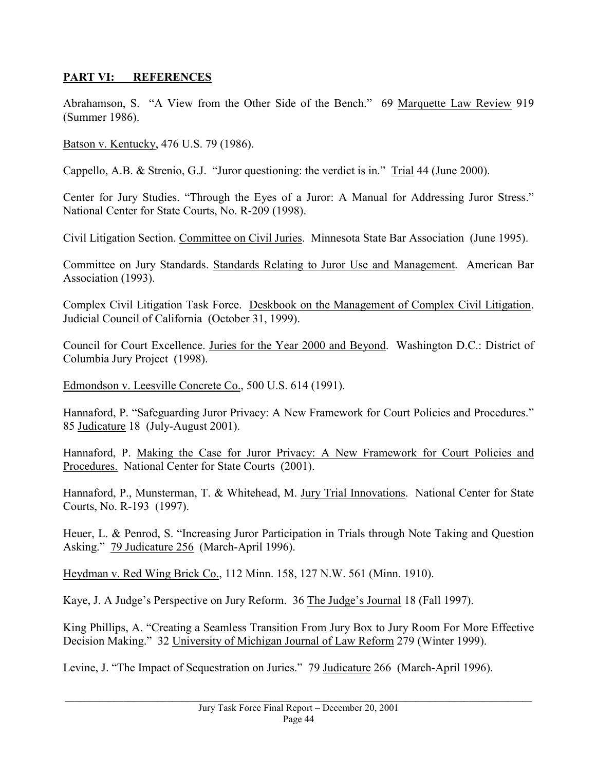## PART VI: REFERENCES

Abrahamson, S. "A View from the Other Side of the Bench." 69 Marquette Law Review 919 (Summer 1986).

Batson v. Kentucky, 476 U.S. 79 (1986).

Cappello, A.B. & Strenio, G.J. "Juror questioning: the verdict is in." Trial 44 (June 2000).

Center for Jury Studies. "Through the Eyes of a Juror: A Manual for Addressing Juror Stress." National Center for State Courts, No. R-209 (1998).

Civil Litigation Section. Committee on Civil Juries. Minnesota State Bar Association (June 1995).

Committee on Jury Standards. Standards Relating to Juror Use and Management. American Bar Association (1993).

Complex Civil Litigation Task Force. Deskbook on the Management of Complex Civil Litigation. Judicial Council of California (October 31, 1999).

Council for Court Excellence. Juries for the Year 2000 and Beyond. Washington D.C.: District of Columbia Jury Project (1998).

Edmondson v. Leesville Concrete Co., 500 U.S. 614 (1991).

Hannaford, P. "Safeguarding Juror Privacy: A New Framework for Court Policies and Procedures." 85 Judicature 18 (July-August 2001).

Hannaford, P. Making the Case for Juror Privacy: A New Framework for Court Policies and Procedures. National Center for State Courts (2001).

Hannaford, P., Munsterman, T. & Whitehead, M. Jury Trial Innovations. National Center for State Courts, No. R-193 (1997).

Heuer, L. & Penrod, S. "Increasing Juror Participation in Trials through Note Taking and Question Asking." 79 Judicature 256 (March-April 1996).

Heydman v. Red Wing Brick Co., 112 Minn. 158, 127 N.W. 561 (Minn. 1910).

Kaye, J. A Judge's Perspective on Jury Reform. 36 The Judge's Journal 18 (Fall 1997).

King Phillips, A. "Creating a Seamless Transition From Jury Box to Jury Room For More Effective Decision Making." 32 University of Michigan Journal of Law Reform 279 (Winter 1999).

Levine, J. "The Impact of Sequestration on Juries." 79 Judicature 266 (March-April 1996).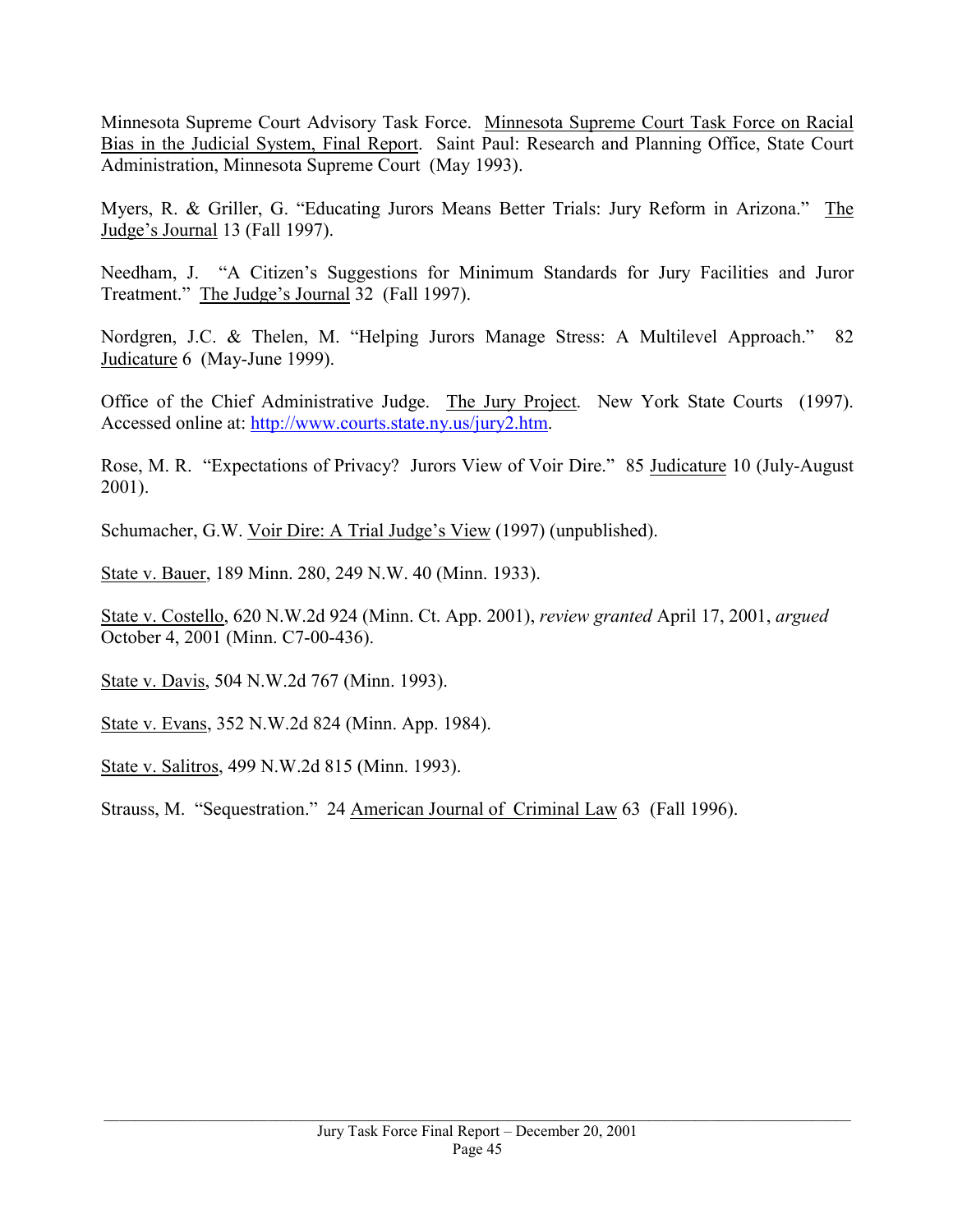Minnesota Supreme Court Advisory Task Force. Minnesota Supreme Court Task Force on Racial Bias in the Judicial System, Final Report. Saint Paul: Research and Planning Office, State Court Administration, Minnesota Supreme Court (May 1993).

Myers, R. & Griller, G. "Educating Jurors Means Better Trials: Jury Reform in Arizona." The Judge's Journal 13 (Fall 1997).

Needham, J. "A Citizen's Suggestions for Minimum Standards for Jury Facilities and Juror Treatment." The Judge's Journal 32 (Fall 1997).

Nordgren, J.C. & Thelen, M. "Helping Jurors Manage Stress: A Multilevel Approach." 82 Judicature 6 (May-June 1999).

Office of the Chief Administrative Judge. The Jury Project. New York State Courts (1997). Accessed online at: http://www.courts.state.ny.us/jury2.htm.

Rose, M. R. "Expectations of Privacy? Jurors View of Voir Dire." 85 Judicature 10 (July-August 2001).

Schumacher, G.W. Voir Dire: A Trial Judge's View (1997) (unpublished).

State v. Bauer, 189 Minn. 280, 249 N.W. 40 (Minn. 1933).

State v. Costello, 620 N.W.2d 924 (Minn. Ct. App. 2001), *review granted* April 17, 2001, *argued* October 4, 2001 (Minn. C7-00-436).

State v. Davis, 504 N.W.2d 767 (Minn. 1993).

State v. Evans, 352 N.W.2d 824 (Minn. App. 1984).

State v. Salitros, 499 N.W.2d 815 (Minn. 1993).

Strauss, M. "Sequestration." 24 American Journal of Criminal Law 63 (Fall 1996).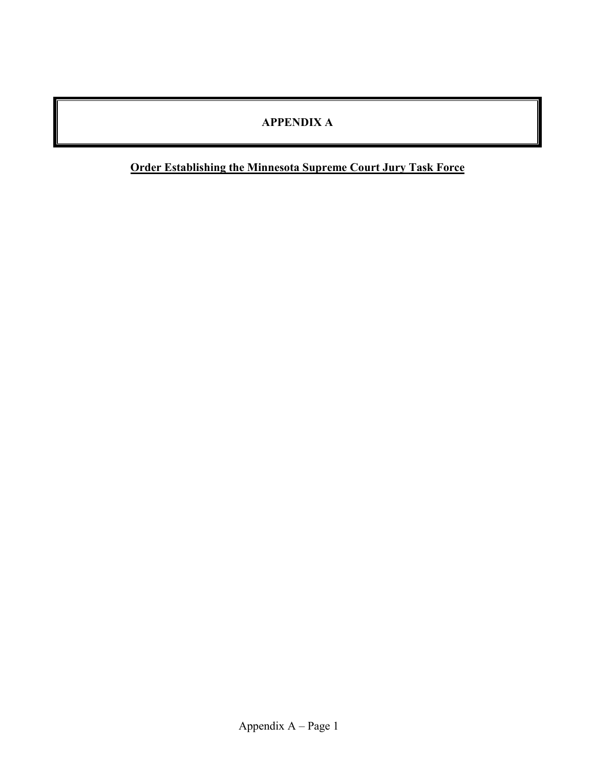# APPENDIX A

**Order Establishing the Minnesota Supreme Court Jury Task Force**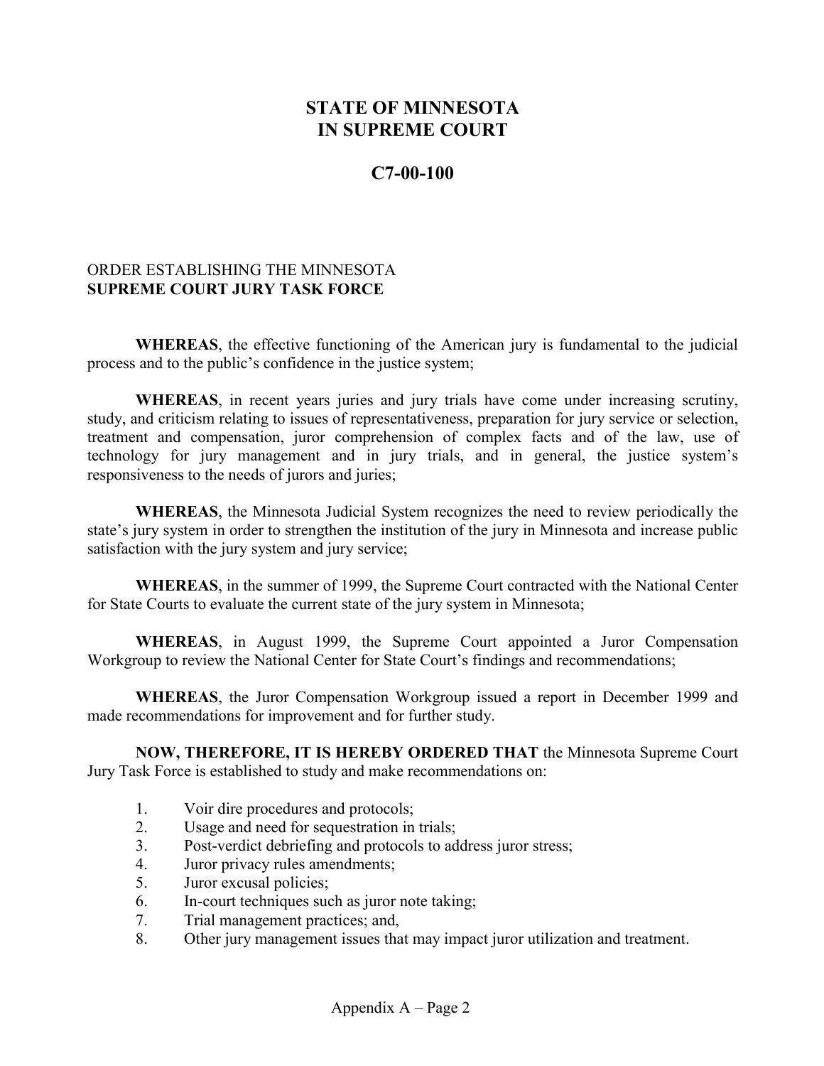# STATE OF MINNESOTA
# IN SUPREME COURT

## C7-00-100

ORDER ESTABLISHING THE MINNESOTA
**SUPREME COURT JURY TASK FORCE**

**WHEREAS**, the effective functioning of the American jury is fundamental to the judicial process and to the public's confidence in the justice system;

**WHEREAS**, in recent years juries and jury trials have come under increasing scrutiny, study, and criticism relating to issues of representativeness, preparation for jury service or selection, treatment and compensation, juror comprehension of complex facts and of the law, use of technology for jury management and in jury trials, and in general, the justice system's responsiveness to the needs of jurors and juries;

**WHEREAS**, the Minnesota Judicial System recognizes the need to review periodically the state's jury system in order to strengthen the institution of the jury in Minnesota and increase public satisfaction with the jury system and jury service;

**WHEREAS**, in the summer of 1999, the Supreme Court contracted with the National Center for State Courts to evaluate the current state of the jury system in Minnesota;

**WHEREAS**, in August 1999, the Supreme Court appointed a Juror Compensation Workgroup to review the National Center for State Court's findings and recommendations;

**WHEREAS**, the Juror Compensation Workgroup issued a report in December 1999 and made recommendations for improvement and for further study.

**NOW, THEREFORE, IT IS HEREBY ORDERED THAT** the Minnesota Supreme Court Jury Task Force is established to study and make recommendations on:

1. Voir dire procedures and protocols;
2. Usage and need for sequestration in trials;
3. Post-verdict debriefing and protocols to address juror stress;
4. Juror privacy rules amendments;
5. Juror excusal policies;
6. In-court techniques such as juror note taking;
7. Trial management practices; and,
8. Other jury management issues that may impact juror utilization and treatment.

Appendix A – Page 2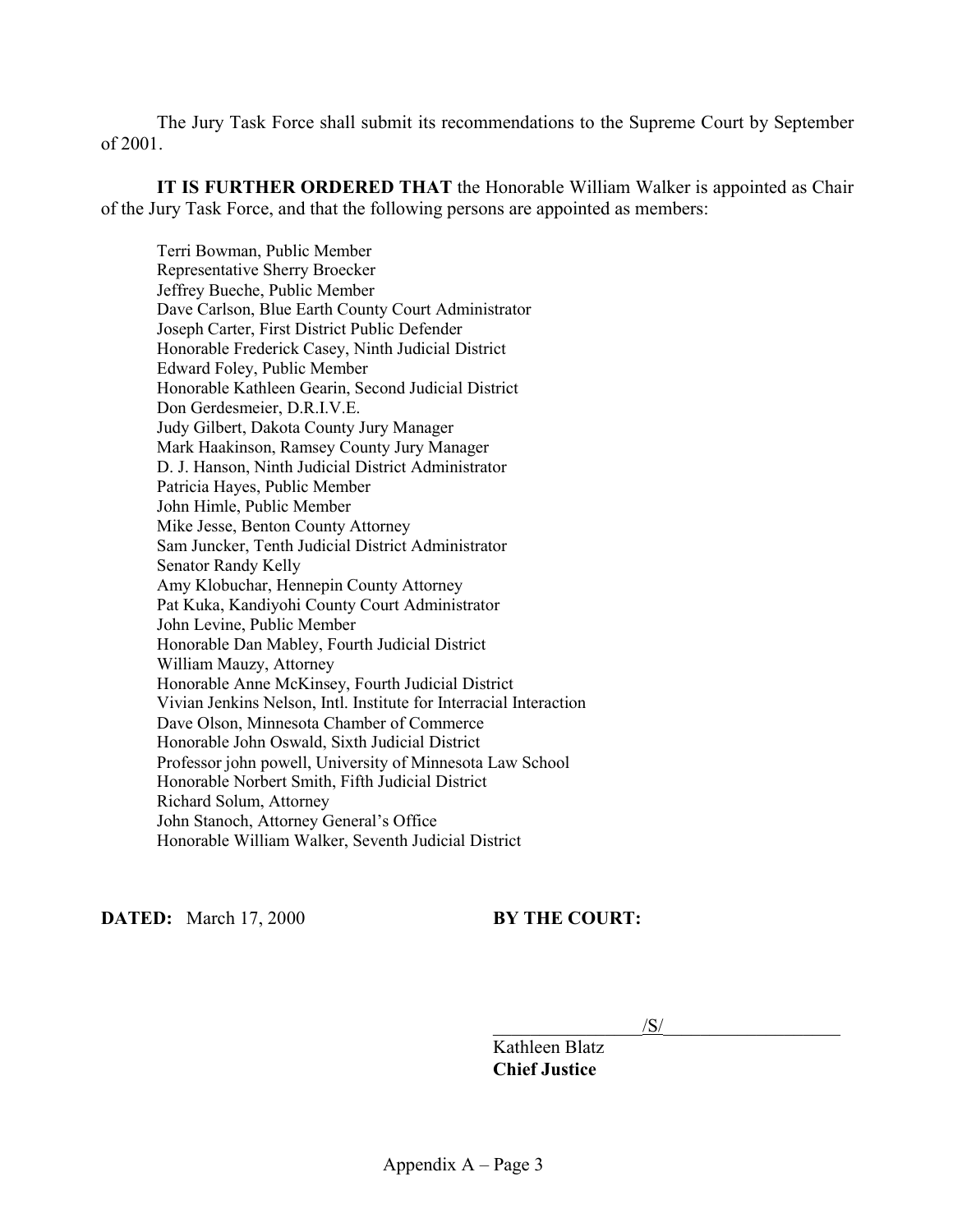The Jury Task Force shall submit its recommendations to the Supreme Court by September of 2001.

**IT IS FURTHER ORDERED THAT** the Honorable William Walker is appointed as Chair of the Jury Task Force, and that the following persons are appointed as members:

Terri Bowman, Public Member  
Representative Sherry Broecker  
Jeffrey Bueche, Public Member  
Dave Carlson, Blue Earth County Court Administrator  
Joseph Carter, First District Public Defender  
Honorable Frederick Casey, Ninth Judicial District  
Edward Foley, Public Member  
Honorable Kathleen Gearin, Second Judicial District  
Don Gerdesmeier, D.R.I.V.E.  
Judy Gilbert, Dakota County Jury Manager  
Mark Haakinson, Ramsey County Jury Manager  
D. J. Hanson, Ninth Judicial District Administrator  
Patricia Hayes, Public Member  
John Himle, Public Member  
Mike Jesse, Benton County Attorney  
Sam Juncker, Tenth Judicial District Administrator  
Senator Randy Kelly  
Amy Klobuchar, Hennepin County Attorney  
Pat Kuka, Kandiyohi County Court Administrator  
John Levine, Public Member  
Honorable Dan Mabley, Fourth Judicial District  
William Mauzy, Attorney  
Honorable Anne McKinsey, Fourth Judicial District  
Vivian Jenkins Nelson, Intl. Institute for Interracial Interaction  
Dave Olson, Minnesota Chamber of Commerce  
Honorable John Oswald, Sixth Judicial District  
Professor john powell, University of Minnesota Law School  
Honorable Norbert Smith, Fifth Judicial District  
Richard Solum, Attorney  
John Stanoch, Attorney General's Office  
Honorable William Walker, Seventh Judicial District

**DATED:** March 17, 2000

**BY THE COURT:**

/S/

Kathleen Blatz  
**Chief Justice**

Appendix A – Page 3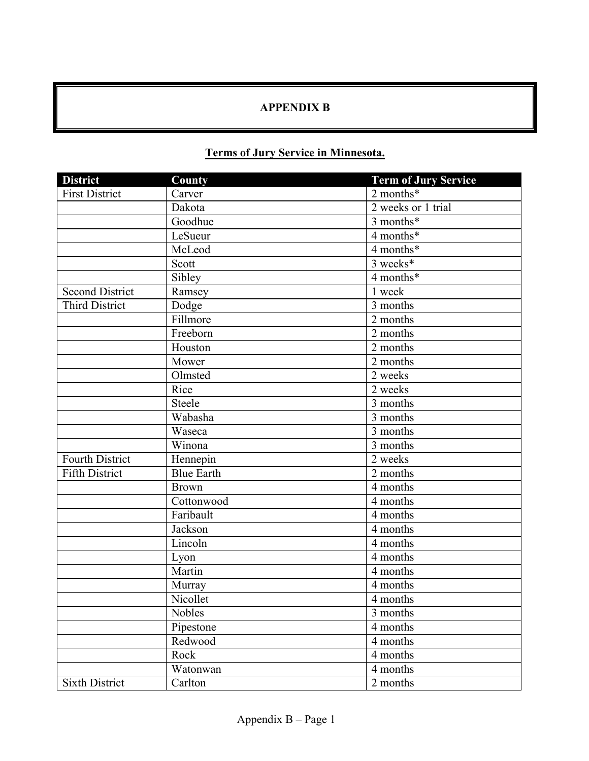# APPENDIX B

## Terms of Jury Service in Minnesota.

| District | County | Term of Jury Service |
|---|---|---|
| First District | Carver | 2 months* |
| | Dakota | 2 weeks or 1 trial |
| | Goodhue | 3 months* |
| | LeSueur | 4 months* |
| | McLeod | 4 months* |
| | Scott | 3 weeks* |
| | Sibley | 4 months* |
| Second District | Ramsey | 1 week |
| Third District | Dodge | 3 months |
| | Fillmore | 2 months |
| | Freeborn | 2 months |
| | Houston | 2 months |
| | Mower | 2 months |
| | Olmsted | 2 weeks |
| | Rice | 2 weeks |
| | Steele | 3 months |
| | Wabasha | 3 months |
| | Waseca | 3 months |
| | Winona | 3 months |
| Fourth District | Hennepin | 2 weeks |
| Fifth District | Blue Earth | 2 months |
| | Brown | 4 months |
| | Cottonwood | 4 months |
| | Faribault | 4 months |
| | Jackson | 4 months |
| | Lincoln | 4 months |
| | Lyon | 4 months |
| | Martin | 4 months |
| | Murray | 4 months |
| | Nicollet | 4 months |
| | Nobles | 3 months |
| | Pipestone | 4 months |
| | Redwood | 4 months |
| | Rock | 4 months |
| | Watonwan | 4 months |
| Sixth District | Carlton | 2 months |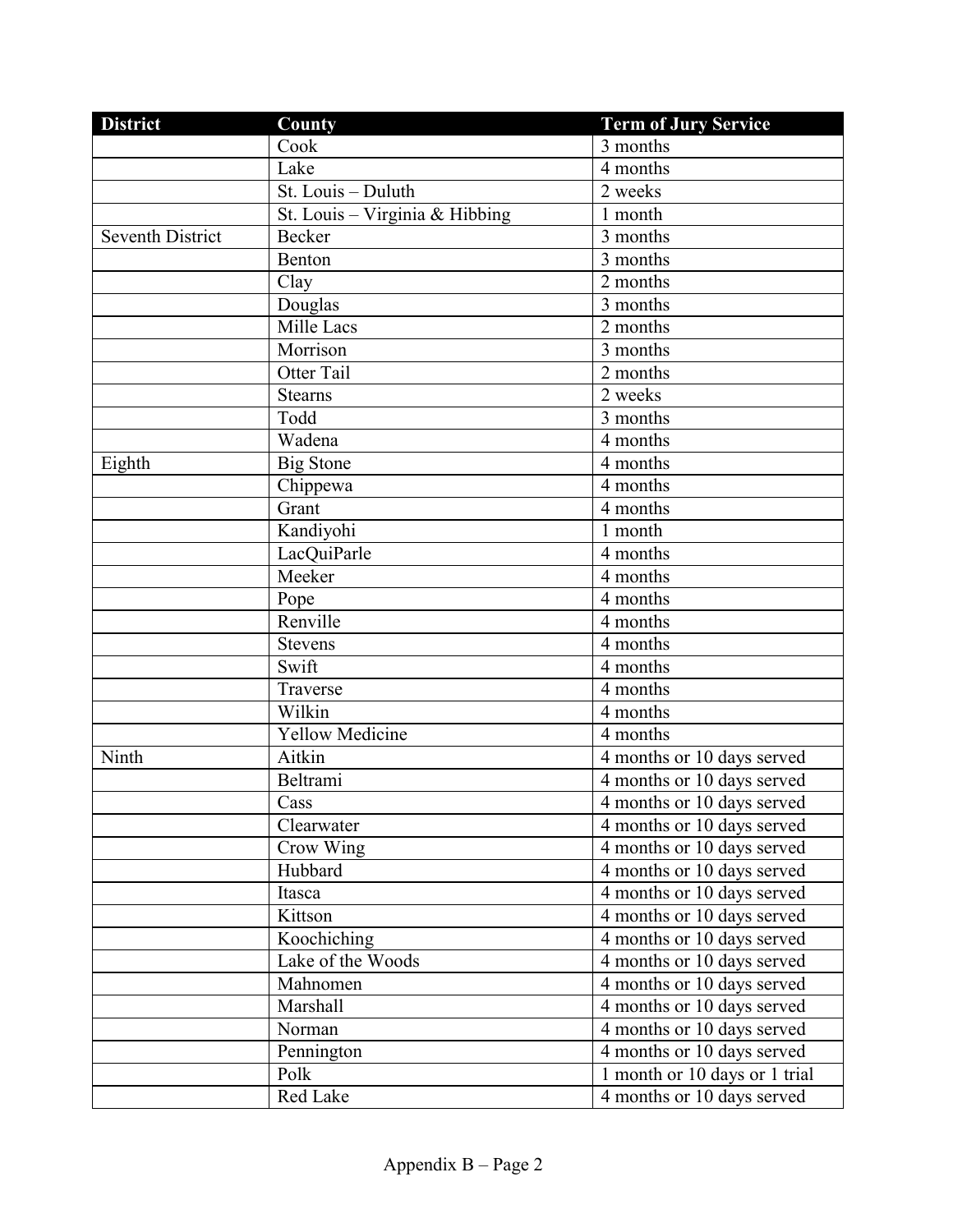| District | County | Term of Jury Service |
|---|---|---|
| | Cook | 3 months |
| | Lake | 4 months |
| | St. Louis – Duluth | 2 weeks |
| | St. Louis – Virginia & Hibbing | 1 month |
| Seventh District | Becker | 3 months |
| | Benton | 3 months |
| | Clay | 2 months |
| | Douglas | 3 months |
| | Mille Lacs | 2 months |
| | Morrison | 3 months |
| | Otter Tail | 2 months |
| | Stearns | 2 weeks |
| | Todd | 3 months |
| | Wadena | 4 months |
| Eighth | Big Stone | 4 months |
| | Chippewa | 4 months |
| | Grant | 4 months |
| | Kandiyohi | 1 month |
| | LacQuiParle | 4 months |
| | Meeker | 4 months |
| | Pope | 4 months |
| | Renville | 4 months |
| | Stevens | 4 months |
| | Swift | 4 months |
| | Traverse | 4 months |
| | Wilkin | 4 months |
| | Yellow Medicine | 4 months |
| Ninth | Aitkin | 4 months or 10 days served |
| | Beltrami | 4 months or 10 days served |
| | Cass | 4 months or 10 days served |
| | Clearwater | 4 months or 10 days served |
| | Crow Wing | 4 months or 10 days served |
| | Hubbard | 4 months or 10 days served |
| | Itasca | 4 months or 10 days served |
| | Kittson | 4 months or 10 days served |
| | Koochiching | 4 months or 10 days served |
| | Lake of the Woods | 4 months or 10 days served |
| | Mahnomen | 4 months or 10 days served |
| | Marshall | 4 months or 10 days served |
| | Norman | 4 months or 10 days served |
| | Pennington | 4 months or 10 days served |
| | Polk | 1 month or 10 days or 1 trial |
| | Red Lake | 4 months or 10 days served |

Appendix B – Page 2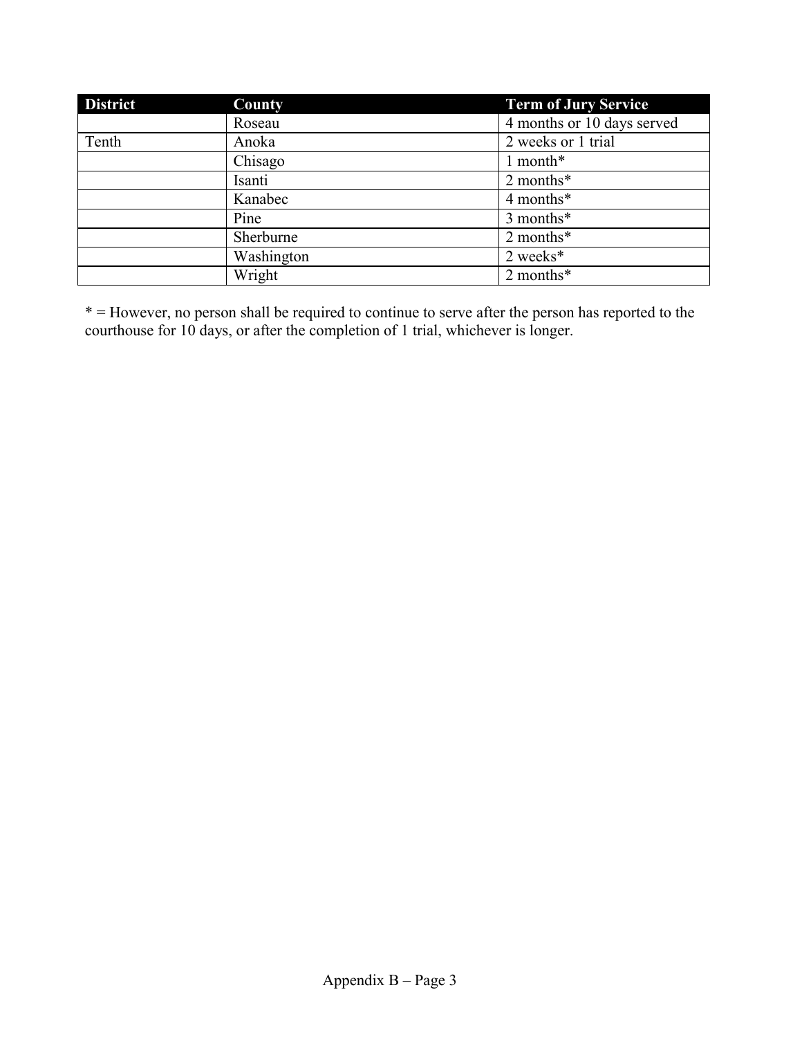| District | County | Term of Jury Service |
| --- | --- | --- |
| | Roseau | 4 months or 10 days served |
| Tenth | Anoka | 2 weeks or 1 trial |
| | Chisago | 1 month* |
| | Isanti | 2 months* |
| | Kanabec | 4 months* |
| | Pine | 3 months* |
| | Sherburne | 2 months* |
| | Washington | 2 weeks* |
| | Wright | 2 months* |

* = However, no person shall be required to continue to serve after the person has reported to the courthouse for 10 days, or after the completion of 1 trial, whichever is longer.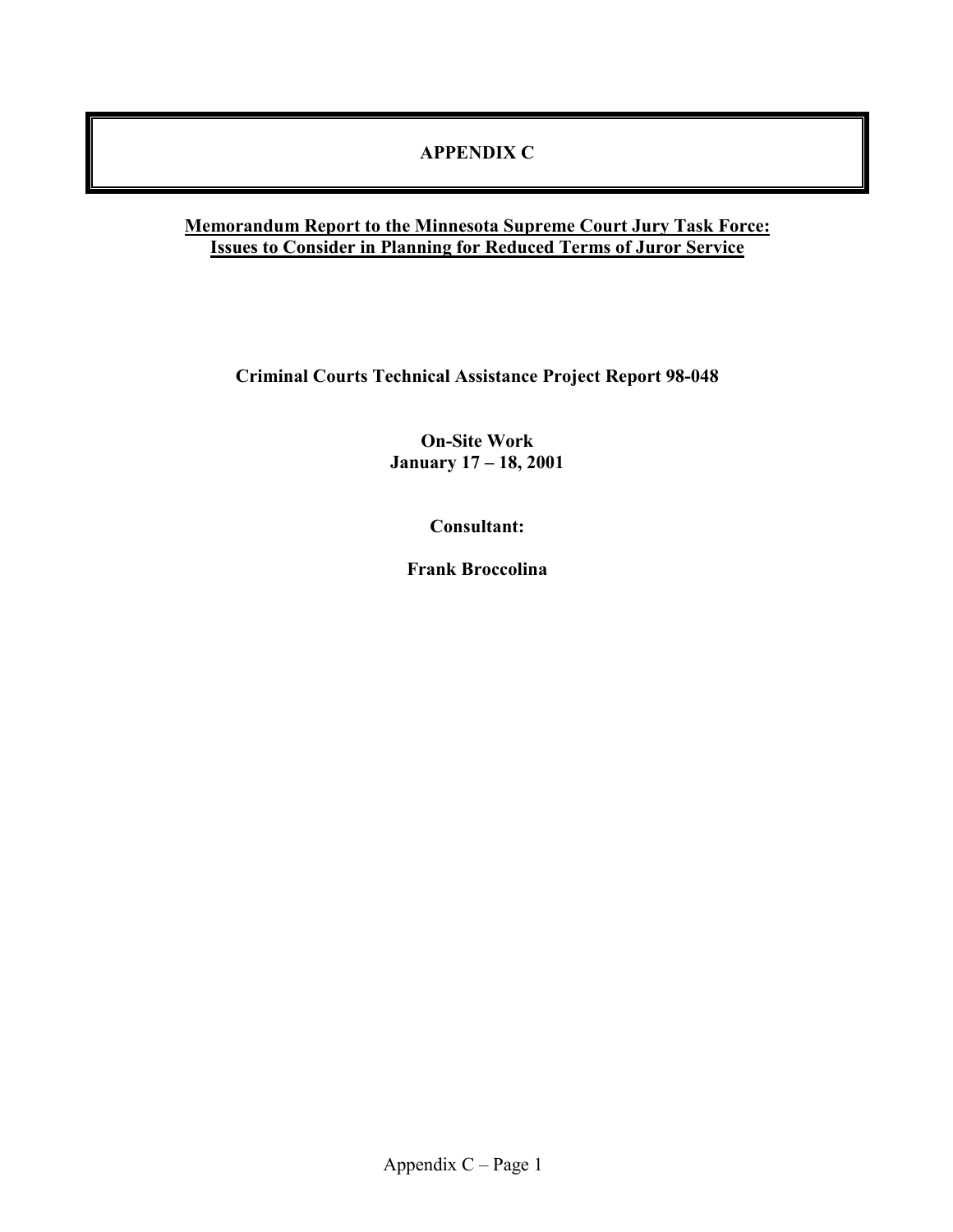# APPENDIX C

**Memorandum Report to the Minnesota Supreme Court Jury Task Force: Issues to Consider in Planning for Reduced Terms of Juror Service**

**Criminal Courts Technical Assistance Project Report 98-048**

**On-Site Work**
**January 17 – 18, 2001**

**Consultant:**

**Frank Broccolina**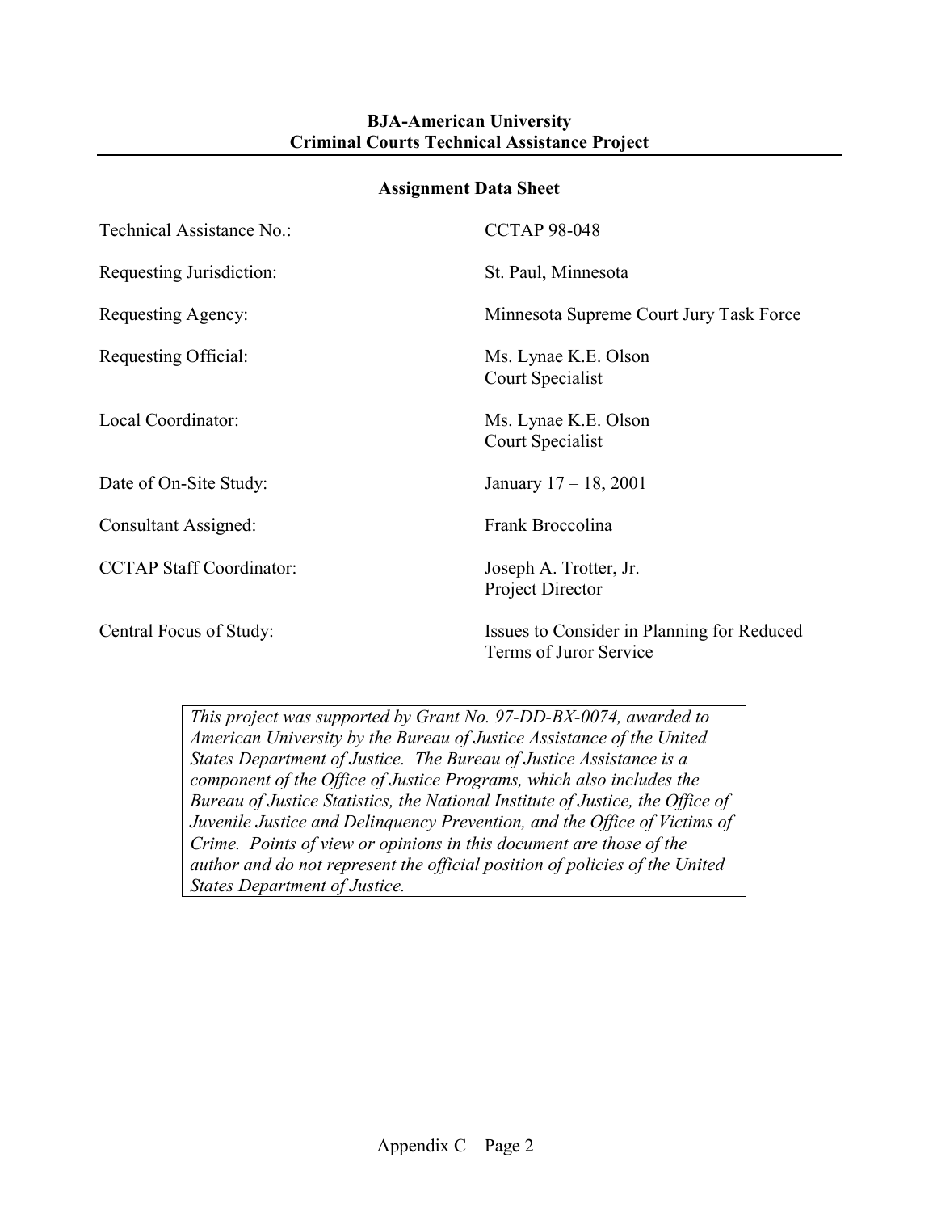**BJA-American University**
**Criminal Courts Technical Assistance Project**

**Assignment Data Sheet**

| | |
|---|---|
| Technical Assistance No.: | CCTAP 98-048 |
| Requesting Jurisdiction: | St. Paul, Minnesota |
| Requesting Agency: | Minnesota Supreme Court Jury Task Force |
| Requesting Official: | Ms. Lynae K.E. Olson<br>Court Specialist |
| Local Coordinator: | Ms. Lynae K.E. Olson<br>Court Specialist |
| Date of On-Site Study: | January 17 – 18, 2001 |
| Consultant Assigned: | Frank Broccolina |
| CCTAP Staff Coordinator: | Joseph A. Trotter, Jr.<br>Project Director |
| Central Focus of Study: | Issues to Consider in Planning for Reduced Terms of Juror Service |

*This project was supported by Grant No. 97-DD-BX-0074, awarded to American University by the Bureau of Justice Assistance of the United States Department of Justice. The Bureau of Justice Assistance is a component of the Office of Justice Programs, which also includes the Bureau of Justice Statistics, the National Institute of Justice, the Office of Juvenile Justice and Delinquency Prevention, and the Office of Victims of Crime. Points of view or opinions in this document are those of the author and do not represent the official position of policies of the United States Department of Justice.*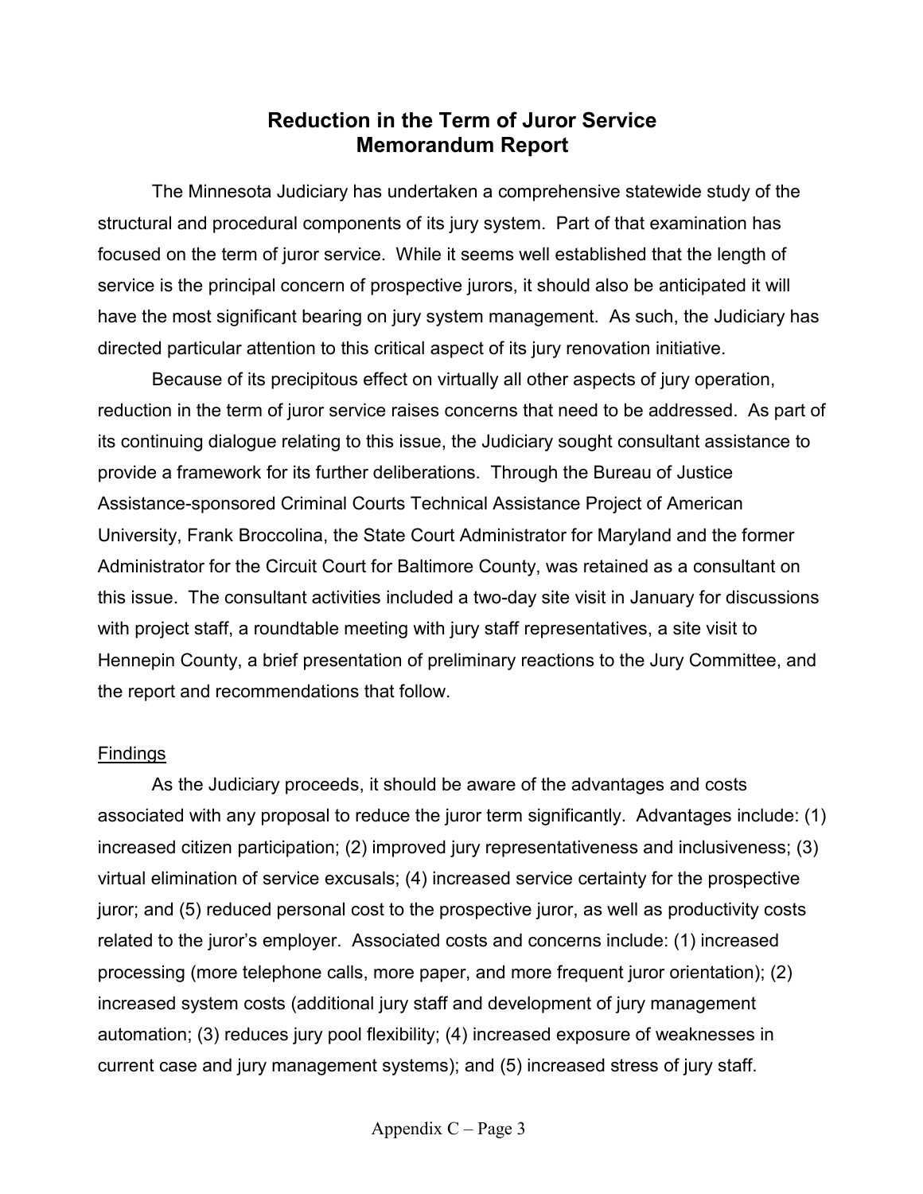# Reduction in the Term of Juror Service
# Memorandum Report

The Minnesota Judiciary has undertaken a comprehensive statewide study of the structural and procedural components of its jury system. Part of that examination has focused on the term of juror service. While it seems well established that the length of service is the principal concern of prospective jurors, it should also be anticipated it will have the most significant bearing on jury system management. As such, the Judiciary has directed particular attention to this critical aspect of its jury renovation initiative.

Because of its precipitous effect on virtually all other aspects of jury operation, reduction in the term of juror service raises concerns that need to be addressed. As part of its continuing dialogue relating to this issue, the Judiciary sought consultant assistance to provide a framework for its further deliberations. Through the Bureau of Justice Assistance-sponsored Criminal Courts Technical Assistance Project of American University, Frank Broccolina, the State Court Administrator for Maryland and the former Administrator for the Circuit Court for Baltimore County, was retained as a consultant on this issue. The consultant activities included a two-day site visit in January for discussions with project staff, a roundtable meeting with jury staff representatives, a site visit to Hennepin County, a brief presentation of preliminary reactions to the Jury Committee, and the report and recommendations that follow.

## Findings

As the Judiciary proceeds, it should be aware of the advantages and costs associated with any proposal to reduce the juror term significantly. Advantages include: (1) increased citizen participation; (2) improved jury representativeness and inclusiveness; (3) virtual elimination of service excusals; (4) increased service certainty for the prospective juror; and (5) reduced personal cost to the prospective juror, as well as productivity costs related to the juror's employer. Associated costs and concerns include: (1) increased processing (more telephone calls, more paper, and more frequent juror orientation); (2) increased system costs (additional jury staff and development of jury management automation; (3) reduces jury pool flexibility; (4) increased exposure of weaknesses in current case and jury management systems); and (5) increased stress of jury staff.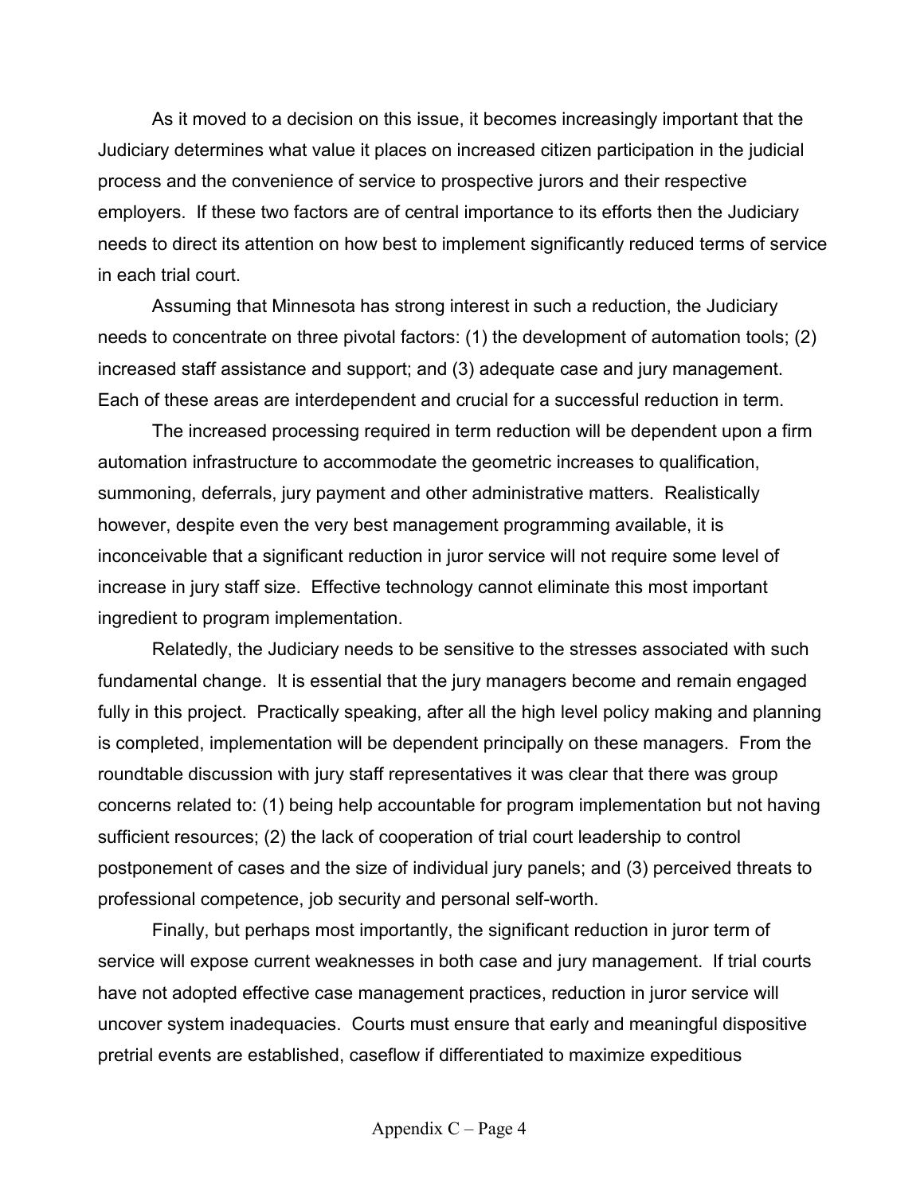As it moved to a decision on this issue, it becomes increasingly important that the Judiciary determines what value it places on increased citizen participation in the judicial process and the convenience of service to prospective jurors and their respective employers. If these two factors are of central importance to its efforts then the Judiciary needs to direct its attention on how best to implement significantly reduced terms of service in each trial court.

Assuming that Minnesota has strong interest in such a reduction, the Judiciary needs to concentrate on three pivotal factors: (1) the development of automation tools; (2) increased staff assistance and support; and (3) adequate case and jury management. Each of these areas are interdependent and crucial for a successful reduction in term.

The increased processing required in term reduction will be dependent upon a firm automation infrastructure to accommodate the geometric increases to qualification, summoning, deferrals, jury payment and other administrative matters. Realistically however, despite even the very best management programming available, it is inconceivable that a significant reduction in juror service will not require some level of increase in jury staff size. Effective technology cannot eliminate this most important ingredient to program implementation.

Relatedly, the Judiciary needs to be sensitive to the stresses associated with such fundamental change. It is essential that the jury managers become and remain engaged fully in this project. Practically speaking, after all the high level policy making and planning is completed, implementation will be dependent principally on these managers. From the roundtable discussion with jury staff representatives it was clear that there was group concerns related to: (1) being help accountable for program implementation but not having sufficient resources; (2) the lack of cooperation of trial court leadership to control postponement of cases and the size of individual jury panels; and (3) perceived threats to professional competence, job security and personal self-worth.

Finally, but perhaps most importantly, the significant reduction in juror term of service will expose current weaknesses in both case and jury management. If trial courts have not adopted effective case management practices, reduction in juror service will uncover system inadequacies. Courts must ensure that early and meaningful dispositive pretrial events are established, caseflow if differentiated to maximize expeditious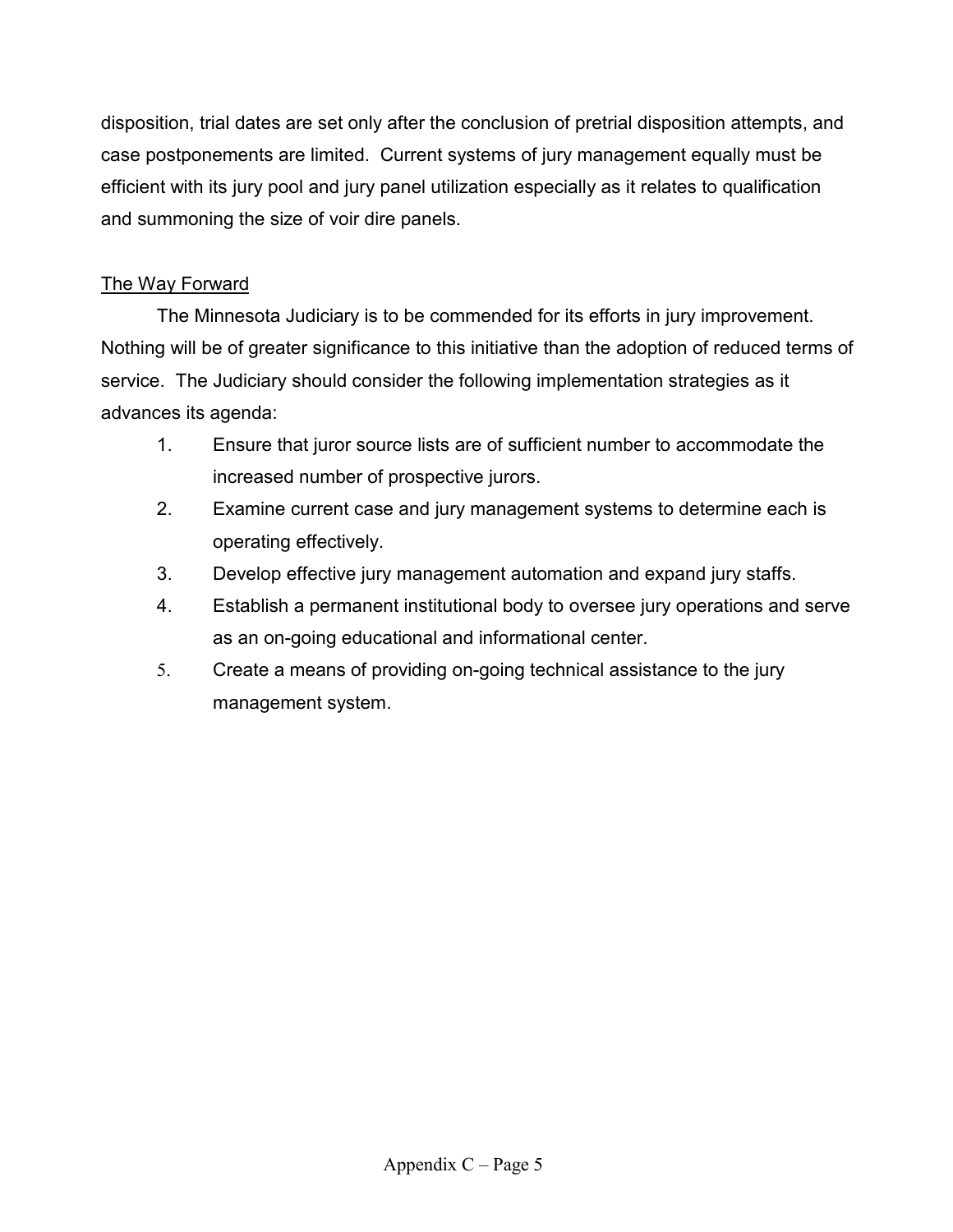disposition, trial dates are set only after the conclusion of pretrial disposition attempts, and case postponements are limited. Current systems of jury management equally must be efficient with its jury pool and jury panel utilization especially as it relates to qualification and summoning the size of voir dire panels.

## The Way Forward

The Minnesota Judiciary is to be commended for its efforts in jury improvement. Nothing will be of greater significance to this initiative than the adoption of reduced terms of service. The Judiciary should consider the following implementation strategies as it advances its agenda:

1. Ensure that juror source lists are of sufficient number to accommodate the increased number of prospective jurors.
2. Examine current case and jury management systems to determine each is operating effectively.
3. Develop effective jury management automation and expand jury staffs.
4. Establish a permanent institutional body to oversee jury operations and serve as an on-going educational and informational center.
5. Create a means of providing on-going technical assistance to the jury management system.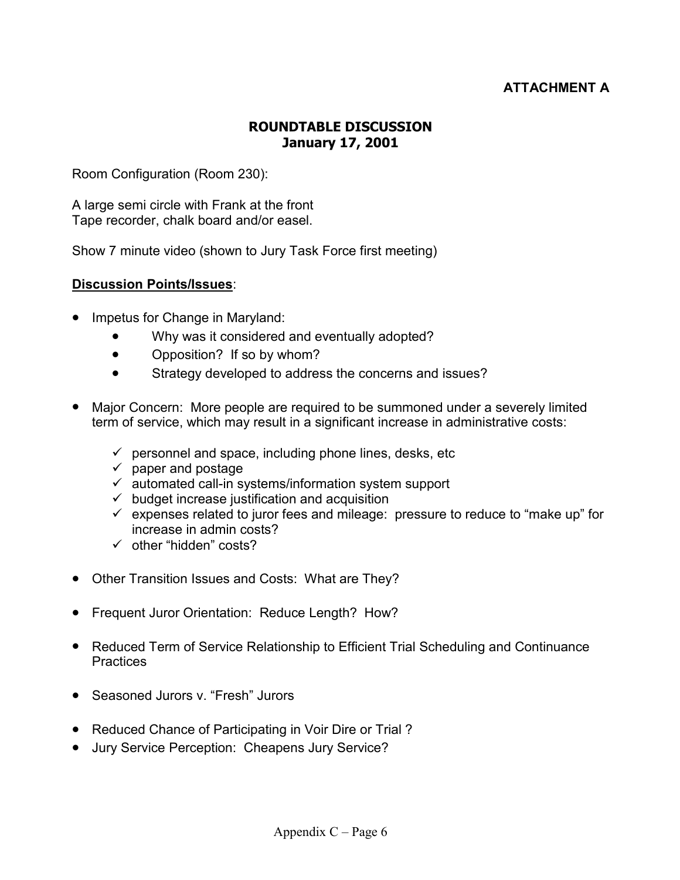**ATTACHMENT A**

## ROUNDTABLE DISCUSSION
## January 17, 2001

Room Configuration (Room 230):

A large semi circle with Frank at the front
Tape recorder, chalk board and/or easel.

Show 7 minute video (shown to Jury Task Force first meeting)

**Discussion Points/Issues**:

- Impetus for Change in Maryland:
  - Why was it considered and eventually adopted?
  - Opposition? If so by whom?
  - Strategy developed to address the concerns and issues?
- Major Concern: More people are required to be summoned under a severely limited term of service, which may result in a significant increase in administrative costs:
  - ✓ personnel and space, including phone lines, desks, etc
  - ✓ paper and postage
  - ✓ automated call-in systems/information system support
  - ✓ budget increase justification and acquisition
  - ✓ expenses related to juror fees and mileage: pressure to reduce to "make up" for increase in admin costs?
  - ✓ other "hidden" costs?
- Other Transition Issues and Costs: What are They?
- Frequent Juror Orientation: Reduce Length? How?
- Reduced Term of Service Relationship to Efficient Trial Scheduling and Continuance Practices
- Seasoned Jurors v. "Fresh" Jurors
- Reduced Chance of Participating in Voir Dire or Trial ?
- Jury Service Perception: Cheapens Jury Service?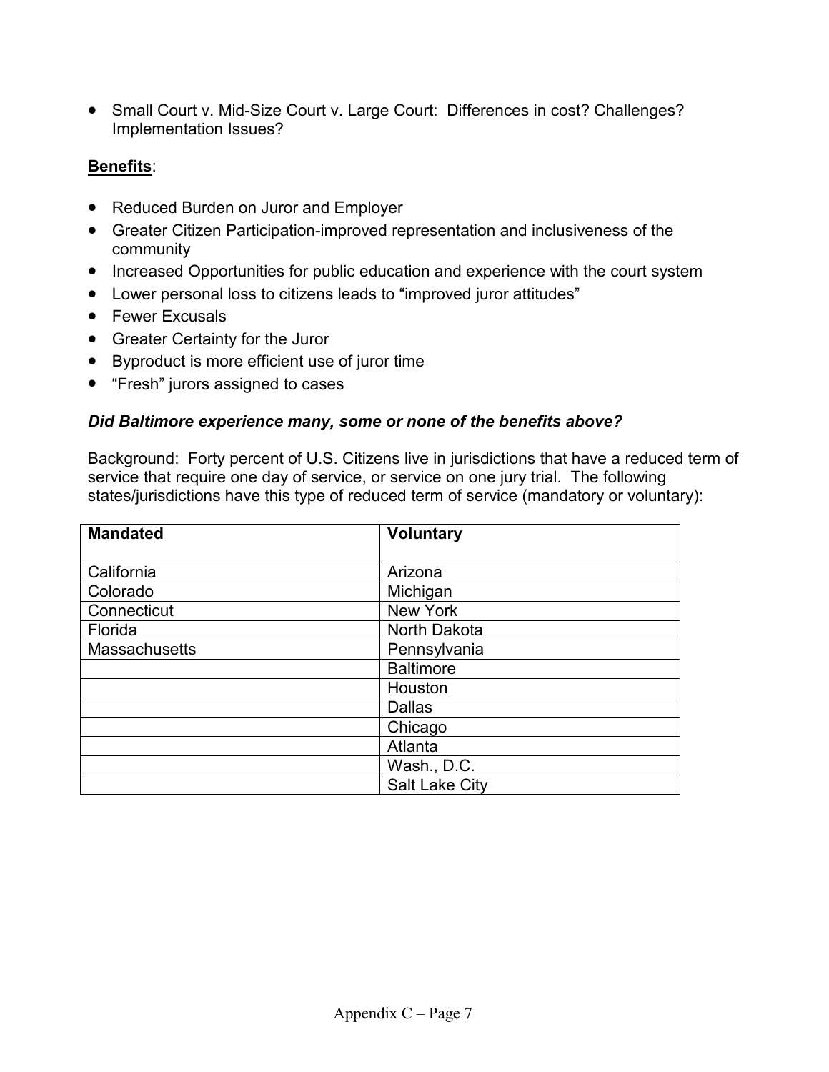- Small Court v. Mid-Size Court v. Large Court: Differences in cost? Challenges? Implementation Issues?

**Benefits**:

- Reduced Burden on Juror and Employer
- Greater Citizen Participation-improved representation and inclusiveness of the community
- Increased Opportunities for public education and experience with the court system
- Lower personal loss to citizens leads to "improved juror attitudes"
- Fewer Excusals
- Greater Certainty for the Juror
- Byproduct is more efficient use of juror time
- "Fresh" jurors assigned to cases

***Did Baltimore experience many, some or none of the benefits above?***

Background: Forty percent of U.S. Citizens live in jurisdictions that have a reduced term of service that require one day of service, or service on one jury trial. The following states/jurisdictions have this type of reduced term of service (mandatory or voluntary):

| **Mandated** | **Voluntary** |
|---|---|
| California | Arizona |
| Colorado | Michigan |
| Connecticut | New York |
| Florida | North Dakota |
| Massachusetts | Pennsylvania |
| | Baltimore |
| | Houston |
| | Dallas |
| | Chicago |
| | Atlanta |
| | Wash., D.C. |
| | Salt Lake City |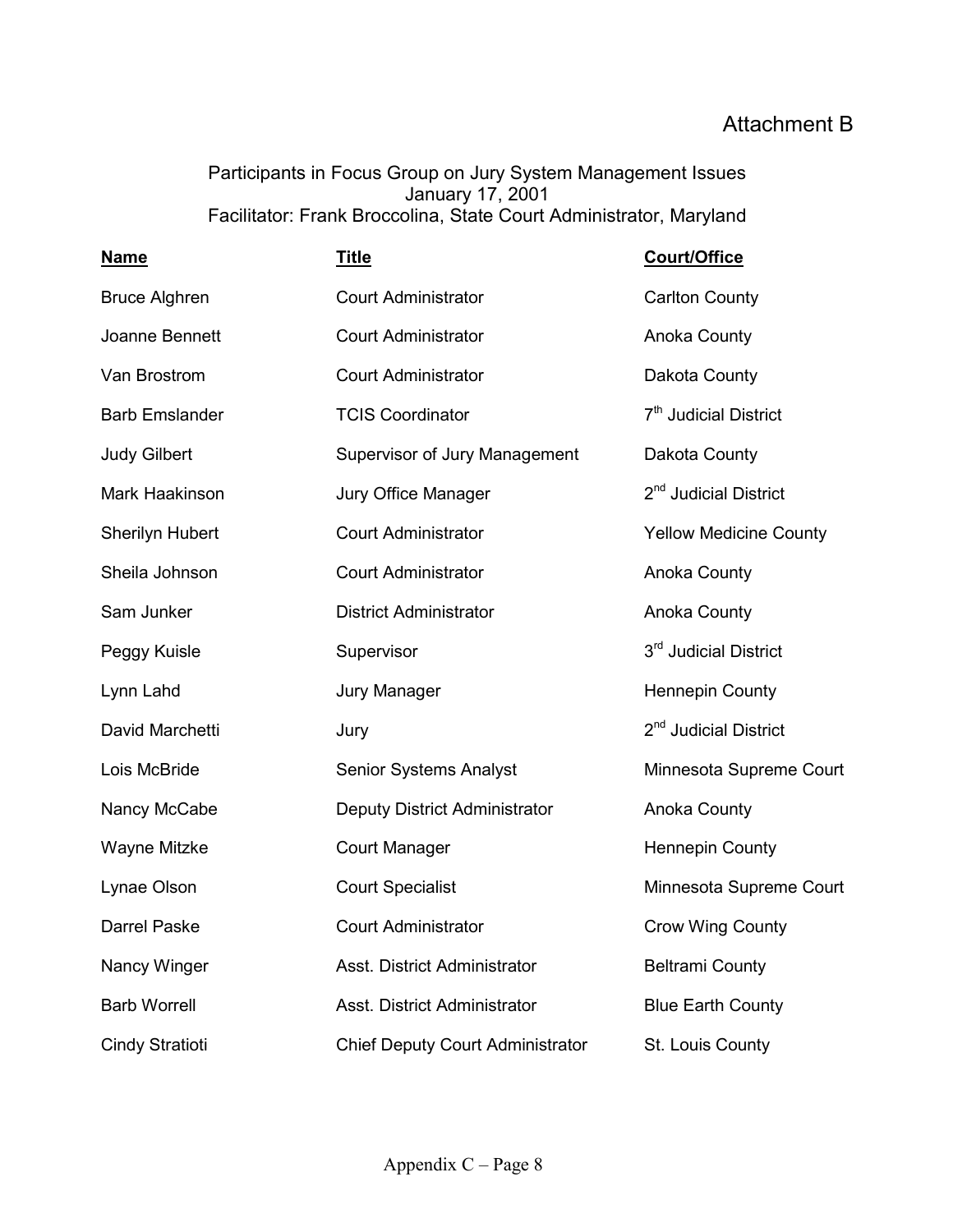Attachment B

Participants in Focus Group on Jury System Management Issues
January 17, 2001
Facilitator: Frank Broccolina, State Court Administrator, Maryland

| Name | Title | Court/Office |
|---|---|---|
| Bruce Alghren | Court Administrator | Carlton County |
| Joanne Bennett | Court Administrator | Anoka County |
| Van Brostrom | Court Administrator | Dakota County |
| Barb Emslander | TCIS Coordinator | 7th Judicial District |
| Judy Gilbert | Supervisor of Jury Management | Dakota County |
| Mark Haakinson | Jury Office Manager | 2nd Judicial District |
| Sherilyn Hubert | Court Administrator | Yellow Medicine County |
| Sheila Johnson | Court Administrator | Anoka County |
| Sam Junker | District Administrator | Anoka County |
| Peggy Kuisle | Supervisor | 3rd Judicial District |
| Lynn Lahd | Jury Manager | Hennepin County |
| David Marchetti | Jury | 2nd Judicial District |
| Lois McBride | Senior Systems Analyst | Minnesota Supreme Court |
| Nancy McCabe | Deputy District Administrator | Anoka County |
| Wayne Mitzke | Court Manager | Hennepin County |
| Lynae Olson | Court Specialist | Minnesota Supreme Court |
| Darrel Paske | Court Administrator | Crow Wing County |
| Nancy Winger | Asst. District Administrator | Beltrami County |
| Barb Worrell | Asst. District Administrator | Blue Earth County |
| Cindy Stratioti | Chief Deputy Court Administrator | St. Louis County |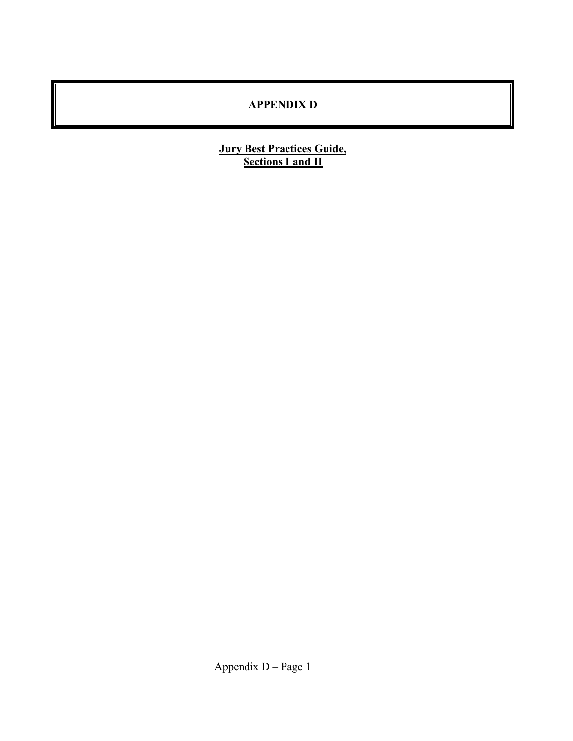# APPENDIX D

**Jury Best Practices Guide,**
**Sections I and II**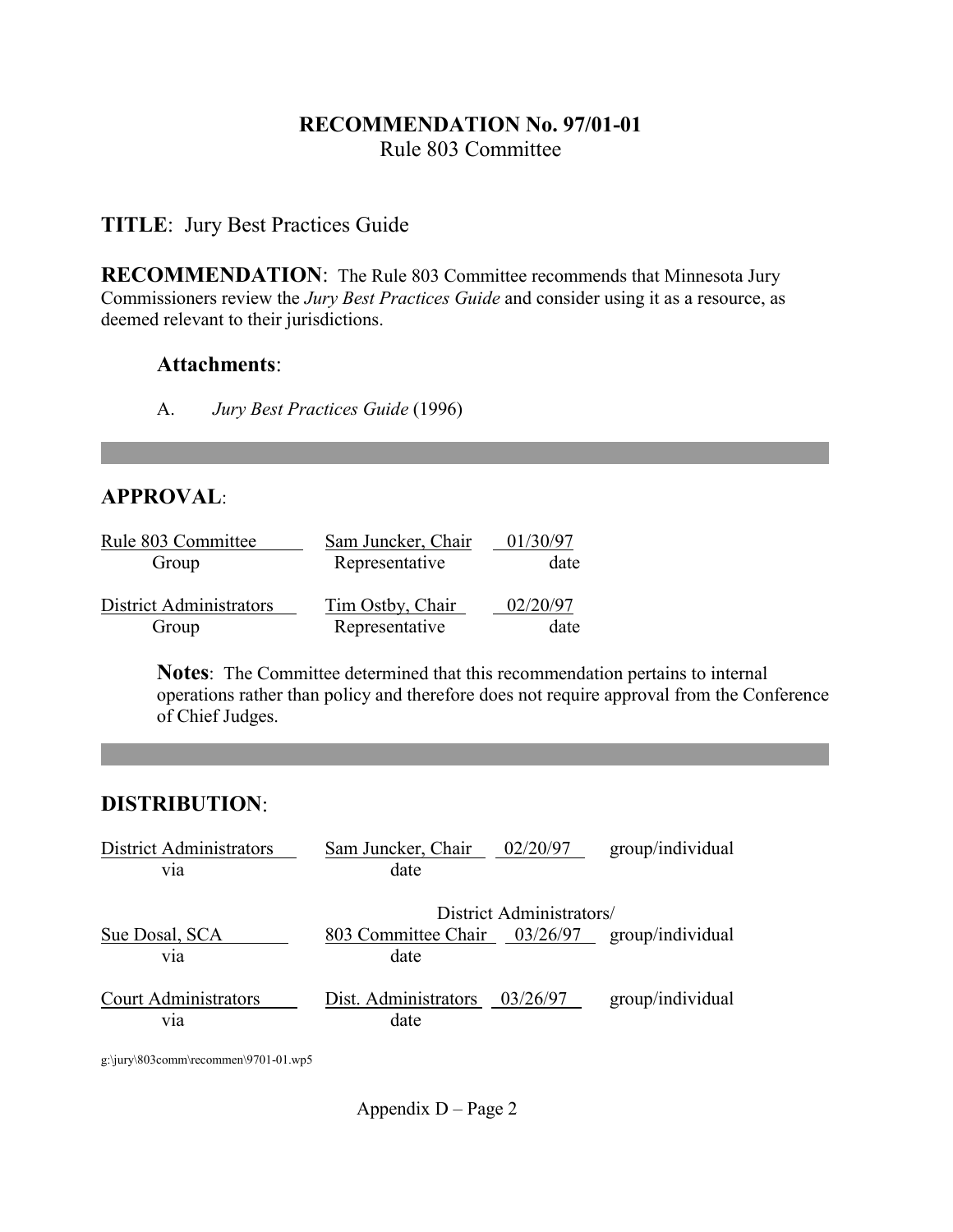# RECOMMENDATION No. 97/01-01

Rule 803 Committee

**TITLE**: Jury Best Practices Guide

**RECOMMENDATION**: The Rule 803 Committee recommends that Minnesota Jury Commissioners review the *Jury Best Practices Guide* and consider using it as a resource, as deemed relevant to their jurisdictions.

### Attachments:

A. *Jury Best Practices Guide* (1996)

---

## APPROVAL:

| Group | Representative | date |
|---|---|---|
| Rule 803 Committee | Sam Juncker, Chair | 01/30/97 |
| District Administrators | Tim Ostby, Chair | 02/20/97 |

**Notes**: The Committee determined that this recommendation pertains to internal operations rather than policy and therefore does not require approval from the Conference of Chief Judges.

---

## DISTRIBUTION:

| | via | date | |
|---|---|---|---|
| District Administrators | Sam Juncker, Chair | 02/20/97 | group/individual |
| Sue Dosal, SCA | District Administrators/ 803 Committee Chair | 03/26/97 | group/individual |
| Court Administrators | Dist. Administrators | 03/26/97 | group/individual |

g:\jury\803comm\recommen\9701-01.wp5

Appendix D – Page 2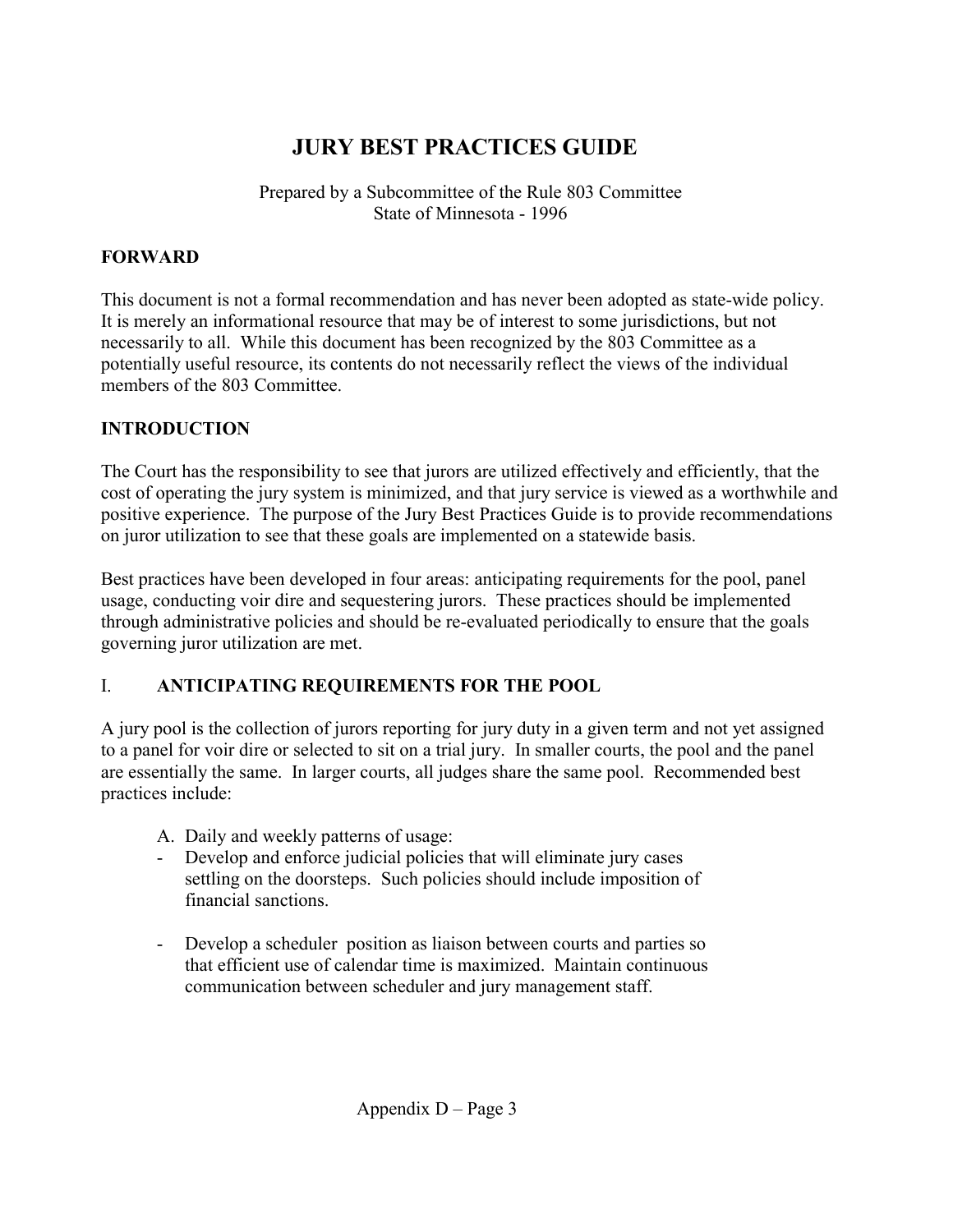# JURY BEST PRACTICES GUIDE

Prepared by a Subcommittee of the Rule 803 Committee
State of Minnesota - 1996

## FORWARD

This document is not a formal recommendation and has never been adopted as state-wide policy. It is merely an informational resource that may be of interest to some jurisdictions, but not necessarily to all. While this document has been recognized by the 803 Committee as a potentially useful resource, its contents do not necessarily reflect the views of the individual members of the 803 Committee.

## INTRODUCTION

The Court has the responsibility to see that jurors are utilized effectively and efficiently, that the cost of operating the jury system is minimized, and that jury service is viewed as a worthwhile and positive experience. The purpose of the Jury Best Practices Guide is to provide recommendations on juror utilization to see that these goals are implemented on a statewide basis.

Best practices have been developed in four areas: anticipating requirements for the pool, panel usage, conducting voir dire and sequestering jurors. These practices should be implemented through administrative policies and should be re-evaluated periodically to ensure that the goals governing juror utilization are met.

## I. ANTICIPATING REQUIREMENTS FOR THE POOL

A jury pool is the collection of jurors reporting for jury duty in a given term and not yet assigned to a panel for voir dire or selected to sit on a trial jury. In smaller courts, the pool and the panel are essentially the same. In larger courts, all judges share the same pool. Recommended best practices include:

A. Daily and weekly patterns of usage:

- Develop and enforce judicial policies that will eliminate jury cases settling on the doorsteps. Such policies should include imposition of financial sanctions.

- Develop a scheduler position as liaison between courts and parties so that efficient use of calendar time is maximized. Maintain continuous communication between scheduler and jury management staff.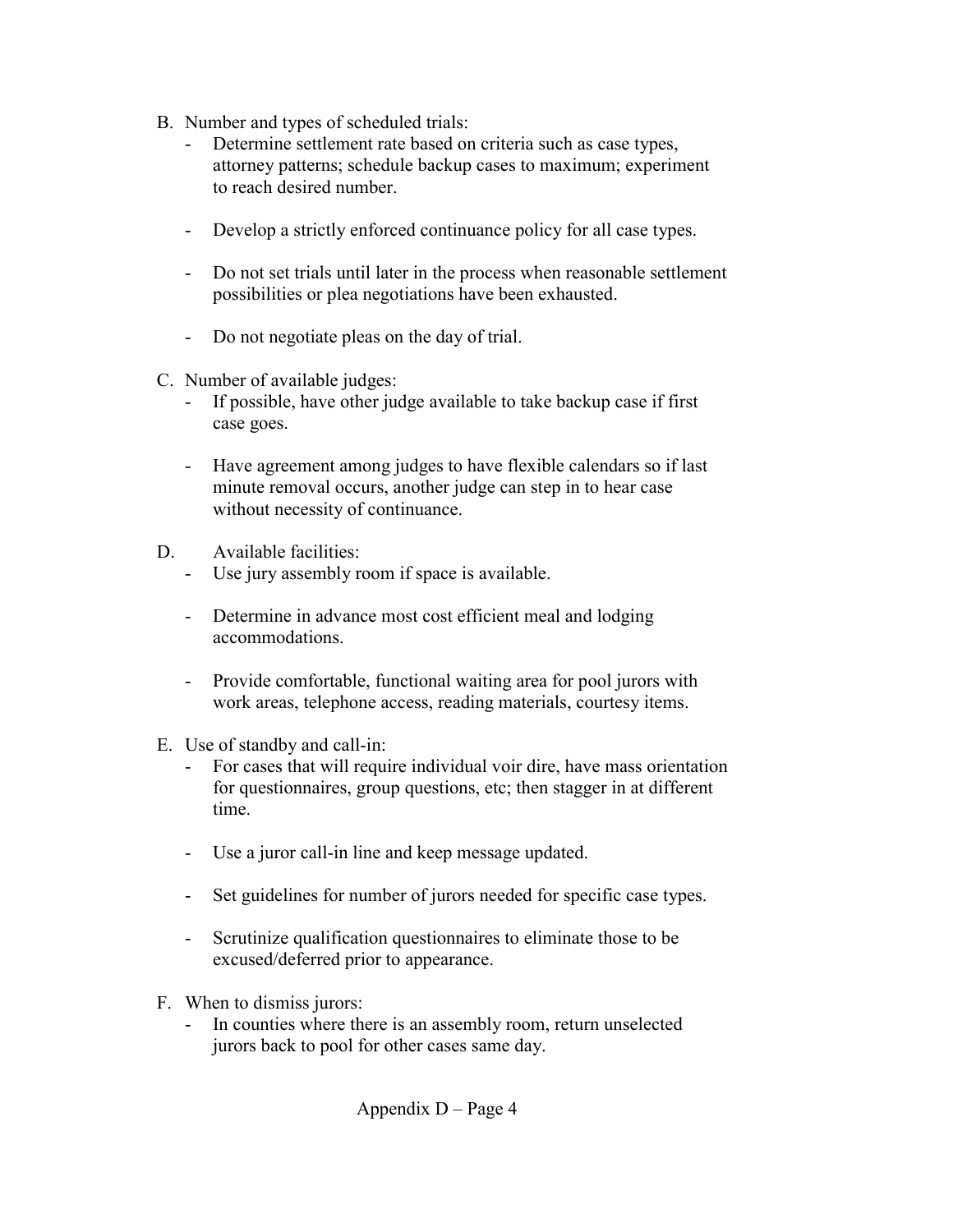B. Number and types of scheduled trials:
   - Determine settlement rate based on criteria such as case types, attorney patterns; schedule backup cases to maximum; experiment to reach desired number.

   - Develop a strictly enforced continuance policy for all case types.

   - Do not set trials until later in the process when reasonable settlement possibilities or plea negotiations have been exhausted.

   - Do not negotiate pleas on the day of trial.

C. Number of available judges:
   - If possible, have other judge available to take backup case if first case goes.

   - Have agreement among judges to have flexible calendars so if last minute removal occurs, another judge can step in to hear case without necessity of continuance.

D. Available facilities:
   - Use jury assembly room if space is available.

   - Determine in advance most cost efficient meal and lodging accommodations.

   - Provide comfortable, functional waiting area for pool jurors with work areas, telephone access, reading materials, courtesy items.

E. Use of standby and call-in:
   - For cases that will require individual voir dire, have mass orientation for questionnaires, group questions, etc; then stagger in at different time.

   - Use a juror call-in line and keep message updated.

   - Set guidelines for number of jurors needed for specific case types.

   - Scrutinize qualification questionnaires to eliminate those to be excused/deferred prior to appearance.

F. When to dismiss jurors:
   - In counties where there is an assembly room, return unselected jurors back to pool for other cases same day.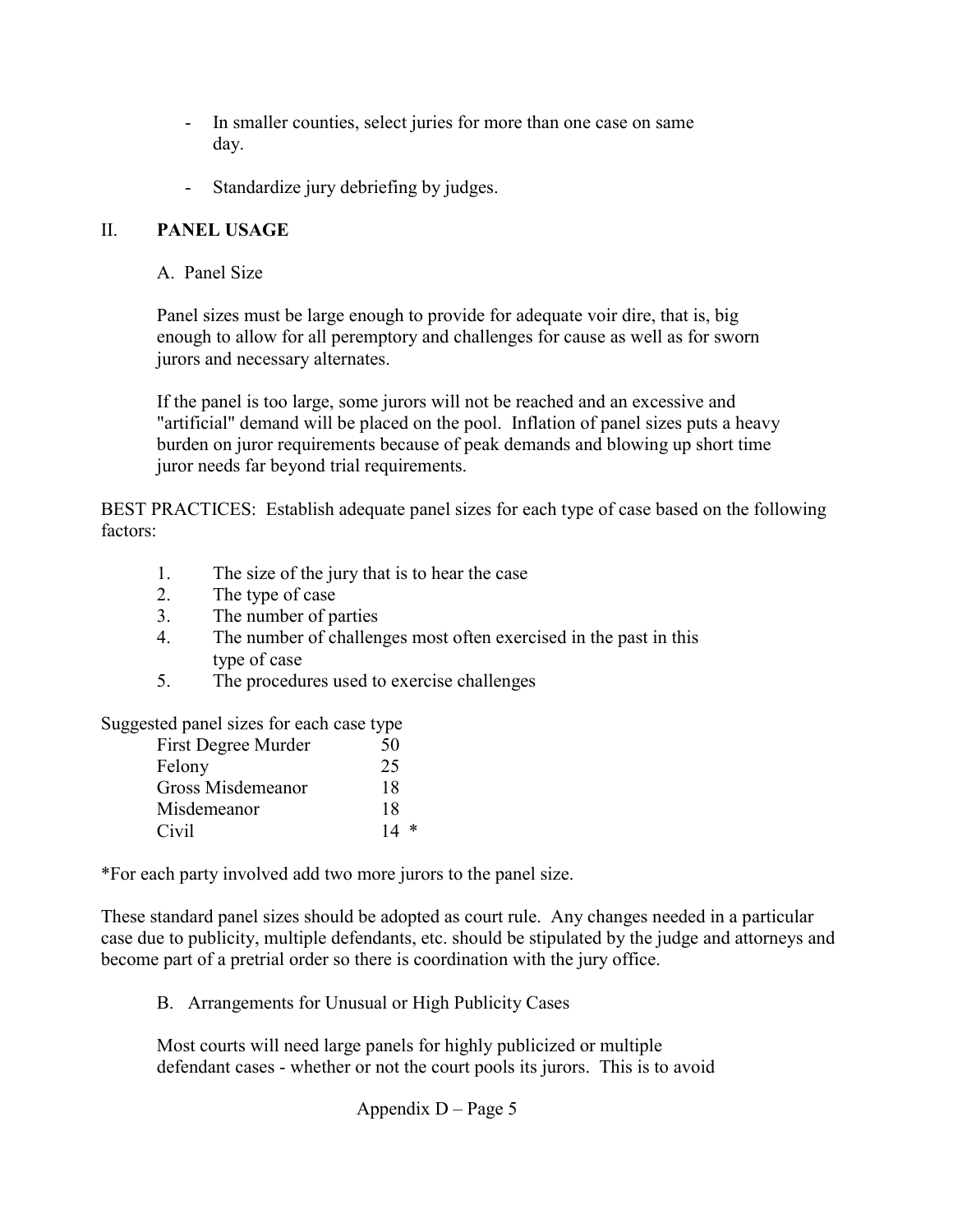- In smaller counties, select juries for more than one case on same day.
- Standardize jury debriefing by judges.

## II. **PANEL USAGE**

### A. Panel Size

Panel sizes must be large enough to provide for adequate voir dire, that is, big enough to allow for all peremptory and challenges for cause as well as for sworn jurors and necessary alternates.

If the panel is too large, some jurors will not be reached and an excessive and "artificial" demand will be placed on the pool. Inflation of panel sizes puts a heavy burden on juror requirements because of peak demands and blowing up short time juror needs far beyond trial requirements.

BEST PRACTICES: Establish adequate panel sizes for each type of case based on the following factors:

1. The size of the jury that is to hear the case
2. The type of case
3. The number of parties
4. The number of challenges most often exercised in the past in this type of case
5. The procedures used to exercise challenges

Suggested panel sizes for each case type

| Case Type | Panel Size |
|---|---|
| First Degree Murder | 50 |
| Felony | 25 |
| Gross Misdemeanor | 18 |
| Misdemeanor | 18 |
| Civil | 14 * |

*For each party involved add two more jurors to the panel size.

These standard panel sizes should be adopted as court rule. Any changes needed in a particular case due to publicity, multiple defendants, etc. should be stipulated by the judge and attorneys and become part of a pretrial order so there is coordination with the jury office.

### B. Arrangements for Unusual or High Publicity Cases

Most courts will need large panels for highly publicized or multiple defendant cases - whether or not the court pools its jurors. This is to avoid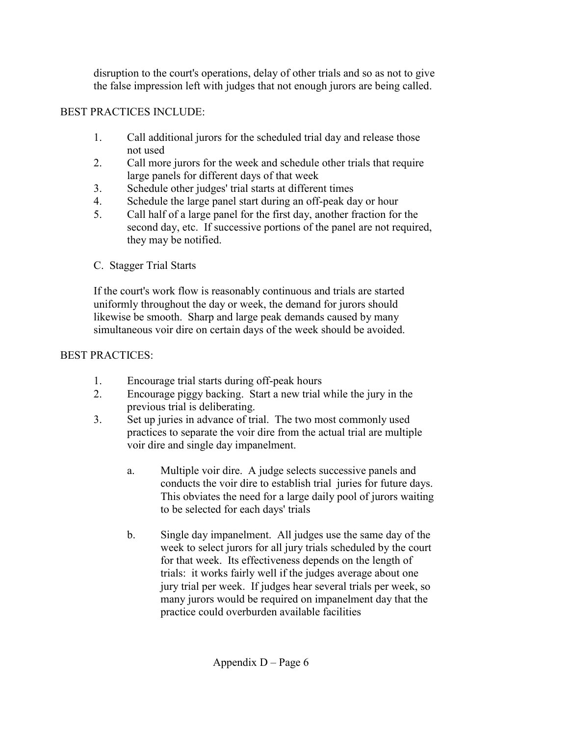disruption to the court's operations, delay of other trials and so as not to give the false impression left with judges that not enough jurors are being called.

BEST PRACTICES INCLUDE:

1. Call additional jurors for the scheduled trial day and release those not used
2. Call more jurors for the week and schedule other trials that require large panels for different days of that week
3. Schedule other judges' trial starts at different times
4. Schedule the large panel start during an off-peak day or hour
5. Call half of a large panel for the first day, another fraction for the second day, etc. If successive portions of the panel are not required, they may be notified.

C. Stagger Trial Starts

If the court's work flow is reasonably continuous and trials are started uniformly throughout the day or week, the demand for jurors should likewise be smooth. Sharp and large peak demands caused by many simultaneous voir dire on certain days of the week should be avoided.

BEST PRACTICES:

1. Encourage trial starts during off-peak hours
2. Encourage piggy backing. Start a new trial while the jury in the previous trial is deliberating.
3. Set up juries in advance of trial. The two most commonly used practices to separate the voir dire from the actual trial are multiple voir dire and single day impanelment.

   a. Multiple voir dire. A judge selects successive panels and conducts the voir dire to establish trial juries for future days. This obviates the need for a large daily pool of jurors waiting to be selected for each days' trials

   b. Single day impanelment. All judges use the same day of the week to select jurors for all jury trials scheduled by the court for that week. Its effectiveness depends on the length of trials: it works fairly well if the judges average about one jury trial per week. If judges hear several trials per week, so many jurors would be required on impanelment day that the practice could overburden available facilities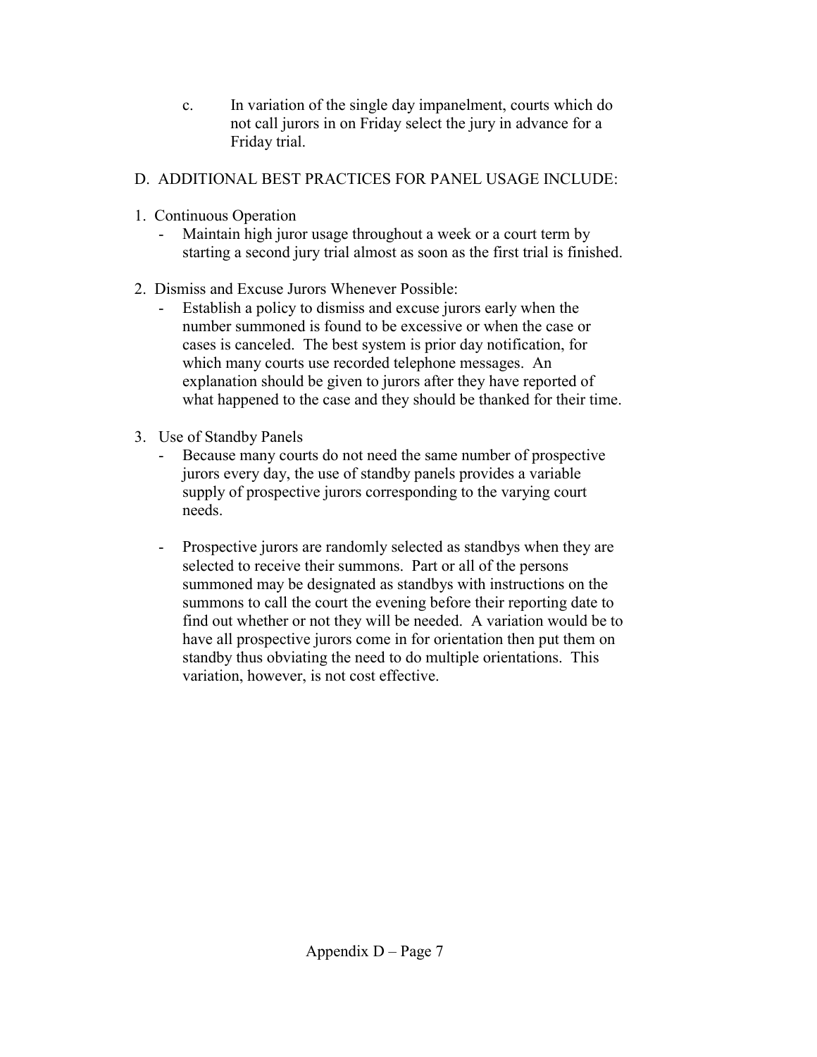c. In variation of the single day impanelment, courts which do not call jurors in on Friday select the jury in advance for a Friday trial.

## D. ADDITIONAL BEST PRACTICES FOR PANEL USAGE INCLUDE:

1. Continuous Operation
   - Maintain high juror usage throughout a week or a court term by starting a second jury trial almost as soon as the first trial is finished.

2. Dismiss and Excuse Jurors Whenever Possible:
   - Establish a policy to dismiss and excuse jurors early when the number summoned is found to be excessive or when the case or cases is canceled. The best system is prior day notification, for which many courts use recorded telephone messages. An explanation should be given to jurors after they have reported of what happened to the case and they should be thanked for their time.

3. Use of Standby Panels
   - Because many courts do not need the same number of prospective jurors every day, the use of standby panels provides a variable supply of prospective jurors corresponding to the varying court needs.

   - Prospective jurors are randomly selected as standbys when they are selected to receive their summons. Part or all of the persons summoned may be designated as standbys with instructions on the summons to call the court the evening before their reporting date to find out whether or not they will be needed. A variation would be to have all prospective jurors come in for orientation then put them on standby thus obviating the need to do multiple orientations. This variation, however, is not cost effective.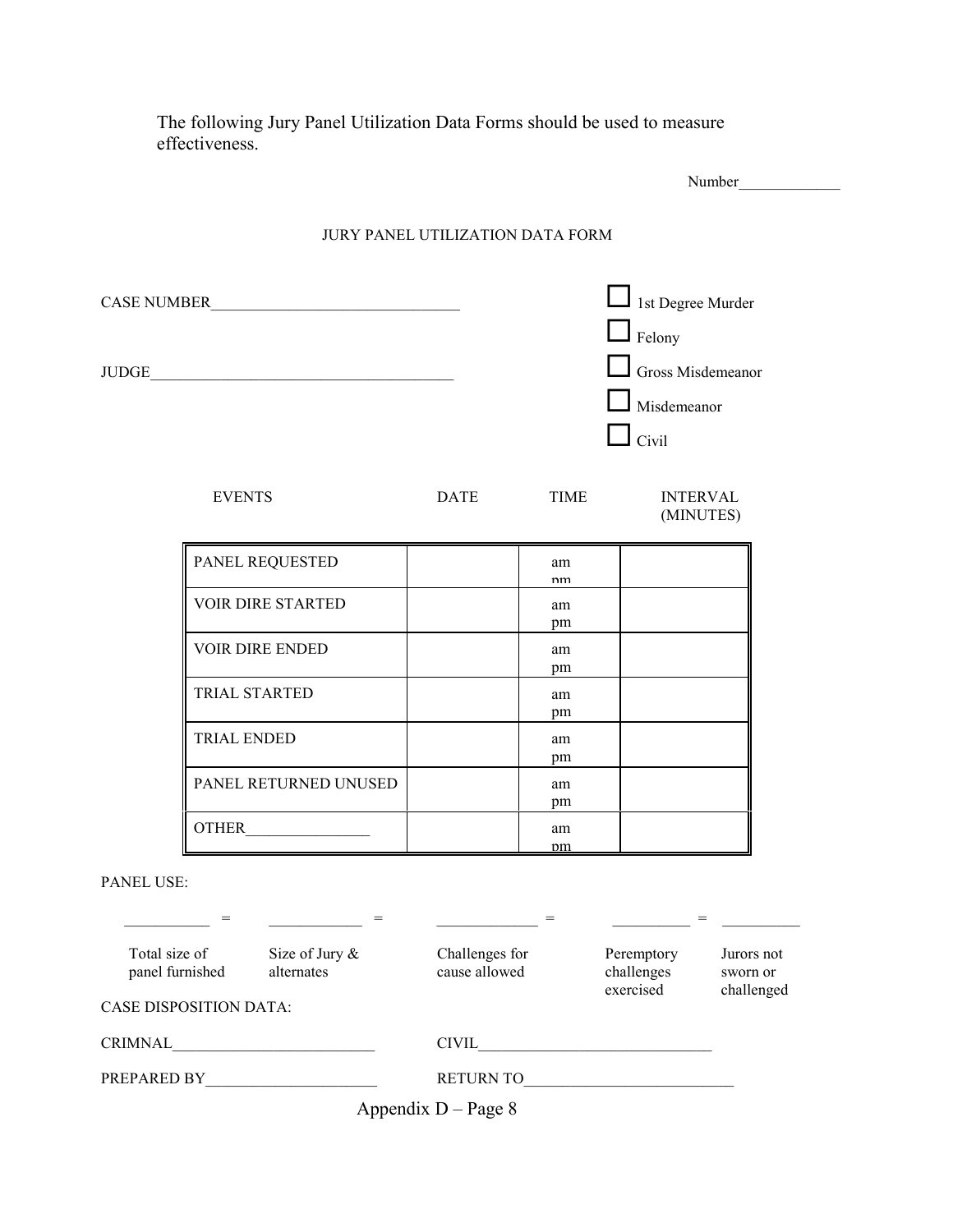The following Jury Panel Utilization Data Forms should be used to measure effectiveness.

Number_____________

JURY PANEL UTILIZATION DATA FORM

CASE NUMBER________________________________

JUDGE______________________________________

☐ 1st Degree Murder

☐ Felony

☐ Gross Misdemeanor

☐ Misdemeanor

☐ Civil

| EVENTS | DATE | TIME | INTERVAL (MINUTES) |
|---|---|---|---|
| PANEL REQUESTED | | am pm | |
| VOIR DIRE STARTED | | am pm | |
| VOIR DIRE ENDED | | am pm | |
| TRIAL STARTED | | am pm | |
| TRIAL ENDED | | am pm | |
| PANEL RETURNED UNUSED | | am pm | |
| OTHER________________ | | am pm | |

PANEL USE:

| ___________ = | ___________ = | ___________ = | ___________ = | ___________ |
|---|---|---|---|---|
| Total size of panel furnished | Size of Jury & alternates | Challenges for cause allowed | Peremptory challenges exercised | Jurors not sworn or challenged |

CASE DISPOSITION DATA:

CRIMNAL__________________________ CIVIL______________________________

PREPARED BY_____________________ RETURN TO__________________________

Appendix D – Page 8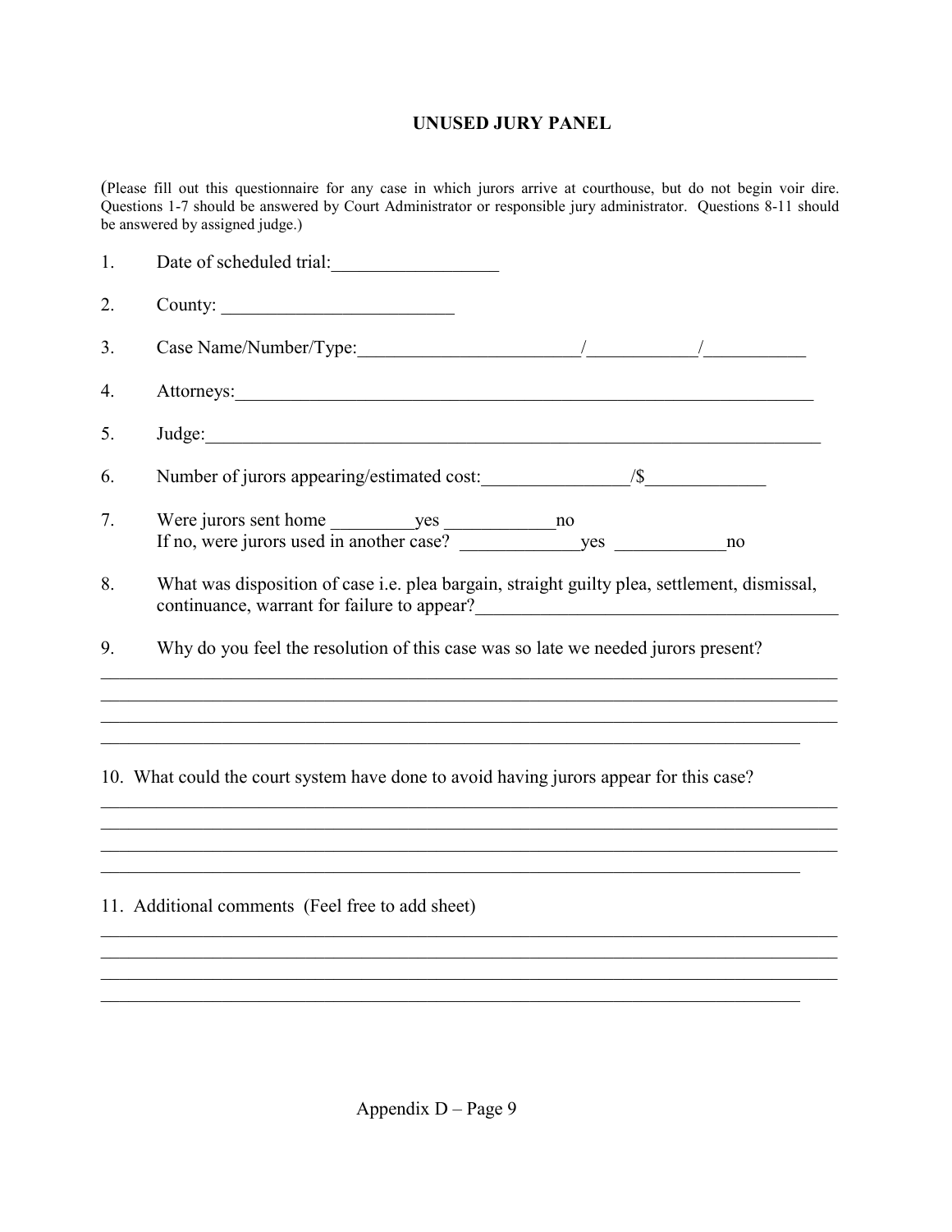## UNUSED JURY PANEL

(Please fill out this questionnaire for any case in which jurors arrive at courthouse, but do not begin voir dire. Questions 1-7 should be answered by Court Administrator or responsible jury administrator. Questions 8-11 should be answered by assigned judge.)

1. Date of scheduled trial:__________________

2. County: _________________________

3. Case Name/Number/Type:________________________/____________/___________

4. Attorneys:_____________________________________________________________

5. Judge:_______________________________________________________________

6. Number of jurors appearing/estimated cost:________________/$_____________

7. Were jurors sent home _________yes ____________no
   If no, were jurors used in another case? _____________yes ____________no

8. What was disposition of case i.e. plea bargain, straight guilty plea, settlement, dismissal, continuance, warrant for failure to appear?________________________________________

9. Why do you feel the resolution of this case was so late we needed jurors present?

________________________________________________________________________________
________________________________________________________________________________
________________________________________________________________________________
____________________________________________________________________________

10. What could the court system have done to avoid having jurors appear for this case?

________________________________________________________________________________
________________________________________________________________________________
________________________________________________________________________________
____________________________________________________________________________

11. Additional comments (Feel free to add sheet)

________________________________________________________________________________
________________________________________________________________________________
________________________________________________________________________________
____________________________________________________________________________

Appendix D – Page 9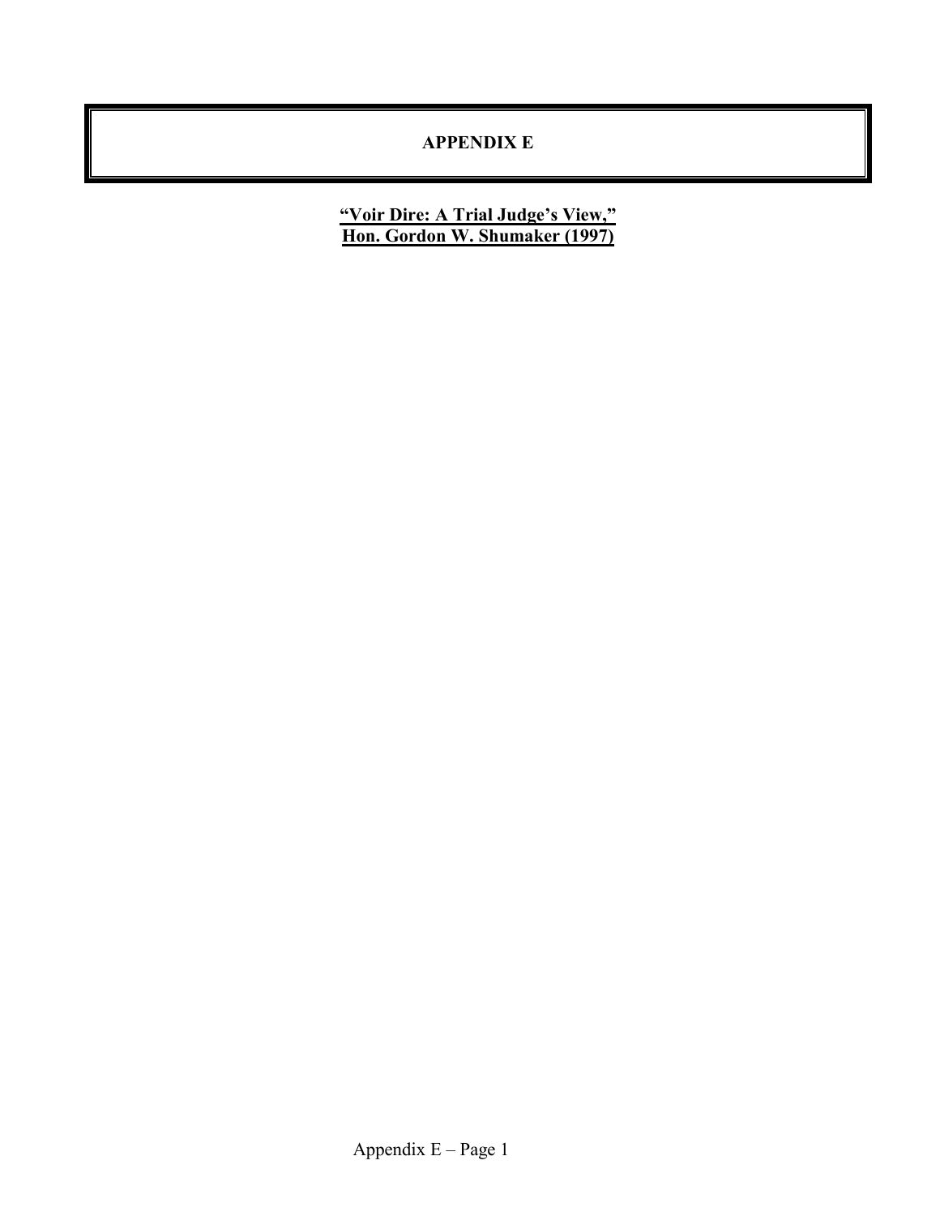# APPENDIX E

**"Voir Dire: A Trial Judge's View,"**
**Hon. Gordon W. Shumaker (1997)**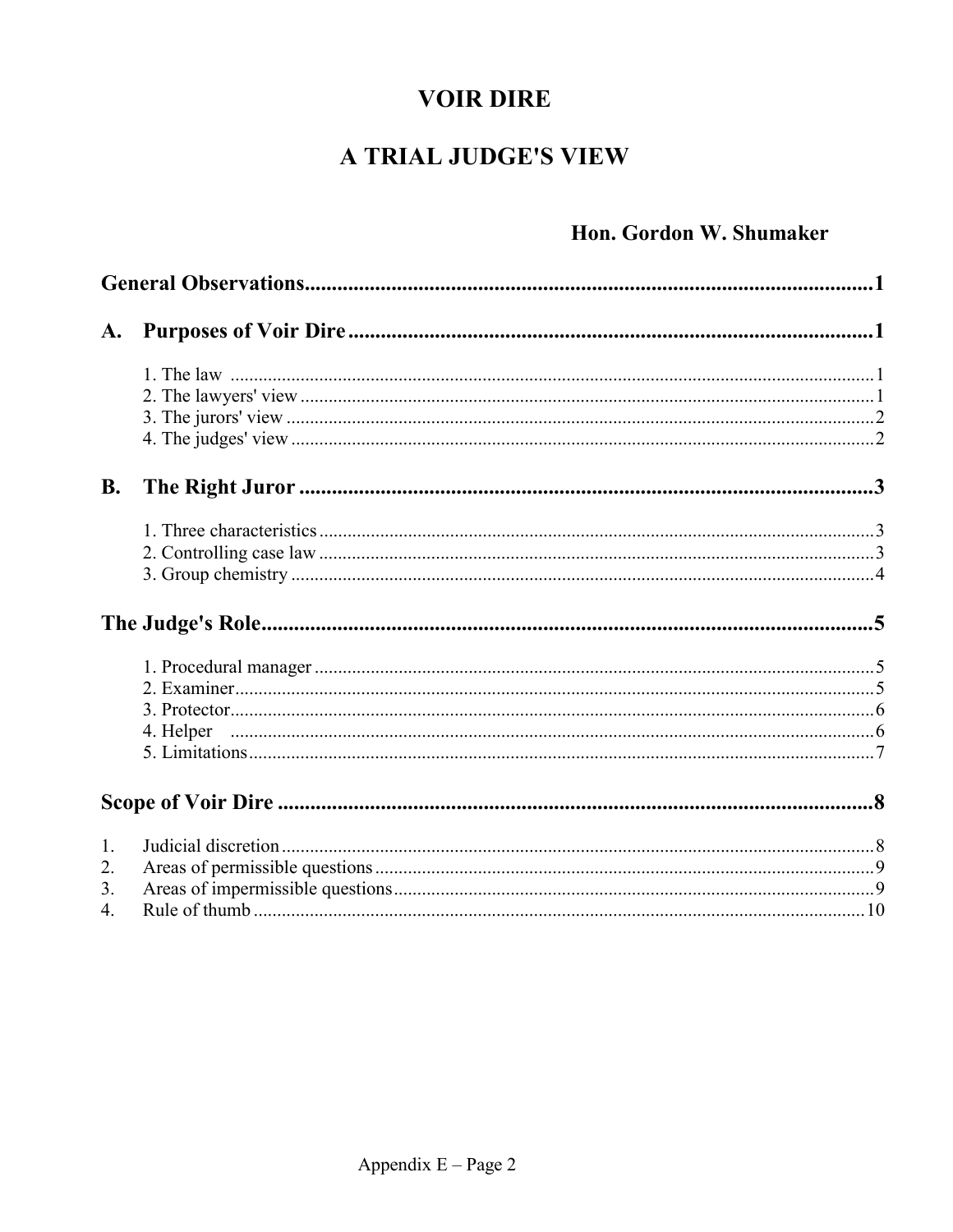# VOIR DIRE

# A TRIAL JUDGE'S VIEW

**Hon. Gordon W. Shumaker**

**General Observations** .......... 1

**A. Purposes of Voir Dire** .......... 1

1. The law .......... 1
2. The lawyers' view .......... 1
3. The jurors' view .......... 2
4. The judges' view .......... 2

**B. The Right Juror** .......... 3

1. Three characteristics .......... 3
2. Controlling case law .......... 3
3. Group chemistry .......... 4

**The Judge's Role** .......... 5

1. Procedural manager .......... 5
2. Examiner .......... 5
3. Protector .......... 6
4. Helper .......... 6
5. Limitations .......... 7

**Scope of Voir Dire** .......... 8

1. Judicial discretion .......... 8
2. Areas of permissible questions .......... 9
3. Areas of impermissible questions .......... 9
4. Rule of thumb .......... 10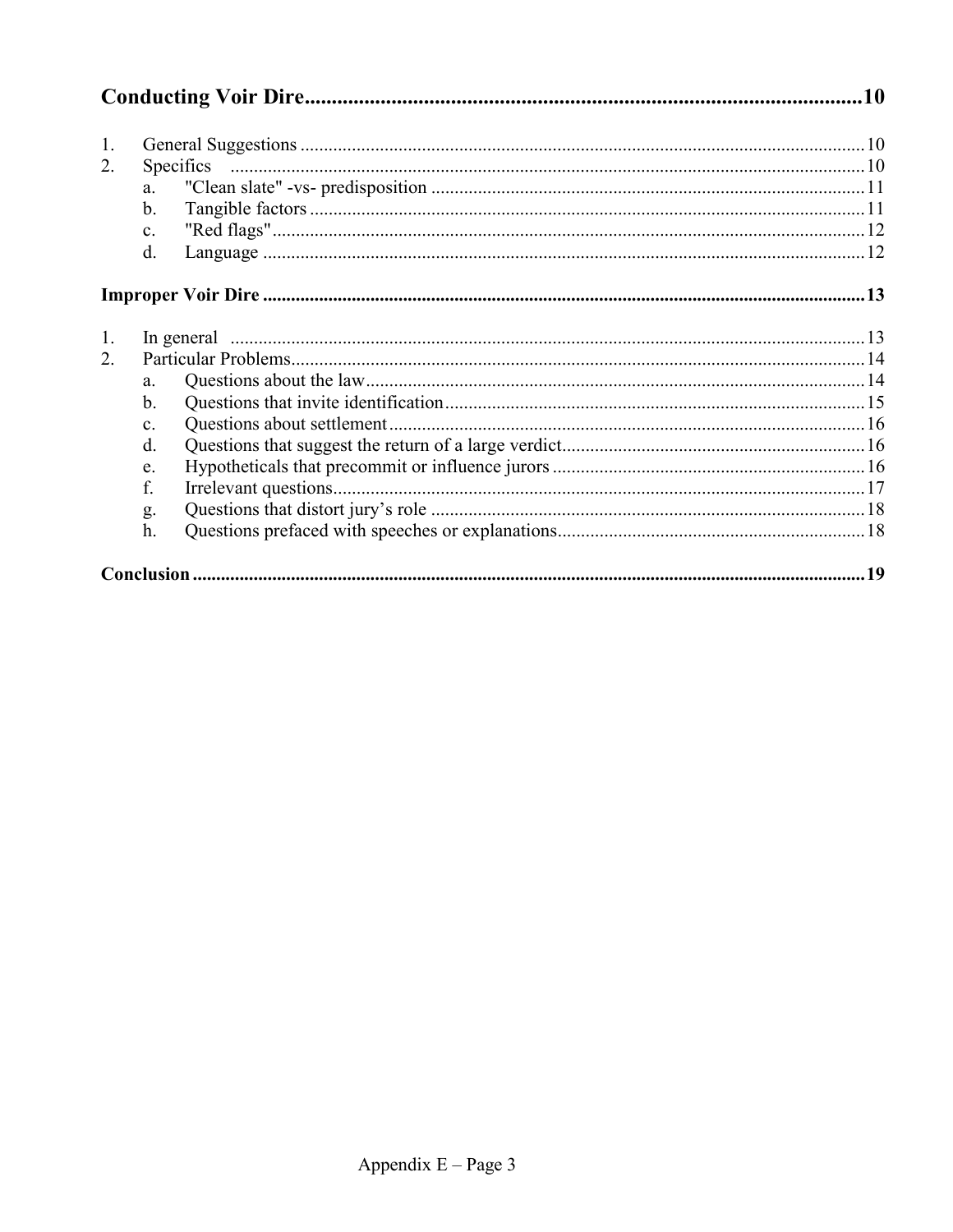**Conducting Voir Dire** .......... 10

1. General Suggestions .......... 10
2. Specifics .......... 10
    a. "Clean slate" -vs- predisposition .......... 11
    b. Tangible factors .......... 11
    c. "Red flags" .......... 12
    d. Language .......... 12

**Improper Voir Dire** .......... 13

1. In general .......... 13
2. Particular Problems .......... 14
    a. Questions about the law .......... 14
    b. Questions that invite identification .......... 15
    c. Questions about settlement .......... 16
    d. Questions that suggest the return of a large verdict .......... 16
    e. Hypotheticals that precommit or influence jurors .......... 16
    f. Irrelevant questions .......... 17
    g. Questions that distort jury's role .......... 18
    h. Questions prefaced with speeches or explanations .......... 18

**Conclusion** .......... 19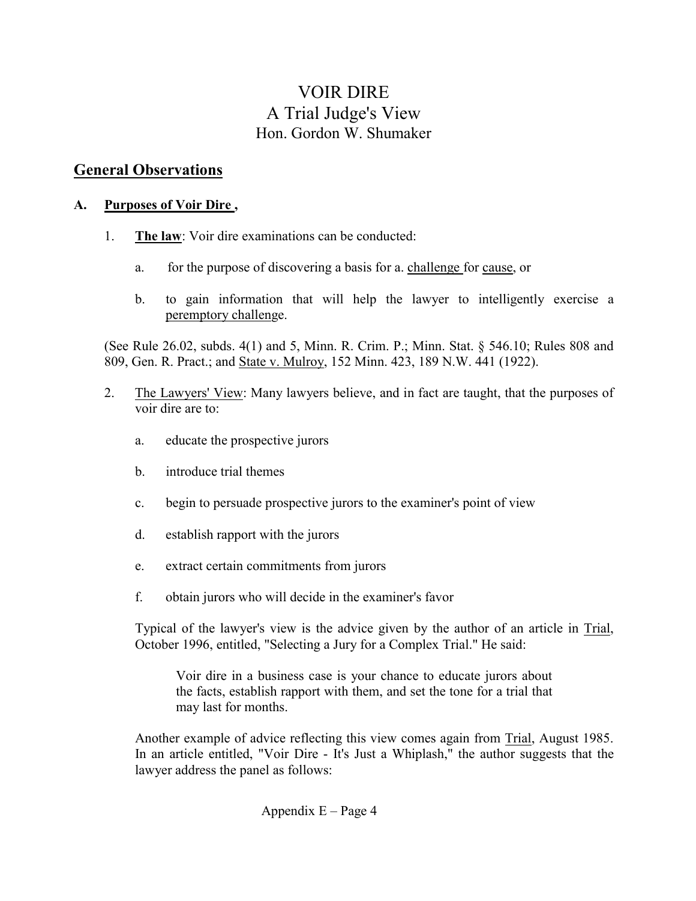# VOIR DIRE
## A Trial Judge's View
### Hon. Gordon W. Shumaker

## General Observations

**A. Purposes of Voir Dire ,**

1. **The law**: Voir dire examinations can be conducted:

   a. for the purpose of discovering a basis for a. challenge for cause, or

   b. to gain information that will help the lawyer to intelligently exercise a peremptory challenge.

(See Rule 26.02, subds. 4(1) and 5, Minn. R. Crim. P.; Minn. Stat. § 546.10; Rules 808 and 809, Gen. R. Pract.; and State v. Mulroy, 152 Minn. 423, 189 N.W. 441 (1922).

2. The Lawyers' View: Many lawyers believe, and in fact are taught, that the purposes of voir dire are to:

   a. educate the prospective jurors

   b. introduce trial themes

   c. begin to persuade prospective jurors to the examiner's point of view

   d. establish rapport with the jurors

   e. extract certain commitments from jurors

   f. obtain jurors who will decide in the examiner's favor

   Typical of the lawyer's view is the advice given by the author of an article in Trial, October 1996, entitled, "Selecting a Jury for a Complex Trial." He said:

   > Voir dire in a business case is your chance to educate jurors about the facts, establish rapport with them, and set the tone for a trial that may last for months.

   Another example of advice reflecting this view comes again from Trial, August 1985. In an article entitled, "Voir Dire - It's Just a Whiplash," the author suggests that the lawyer address the panel as follows: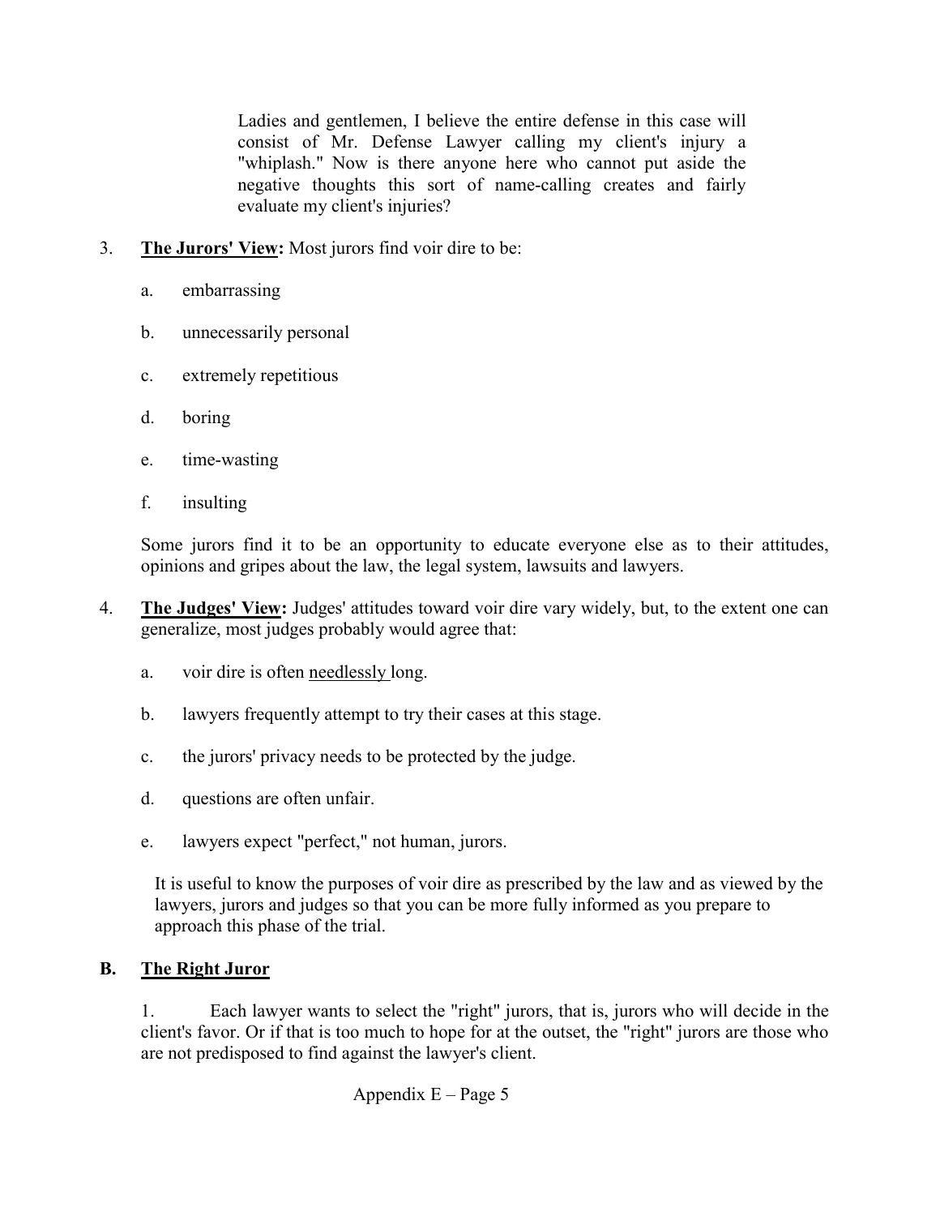> Ladies and gentlemen, I believe the entire defense in this case will consist of Mr. Defense Lawyer calling my client's injury a "whiplash." Now is there anyone here who cannot put aside the negative thoughts this sort of name-calling creates and fairly evaluate my client's injuries?

3. **The Jurors' View:** Most jurors find voir dire to be:

   a. embarrassing

   b. unnecessarily personal

   c. extremely repetitious

   d. boring

   e. time-wasting

   f. insulting

   Some jurors find it to be an opportunity to educate everyone else as to their attitudes, opinions and gripes about the law, the legal system, lawsuits and lawyers.

4. **The Judges' View:** Judges' attitudes toward voir dire vary widely, but, to the extent one can generalize, most judges probably would agree that:

   a. voir dire is often needlessly long.

   b. lawyers frequently attempt to try their cases at this stage.

   c. the jurors' privacy needs to be protected by the judge.

   d. questions are often unfair.

   e. lawyers expect "perfect," not human, jurors.

   It is useful to know the purposes of voir dire as prescribed by the law and as viewed by the lawyers, jurors and judges so that you can be more fully informed as you prepare to approach this phase of the trial.

## B. The Right Juror

1. Each lawyer wants to select the "right" jurors, that is, jurors who will decide in the client's favor. Or if that is too much to hope for at the outset, the "right" jurors are those who are not predisposed to find against the lawyer's client.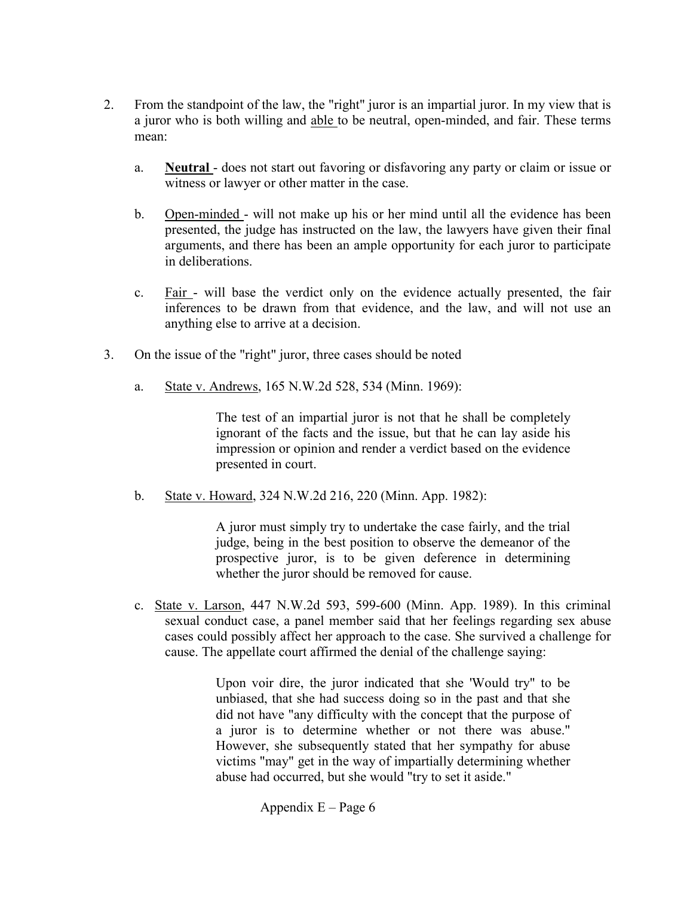2. From the standpoint of the law, the "right" juror is an impartial juror. In my view that is a juror who is both willing and <u>able</u> to be neutral, open-minded, and fair. These terms mean:

   a. **<u>Neutral</u>** - does not start out favoring or disfavoring any party or claim or issue or witness or lawyer or other matter in the case.

   b. <u>Open-minded</u> - will not make up his or her mind until all the evidence has been presented, the judge has instructed on the law, the lawyers have given their final arguments, and there has been an ample opportunity for each juror to participate in deliberations.

   c. <u>Fair</u> - will base the verdict only on the evidence actually presented, the fair inferences to be drawn from that evidence, and the law, and will not use an anything else to arrive at a decision.

3. On the issue of the "right" juror, three cases should be noted

   a. <u>State v. Andrews</u>, 165 N.W.2d 528, 534 (Minn. 1969):

      > The test of an impartial juror is not that he shall be completely ignorant of the facts and the issue, but that he can lay aside his impression or opinion and render a verdict based on the evidence presented in court.

   b. <u>State v. Howard</u>, 324 N.W.2d 216, 220 (Minn. App. 1982):

      > A juror must simply try to undertake the case fairly, and the trial judge, being in the best position to observe the demeanor of the prospective juror, is to be given deference in determining whether the juror should be removed for cause.

   c. <u>State v. Larson</u>, 447 N.W.2d 593, 599-600 (Minn. App. 1989). In this criminal sexual conduct case, a panel member said that her feelings regarding sex abuse cases could possibly affect her approach to the case. She survived a challenge for cause. The appellate court affirmed the denial of the challenge saying:

      > Upon voir dire, the juror indicated that she 'Would try" to be unbiased, that she had success doing so in the past and that she did not have "any difficulty with the concept that the purpose of a juror is to determine whether or not there was abuse." However, she subsequently stated that her sympathy for abuse victims "may" get in the way of impartially determining whether abuse had occurred, but she would "try to set it aside."

Appendix E – Page 6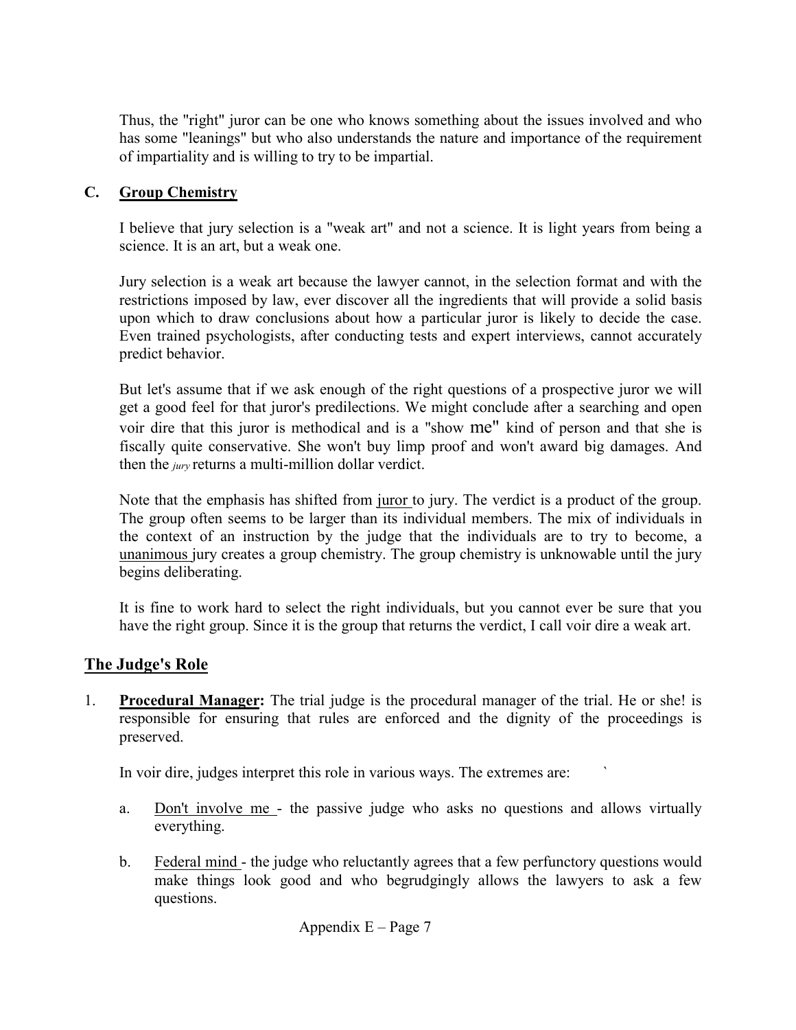Thus, the "right" juror can be one who knows something about the issues involved and who has some "leanings" but who also understands the nature and importance of the requirement of impartiality and is willing to try to be impartial.

### C. Group Chemistry

I believe that jury selection is a "weak art" and not a science. It is light years from being a science. It is an art, but a weak one.

Jury selection is a weak art because the lawyer cannot, in the selection format and with the restrictions imposed by law, ever discover all the ingredients that will provide a solid basis upon which to draw conclusions about how a particular juror is likely to decide the case. Even trained psychologists, after conducting tests and expert interviews, cannot accurately predict behavior.

But let's assume that if we ask enough of the right questions of a prospective juror we will get a good feel for that juror's predilections. We might conclude after a searching and open voir dire that this juror is methodical and is a "show me" kind of person and that she is fiscally quite conservative. She won't buy limp proof and won't award big damages. And then the *jury* returns a multi-million dollar verdict.

Note that the emphasis has shifted from juror to jury. The verdict is a product of the group. The group often seems to be larger than its individual members. The mix of individuals in the context of an instruction by the judge that the individuals are to try to become, a unanimous jury creates a group chemistry. The group chemistry is unknowable until the jury begins deliberating.

It is fine to work hard to select the right individuals, but you cannot ever be sure that you have the right group. Since it is the group that returns the verdict, I call voir dire a weak art.

## The Judge's Role

1. **Procedural Manager:** The trial judge is the procedural manager of the trial. He or she! is responsible for ensuring that rules are enforced and the dignity of the proceedings is preserved.

   In voir dire, judges interpret this role in various ways. The extremes are:

   a. Don't involve me - the passive judge who asks no questions and allows virtually everything.

   b. Federal mind - the judge who reluctantly agrees that a few perfunctory questions would make things look good and who begrudgingly allows the lawyers to ask a few questions.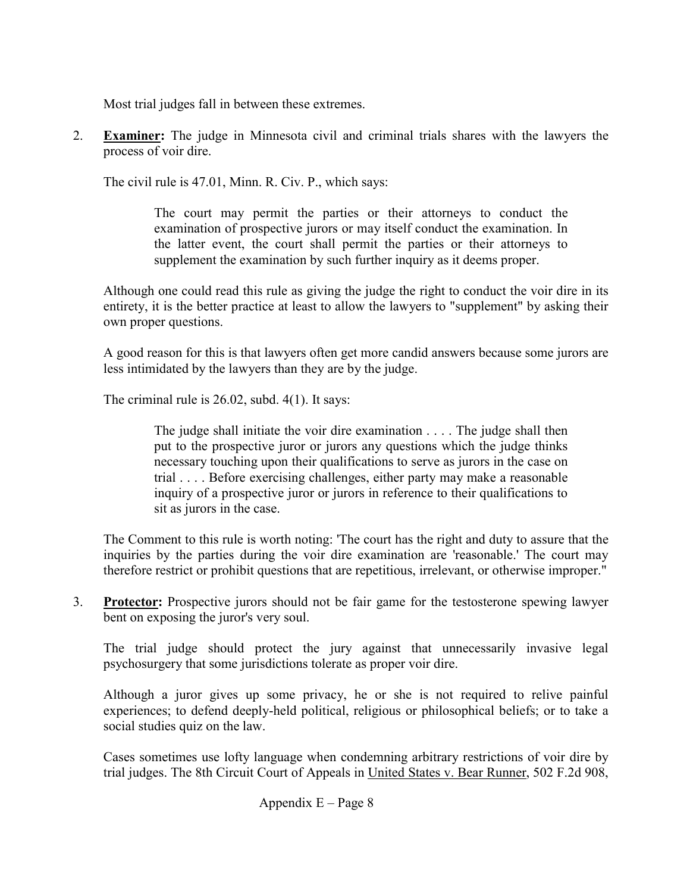Most trial judges fall in between these extremes.

2. **Examiner:** The judge in Minnesota civil and criminal trials shares with the lawyers the process of voir dire.

   The civil rule is 47.01, Minn. R. Civ. P., which says:

   > The court may permit the parties or their attorneys to conduct the examination of prospective jurors or may itself conduct the examination. In the latter event, the court shall permit the parties or their attorneys to supplement the examination by such further inquiry as it deems proper.

   Although one could read this rule as giving the judge the right to conduct the voir dire in its entirety, it is the better practice at least to allow the lawyers to "supplement" by asking their own proper questions.

   A good reason for this is that lawyers often get more candid answers because some jurors are less intimidated by the lawyers than they are by the judge.

   The criminal rule is 26.02, subd. 4(1). It says:

   > The judge shall initiate the voir dire examination . . . . The judge shall then put to the prospective juror or jurors any questions which the judge thinks necessary touching upon their qualifications to serve as jurors in the case on trial . . . . Before exercising challenges, either party may make a reasonable inquiry of a prospective juror or jurors in reference to their qualifications to sit as jurors in the case.

   The Comment to this rule is worth noting: 'The court has the right and duty to assure that the inquiries by the parties during the voir dire examination are 'reasonable.' The court may therefore restrict or prohibit questions that are repetitious, irrelevant, or otherwise improper."

3. **Protector:** Prospective jurors should not be fair game for the testosterone spewing lawyer bent on exposing the juror's very soul.

   The trial judge should protect the jury against that unnecessarily invasive legal psychosurgery that some jurisdictions tolerate as proper voir dire.

   Although a juror gives up some privacy, he or she is not required to relive painful experiences; to defend deeply-held political, religious or philosophical beliefs; or to take a social studies quiz on the law.

   Cases sometimes use lofty language when condemning arbitrary restrictions of voir dire by trial judges. The 8th Circuit Court of Appeals in United States v. Bear Runner, 502 F.2d 908,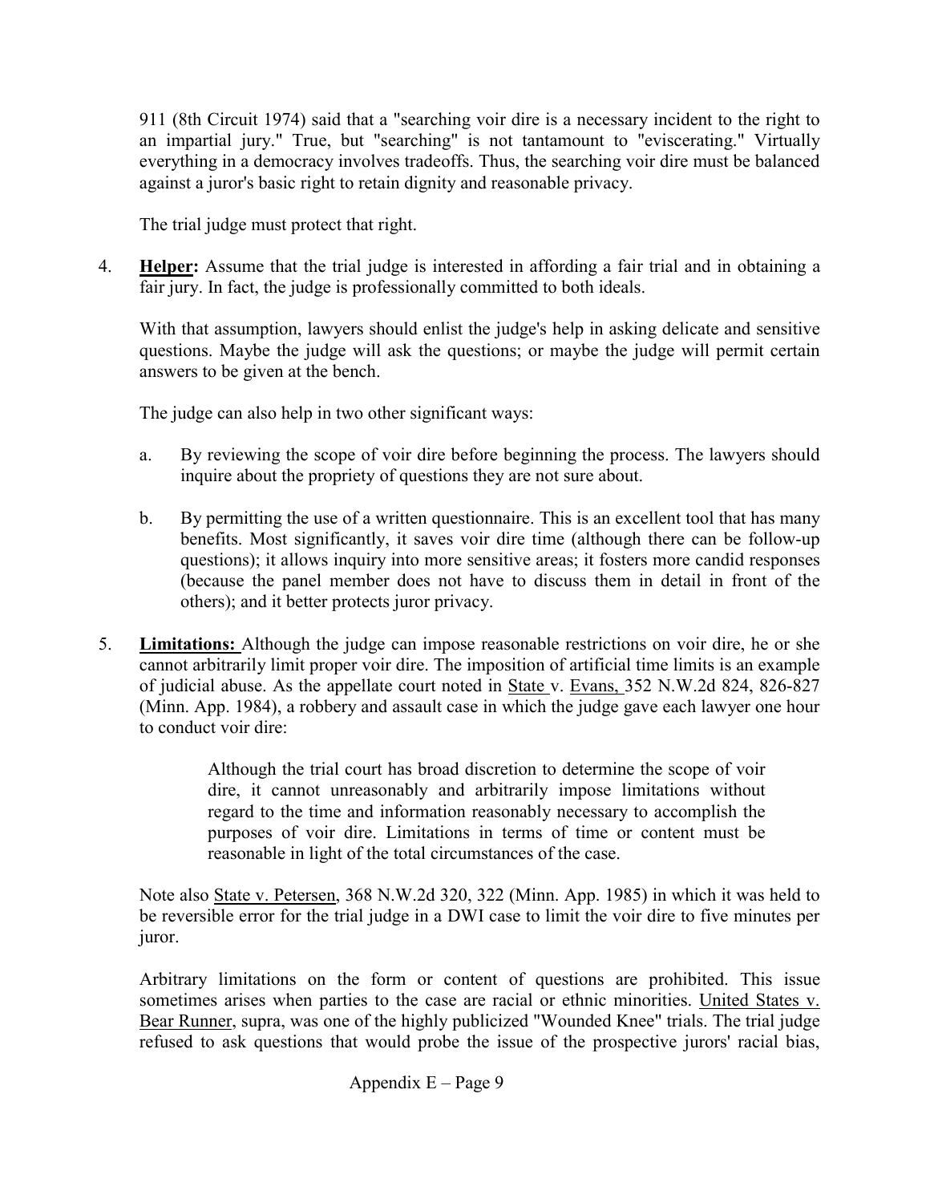911 (8th Circuit 1974) said that a "searching voir dire is a necessary incident to the right to an impartial jury." True, but "searching" is not tantamount to "eviscerating." Virtually everything in a democracy involves tradeoffs. Thus, the searching voir dire must be balanced against a juror's basic right to retain dignity and reasonable privacy.

The trial judge must protect that right.

4. **Helper:** Assume that the trial judge is interested in affording a fair trial and in obtaining a fair jury. In fact, the judge is professionally committed to both ideals.

   With that assumption, lawyers should enlist the judge's help in asking delicate and sensitive questions. Maybe the judge will ask the questions; or maybe the judge will permit certain answers to be given at the bench.

   The judge can also help in two other significant ways:

   a. By reviewing the scope of voir dire before beginning the process. The lawyers should inquire about the propriety of questions they are not sure about.

   b. By permitting the use of a written questionnaire. This is an excellent tool that has many benefits. Most significantly, it saves voir dire time (although there can be follow-up questions); it allows inquiry into more sensitive areas; it fosters more candid responses (because the panel member does not have to discuss them in detail in front of the others); and it better protects juror privacy.

5. **Limitations:** Although the judge can impose reasonable restrictions on voir dire, he or she cannot arbitrarily limit proper voir dire. The imposition of artificial time limits is an example of judicial abuse. As the appellate court noted in State v. Evans, 352 N.W.2d 824, 826-827 (Minn. App. 1984), a robbery and assault case in which the judge gave each lawyer one hour to conduct voir dire:

   > Although the trial court has broad discretion to determine the scope of voir dire, it cannot unreasonably and arbitrarily impose limitations without regard to the time and information reasonably necessary to accomplish the purposes of voir dire. Limitations in terms of time or content must be reasonable in light of the total circumstances of the case.

   Note also State v. Petersen, 368 N.W.2d 320, 322 (Minn. App. 1985) in which it was held to be reversible error for the trial judge in a DWI case to limit the voir dire to five minutes per juror.

   Arbitrary limitations on the form or content of questions are prohibited. This issue sometimes arises when parties to the case are racial or ethnic minorities. United States v. Bear Runner, supra, was one of the highly publicized "Wounded Knee" trials. The trial judge refused to ask questions that would probe the issue of the prospective jurors' racial bias,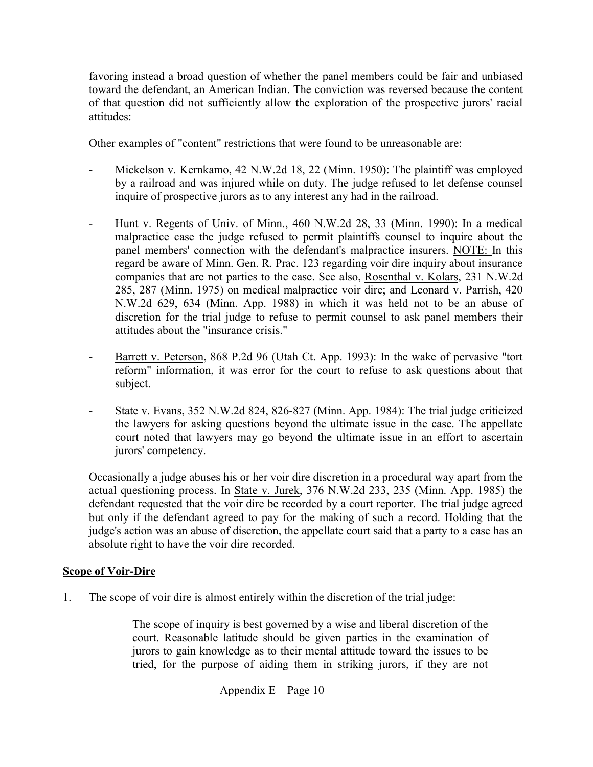favoring instead a broad question of whether the panel members could be fair and unbiased toward the defendant, an American Indian. The conviction was reversed because the content of that question did not sufficiently allow the exploration of the prospective jurors' racial attitudes:

Other examples of "content" restrictions that were found to be unreasonable are:

- <u>Mickelson v. Kernkamo</u>, 42 N.W.2d 18, 22 (Minn. 1950): The plaintiff was employed by a railroad and was injured while on duty. The judge refused to let defense counsel inquire of prospective jurors as to any interest any had in the railroad.

- <u>Hunt v. Regents of Univ. of Minn.</u>, 460 N.W.2d 28, 33 (Minn. 1990): In a medical malpractice case the judge refused to permit plaintiffs counsel to inquire about the panel members' connection with the defendant's malpractice insurers. <u>NOTE:</u> In this regard be aware of Minn. Gen. R. Prac. 123 regarding voir dire inquiry about insurance companies that are not parties to the case. See also, <u>Rosenthal v. Kolars</u>, 231 N.W.2d 285, 287 (Minn. 1975) on medical malpractice voir dire; and <u>Leonard v. Parrish</u>, 420 N.W.2d 629, 634 (Minn. App. 1988) in which it was held <u>not</u> to be an abuse of discretion for the trial judge to refuse to permit counsel to ask panel members their attitudes about the "insurance crisis."

- <u>Barrett v. Peterson</u>, 868 P.2d 96 (Utah Ct. App. 1993): In the wake of pervasive "tort reform" information, it was error for the court to refuse to ask questions about that subject.

- State v. Evans, 352 N.W.2d 824, 826-827 (Minn. App. 1984): The trial judge criticized the lawyers for asking questions beyond the ultimate issue in the case. The appellate court noted that lawyers may go beyond the ultimate issue in an effort to ascertain jurors' competency.

Occasionally a judge abuses his or her voir dire discretion in a procedural way apart from the actual questioning process. In <u>State v. Jurek</u>, 376 N.W.2d 233, 235 (Minn. App. 1985) the defendant requested that the voir dire be recorded by a court reporter. The trial judge agreed but only if the defendant agreed to pay for the making of such a record. Holding that the judge's action was an abuse of discretion, the appellate court said that a party to a case has an absolute right to have the voir dire recorded.

**<u>Scope of Voir-Dire</u>**

1. The scope of voir dire is almost entirely within the discretion of the trial judge:

> The scope of inquiry is best governed by a wise and liberal discretion of the court. Reasonable latitude should be given parties in the examination of jurors to gain knowledge as to their mental attitude toward the issues to be tried, for the purpose of aiding them in striking jurors, if they are not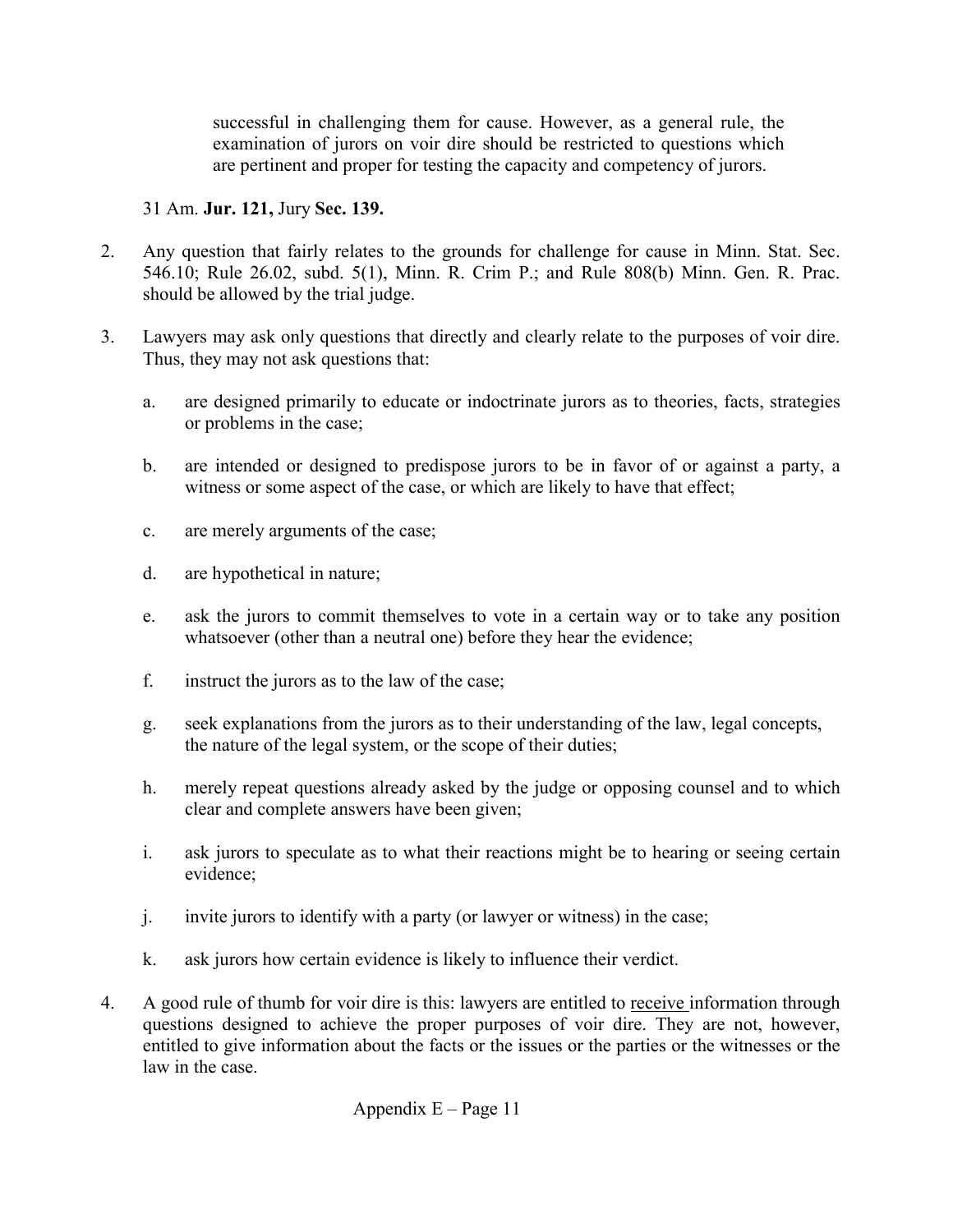> successful in challenging them for cause. However, as a general rule, the examination of jurors on voir dire should be restricted to questions which are pertinent and proper for testing the capacity and competency of jurors.

31 Am. **Jur. 121,** Jury **Sec. 139.**

2. Any question that fairly relates to the grounds for challenge for cause in Minn. Stat. Sec. 546.10; Rule 26.02, subd. 5(1), Minn. R. Crim P.; and Rule 808(b) Minn. Gen. R. Prac. should be allowed by the trial judge.

3. Lawyers may ask only questions that directly and clearly relate to the purposes of voir dire. Thus, they may not ask questions that:

   a. are designed primarily to educate or indoctrinate jurors as to theories, facts, strategies or problems in the case;

   b. are intended or designed to predispose jurors to be in favor of or against a party, a witness or some aspect of the case, or which are likely to have that effect;

   c. are merely arguments of the case;

   d. are hypothetical in nature;

   e. ask the jurors to commit themselves to vote in a certain way or to take any position whatsoever (other than a neutral one) before they hear the evidence;

   f. instruct the jurors as to the law of the case;

   g. seek explanations from the jurors as to their understanding of the law, legal concepts, the nature of the legal system, or the scope of their duties;

   h. merely repeat questions already asked by the judge or opposing counsel and to which clear and complete answers have been given;

   i. ask jurors to speculate as to what their reactions might be to hearing or seeing certain evidence;

   j. invite jurors to identify with a party (or lawyer or witness) in the case;

   k. ask jurors how certain evidence is likely to influence their verdict.

4. A good rule of thumb for voir dire is this: lawyers are entitled to <u>receive</u> information through questions designed to achieve the proper purposes of voir dire. They are not, however, entitled to give information about the facts or the issues or the parties or the witnesses or the law in the case.

Appendix E – Page 11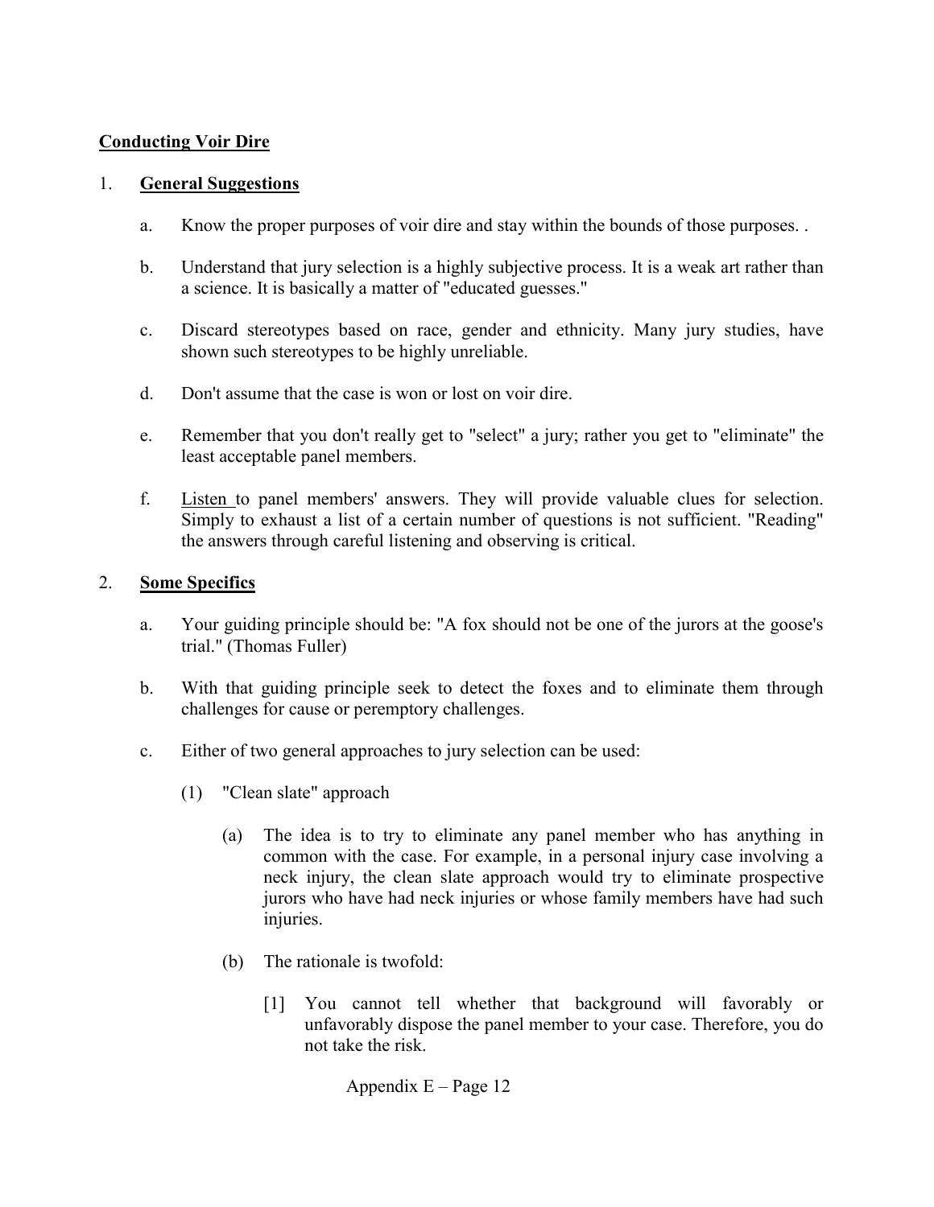**<u>Conducting Voir Dire</u>**

1. **<u>General Suggestions</u>**

   a. Know the proper purposes of voir dire and stay within the bounds of those purposes. .

   b. Understand that jury selection is a highly subjective process. It is a weak art rather than a science. It is basically a matter of "educated guesses."

   c. Discard stereotypes based on race, gender and ethnicity. Many jury studies, have shown such stereotypes to be highly unreliable.

   d. Don't assume that the case is won or lost on voir dire.

   e. Remember that you don't really get to "select" a jury; rather you get to "eliminate" the least acceptable panel members.

   f. <u>Listen</u> to panel members' answers. They will provide valuable clues for selection. Simply to exhaust a list of a certain number of questions is not sufficient. "Reading" the answers through careful listening and observing is critical.

2. **<u>Some Specifics</u>**

   a. Your guiding principle should be: "A fox should not be one of the jurors at the goose's trial." (Thomas Fuller)

   b. With that guiding principle seek to detect the foxes and to eliminate them through challenges for cause or peremptory challenges.

   c. Either of two general approaches to jury selection can be used:

      (1) "Clean slate" approach

         (a) The idea is to try to eliminate any panel member who has anything in common with the case. For example, in a personal injury case involving a neck injury, the clean slate approach would try to eliminate prospective jurors who have had neck injuries or whose family members have had such injuries.

         (b) The rationale is twofold:

            [1] You cannot tell whether that background will favorably or unfavorably dispose the panel member to your case. Therefore, you do not take the risk.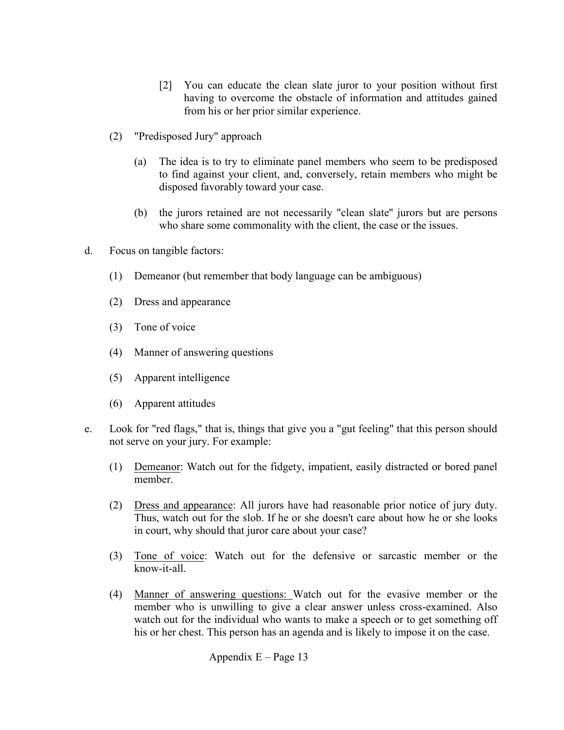[2] You can educate the clean slate juror to your position without first having to overcome the obstacle of information and attitudes gained from his or her prior similar experience.

(2) "Predisposed Jury" approach

(a) The idea is to try to eliminate panel members who seem to be predisposed to find against your client, and, conversely, retain members who might be disposed favorably toward your case.

(b) the jurors retained are not necessarily "clean slate" jurors but are persons who share some commonality with the client, the case or the issues.

d. Focus on tangible factors:

(1) Demeanor (but remember that body language can be ambiguous)

(2) Dress and appearance

(3) Tone of voice

(4) Manner of answering questions

(5) Apparent intelligence

(6) Apparent attitudes

e. Look for "red flags," that is, things that give you a "gut feeling" that this person should not serve on your jury. For example:

(1) Demeanor: Watch out for the fidgety, impatient, easily distracted or bored panel member.

(2) Dress and appearance: All jurors have had reasonable prior notice of jury duty. Thus, watch out for the slob. If he or she doesn't care about how he or she looks in court, why should that juror care about your case?

(3) Tone of voice: Watch out for the defensive or sarcastic member or the know-it-all.

(4) Manner of answering questions: Watch out for the evasive member or the member who is unwilling to give a clear answer unless cross-examined. Also watch out for the individual who wants to make a speech or to get something off his or her chest. This person has an agenda and is likely to impose it on the case.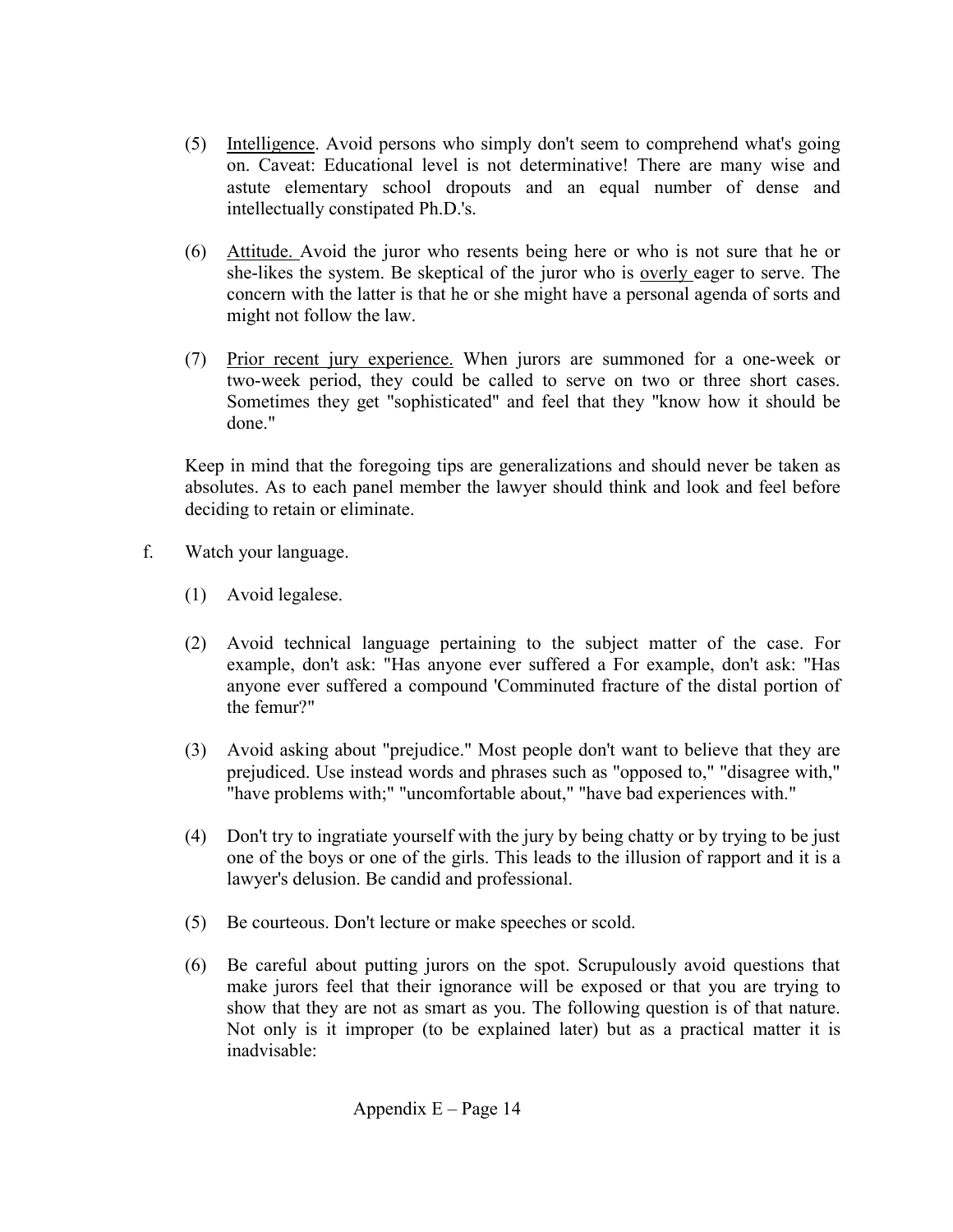(5) Intelligence. Avoid persons who simply don't seem to comprehend what's going on. Caveat: Educational level is not determinative! There are many wise and astute elementary school dropouts and an equal number of dense and intellectually constipated Ph.D.'s.

(6) Attitude. Avoid the juror who resents being here or who is not sure that he or she-likes the system. Be skeptical of the juror who is overly eager to serve. The concern with the latter is that he or she might have a personal agenda of sorts and might not follow the law.

(7) Prior recent jury experience. When jurors are summoned for a one-week or two-week period, they could be called to serve on two or three short cases. Sometimes they get "sophisticated" and feel that they "know how it should be done."

Keep in mind that the foregoing tips are generalizations and should never be taken as absolutes. As to each panel member the lawyer should think and look and feel before deciding to retain or eliminate.

f. Watch your language.

(1) Avoid legalese.

(2) Avoid technical language pertaining to the subject matter of the case. For example, don't ask: "Has anyone ever suffered a For example, don't ask: "Has anyone ever suffered a compound 'Comminuted fracture of the distal portion of the femur?"

(3) Avoid asking about "prejudice." Most people don't want to believe that they are prejudiced. Use instead words and phrases such as "opposed to," "disagree with," "have problems with;" "uncomfortable about," "have bad experiences with."

(4) Don't try to ingratiate yourself with the jury by being chatty or by trying to be just one of the boys or one of the girls. This leads to the illusion of rapport and it is a lawyer's delusion. Be candid and professional.

(5) Be courteous. Don't lecture or make speeches or scold.

(6) Be careful about putting jurors on the spot. Scrupulously avoid questions that make jurors feel that their ignorance will be exposed or that you are trying to show that they are not as smart as you. The following question is of that nature. Not only is it improper (to be explained later) but as a practical matter it is inadvisable: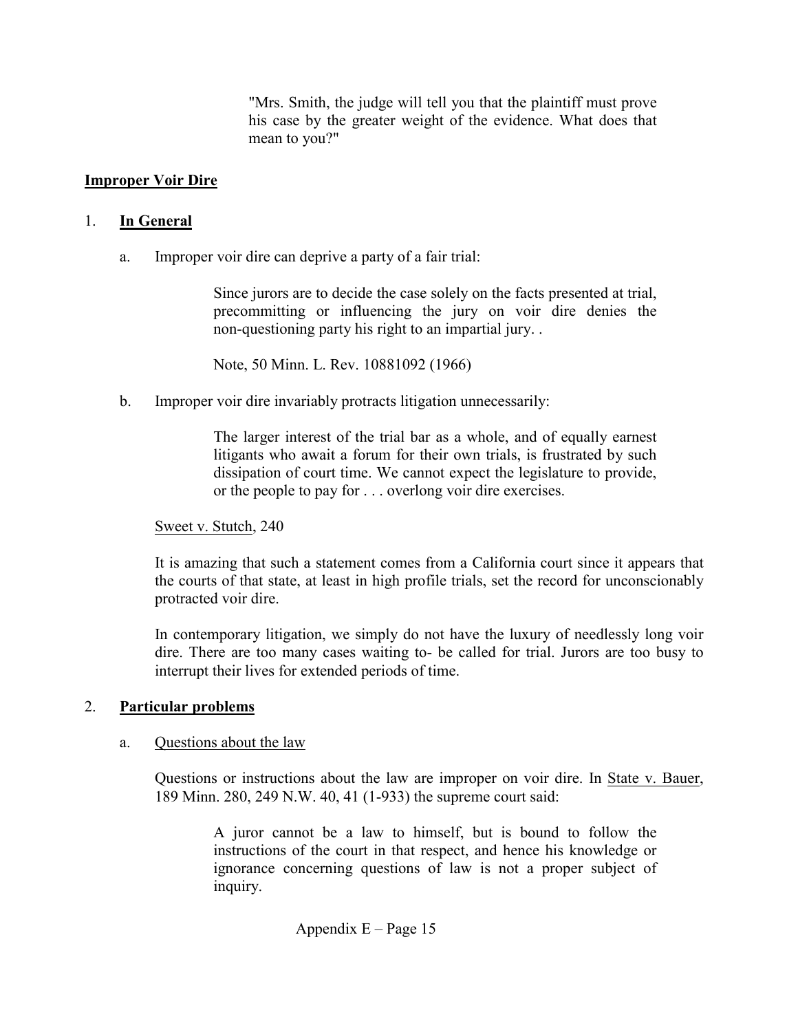> "Mrs. Smith, the judge will tell you that the plaintiff must prove his case by the greater weight of the evidence. What does that mean to you?"

## Improper Voir Dire

1. **In General**

   a. Improper voir dire can deprive a party of a fair trial:

   > Since jurors are to decide the case solely on the facts presented at trial, precommitting or influencing the jury on voir dire denies the non-questioning party his right to an impartial jury. .
   >
   > Note, 50 Minn. L. Rev. 10881092 (1966)

   b. Improper voir dire invariably protracts litigation unnecessarily:

   > The larger interest of the trial bar as a whole, and of equally earnest litigants who await a forum for their own trials, is frustrated by such dissipation of court time. We cannot expect the legislature to provide, or the people to pay for . . . overlong voir dire exercises.

   Sweet v. Stutch, 240

   It is amazing that such a statement comes from a California court since it appears that the courts of that state, at least in high profile trials, set the record for unconscionably protracted voir dire.

   In contemporary litigation, we simply do not have the luxury of needlessly long voir dire. There are too many cases waiting to- be called for trial. Jurors are too busy to interrupt their lives for extended periods of time.

2. **Particular problems**

   a. Questions about the law

   Questions or instructions about the law are improper on voir dire. In State v. Bauer, 189 Minn. 280, 249 N.W. 40, 41 (1-933) the supreme court said:

   > A juror cannot be a law to himself, but is bound to follow the instructions of the court in that respect, and hence his knowledge or ignorance concerning questions of law is not a proper subject of inquiry.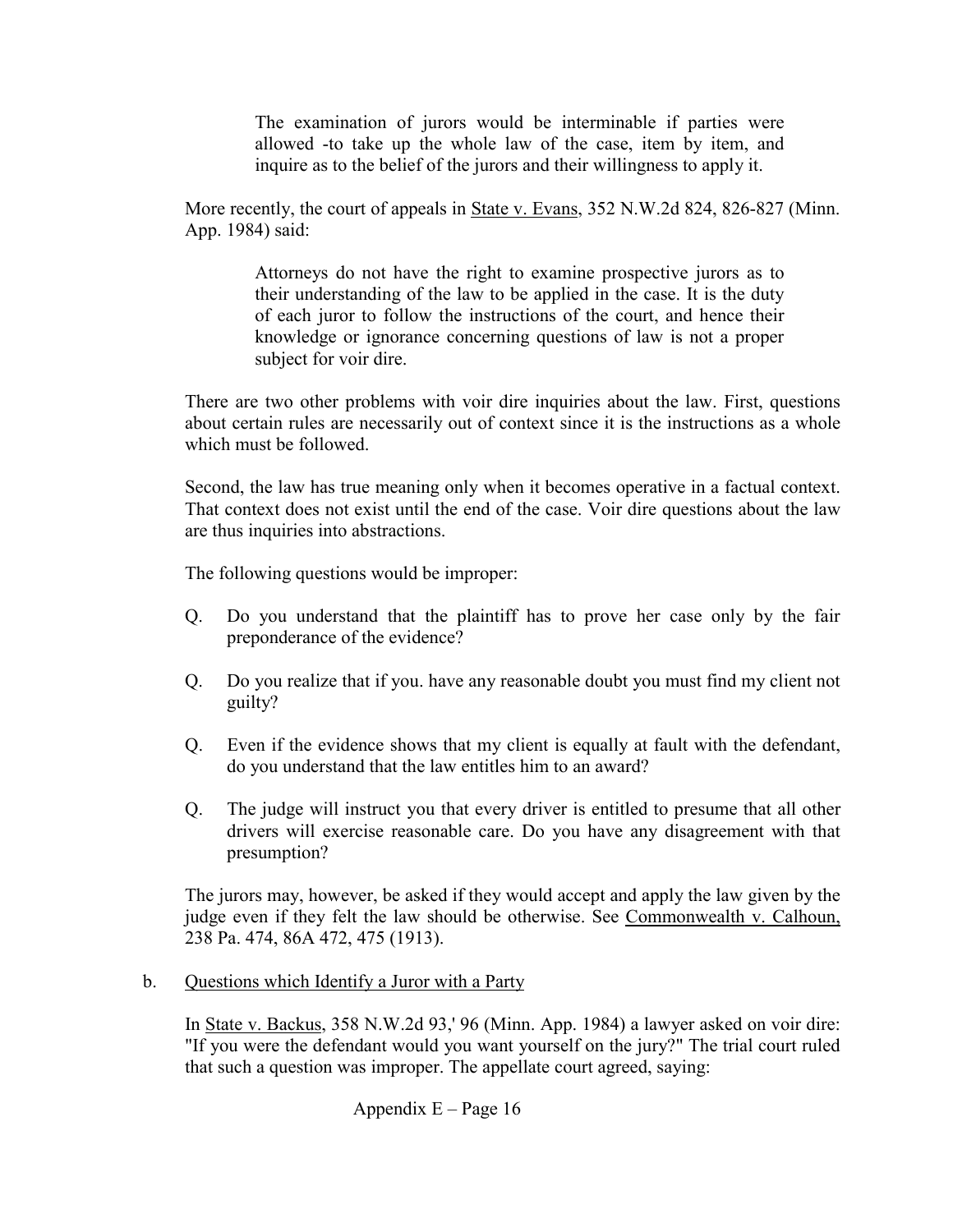> The examination of jurors would be interminable if parties were allowed -to take up the whole law of the case, item by item, and inquire as to the belief of the jurors and their willingness to apply it.

More recently, the court of appeals in State v. Evans, 352 N.W.2d 824, 826-827 (Minn. App. 1984) said:

> Attorneys do not have the right to examine prospective jurors as to their understanding of the law to be applied in the case. It is the duty of each juror to follow the instructions of the court, and hence their knowledge or ignorance concerning questions of law is not a proper subject for voir dire.

There are two other problems with voir dire inquiries about the law. First, questions about certain rules are necessarily out of context since it is the instructions as a whole which must be followed.

Second, the law has true meaning only when it becomes operative in a factual context. That context does not exist until the end of the case. Voir dire questions about the law are thus inquiries into abstractions.

The following questions would be improper:

Q. Do you understand that the plaintiff has to prove her case only by the fair preponderance of the evidence?

Q. Do you realize that if you. have any reasonable doubt you must find my client not guilty?

Q. Even if the evidence shows that my client is equally at fault with the defendant, do you understand that the law entitles him to an award?

Q. The judge will instruct you that every driver is entitled to presume that all other drivers will exercise reasonable care. Do you have any disagreement with that presumption?

The jurors may, however, be asked if they would accept and apply the law given by the judge even if they felt the law should be otherwise. See Commonwealth v. Calhoun, 238 Pa. 474, 86A 472, 475 (1913).

b. Questions which Identify a Juror with a Party

In State v. Backus, 358 N.W.2d 93,' 96 (Minn. App. 1984) a lawyer asked on voir dire: "If you were the defendant would you want yourself on the jury?" The trial court ruled that such a question was improper. The appellate court agreed, saying: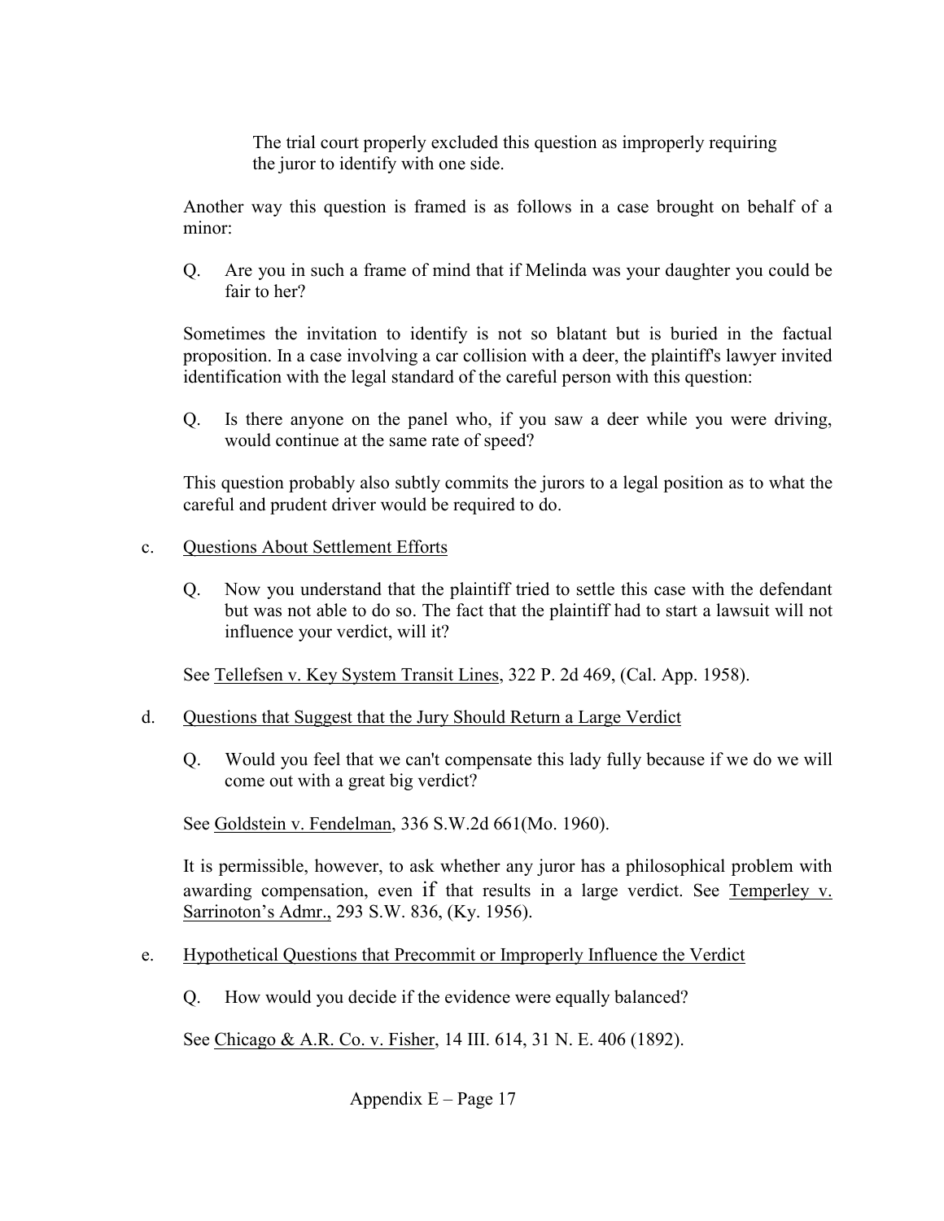> The trial court properly excluded this question as improperly requiring the juror to identify with one side.

Another way this question is framed is as follows in a case brought on behalf of a minor:

Q. Are you in such a frame of mind that if Melinda was your daughter you could be fair to her?

Sometimes the invitation to identify is not so blatant but is buried in the factual proposition. In a case involving a car collision with a deer, the plaintiff's lawyer invited identification with the legal standard of the careful person with this question:

Q. Is there anyone on the panel who, if you saw a deer while you were driving, would continue at the same rate of speed?

This question probably also subtly commits the jurors to a legal position as to what the careful and prudent driver would be required to do.

c. Questions About Settlement Efforts

Q. Now you understand that the plaintiff tried to settle this case with the defendant but was not able to do so. The fact that the plaintiff had to start a lawsuit will not influence your verdict, will it?

See Tellefsen v. Key System Transit Lines, 322 P. 2d 469, (Cal. App. 1958).

d. Questions that Suggest that the Jury Should Return a Large Verdict

Q. Would you feel that we can't compensate this lady fully because if we do we will come out with a great big verdict?

See Goldstein v. Fendelman, 336 S.W.2d 661(Mo. 1960).

It is permissible, however, to ask whether any juror has a philosophical problem with awarding compensation, even if that results in a large verdict. See Temperley v. Sarrinoton's Admr., 293 S.W. 836, (Ky. 1956).

e. Hypothetical Questions that Precommit or Improperly Influence the Verdict

Q. How would you decide if the evidence were equally balanced?

See Chicago & A.R. Co. v. Fisher, 14 III. 614, 31 N. E. 406 (1892).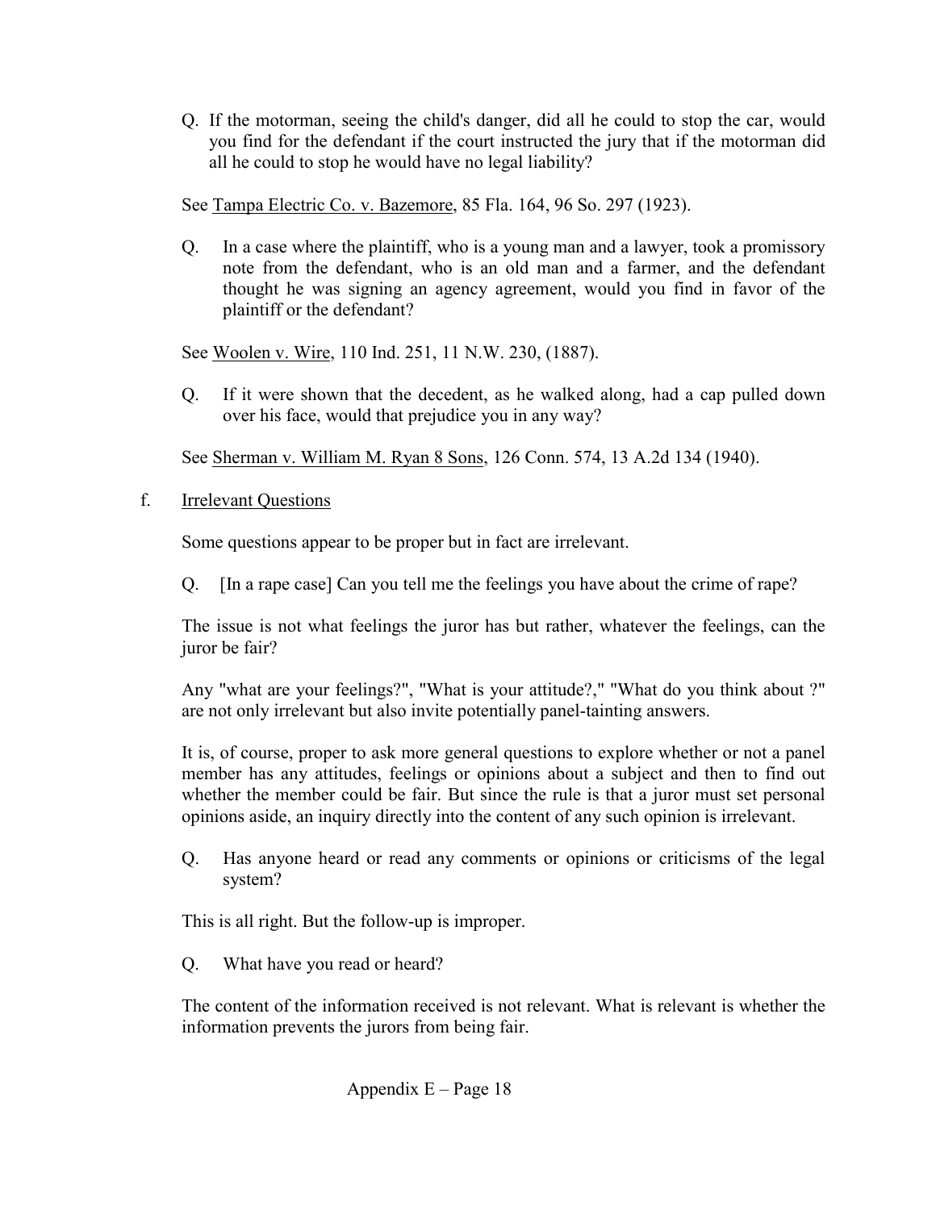Q. If the motorman, seeing the child's danger, did all he could to stop the car, would you find for the defendant if the court instructed the jury that if the motorman did all he could to stop he would have no legal liability?

See Tampa Electric Co. v. Bazemore, 85 Fla. 164, 96 So. 297 (1923).

Q. In a case where the plaintiff, who is a young man and a lawyer, took a promissory note from the defendant, who is an old man and a farmer, and the defendant thought he was signing an agency agreement, would you find in favor of the plaintiff or the defendant?

See Woolen v. Wire, 110 Ind. 251, 11 N.W. 230, (1887).

Q. If it were shown that the decedent, as he walked along, had a cap pulled down over his face, would that prejudice you in any way?

See Sherman v. William M. Ryan 8 Sons, 126 Conn. 574, 13 A.2d 134 (1940).

f. Irrelevant Questions

Some questions appear to be proper but in fact are irrelevant.

Q. [In a rape case] Can you tell me the feelings you have about the crime of rape?

The issue is not what feelings the juror has but rather, whatever the feelings, can the juror be fair?

Any "what are your feelings?", "What is your attitude?," "What do you think about ?" are not only irrelevant but also invite potentially panel-tainting answers.

It is, of course, proper to ask more general questions to explore whether or not a panel member has any attitudes, feelings or opinions about a subject and then to find out whether the member could be fair. But since the rule is that a juror must set personal opinions aside, an inquiry directly into the content of any such opinion is irrelevant.

Q. Has anyone heard or read any comments or opinions or criticisms of the legal system?

This is all right. But the follow-up is improper.

Q. What have you read or heard?

The content of the information received is not relevant. What is relevant is whether the information prevents the jurors from being fair.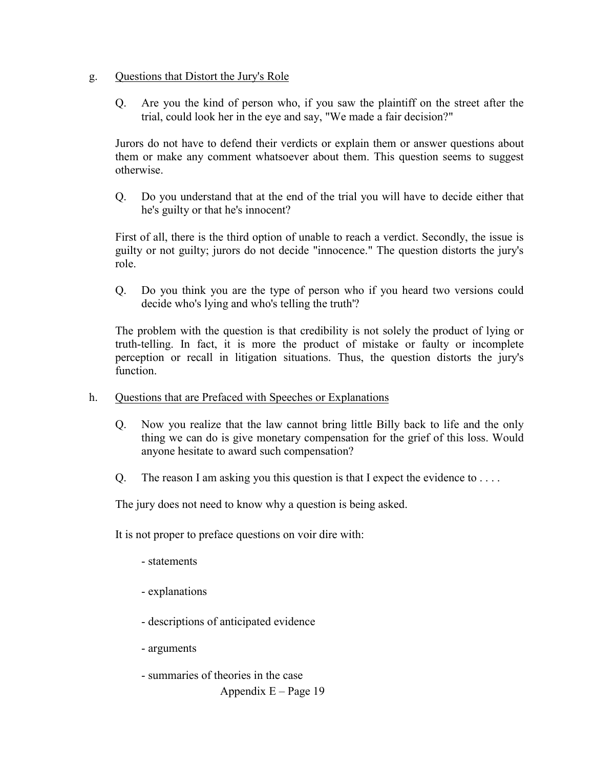g. Questions that Distort the Jury's Role

Q. Are you the kind of person who, if you saw the plaintiff on the street after the trial, could look her in the eye and say, "We made a fair decision?"

Jurors do not have to defend their verdicts or explain them or answer questions about them or make any comment whatsoever about them. This question seems to suggest otherwise.

Q. Do you understand that at the end of the trial you will have to decide either that he's guilty or that he's innocent?

First of all, there is the third option of unable to reach a verdict. Secondly, the issue is guilty or not guilty; jurors do not decide "innocence." The question distorts the jury's role.

Q. Do you think you are the type of person who if you heard two versions could decide who's lying and who's telling the truth'?

The problem with the question is that credibility is not solely the product of lying or truth-telling. In fact, it is more the product of mistake or faulty or incomplete perception or recall in litigation situations. Thus, the question distorts the jury's function.

h. Questions that are Prefaced with Speeches or Explanations

Q. Now you realize that the law cannot bring little Billy back to life and the only thing we can do is give monetary compensation for the grief of this loss. Would anyone hesitate to award such compensation?

Q. The reason I am asking you this question is that I expect the evidence to . . . .

The jury does not need to know why a question is being asked.

It is not proper to preface questions on voir dire with:

- statements
- explanations
- descriptions of anticipated evidence
- arguments
- summaries of theories in the case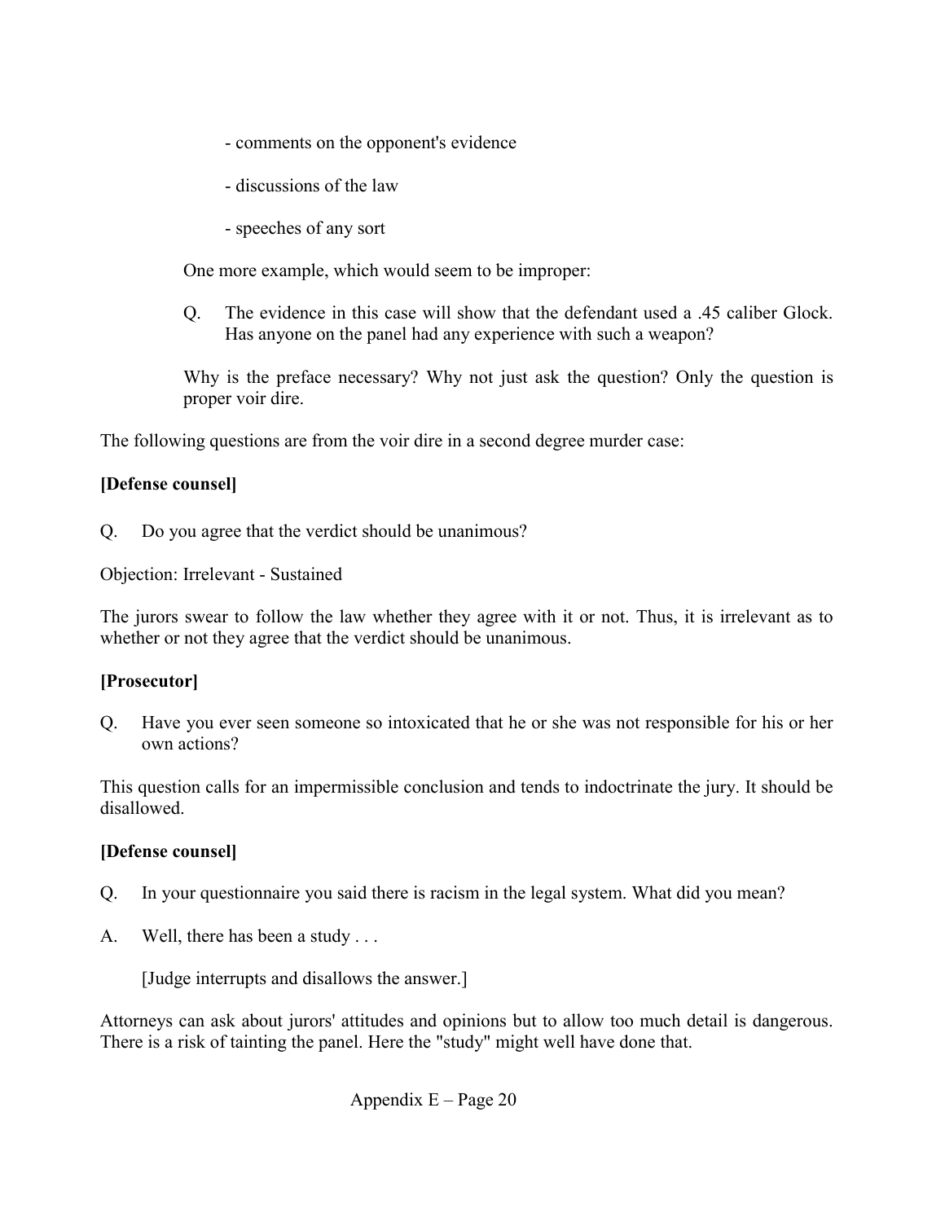- comments on the opponent's evidence

- discussions of the law

- speeches of any sort

One more example, which would seem to be improper:

Q. The evidence in this case will show that the defendant used a .45 caliber Glock. Has anyone on the panel had any experience with such a weapon?

Why is the preface necessary? Why not just ask the question? Only the question is proper voir dire.

The following questions are from the voir dire in a second degree murder case:

**[Defense counsel]**

Q. Do you agree that the verdict should be unanimous?

Objection: Irrelevant - Sustained

The jurors swear to follow the law whether they agree with it or not. Thus, it is irrelevant as to whether or not they agree that the verdict should be unanimous.

**[Prosecutor]**

Q. Have you ever seen someone so intoxicated that he or she was not responsible for his or her own actions?

This question calls for an impermissible conclusion and tends to indoctrinate the jury. It should be disallowed.

**[Defense counsel]**

Q. In your questionnaire you said there is racism in the legal system. What did you mean?

A. Well, there has been a study . . .

[Judge interrupts and disallows the answer.]

Attorneys can ask about jurors' attitudes and opinions but to allow too much detail is dangerous. There is a risk of tainting the panel. Here the "study" might well have done that.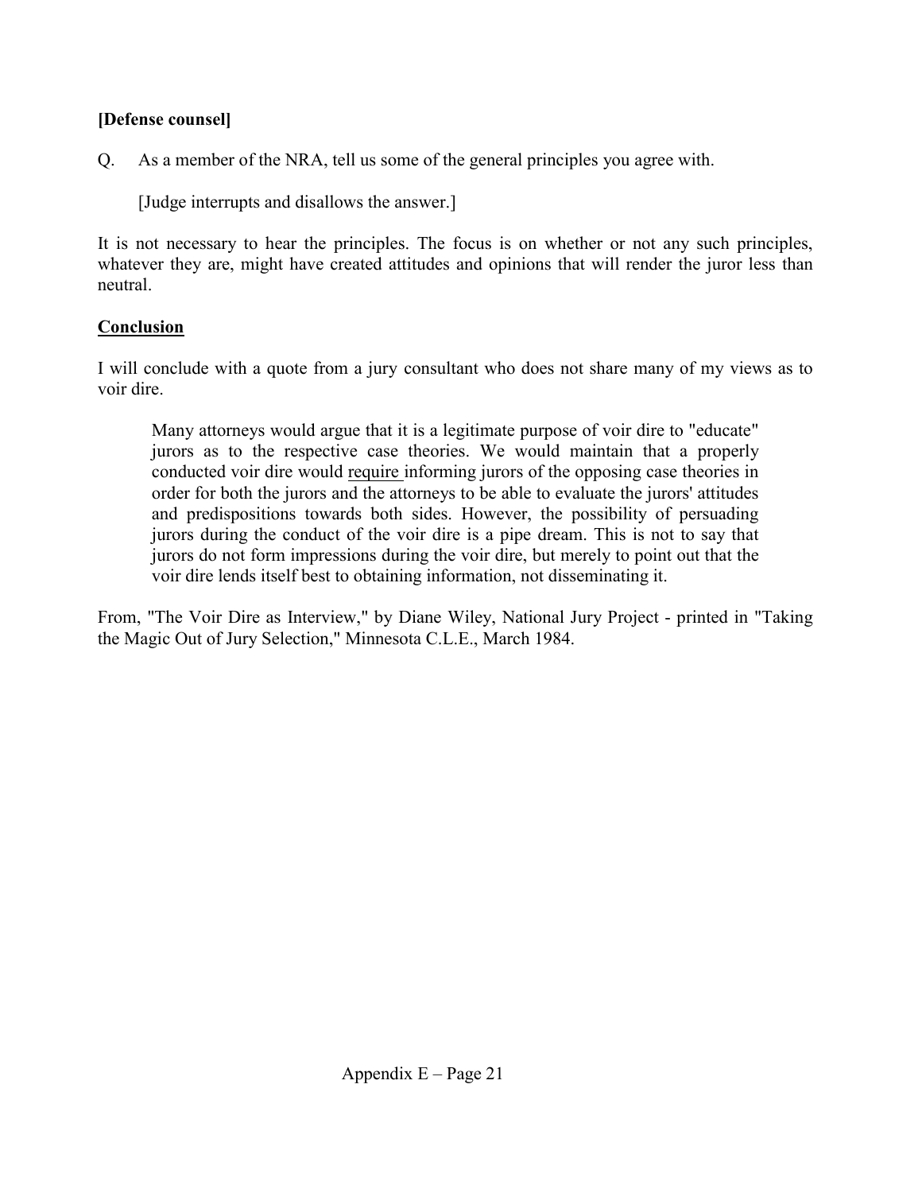**[Defense counsel]**

Q. As a member of the NRA, tell us some of the general principles you agree with.

[Judge interrupts and disallows the answer.]

It is not necessary to hear the principles. The focus is on whether or not any such principles, whatever they are, might have created attitudes and opinions that will render the juror less than neutral.

**<u>Conclusion</u>**

I will conclude with a quote from a jury consultant who does not share many of my views as to voir dire.

> Many attorneys would argue that it is a legitimate purpose of voir dire to "educate" jurors as to the respective case theories. We would maintain that a properly conducted voir dire would <u>require</u> informing jurors of the opposing case theories in order for both the jurors and the attorneys to be able to evaluate the jurors' attitudes and predispositions towards both sides. However, the possibility of persuading jurors during the conduct of the voir dire is a pipe dream. This is not to say that jurors do not form impressions during the voir dire, but merely to point out that the voir dire lends itself best to obtaining information, not disseminating it.

From, "The Voir Dire as Interview," by Diane Wiley, National Jury Project - printed in "Taking the Magic Out of Jury Selection," Minnesota C.L.E., March 1984.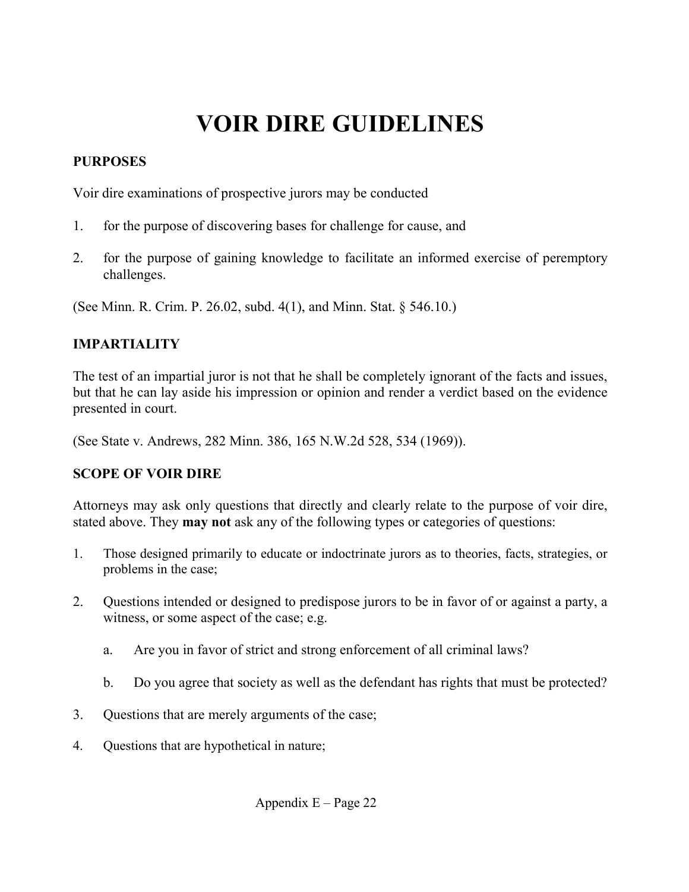# VOIR DIRE GUIDELINES

**PURPOSES**

Voir dire examinations of prospective jurors may be conducted

1. for the purpose of discovering bases for challenge for cause, and
2. for the purpose of gaining knowledge to facilitate an informed exercise of peremptory challenges.

(See Minn. R. Crim. P. 26.02, subd. 4(1), and Minn. Stat. § 546.10.)

**IMPARTIALITY**

The test of an impartial juror is not that he shall be completely ignorant of the facts and issues, but that he can lay aside his impression or opinion and render a verdict based on the evidence presented in court.

(See State v. Andrews, 282 Minn. 386, 165 N.W.2d 528, 534 (1969)).

**SCOPE OF VOIR DIRE**

Attorneys may ask only questions that directly and clearly relate to the purpose of voir dire, stated above. They **may not** ask any of the following types or categories of questions:

1. Those designed primarily to educate or indoctrinate jurors as to theories, facts, strategies, or problems in the case;
2. Questions intended or designed to predispose jurors to be in favor of or against a party, a witness, or some aspect of the case; e.g.
   a. Are you in favor of strict and strong enforcement of all criminal laws?
   b. Do you agree that society as well as the defendant has rights that must be protected?
3. Questions that are merely arguments of the case;
4. Questions that are hypothetical in nature;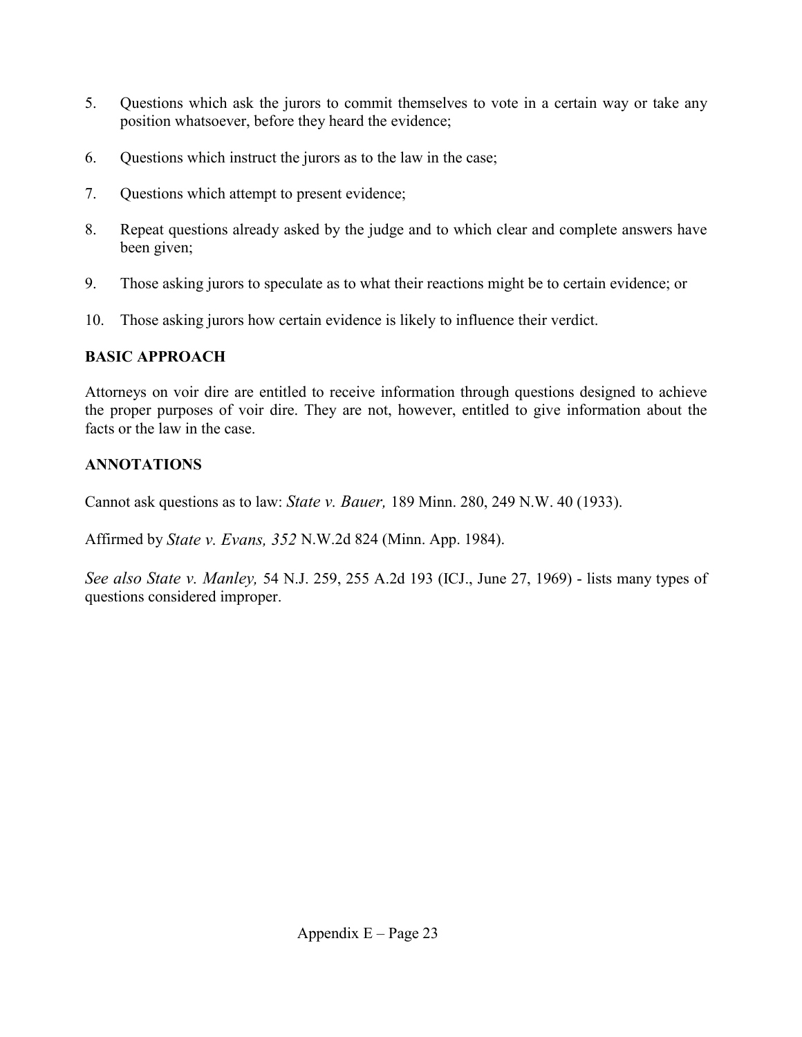5. Questions which ask the jurors to commit themselves to vote in a certain way or take any position whatsoever, before they heard the evidence;
6. Questions which instruct the jurors as to the law in the case;
7. Questions which attempt to present evidence;
8. Repeat questions already asked by the judge and to which clear and complete answers have been given;
9. Those asking jurors to speculate as to what their reactions might be to certain evidence; or
10. Those asking jurors how certain evidence is likely to influence their verdict.

**BASIC APPROACH**

Attorneys on voir dire are entitled to receive information through questions designed to achieve the proper purposes of voir dire. They are not, however, entitled to give information about the facts or the law in the case.

**ANNOTATIONS**

Cannot ask questions as to law: *State v. Bauer,* 189 Minn. 280, 249 N.W. 40 (1933).

Affirmed by *State v. Evans, 352* N.W.2d 824 (Minn. App. 1984).

*See also State v. Manley,* 54 N.J. 259, 255 A.2d 193 (ICJ., June 27, 1969) - lists many types of questions considered improper.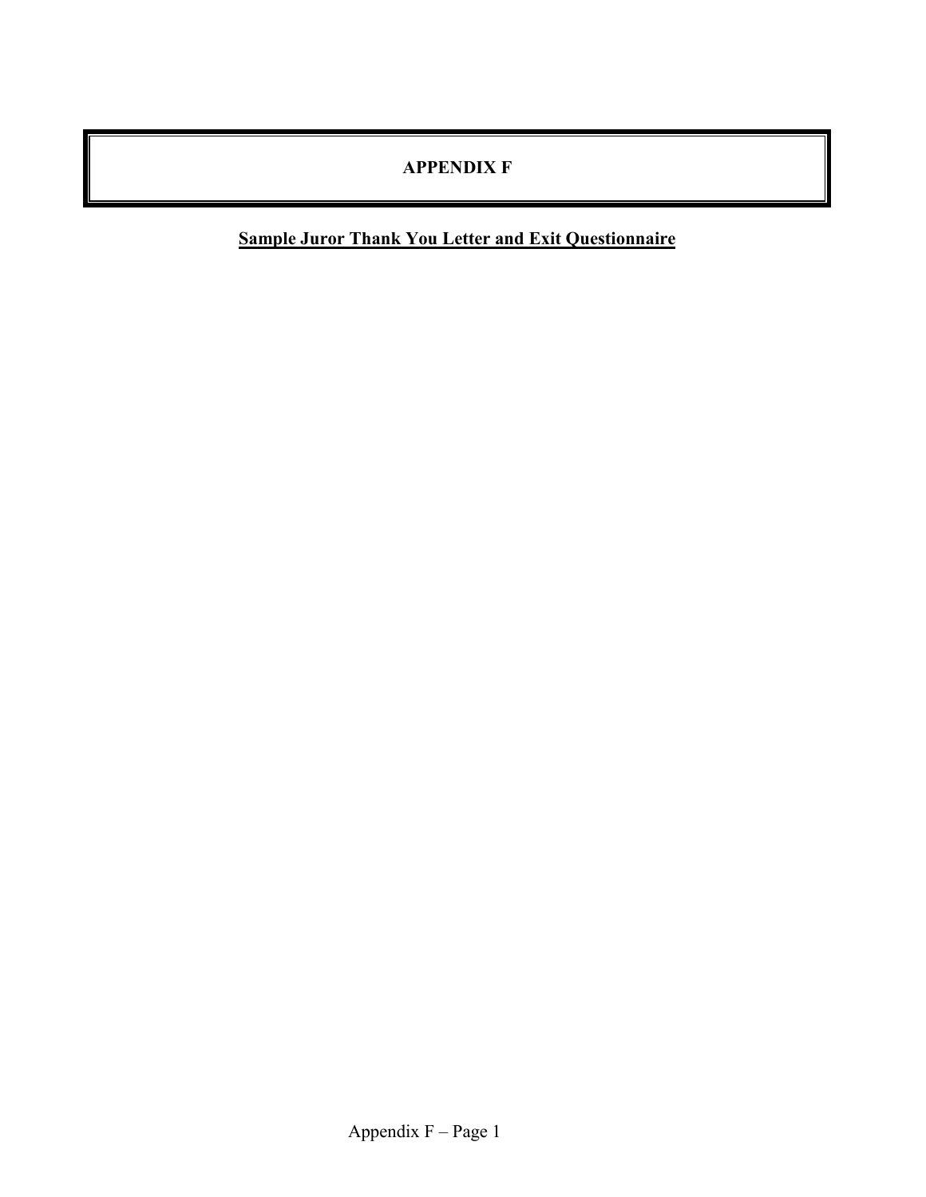# APPENDIX F

**<u>Sample Juror Thank You Letter and Exit Questionnaire</u>**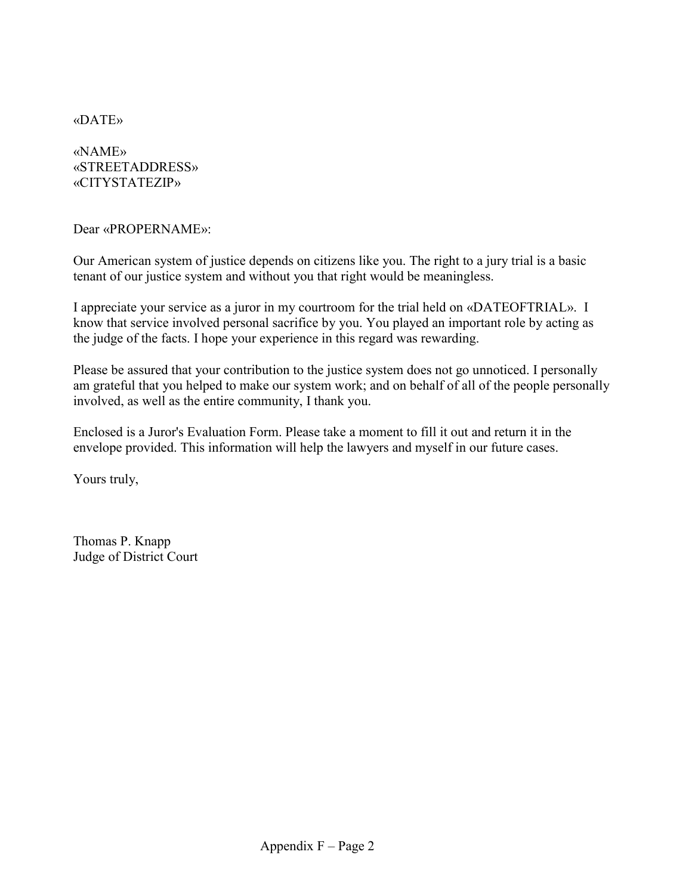«DATE»

«NAME»
«STREETADDRESS»
«CITYSTATEZIP»

Dear «PROPERNAME»:

Our American system of justice depends on citizens like you. The right to a jury trial is a basic tenant of our justice system and without you that right would be meaningless.

I appreciate your service as a juror in my courtroom for the trial held on «DATEOFTRIAL». I know that service involved personal sacrifice by you. You played an important role by acting as the judge of the facts. I hope your experience in this regard was rewarding.

Please be assured that your contribution to the justice system does not go unnoticed. I personally am grateful that you helped to make our system work; and on behalf of all of the people personally involved, as well as the entire community, I thank you.

Enclosed is a Juror's Evaluation Form. Please take a moment to fill it out and return it in the envelope provided. This information will help the lawyers and myself in our future cases.

Yours truly,

Thomas P. Knapp
Judge of District Court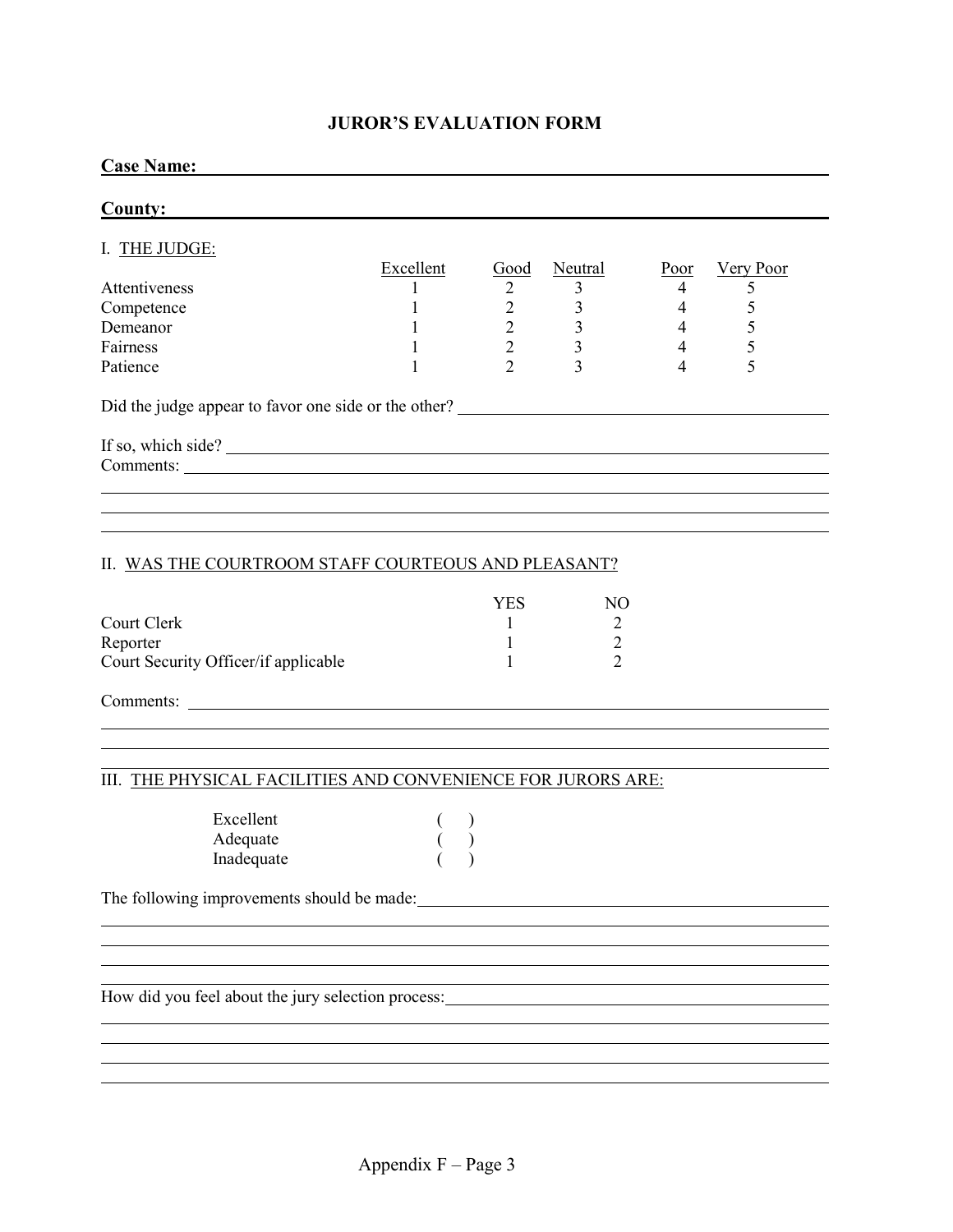# JUROR'S EVALUATION FORM

**Case Name:** ______________________________________________

**County:** ______________________________________________

I. THE JUDGE:

| | Excellent | Good | Neutral | Poor | Very Poor |
|---|---|---|---|---|---|
| Attentiveness | 1 | 2 | 3 | 4 | 5 |
| Competence | 1 | 2 | 3 | 4 | 5 |
| Demeanor | 1 | 2 | 3 | 4 | 5 |
| Fairness | 1 | 2 | 3 | 4 | 5 |
| Patience | 1 | 2 | 3 | 4 | 5 |

Did the judge appear to favor one side or the other? ______________________________

If so, which side? ______________________________

Comments: ______________________________

______________________________

______________________________

______________________________

II. WAS THE COURTROOM STAFF COURTEOUS AND PLEASANT?

| | YES | NO |
|---|---|---|
| Court Clerk | 1 | 2 |
| Reporter | 1 | 2 |
| Court Security Officer/if applicable | 1 | 2 |

Comments: ______________________________

______________________________

______________________________

III. THE PHYSICAL FACILITIES AND CONVENIENCE FOR JURORS ARE:

- Excellent ( )
- Adequate ( )
- Inadequate ( )

The following improvements should be made: ______________________________

______________________________

______________________________

______________________________

How did you feel about the jury selection process: ______________________________

______________________________

______________________________

______________________________

______________________________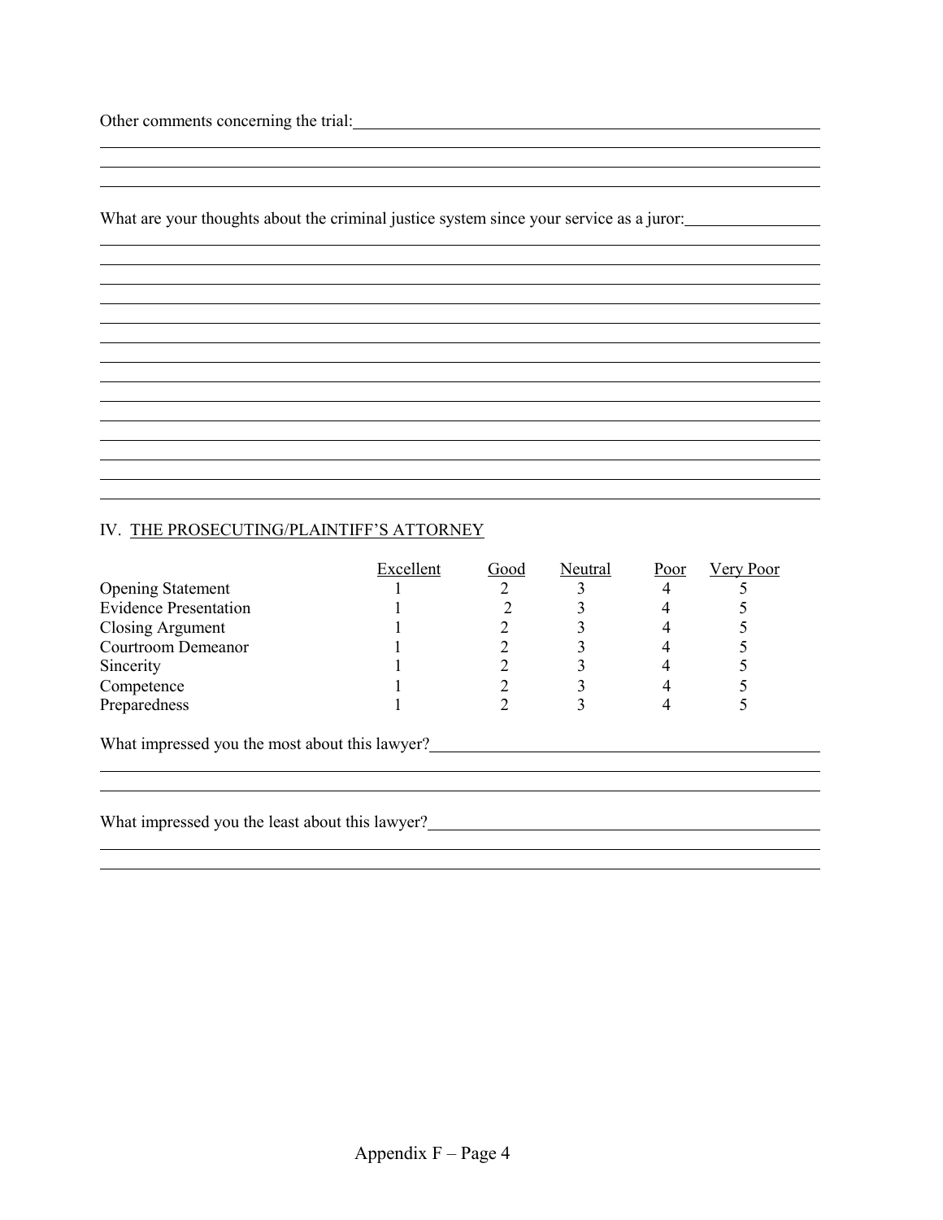Other comments concerning the trial: \_\_\_\_\_\_\_\_\_\_\_\_\_\_\_\_\_\_\_\_\_\_\_\_\_\_\_\_\_\_\_\_\_\_\_\_\_\_\_\_\_\_\_\_

What are your thoughts about the criminal justice system since your service as a juror: \_\_\_\_\_\_\_\_\_\_\_\_\_\_\_\_

## IV. THE PROSECUTING/PLAINTIFF'S ATTORNEY

| | Excellent | Good | Neutral | Poor | Very Poor |
|---|---|---|---|---|---|
| Opening Statement | 1 | 2 | 3 | 4 | 5 |
| Evidence Presentation | 1 | 2 | 3 | 4 | 5 |
| Closing Argument | 1 | 2 | 3 | 4 | 5 |
| Courtroom Demeanor | 1 | 2 | 3 | 4 | 5 |
| Sincerity | 1 | 2 | 3 | 4 | 5 |
| Competence | 1 | 2 | 3 | 4 | 5 |
| Preparedness | 1 | 2 | 3 | 4 | 5 |

What impressed you the most about this lawyer? \_\_\_\_\_\_\_\_\_\_\_\_\_\_\_\_\_\_\_\_\_\_\_\_\_\_\_\_\_\_\_\_\_\_\_\_\_\_\_\_\_\_\_\_

What impressed you the least about this lawyer? \_\_\_\_\_\_\_\_\_\_\_\_\_\_\_\_\_\_\_\_\_\_\_\_\_\_\_\_\_\_\_\_\_\_\_\_\_\_\_\_\_\_\_\_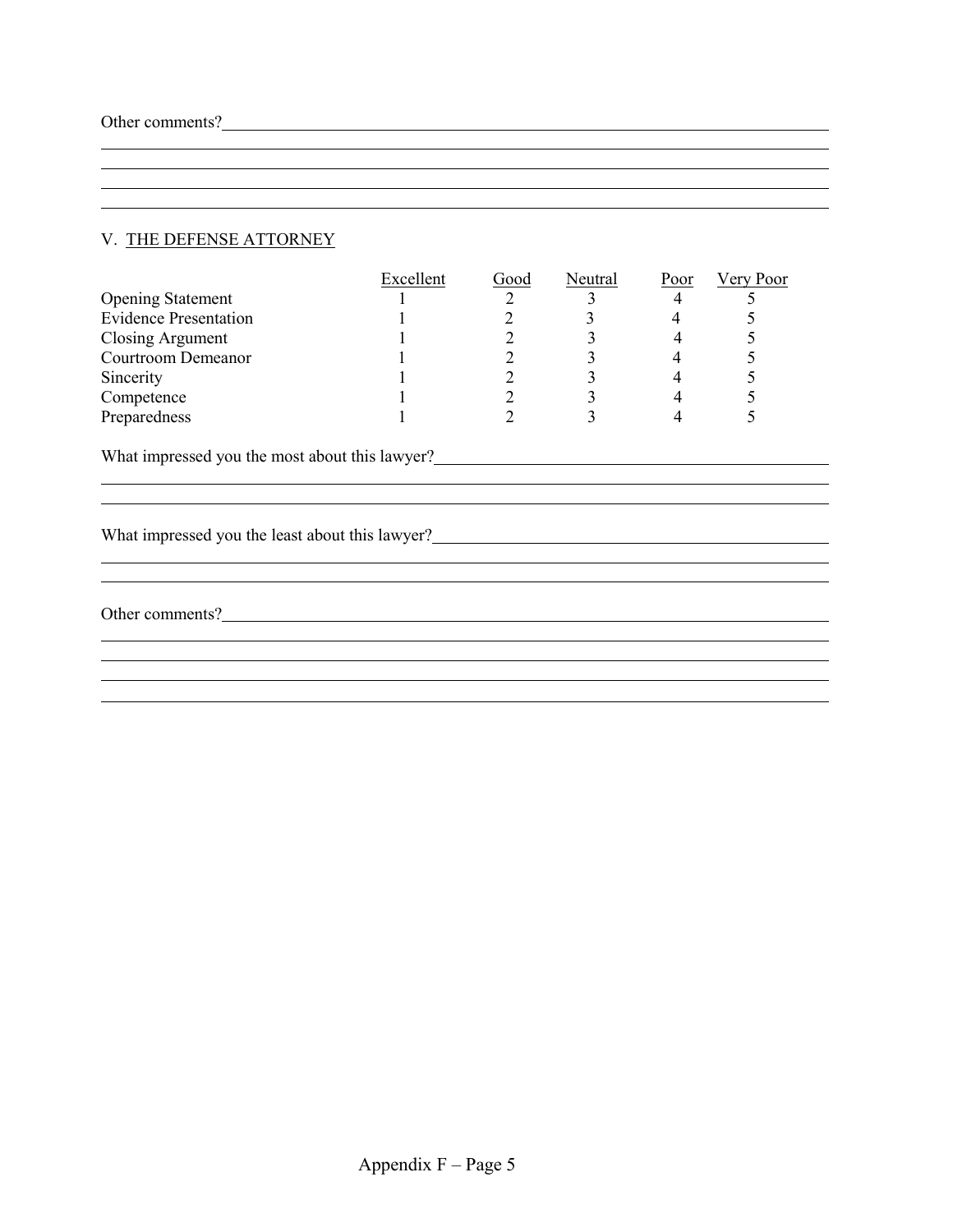Other comments? ____________________________________________________________________________

____________________________________________________________________________________________

____________________________________________________________________________________________

____________________________________________________________________________________________

____________________________________________________________________________________________

## V. THE DEFENSE ATTORNEY

| | Excellent | Good | Neutral | Poor | Very Poor |
|---|---|---|---|---|---|
| Opening Statement | 1 | 2 | 3 | 4 | 5 |
| Evidence Presentation | 1 | 2 | 3 | 4 | 5 |
| Closing Argument | 1 | 2 | 3 | 4 | 5 |
| Courtroom Demeanor | 1 | 2 | 3 | 4 | 5 |
| Sincerity | 1 | 2 | 3 | 4 | 5 |
| Competence | 1 | 2 | 3 | 4 | 5 |
| Preparedness | 1 | 2 | 3 | 4 | 5 |

What impressed you the most about this lawyer? ______________________________________________

____________________________________________________________________________________________

____________________________________________________________________________________________

What impressed you the least about this lawyer? ______________________________________________

____________________________________________________________________________________________

____________________________________________________________________________________________

Other comments? ____________________________________________________________________________

____________________________________________________________________________________________

____________________________________________________________________________________________

____________________________________________________________________________________________

____________________________________________________________________________________________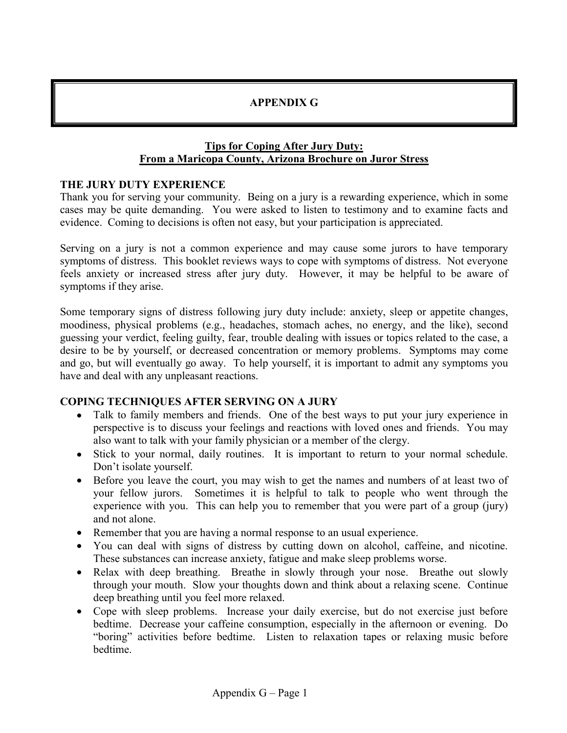# APPENDIX G

## Tips for Coping After Jury Duty: From a Maricopa County, Arizona Brochure on Juror Stress

### THE JURY DUTY EXPERIENCE

Thank you for serving your community. Being on a jury is a rewarding experience, which in some cases may be quite demanding. You were asked to listen to testimony and to examine facts and evidence. Coming to decisions is often not easy, but your participation is appreciated.

Serving on a jury is not a common experience and may cause some jurors to have temporary symptoms of distress. This booklet reviews ways to cope with symptoms of distress. Not everyone feels anxiety or increased stress after jury duty. However, it may be helpful to be aware of symptoms if they arise.

Some temporary signs of distress following jury duty include: anxiety, sleep or appetite changes, moodiness, physical problems (e.g., headaches, stomach aches, no energy, and the like), second guessing your verdict, feeling guilty, fear, trouble dealing with issues or topics related to the case, a desire to be by yourself, or decreased concentration or memory problems. Symptoms may come and go, but will eventually go away. To help yourself, it is important to admit any symptoms you have and deal with any unpleasant reactions.

### COPING TECHNIQUES AFTER SERVING ON A JURY

- Talk to family members and friends. One of the best ways to put your jury experience in perspective is to discuss your feelings and reactions with loved ones and friends. You may also want to talk with your family physician or a member of the clergy.
- Stick to your normal, daily routines. It is important to return to your normal schedule. Don't isolate yourself.
- Before you leave the court, you may wish to get the names and numbers of at least two of your fellow jurors. Sometimes it is helpful to talk to people who went through the experience with you. This can help you to remember that you were part of a group (jury) and not alone.
- Remember that you are having a normal response to an usual experience.
- You can deal with signs of distress by cutting down on alcohol, caffeine, and nicotine. These substances can increase anxiety, fatigue and make sleep problems worse.
- Relax with deep breathing. Breathe in slowly through your nose. Breathe out slowly through your mouth. Slow your thoughts down and think about a relaxing scene. Continue deep breathing until you feel more relaxed.
- Cope with sleep problems. Increase your daily exercise, but do not exercise just before bedtime. Decrease your caffeine consumption, especially in the afternoon or evening. Do "boring" activities before bedtime. Listen to relaxation tapes or relaxing music before bedtime.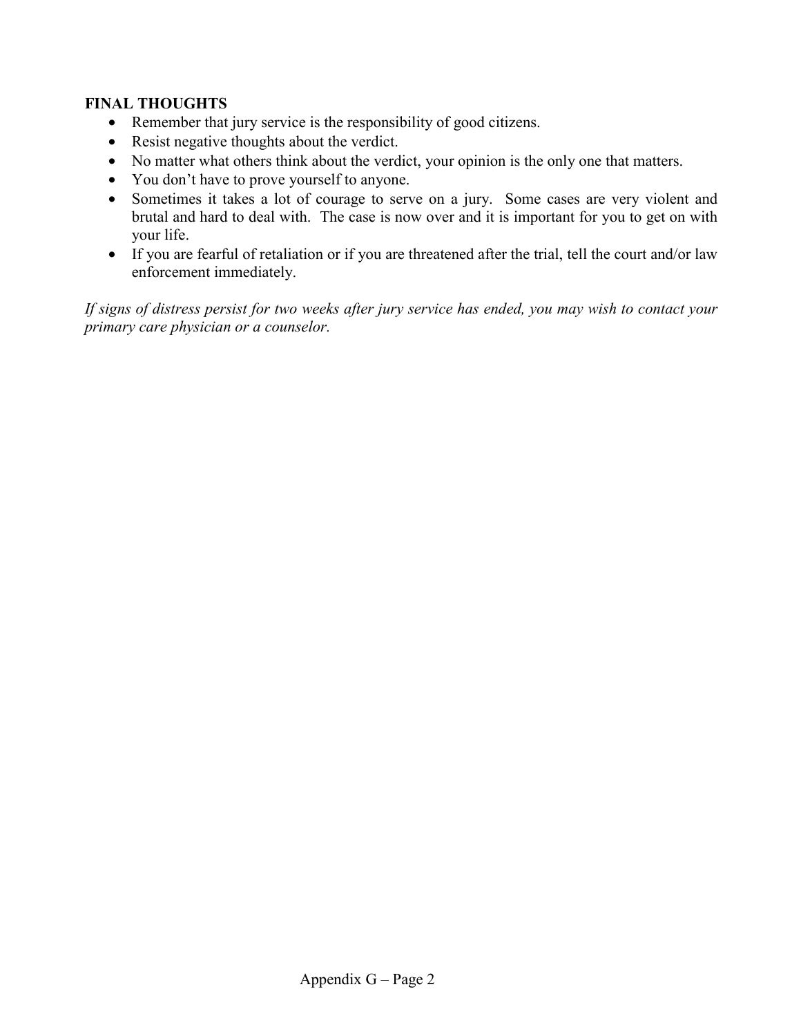**FINAL THOUGHTS**

- Remember that jury service is the responsibility of good citizens.
- Resist negative thoughts about the verdict.
- No matter what others think about the verdict, your opinion is the only one that matters.
- You don't have to prove yourself to anyone.
- Sometimes it takes a lot of courage to serve on a jury. Some cases are very violent and brutal and hard to deal with. The case is now over and it is important for you to get on with your life.
- If you are fearful of retaliation or if you are threatened after the trial, tell the court and/or law enforcement immediately.

*If signs of distress persist for two weeks after jury service has ended, you may wish to contact your primary care physician or a counselor.*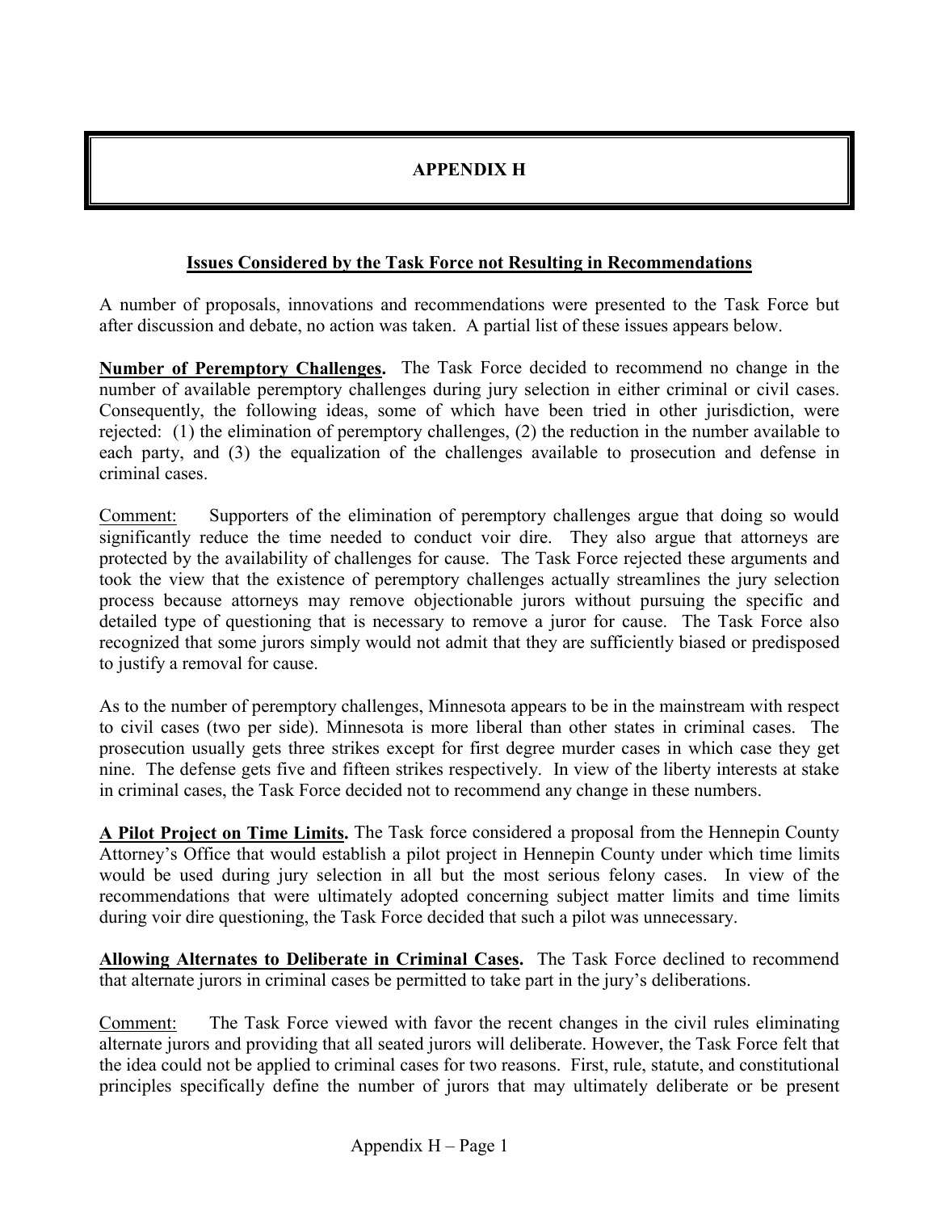# APPENDIX H

## Issues Considered by the Task Force not Resulting in Recommendations

A number of proposals, innovations and recommendations were presented to the Task Force but after discussion and debate, no action was taken. A partial list of these issues appears below.

**Number of Peremptory Challenges.** The Task Force decided to recommend no change in the number of available peremptory challenges during jury selection in either criminal or civil cases. Consequently, the following ideas, some of which have been tried in other jurisdiction, were rejected: (1) the elimination of peremptory challenges, (2) the reduction in the number available to each party, and (3) the equalization of the challenges available to prosecution and defense in criminal cases.

Comment: Supporters of the elimination of peremptory challenges argue that doing so would significantly reduce the time needed to conduct voir dire. They also argue that attorneys are protected by the availability of challenges for cause. The Task Force rejected these arguments and took the view that the existence of peremptory challenges actually streamlines the jury selection process because attorneys may remove objectionable jurors without pursuing the specific and detailed type of questioning that is necessary to remove a juror for cause. The Task Force also recognized that some jurors simply would not admit that they are sufficiently biased or predisposed to justify a removal for cause.

As to the number of peremptory challenges, Minnesota appears to be in the mainstream with respect to civil cases (two per side). Minnesota is more liberal than other states in criminal cases. The prosecution usually gets three strikes except for first degree murder cases in which case they get nine. The defense gets five and fifteen strikes respectively. In view of the liberty interests at stake in criminal cases, the Task Force decided not to recommend any change in these numbers.

**A Pilot Project on Time Limits.** The Task force considered a proposal from the Hennepin County Attorney's Office that would establish a pilot project in Hennepin County under which time limits would be used during jury selection in all but the most serious felony cases. In view of the recommendations that were ultimately adopted concerning subject matter limits and time limits during voir dire questioning, the Task Force decided that such a pilot was unnecessary.

**Allowing Alternates to Deliberate in Criminal Cases.** The Task Force declined to recommend that alternate jurors in criminal cases be permitted to take part in the jury's deliberations.

Comment: The Task Force viewed with favor the recent changes in the civil rules eliminating alternate jurors and providing that all seated jurors will deliberate. However, the Task Force felt that the idea could not be applied to criminal cases for two reasons. First, rule, statute, and constitutional principles specifically define the number of jurors that may ultimately deliberate or be present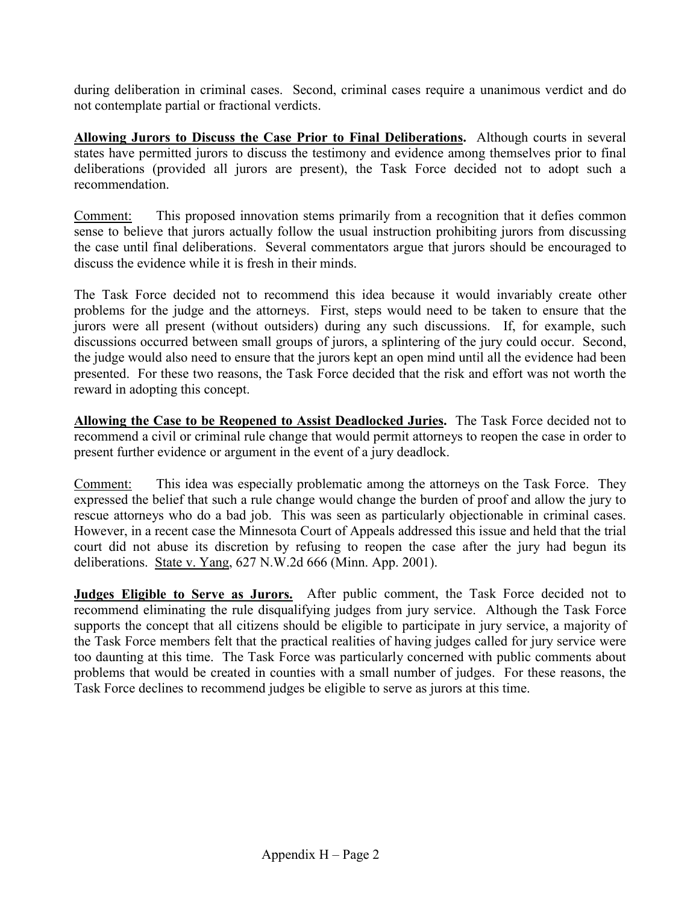during deliberation in criminal cases. Second, criminal cases require a unanimous verdict and do not contemplate partial or fractional verdicts.

**Allowing Jurors to Discuss the Case Prior to Final Deliberations.** Although courts in several states have permitted jurors to discuss the testimony and evidence among themselves prior to final deliberations (provided all jurors are present), the Task Force decided not to adopt such a recommendation.

Comment: This proposed innovation stems primarily from a recognition that it defies common sense to believe that jurors actually follow the usual instruction prohibiting jurors from discussing the case until final deliberations. Several commentators argue that jurors should be encouraged to discuss the evidence while it is fresh in their minds.

The Task Force decided not to recommend this idea because it would invariably create other problems for the judge and the attorneys. First, steps would need to be taken to ensure that the jurors were all present (without outsiders) during any such discussions. If, for example, such discussions occurred between small groups of jurors, a splintering of the jury could occur. Second, the judge would also need to ensure that the jurors kept an open mind until all the evidence had been presented. For these two reasons, the Task Force decided that the risk and effort was not worth the reward in adopting this concept.

**Allowing the Case to be Reopened to Assist Deadlocked Juries.** The Task Force decided not to recommend a civil or criminal rule change that would permit attorneys to reopen the case in order to present further evidence or argument in the event of a jury deadlock.

Comment: This idea was especially problematic among the attorneys on the Task Force. They expressed the belief that such a rule change would change the burden of proof and allow the jury to rescue attorneys who do a bad job. This was seen as particularly objectionable in criminal cases. However, in a recent case the Minnesota Court of Appeals addressed this issue and held that the trial court did not abuse its discretion by refusing to reopen the case after the jury had begun its deliberations. State v. Yang, 627 N.W.2d 666 (Minn. App. 2001).

**Judges Eligible to Serve as Jurors.** After public comment, the Task Force decided not to recommend eliminating the rule disqualifying judges from jury service. Although the Task Force supports the concept that all citizens should be eligible to participate in jury service, a majority of the Task Force members felt that the practical realities of having judges called for jury service were too daunting at this time. The Task Force was particularly concerned with public comments about problems that would be created in counties with a small number of judges. For these reasons, the Task Force declines to recommend judges be eligible to serve as jurors at this time.